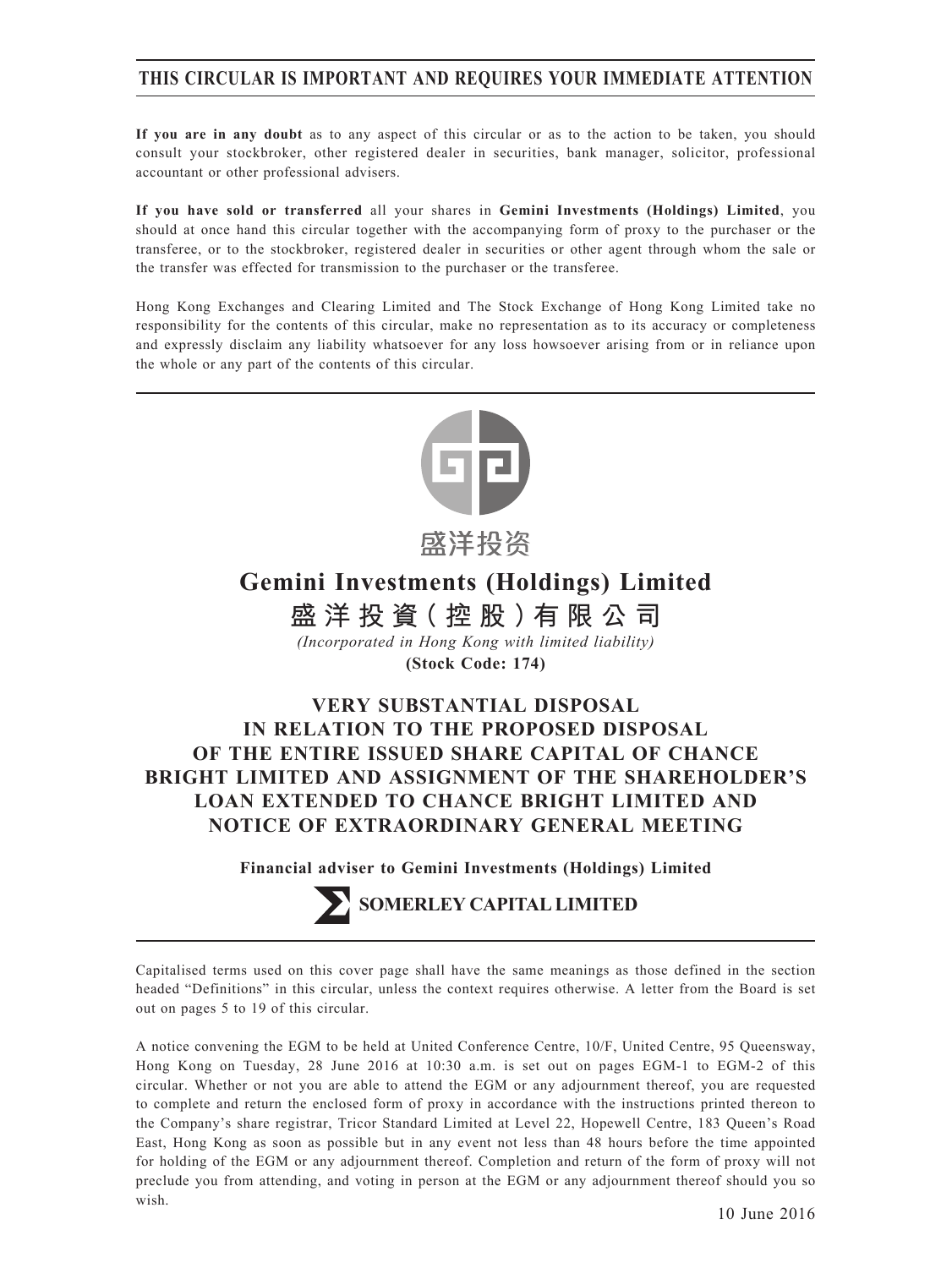**THIS CIRCULAR IS IMPORTANT AND REQUIRES YOUR IMMEDIATE ATTENTION**

**If you are in any doubt** as to any aspect of this circular or as to the action to be taken, you should consult your stockbroker, other registered dealer in securities, bank manager, solicitor, professional accountant or other professional advisers.

**If you have sold or transferred** all your shares in **Gemini Investments (Holdings) Limited**, you should at once hand this circular together with the accompanying form of proxy to the purchaser or the transferee, or to the stockbroker, registered dealer in securities or other agent through whom the sale or the transfer was effected for transmission to the purchaser or the transferee.

Hong Kong Exchanges and Clearing Limited and The Stock Exchange of Hong Kong Limited take no responsibility for the contents of this circular, make no representation as to its accuracy or completeness and expressly disclaim any liability whatsoever for any loss howsoever arising from or in reliance upon the whole or any part of the contents of this circular.

盛洋投资

# Gemini Investments (Holdings) Limited
# 盛洋投資(控股)有限公司

*(Incorporated in Hong Kong with limited liability)*

**(Stock Code: 174)**

## VERY SUBSTANTIAL DISPOSAL IN RELATION TO THE PROPOSED DISPOSAL OF THE ENTIRE ISSUED SHARE CAPITAL OF CHANCE BRIGHT LIMITED AND ASSIGNMENT OF THE SHAREHOLDER'S LOAN EXTENDED TO CHANCE BRIGHT LIMITED AND NOTICE OF EXTRAORDINARY GENERAL MEETING

**Financial adviser to Gemini Investments (Holdings) Limited**

**SOMERLEY CAPITAL LIMITED**

Capitalised terms used on this cover page shall have the same meanings as those defined in the section headed "Definitions" in this circular, unless the context requires otherwise. A letter from the Board is set out on pages 5 to 19 of this circular.

A notice convening the EGM to be held at United Conference Centre, 10/F, United Centre, 95 Queensway, Hong Kong on Tuesday, 28 June 2016 at 10:30 a.m. is set out on pages EGM-1 to EGM-2 of this circular. Whether or not you are able to attend the EGM or any adjournment thereof, you are requested to complete and return the enclosed form of proxy in accordance with the instructions printed thereon to the Company's share registrar, Tricor Standard Limited at Level 22, Hopewell Centre, 183 Queen's Road East, Hong Kong as soon as possible but in any event not less than 48 hours before the time appointed for holding of the EGM or any adjournment thereof. Completion and return of the form of proxy will not preclude you from attending, and voting in person at the EGM or any adjournment thereof should you so wish.

10 June 2016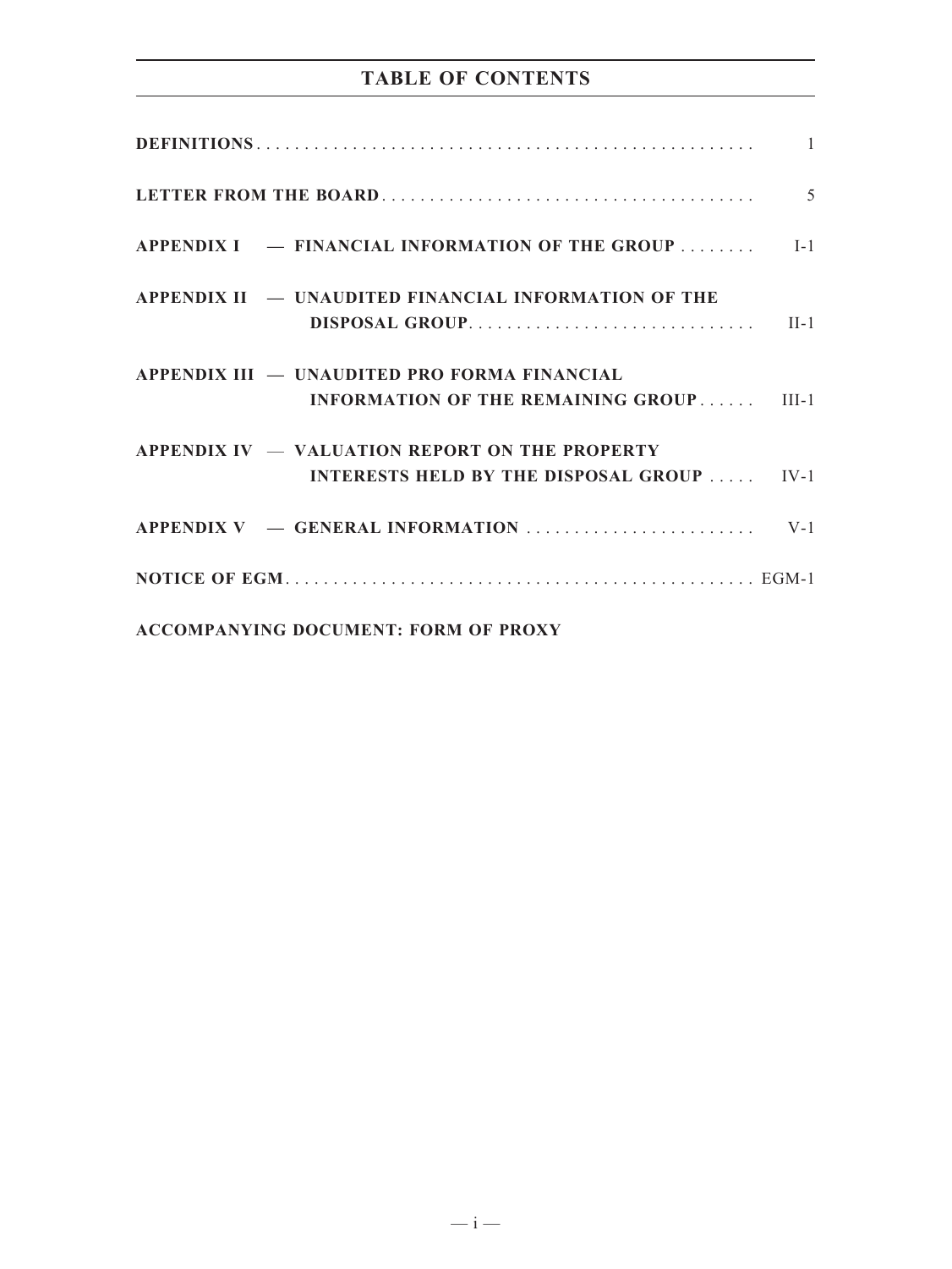# TABLE OF CONTENTS

| | Page |
|---|---|
| **DEFINITIONS** | 1 |
| **LETTER FROM THE BOARD** | 5 |
| **APPENDIX I — FINANCIAL INFORMATION OF THE GROUP** | I-1 |
| **APPENDIX II — UNAUDITED FINANCIAL INFORMATION OF THE DISPOSAL GROUP** | II-1 |
| **APPENDIX III — UNAUDITED PRO FORMA FINANCIAL INFORMATION OF THE REMAINING GROUP** | III-1 |
| **APPENDIX IV — VALUATION REPORT ON THE PROPERTY INTERESTS HELD BY THE DISPOSAL GROUP** | IV-1 |
| **APPENDIX V — GENERAL INFORMATION** | V-1 |
| **NOTICE OF EGM** | EGM-1 |

**ACCOMPANYING DOCUMENT: FORM OF PROXY**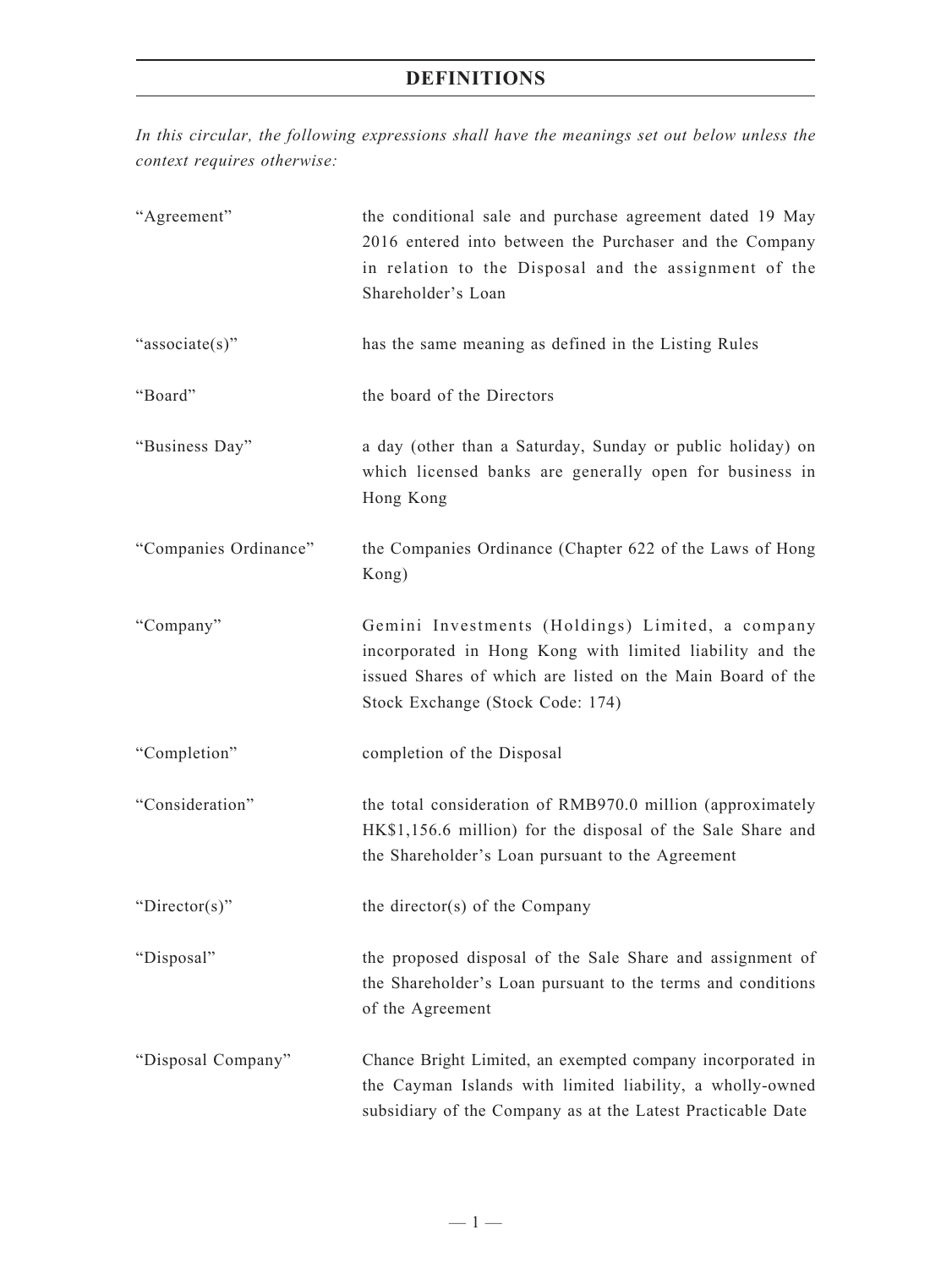# DEFINITIONS

*In this circular, the following expressions shall have the meanings set out below unless the context requires otherwise:*

| | |
|---|---|
| "Agreement" | the conditional sale and purchase agreement dated 19 May 2016 entered into between the Purchaser and the Company in relation to the Disposal and the assignment of the Shareholder's Loan |
| "associate(s)" | has the same meaning as defined in the Listing Rules |
| "Board" | the board of the Directors |
| "Business Day" | a day (other than a Saturday, Sunday or public holiday) on which licensed banks are generally open for business in Hong Kong |
| "Companies Ordinance" | the Companies Ordinance (Chapter 622 of the Laws of Hong Kong) |
| "Company" | Gemini Investments (Holdings) Limited, a company incorporated in Hong Kong with limited liability and the issued Shares of which are listed on the Main Board of the Stock Exchange (Stock Code: 174) |
| "Completion" | completion of the Disposal |
| "Consideration" | the total consideration of RMB970.0 million (approximately HK$1,156.6 million) for the disposal of the Sale Share and the Shareholder's Loan pursuant to the Agreement |
| "Director(s)" | the director(s) of the Company |
| "Disposal" | the proposed disposal of the Sale Share and assignment of the Shareholder's Loan pursuant to the terms and conditions of the Agreement |
| "Disposal Company" | Chance Bright Limited, an exempted company incorporated in the Cayman Islands with limited liability, a wholly-owned subsidiary of the Company as at the Latest Practicable Date |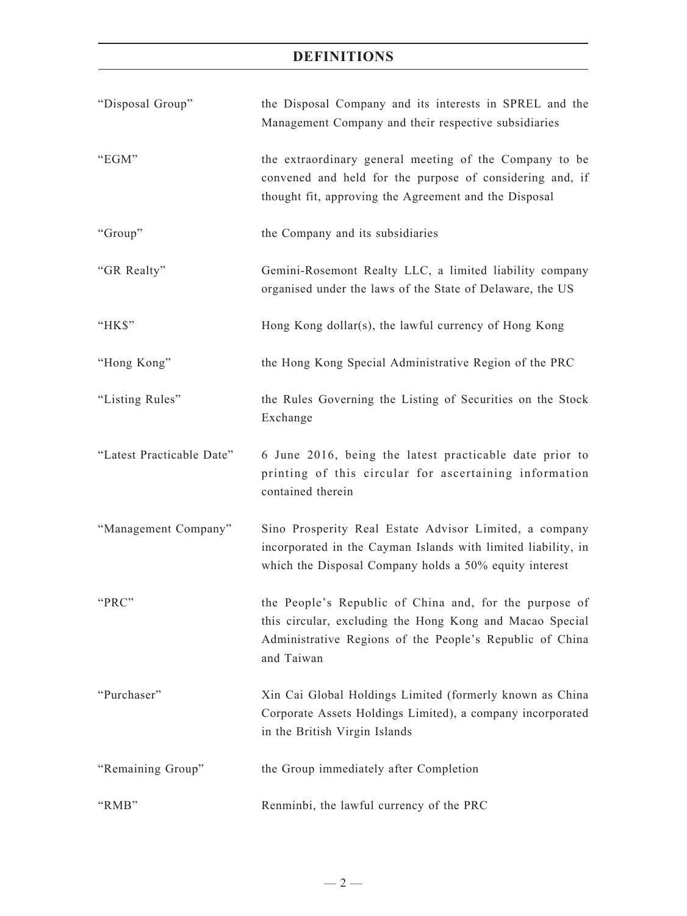# DEFINITIONS

| | |
|---|---|
| "Disposal Group" | the Disposal Company and its interests in SPREL and the Management Company and their respective subsidiaries |
| "EGM" | the extraordinary general meeting of the Company to be convened and held for the purpose of considering and, if thought fit, approving the Agreement and the Disposal |
| "Group" | the Company and its subsidiaries |
| "GR Realty" | Gemini-Rosemont Realty LLC, a limited liability company organised under the laws of the State of Delaware, the US |
| "HK$" | Hong Kong dollar(s), the lawful currency of Hong Kong |
| "Hong Kong" | the Hong Kong Special Administrative Region of the PRC |
| "Listing Rules" | the Rules Governing the Listing of Securities on the Stock Exchange |
| "Latest Practicable Date" | 6 June 2016, being the latest practicable date prior to printing of this circular for ascertaining information contained therein |
| "Management Company" | Sino Prosperity Real Estate Advisor Limited, a company incorporated in the Cayman Islands with limited liability, in which the Disposal Company holds a 50% equity interest |
| "PRC" | the People's Republic of China and, for the purpose of this circular, excluding the Hong Kong and Macao Special Administrative Regions of the People's Republic of China and Taiwan |
| "Purchaser" | Xin Cai Global Holdings Limited (formerly known as China Corporate Assets Holdings Limited), a company incorporated in the British Virgin Islands |
| "Remaining Group" | the Group immediately after Completion |
| "RMB" | Renminbi, the lawful currency of the PRC |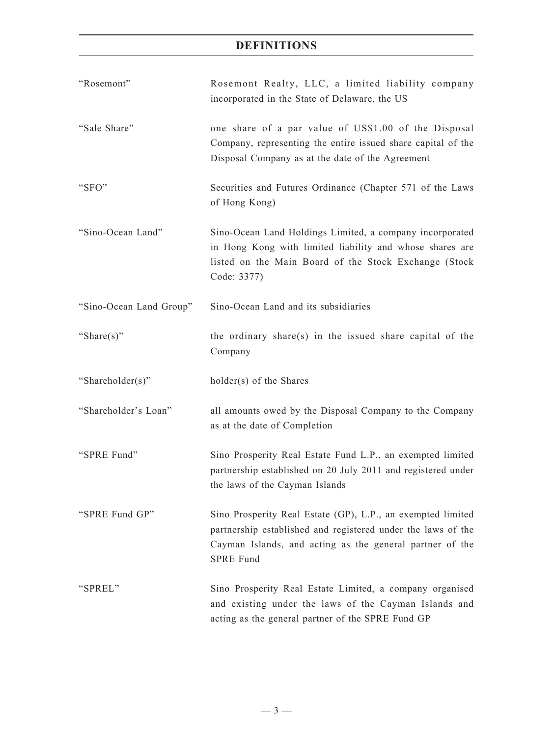# DEFINITIONS

| | |
|---|---|
| "Rosemont" | Rosemont Realty, LLC, a limited liability company incorporated in the State of Delaware, the US |
| "Sale Share" | one share of a par value of US$1.00 of the Disposal Company, representing the entire issued share capital of the Disposal Company as at the date of the Agreement |
| "SFO" | Securities and Futures Ordinance (Chapter 571 of the Laws of Hong Kong) |
| "Sino-Ocean Land" | Sino-Ocean Land Holdings Limited, a company incorporated in Hong Kong with limited liability and whose shares are listed on the Main Board of the Stock Exchange (Stock Code: 3377) |
| "Sino-Ocean Land Group" | Sino-Ocean Land and its subsidiaries |
| "Share(s)" | the ordinary share(s) in the issued share capital of the Company |
| "Shareholder(s)" | holder(s) of the Shares |
| "Shareholder's Loan" | all amounts owed by the Disposal Company to the Company as at the date of Completion |
| "SPRE Fund" | Sino Prosperity Real Estate Fund L.P., an exempted limited partnership established on 20 July 2011 and registered under the laws of the Cayman Islands |
| "SPRE Fund GP" | Sino Prosperity Real Estate (GP), L.P., an exempted limited partnership established and registered under the laws of the Cayman Islands, and acting as the general partner of the SPRE Fund |
| "SPREL" | Sino Prosperity Real Estate Limited, a company organised and existing under the laws of the Cayman Islands and acting as the general partner of the SPRE Fund GP |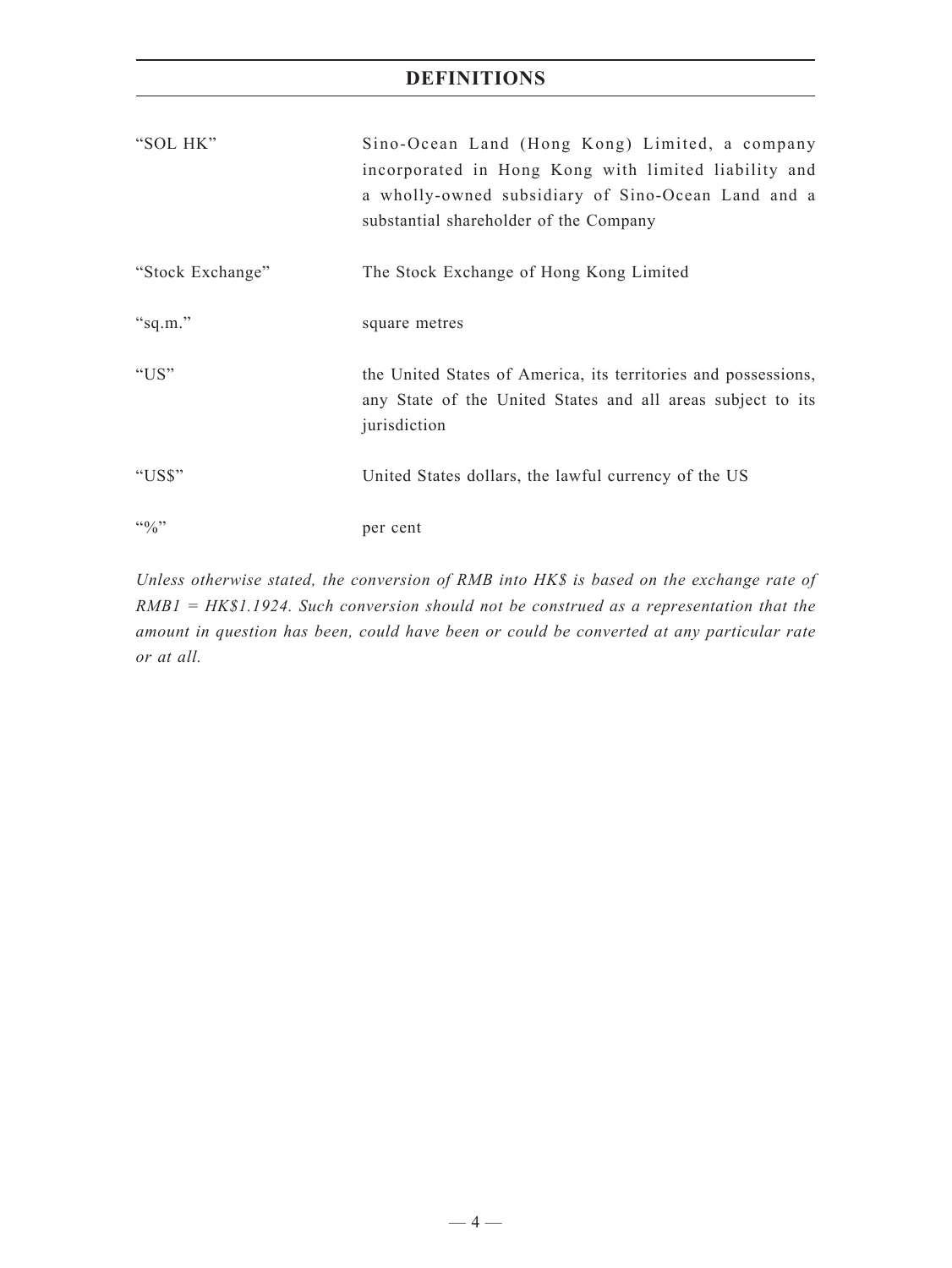# DEFINITIONS

| | |
|---|---|
| "SOL HK" | Sino-Ocean Land (Hong Kong) Limited, a company incorporated in Hong Kong with limited liability and a wholly-owned subsidiary of Sino-Ocean Land and a substantial shareholder of the Company |
| "Stock Exchange" | The Stock Exchange of Hong Kong Limited |
| "sq.m." | square metres |
| "US" | the United States of America, its territories and possessions, any State of the United States and all areas subject to its jurisdiction |
| "US$" | United States dollars, the lawful currency of the US |
| "%" | per cent |

*Unless otherwise stated, the conversion of RMB into HK$ is based on the exchange rate of RMB1 = HK$1.1924. Such conversion should not be construed as a representation that the amount in question has been, could have been or could be converted at any particular rate or at all.*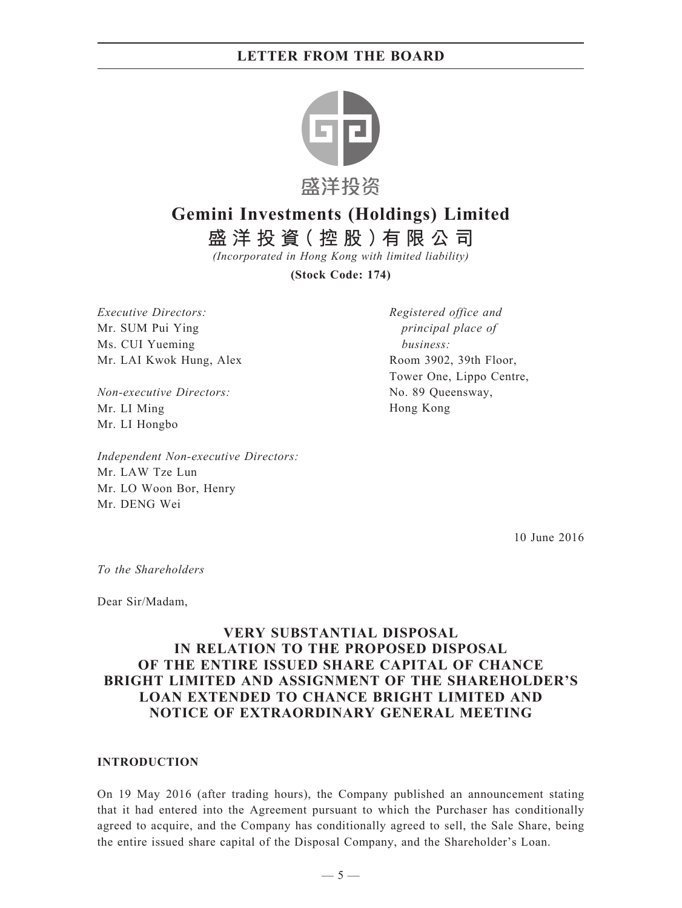盛洋投资

# Gemini Investments (Holdings) Limited

# 盛洋投資(控股)有限公司

*(Incorporated in Hong Kong with limited liability)*

**(Stock Code: 174)**

*Executive Directors:*
Mr. SUM Pui Ying
Ms. CUI Yueming
Mr. LAI Kwok Hung, Alex

*Non-executive Directors:*
Mr. LI Ming
Mr. LI Hongbo

*Independent Non-executive Directors:*
Mr. LAW Tze Lun
Mr. LO Woon Bor, Henry
Mr. DENG Wei

*Registered office and principal place of business:*
Room 3902, 39th Floor,
Tower One, Lippo Centre,
No. 89 Queensway,
Hong Kong

10 June 2016

*To the Shareholders*

Dear Sir/Madam,

## VERY SUBSTANTIAL DISPOSAL IN RELATION TO THE PROPOSED DISPOSAL OF THE ENTIRE ISSUED SHARE CAPITAL OF CHANCE BRIGHT LIMITED AND ASSIGNMENT OF THE SHAREHOLDER'S LOAN EXTENDED TO CHANCE BRIGHT LIMITED AND NOTICE OF EXTRAORDINARY GENERAL MEETING

### INTRODUCTION

On 19 May 2016 (after trading hours), the Company published an announcement stating that it had entered into the Agreement pursuant to which the Purchaser has conditionally agreed to acquire, and the Company has conditionally agreed to sell, the Sale Share, being the entire issued share capital of the Disposal Company, and the Shareholder's Loan.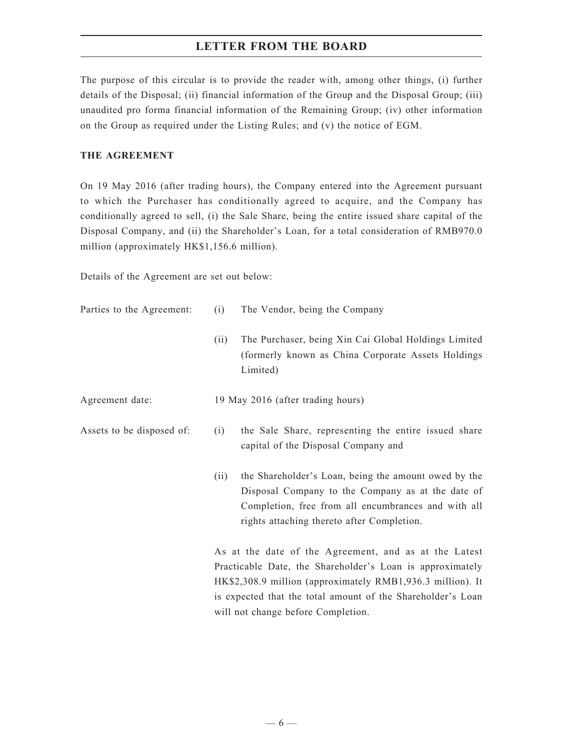The purpose of this circular is to provide the reader with, among other things, (i) further details of the Disposal; (ii) financial information of the Group and the Disposal Group; (iii) unaudited pro forma financial information of the Remaining Group; (iv) other information on the Group as required under the Listing Rules; and (v) the notice of EGM.

## THE AGREEMENT

On 19 May 2016 (after trading hours), the Company entered into the Agreement pursuant to which the Purchaser has conditionally agreed to acquire, and the Company has conditionally agreed to sell, (i) the Sale Share, being the entire issued share capital of the Disposal Company, and (ii) the Shareholder's Loan, for a total consideration of RMB970.0 million (approximately HK$1,156.6 million).

Details of the Agreement are set out below:

Parties to the Agreement:

(i) The Vendor, being the Company

(ii) The Purchaser, being Xin Cai Global Holdings Limited (formerly known as China Corporate Assets Holdings Limited)

Agreement date: 19 May 2016 (after trading hours)

Assets to be disposed of:

(i) the Sale Share, representing the entire issued share capital of the Disposal Company and

(ii) the Shareholder's Loan, being the amount owed by the Disposal Company to the Company as at the date of Completion, free from all encumbrances and with all rights attaching thereto after Completion.

As at the date of the Agreement, and as at the Latest Practicable Date, the Shareholder's Loan is approximately HK$2,308.9 million (approximately RMB1,936.3 million). It is expected that the total amount of the Shareholder's Loan will not change before Completion.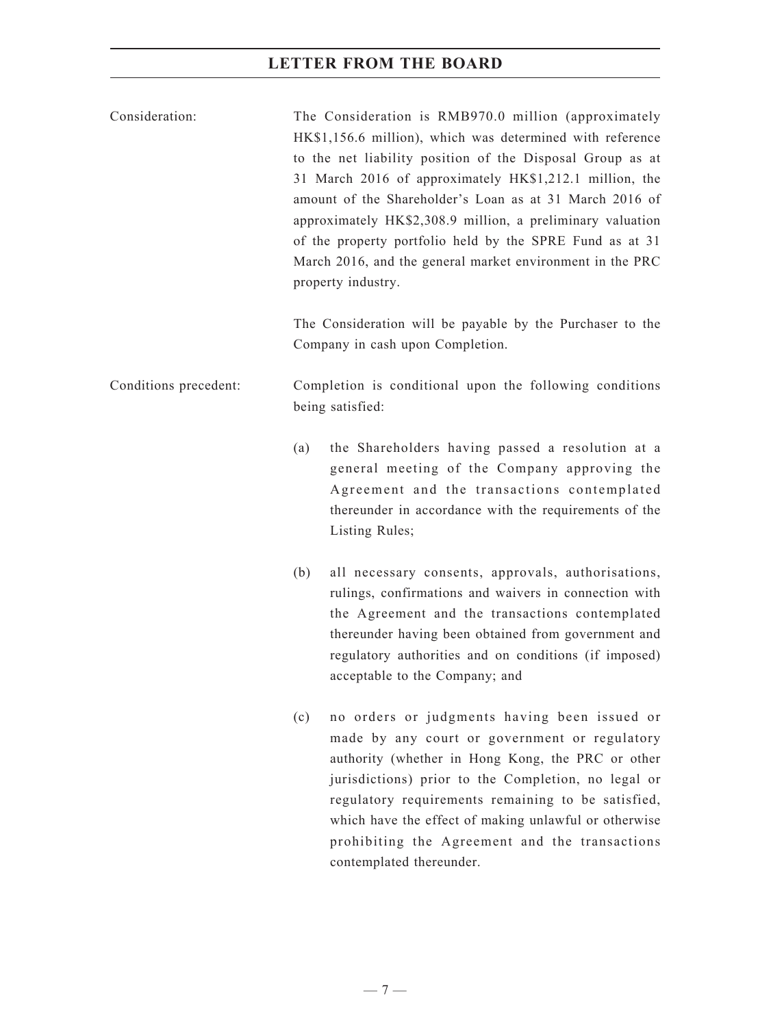Consideration: The Consideration is RMB970.0 million (approximately HK$1,156.6 million), which was determined with reference to the net liability position of the Disposal Group as at 31 March 2016 of approximately HK$1,212.1 million, the amount of the Shareholder's Loan as at 31 March 2016 of approximately HK$2,308.9 million, a preliminary valuation of the property portfolio held by the SPRE Fund as at 31 March 2016, and the general market environment in the PRC property industry.

The Consideration will be payable by the Purchaser to the Company in cash upon Completion.

Conditions precedent: Completion is conditional upon the following conditions being satisfied:

(a) the Shareholders having passed a resolution at a general meeting of the Company approving the Agreement and the transactions contemplated thereunder in accordance with the requirements of the Listing Rules;

(b) all necessary consents, approvals, authorisations, rulings, confirmations and waivers in connection with the Agreement and the transactions contemplated thereunder having been obtained from government and regulatory authorities and on conditions (if imposed) acceptable to the Company; and

(c) no orders or judgments having been issued or made by any court or government or regulatory authority (whether in Hong Kong, the PRC or other jurisdictions) prior to the Completion, no legal or regulatory requirements remaining to be satisfied, which have the effect of making unlawful or otherwise prohibiting the Agreement and the transactions contemplated thereunder.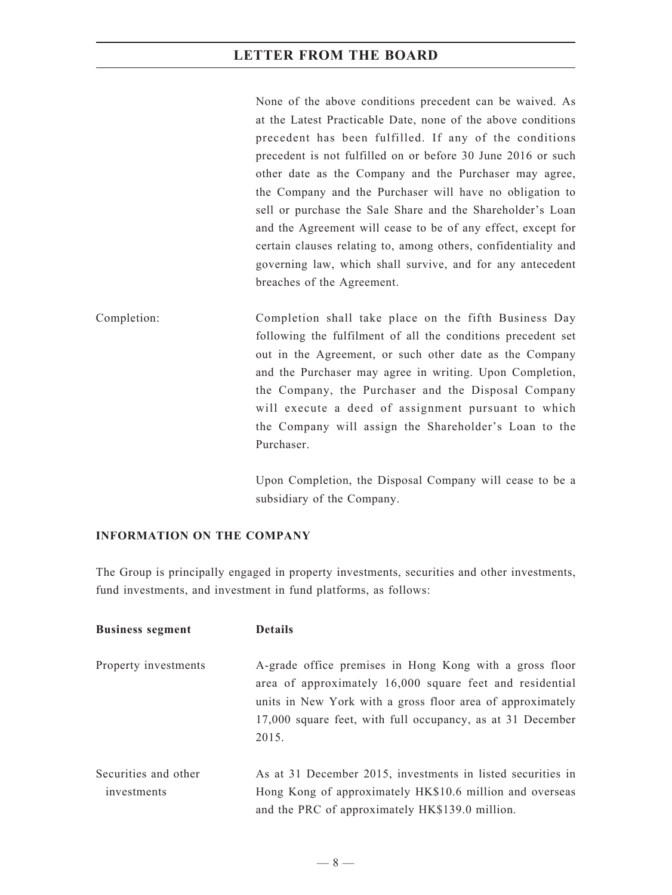None of the above conditions precedent can be waived. As at the Latest Practicable Date, none of the above conditions precedent has been fulfilled. If any of the conditions precedent is not fulfilled on or before 30 June 2016 or such other date as the Company and the Purchaser may agree, the Company and the Purchaser will have no obligation to sell or purchase the Sale Share and the Shareholder's Loan and the Agreement will cease to be of any effect, except for certain clauses relating to, among others, confidentiality and governing law, which shall survive, and for any antecedent breaches of the Agreement.

Completion: Completion shall take place on the fifth Business Day following the fulfilment of all the conditions precedent set out in the Agreement, or such other date as the Company and the Purchaser may agree in writing. Upon Completion, the Company, the Purchaser and the Disposal Company will execute a deed of assignment pursuant to which the Company will assign the Shareholder's Loan to the Purchaser.

Upon Completion, the Disposal Company will cease to be a subsidiary of the Company.

**INFORMATION ON THE COMPANY**

The Group is principally engaged in property investments, securities and other investments, fund investments, and investment in fund platforms, as follows:

| **Business segment** | **Details** |
|---|---|
| Property investments | A-grade office premises in Hong Kong with a gross floor area of approximately 16,000 square feet and residential units in New York with a gross floor area of approximately 17,000 square feet, with full occupancy, as at 31 December 2015. |
| Securities and other investments | As at 31 December 2015, investments in listed securities in Hong Kong of approximately HK$10.6 million and overseas and the PRC of approximately HK$139.0 million. |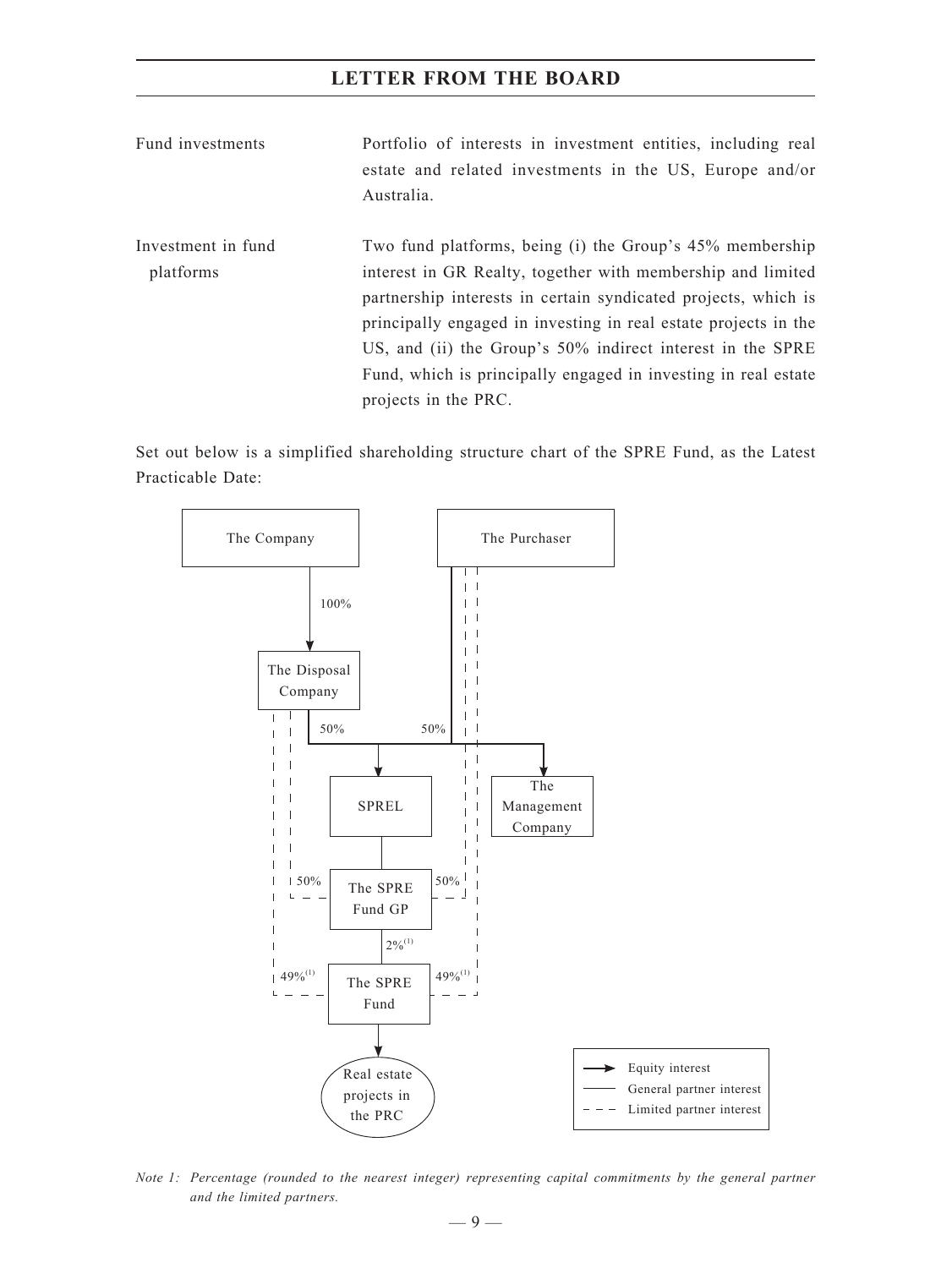| | |
|---|---|
| Fund investments | Portfolio of interests in investment entities, including real estate and related investments in the US, Europe and/or Australia. |
| Investment in fund platforms | Two fund platforms, being (i) the Group's 45% membership interest in GR Realty, together with membership and limited partnership interests in certain syndicated projects, which is principally engaged in investing in real estate projects in the US, and (ii) the Group's 50% indirect interest in the SPRE Fund, which is principally engaged in investing in real estate projects in the PRC. |

Set out below is a simplified shareholding structure chart of the SPRE Fund, as the Latest Practicable Date:

The Company
The Purchaser
100%
The Disposal Company
50%
50%
SPREL
The Management Company
50%
The SPRE Fund GP
50%
2%[(1)]
49%[(1)]
The SPRE Fund
49%[(1)]
Real estate projects in the PRC

Equity interest
General partner interest
Limited partner interest

*Note 1: Percentage (rounded to the nearest integer) representing capital commitments by the general partner and the limited partners.*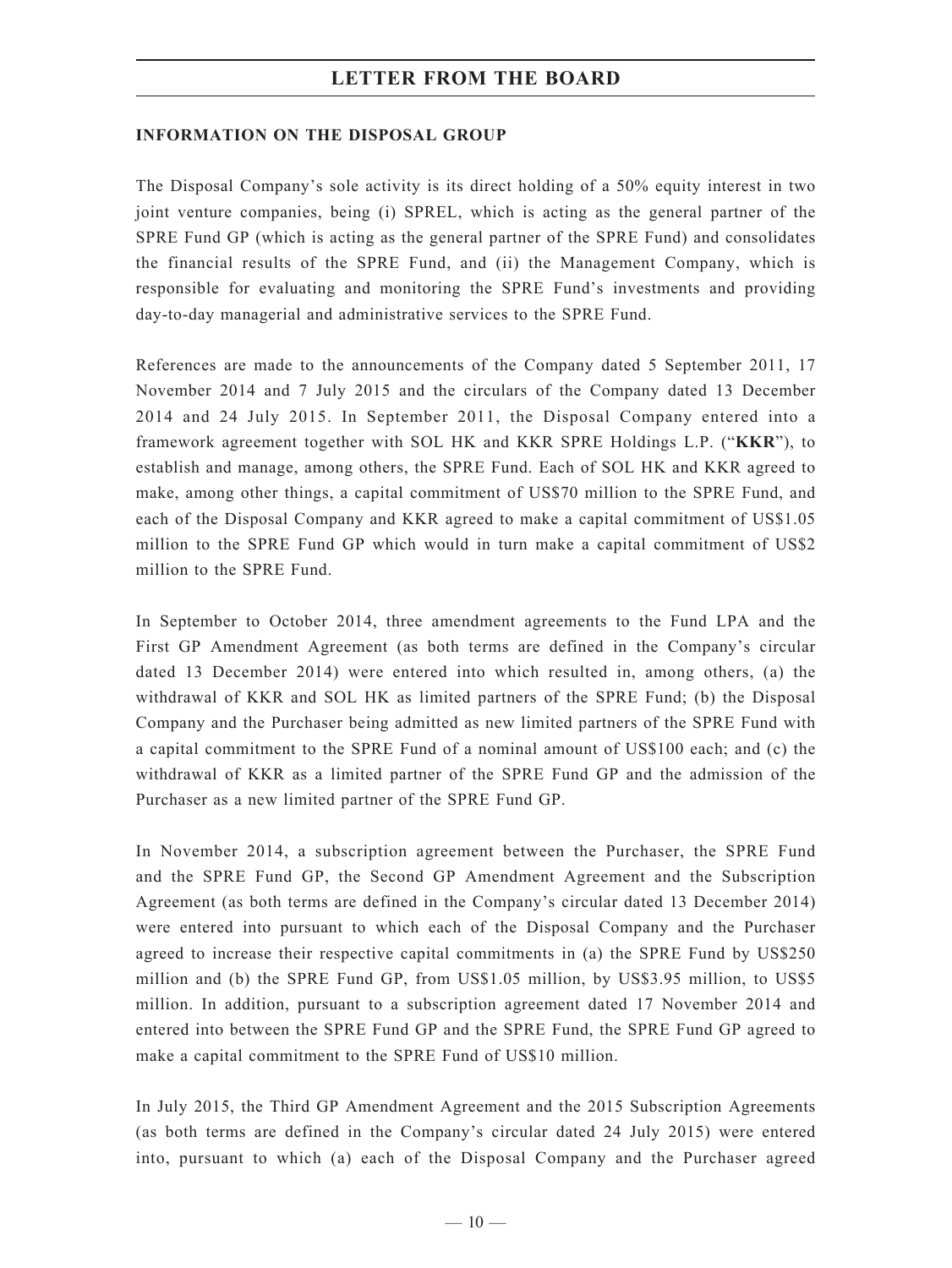## INFORMATION ON THE DISPOSAL GROUP

The Disposal Company's sole activity is its direct holding of a 50% equity interest in two joint venture companies, being (i) SPREL, which is acting as the general partner of the SPRE Fund GP (which is acting as the general partner of the SPRE Fund) and consolidates the financial results of the SPRE Fund, and (ii) the Management Company, which is responsible for evaluating and monitoring the SPRE Fund's investments and providing day-to-day managerial and administrative services to the SPRE Fund.

References are made to the announcements of the Company dated 5 September 2011, 17 November 2014 and 7 July 2015 and the circulars of the Company dated 13 December 2014 and 24 July 2015. In September 2011, the Disposal Company entered into a framework agreement together with SOL HK and KKR SPRE Holdings L.P. ("**KKR**"), to establish and manage, among others, the SPRE Fund. Each of SOL HK and KKR agreed to make, among other things, a capital commitment of US$70 million to the SPRE Fund, and each of the Disposal Company and KKR agreed to make a capital commitment of US$1.05 million to the SPRE Fund GP which would in turn make a capital commitment of US$2 million to the SPRE Fund.

In September to October 2014, three amendment agreements to the Fund LPA and the First GP Amendment Agreement (as both terms are defined in the Company's circular dated 13 December 2014) were entered into which resulted in, among others, (a) the withdrawal of KKR and SOL HK as limited partners of the SPRE Fund; (b) the Disposal Company and the Purchaser being admitted as new limited partners of the SPRE Fund with a capital commitment to the SPRE Fund of a nominal amount of US$100 each; and (c) the withdrawal of KKR as a limited partner of the SPRE Fund GP and the admission of the Purchaser as a new limited partner of the SPRE Fund GP.

In November 2014, a subscription agreement between the Purchaser, the SPRE Fund and the SPRE Fund GP, the Second GP Amendment Agreement and the Subscription Agreement (as both terms are defined in the Company's circular dated 13 December 2014) were entered into pursuant to which each of the Disposal Company and the Purchaser agreed to increase their respective capital commitments in (a) the SPRE Fund by US$250 million and (b) the SPRE Fund GP, from US$1.05 million, by US$3.95 million, to US$5 million. In addition, pursuant to a subscription agreement dated 17 November 2014 and entered into between the SPRE Fund GP and the SPRE Fund, the SPRE Fund GP agreed to make a capital commitment to the SPRE Fund of US$10 million.

In July 2015, the Third GP Amendment Agreement and the 2015 Subscription Agreements (as both terms are defined in the Company's circular dated 24 July 2015) were entered into, pursuant to which (a) each of the Disposal Company and the Purchaser agreed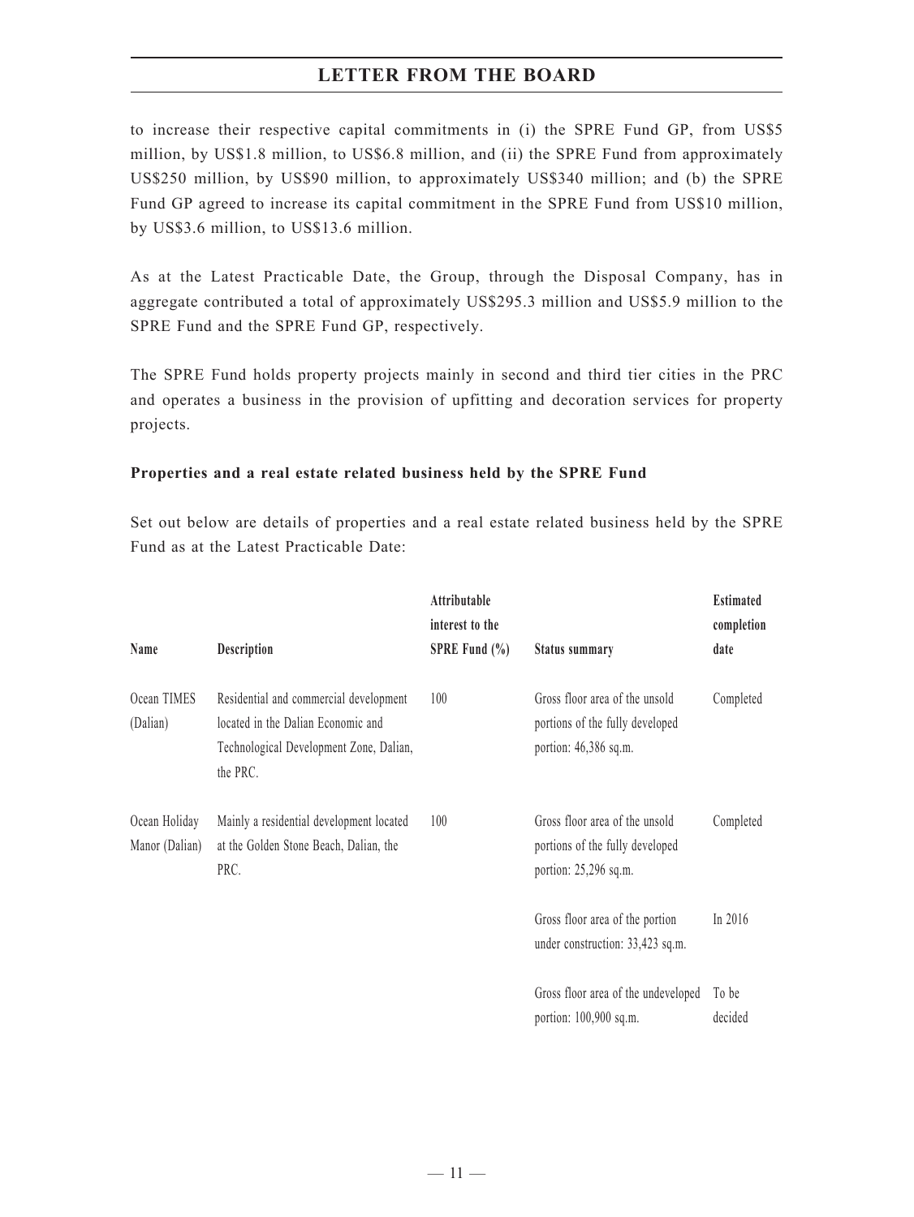to increase their respective capital commitments in (i) the SPRE Fund GP, from US$5 million, by US$1.8 million, to US$6.8 million, and (ii) the SPRE Fund from approximately US$250 million, by US$90 million, to approximately US$340 million; and (b) the SPRE Fund GP agreed to increase its capital commitment in the SPRE Fund from US$10 million, by US$3.6 million, to US$13.6 million.

As at the Latest Practicable Date, the Group, through the Disposal Company, has in aggregate contributed a total of approximately US$295.3 million and US$5.9 million to the SPRE Fund and the SPRE Fund GP, respectively.

The SPRE Fund holds property projects mainly in second and third tier cities in the PRC and operates a business in the provision of upfitting and decoration services for property projects.

**Properties and a real estate related business held by the SPRE Fund**

Set out below are details of properties and a real estate related business held by the SPRE Fund as at the Latest Practicable Date:

| Name | Description | Attributable interest to the SPRE Fund (%) | Status summary | Estimated completion date |
|---|---|---|---|---|
| Ocean TIMES (Dalian) | Residential and commercial development located in the Dalian Economic and Technological Development Zone, Dalian, the PRC. | 100 | Gross floor area of the unsold portions of the fully developed portion: 46,386 sq.m. | Completed |
| Ocean Holiday Manor (Dalian) | Mainly a residential development located at the Golden Stone Beach, Dalian, the PRC. | 100 | Gross floor area of the unsold portions of the fully developed portion: 25,296 sq.m. | Completed |
| | | | Gross floor area of the portion under construction: 33,423 sq.m. | In 2016 |
| | | | Gross floor area of the undeveloped portion: 100,900 sq.m. | To be decided |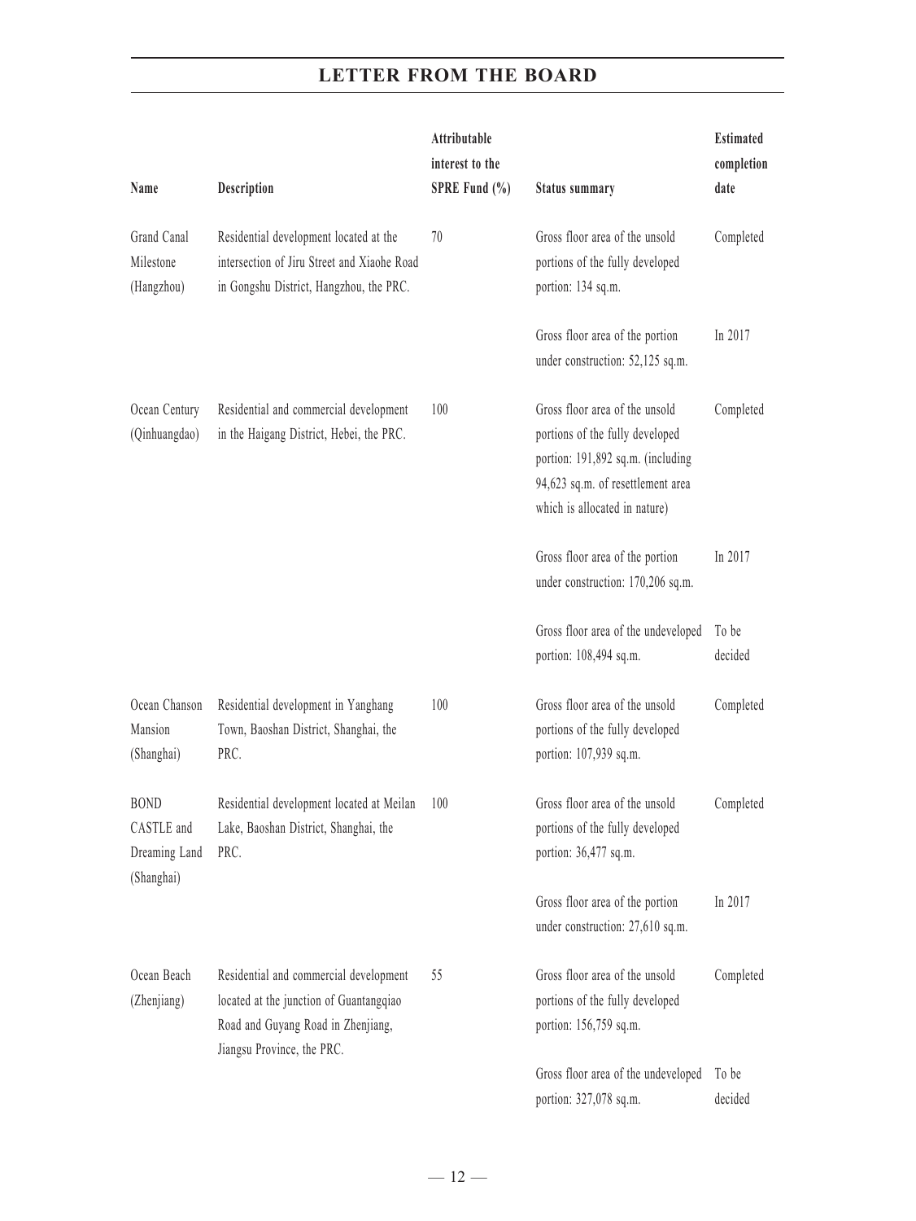| Name | Description | Attributable interest to the SPRE Fund (%) | Status summary | Estimated completion date |
|---|---|---|---|---|
| Grand Canal Milestone (Hangzhou) | Residential development located at the intersection of Jiru Street and Xiaohe Road in Gongshu District, Hangzhou, the PRC. | 70 | Gross floor area of the unsold portions of the fully developed portion: 134 sq.m. | Completed |
| | | | Gross floor area of the portion under construction: 52,125 sq.m. | In 2017 |
| Ocean Century (Qinhuangdao) | Residential and commercial development in the Haigang District, Hebei, the PRC. | 100 | Gross floor area of the unsold portions of the fully developed portion: 191,892 sq.m. (including 94,623 sq.m. of resettlement area which is allocated in nature) | Completed |
| | | | Gross floor area of the portion under construction: 170,206 sq.m. | In 2017 |
| | | | Gross floor area of the undeveloped portion: 108,494 sq.m. | To be decided |
| Ocean Chanson Mansion (Shanghai) | Residential development in Yanghang Town, Baoshan District, Shanghai, the PRC. | 100 | Gross floor area of the unsold portions of the fully developed portion: 107,939 sq.m. | Completed |
| BOND CASTLE and Dreaming Land (Shanghai) | Residential development located at Meilan Lake, Baoshan District, Shanghai, the PRC. | 100 | Gross floor area of the unsold portions of the fully developed portion: 36,477 sq.m. | Completed |
| | | | Gross floor area of the portion under construction: 27,610 sq.m. | In 2017 |
| Ocean Beach (Zhenjiang) | Residential and commercial development located at the junction of Guantangqiao Road and Guyang Road in Zhenjiang, Jiangsu Province, the PRC. | 55 | Gross floor area of the unsold portions of the fully developed portion: 156,759 sq.m. | Completed |
| | | | Gross floor area of the undeveloped portion: 327,078 sq.m. | To be decided |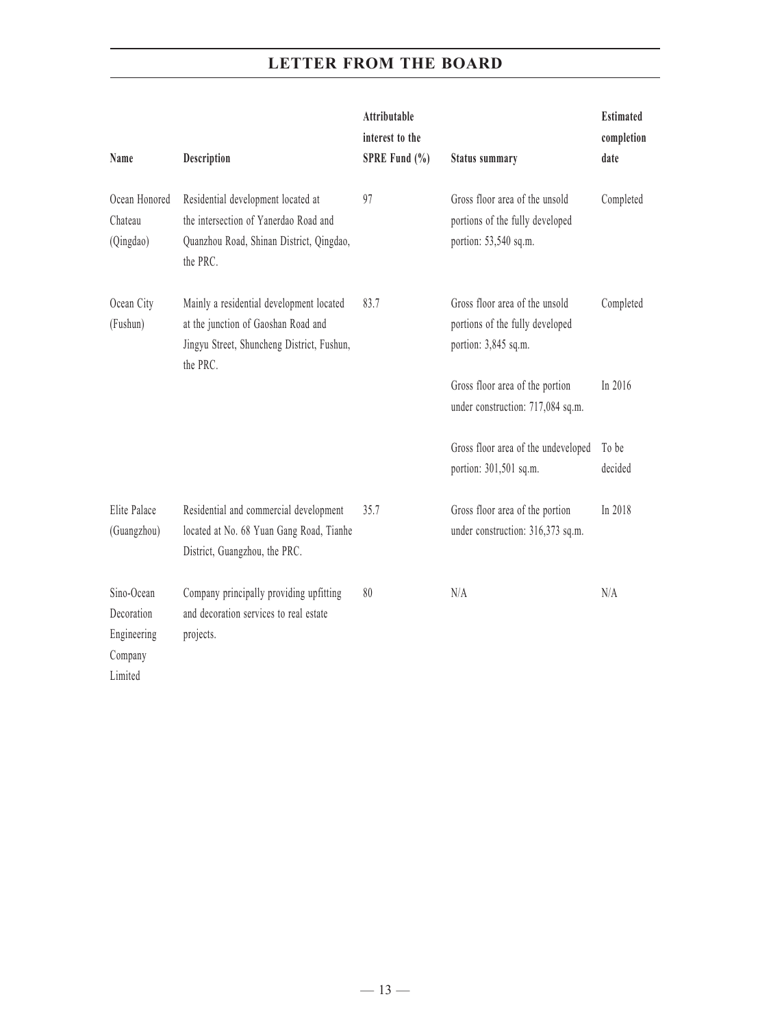| Name | Description | Attributable interest to the SPRE Fund (%) | Status summary | Estimated completion date |
|---|---|---|---|---|
| Ocean Honored Chateau (Qingdao) | Residential development located at the intersection of Yanerdao Road and Quanzhou Road, Shinan District, Qingdao, the PRC. | 97 | Gross floor area of the unsold portions of the fully developed portion: 53,540 sq.m. | Completed |
| Ocean City (Fushun) | Mainly a residential development located at the junction of Gaoshan Road and Jingyu Street, Shuncheng District, Fushun, the PRC. | 83.7 | Gross floor area of the unsold portions of the fully developed portion: 3,845 sq.m. | Completed |
| | | | Gross floor area of the portion under construction: 717,084 sq.m. | In 2016 |
| | | | Gross floor area of the undeveloped portion: 301,501 sq.m. | To be decided |
| Elite Palace (Guangzhou) | Residential and commercial development located at No. 68 Yuan Gang Road, Tianhe District, Guangzhou, the PRC. | 35.7 | Gross floor area of the portion under construction: 316,373 sq.m. | In 2018 |
| Sino-Ocean Decoration Engineering Company Limited | Company principally providing upfitting and decoration services to real estate projects. | 80 | N/A | N/A |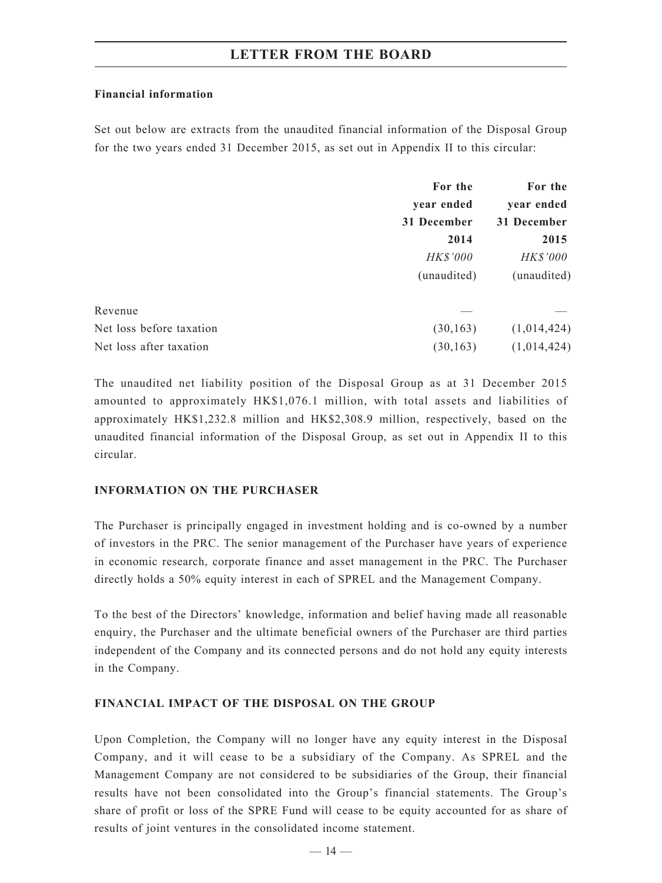**Financial information**

Set out below are extracts from the unaudited financial information of the Disposal Group for the two years ended 31 December 2015, as set out in Appendix II to this circular:

| | For the year ended 31 December 2014 | For the year ended 31 December 2015 |
|---|---|---|
| | *HK$'000* | *HK$'000* |
| | (unaudited) | (unaudited) |
| Revenue | — | — |
| Net loss before taxation | (30,163) | (1,014,424) |
| Net loss after taxation | (30,163) | (1,014,424) |

The unaudited net liability position of the Disposal Group as at 31 December 2015 amounted to approximately HK$1,076.1 million, with total assets and liabilities of approximately HK$1,232.8 million and HK$2,308.9 million, respectively, based on the unaudited financial information of the Disposal Group, as set out in Appendix II to this circular.

**INFORMATION ON THE PURCHASER**

The Purchaser is principally engaged in investment holding and is co-owned by a number of investors in the PRC. The senior management of the Purchaser have years of experience in economic research, corporate finance and asset management in the PRC. The Purchaser directly holds a 50% equity interest in each of SPREL and the Management Company.

To the best of the Directors' knowledge, information and belief having made all reasonable enquiry, the Purchaser and the ultimate beneficial owners of the Purchaser are third parties independent of the Company and its connected persons and do not hold any equity interests in the Company.

**FINANCIAL IMPACT OF THE DISPOSAL ON THE GROUP**

Upon Completion, the Company will no longer have any equity interest in the Disposal Company, and it will cease to be a subsidiary of the Company. As SPREL and the Management Company are not considered to be subsidiaries of the Group, their financial results have not been consolidated into the Group's financial statements. The Group's share of profit or loss of the SPRE Fund will cease to be equity accounted for as share of results of joint ventures in the consolidated income statement.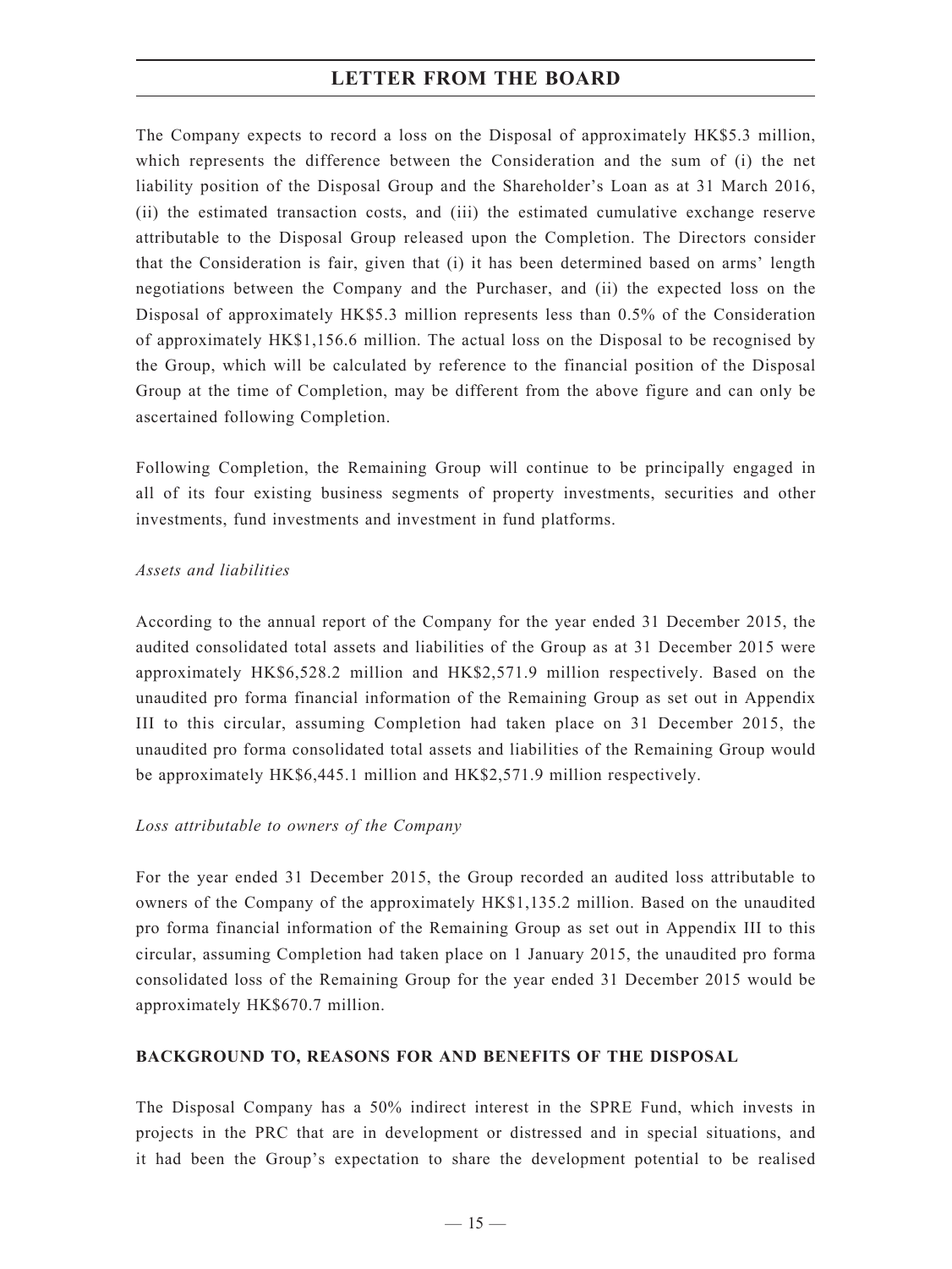The Company expects to record a loss on the Disposal of approximately HK$5.3 million, which represents the difference between the Consideration and the sum of (i) the net liability position of the Disposal Group and the Shareholder's Loan as at 31 March 2016, (ii) the estimated transaction costs, and (iii) the estimated cumulative exchange reserve attributable to the Disposal Group released upon the Completion. The Directors consider that the Consideration is fair, given that (i) it has been determined based on arms' length negotiations between the Company and the Purchaser, and (ii) the expected loss on the Disposal of approximately HK$5.3 million represents less than 0.5% of the Consideration of approximately HK$1,156.6 million. The actual loss on the Disposal to be recognised by the Group, which will be calculated by reference to the financial position of the Disposal Group at the time of Completion, may be different from the above figure and can only be ascertained following Completion.

Following Completion, the Remaining Group will continue to be principally engaged in all of its four existing business segments of property investments, securities and other investments, fund investments and investment in fund platforms.

*Assets and liabilities*

According to the annual report of the Company for the year ended 31 December 2015, the audited consolidated total assets and liabilities of the Group as at 31 December 2015 were approximately HK$6,528.2 million and HK$2,571.9 million respectively. Based on the unaudited pro forma financial information of the Remaining Group as set out in Appendix III to this circular, assuming Completion had taken place on 31 December 2015, the unaudited pro forma consolidated total assets and liabilities of the Remaining Group would be approximately HK$6,445.1 million and HK$2,571.9 million respectively.

*Loss attributable to owners of the Company*

For the year ended 31 December 2015, the Group recorded an audited loss attributable to owners of the Company of the approximately HK$1,135.2 million. Based on the unaudited pro forma financial information of the Remaining Group as set out in Appendix III to this circular, assuming Completion had taken place on 1 January 2015, the unaudited pro forma consolidated loss of the Remaining Group for the year ended 31 December 2015 would be approximately HK$670.7 million.

**BACKGROUND TO, REASONS FOR AND BENEFITS OF THE DISPOSAL**

The Disposal Company has a 50% indirect interest in the SPRE Fund, which invests in projects in the PRC that are in development or distressed and in special situations, and it had been the Group's expectation to share the development potential to be realised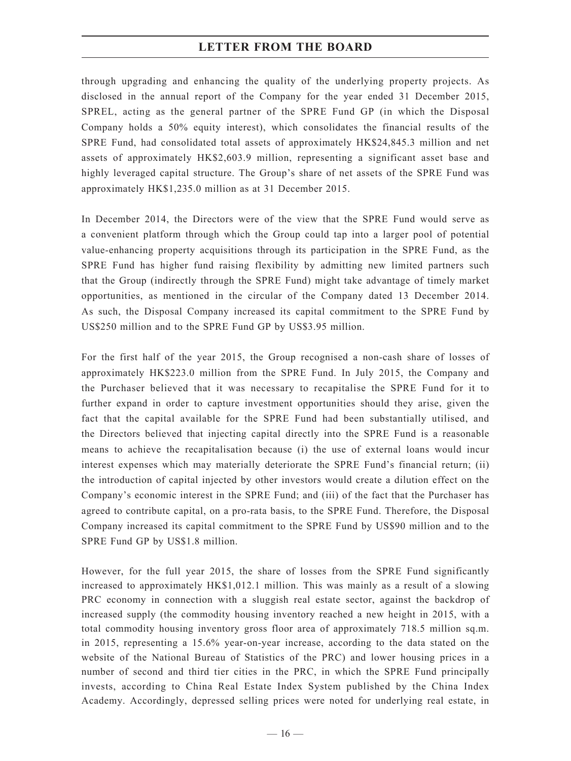through upgrading and enhancing the quality of the underlying property projects. As disclosed in the annual report of the Company for the year ended 31 December 2015, SPREL, acting as the general partner of the SPRE Fund GP (in which the Disposal Company holds a 50% equity interest), which consolidates the financial results of the SPRE Fund, had consolidated total assets of approximately HK$24,845.3 million and net assets of approximately HK$2,603.9 million, representing a significant asset base and highly leveraged capital structure. The Group's share of net assets of the SPRE Fund was approximately HK$1,235.0 million as at 31 December 2015.

In December 2014, the Directors were of the view that the SPRE Fund would serve as a convenient platform through which the Group could tap into a larger pool of potential value-enhancing property acquisitions through its participation in the SPRE Fund, as the SPRE Fund has higher fund raising flexibility by admitting new limited partners such that the Group (indirectly through the SPRE Fund) might take advantage of timely market opportunities, as mentioned in the circular of the Company dated 13 December 2014. As such, the Disposal Company increased its capital commitment to the SPRE Fund by US$250 million and to the SPRE Fund GP by US$3.95 million.

For the first half of the year 2015, the Group recognised a non-cash share of losses of approximately HK$223.0 million from the SPRE Fund. In July 2015, the Company and the Purchaser believed that it was necessary to recapitalise the SPRE Fund for it to further expand in order to capture investment opportunities should they arise, given the fact that the capital available for the SPRE Fund had been substantially utilised, and the Directors believed that injecting capital directly into the SPRE Fund is a reasonable means to achieve the recapitalisation because (i) the use of external loans would incur interest expenses which may materially deteriorate the SPRE Fund's financial return; (ii) the introduction of capital injected by other investors would create a dilution effect on the Company's economic interest in the SPRE Fund; and (iii) of the fact that the Purchaser has agreed to contribute capital, on a pro-rata basis, to the SPRE Fund. Therefore, the Disposal Company increased its capital commitment to the SPRE Fund by US$90 million and to the SPRE Fund GP by US$1.8 million.

However, for the full year 2015, the share of losses from the SPRE Fund significantly increased to approximately HK$1,012.1 million. This was mainly as a result of a slowing PRC economy in connection with a sluggish real estate sector, against the backdrop of increased supply (the commodity housing inventory reached a new height in 2015, with a total commodity housing inventory gross floor area of approximately 718.5 million sq.m. in 2015, representing a 15.6% year-on-year increase, according to the data stated on the website of the National Bureau of Statistics of the PRC) and lower housing prices in a number of second and third tier cities in the PRC, in which the SPRE Fund principally invests, according to China Real Estate Index System published by the China Index Academy. Accordingly, depressed selling prices were noted for underlying real estate, in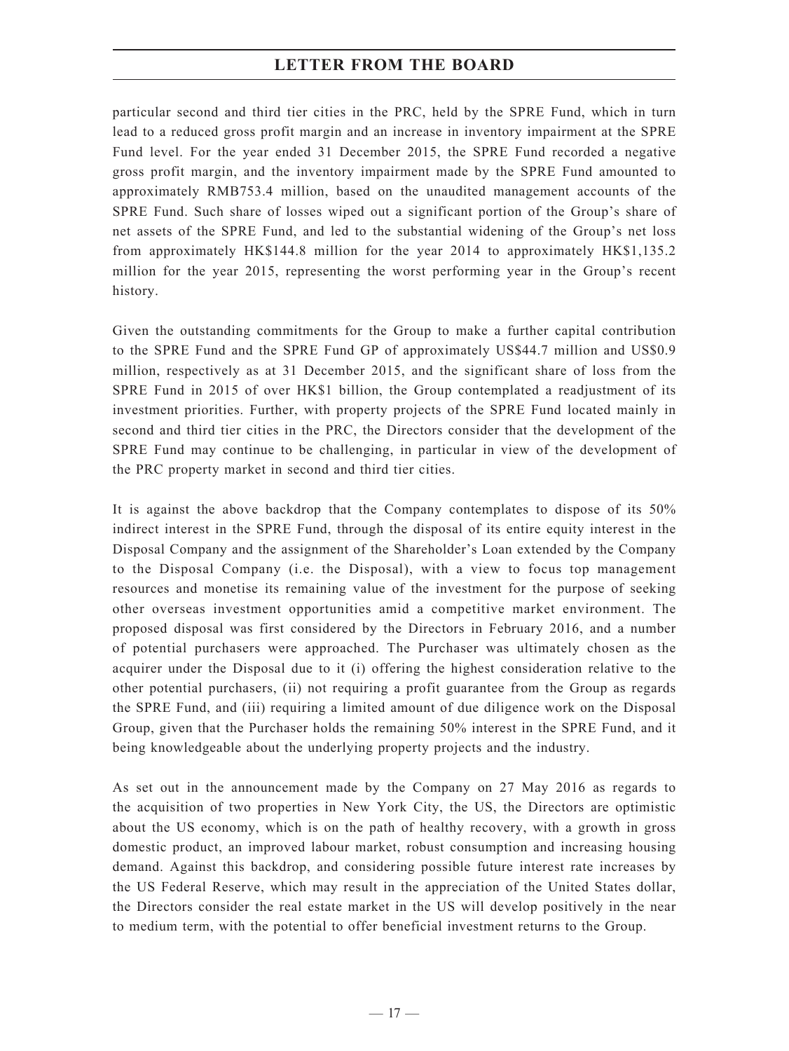particular second and third tier cities in the PRC, held by the SPRE Fund, which in turn lead to a reduced gross profit margin and an increase in inventory impairment at the SPRE Fund level. For the year ended 31 December 2015, the SPRE Fund recorded a negative gross profit margin, and the inventory impairment made by the SPRE Fund amounted to approximately RMB753.4 million, based on the unaudited management accounts of the SPRE Fund. Such share of losses wiped out a significant portion of the Group's share of net assets of the SPRE Fund, and led to the substantial widening of the Group's net loss from approximately HK$144.8 million for the year 2014 to approximately HK$1,135.2 million for the year 2015, representing the worst performing year in the Group's recent history.

Given the outstanding commitments for the Group to make a further capital contribution to the SPRE Fund and the SPRE Fund GP of approximately US$44.7 million and US$0.9 million, respectively as at 31 December 2015, and the significant share of loss from the SPRE Fund in 2015 of over HK$1 billion, the Group contemplated a readjustment of its investment priorities. Further, with property projects of the SPRE Fund located mainly in second and third tier cities in the PRC, the Directors consider that the development of the SPRE Fund may continue to be challenging, in particular in view of the development of the PRC property market in second and third tier cities.

It is against the above backdrop that the Company contemplates to dispose of its 50% indirect interest in the SPRE Fund, through the disposal of its entire equity interest in the Disposal Company and the assignment of the Shareholder's Loan extended by the Company to the Disposal Company (i.e. the Disposal), with a view to focus top management resources and monetise its remaining value of the investment for the purpose of seeking other overseas investment opportunities amid a competitive market environment. The proposed disposal was first considered by the Directors in February 2016, and a number of potential purchasers were approached. The Purchaser was ultimately chosen as the acquirer under the Disposal due to it (i) offering the highest consideration relative to the other potential purchasers, (ii) not requiring a profit guarantee from the Group as regards the SPRE Fund, and (iii) requiring a limited amount of due diligence work on the Disposal Group, given that the Purchaser holds the remaining 50% interest in the SPRE Fund, and it being knowledgeable about the underlying property projects and the industry.

As set out in the announcement made by the Company on 27 May 2016 as regards to the acquisition of two properties in New York City, the US, the Directors are optimistic about the US economy, which is on the path of healthy recovery, with a growth in gross domestic product, an improved labour market, robust consumption and increasing housing demand. Against this backdrop, and considering possible future interest rate increases by the US Federal Reserve, which may result in the appreciation of the United States dollar, the Directors consider the real estate market in the US will develop positively in the near to medium term, with the potential to offer beneficial investment returns to the Group.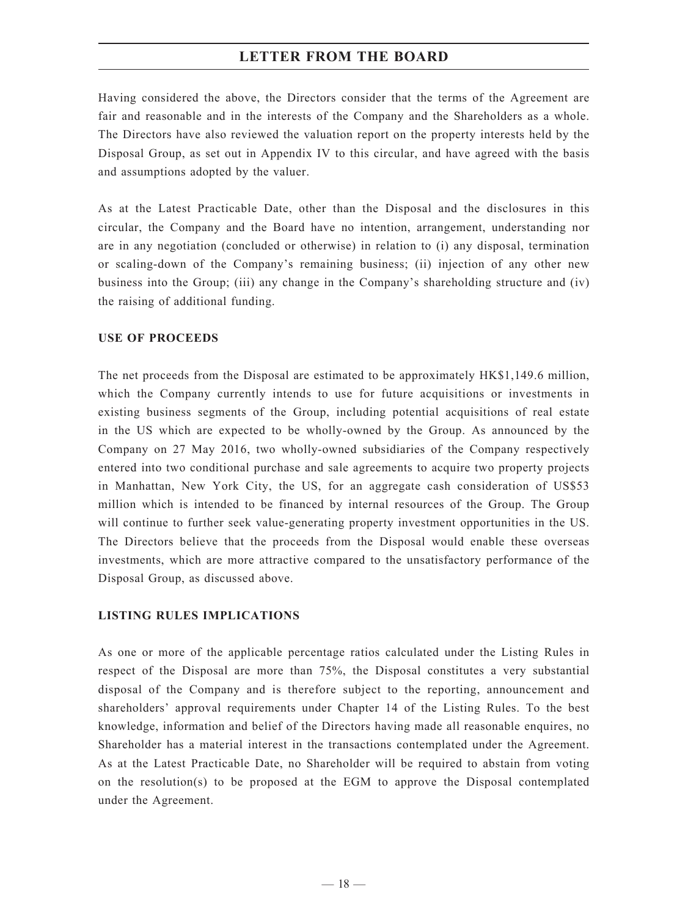Having considered the above, the Directors consider that the terms of the Agreement are fair and reasonable and in the interests of the Company and the Shareholders as a whole. The Directors have also reviewed the valuation report on the property interests held by the Disposal Group, as set out in Appendix IV to this circular, and have agreed with the basis and assumptions adopted by the valuer.

As at the Latest Practicable Date, other than the Disposal and the disclosures in this circular, the Company and the Board have no intention, arrangement, understanding nor are in any negotiation (concluded or otherwise) in relation to (i) any disposal, termination or scaling-down of the Company's remaining business; (ii) injection of any other new business into the Group; (iii) any change in the Company's shareholding structure and (iv) the raising of additional funding.

**USE OF PROCEEDS**

The net proceeds from the Disposal are estimated to be approximately HK$1,149.6 million, which the Company currently intends to use for future acquisitions or investments in existing business segments of the Group, including potential acquisitions of real estate in the US which are expected to be wholly-owned by the Group. As announced by the Company on 27 May 2016, two wholly-owned subsidiaries of the Company respectively entered into two conditional purchase and sale agreements to acquire two property projects in Manhattan, New York City, the US, for an aggregate cash consideration of US$53 million which is intended to be financed by internal resources of the Group. The Group will continue to further seek value-generating property investment opportunities in the US. The Directors believe that the proceeds from the Disposal would enable these overseas investments, which are more attractive compared to the unsatisfactory performance of the Disposal Group, as discussed above.

**LISTING RULES IMPLICATIONS**

As one or more of the applicable percentage ratios calculated under the Listing Rules in respect of the Disposal are more than 75%, the Disposal constitutes a very substantial disposal of the Company and is therefore subject to the reporting, announcement and shareholders' approval requirements under Chapter 14 of the Listing Rules. To the best knowledge, information and belief of the Directors having made all reasonable enquires, no Shareholder has a material interest in the transactions contemplated under the Agreement. As at the Latest Practicable Date, no Shareholder will be required to abstain from voting on the resolution(s) to be proposed at the EGM to approve the Disposal contemplated under the Agreement.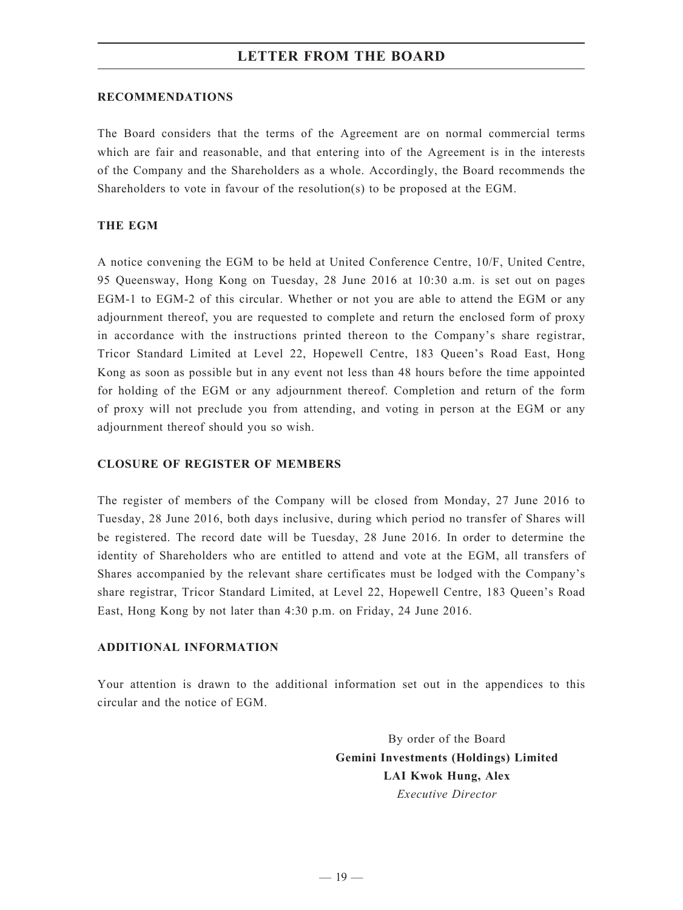## RECOMMENDATIONS

The Board considers that the terms of the Agreement are on normal commercial terms which are fair and reasonable, and that entering into of the Agreement is in the interests of the Company and the Shareholders as a whole. Accordingly, the Board recommends the Shareholders to vote in favour of the resolution(s) to be proposed at the EGM.

## THE EGM

A notice convening the EGM to be held at United Conference Centre, 10/F, United Centre, 95 Queensway, Hong Kong on Tuesday, 28 June 2016 at 10:30 a.m. is set out on pages EGM-1 to EGM-2 of this circular. Whether or not you are able to attend the EGM or any adjournment thereof, you are requested to complete and return the enclosed form of proxy in accordance with the instructions printed thereon to the Company's share registrar, Tricor Standard Limited at Level 22, Hopewell Centre, 183 Queen's Road East, Hong Kong as soon as possible but in any event not less than 48 hours before the time appointed for holding of the EGM or any adjournment thereof. Completion and return of the form of proxy will not preclude you from attending, and voting in person at the EGM or any adjournment thereof should you so wish.

## CLOSURE OF REGISTER OF MEMBERS

The register of members of the Company will be closed from Monday, 27 June 2016 to Tuesday, 28 June 2016, both days inclusive, during which period no transfer of Shares will be registered. The record date will be Tuesday, 28 June 2016. In order to determine the identity of Shareholders who are entitled to attend and vote at the EGM, all transfers of Shares accompanied by the relevant share certificates must be lodged with the Company's share registrar, Tricor Standard Limited, at Level 22, Hopewell Centre, 183 Queen's Road East, Hong Kong by not later than 4:30 p.m. on Friday, 24 June 2016.

## ADDITIONAL INFORMATION

Your attention is drawn to the additional information set out in the appendices to this circular and the notice of EGM.

By order of the Board
**Gemini Investments (Holdings) Limited**
**LAI Kwok Hung, Alex**
*Executive Director*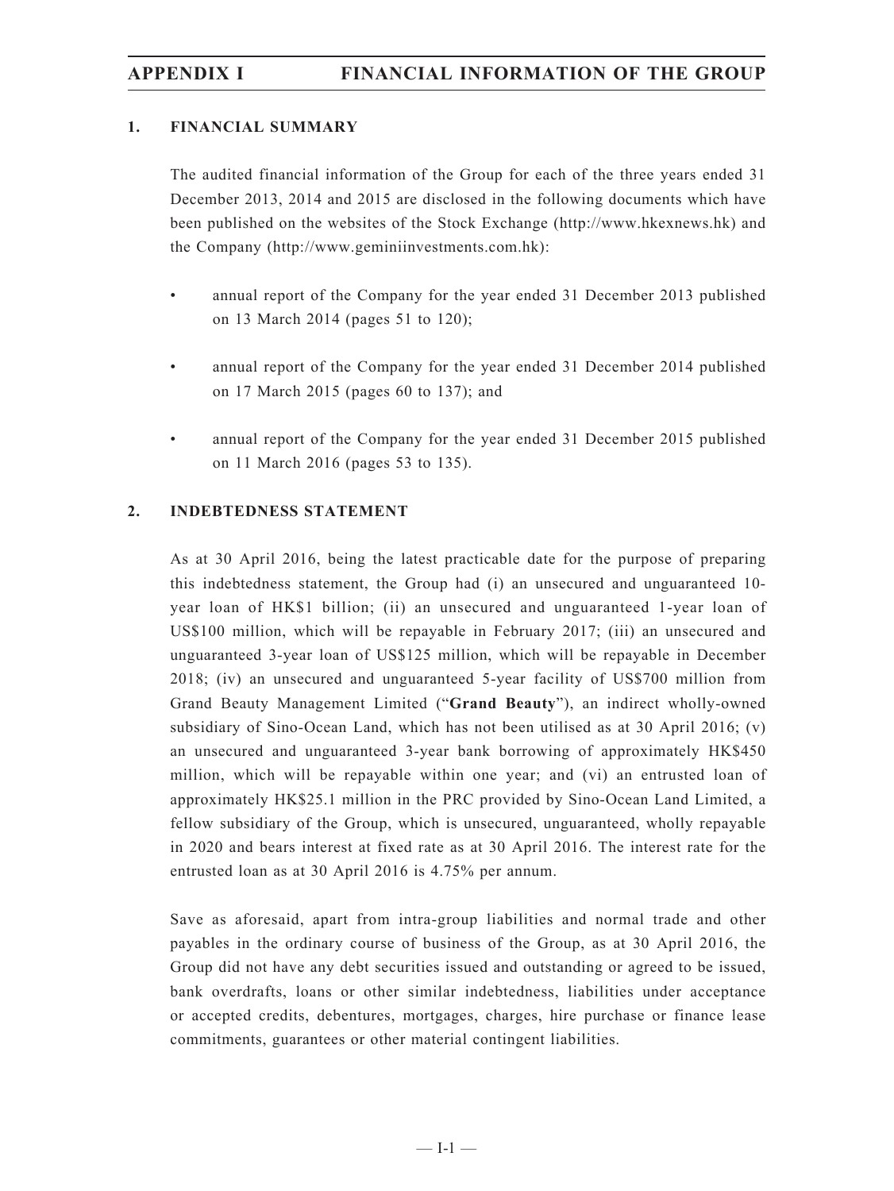## 1. FINANCIAL SUMMARY

The audited financial information of the Group for each of the three years ended 31 December 2013, 2014 and 2015 are disclosed in the following documents which have been published on the websites of the Stock Exchange (http://www.hkexnews.hk) and the Company (http://www.geminiinvestments.com.hk):

- annual report of the Company for the year ended 31 December 2013 published on 13 March 2014 (pages 51 to 120);
- annual report of the Company for the year ended 31 December 2014 published on 17 March 2015 (pages 60 to 137); and
- annual report of the Company for the year ended 31 December 2015 published on 11 March 2016 (pages 53 to 135).

## 2. INDEBTEDNESS STATEMENT

As at 30 April 2016, being the latest practicable date for the purpose of preparing this indebtedness statement, the Group had (i) an unsecured and unguaranteed 10-year loan of HK$1 billion; (ii) an unsecured and unguaranteed 1-year loan of US$100 million, which will be repayable in February 2017; (iii) an unsecured and unguaranteed 3-year loan of US$125 million, which will be repayable in December 2018; (iv) an unsecured and unguaranteed 5-year facility of US$700 million from Grand Beauty Management Limited ("**Grand Beauty**"), an indirect wholly-owned subsidiary of Sino-Ocean Land, which has not been utilised as at 30 April 2016; (v) an unsecured and unguaranteed 3-year bank borrowing of approximately HK$450 million, which will be repayable within one year; and (vi) an entrusted loan of approximately HK$25.1 million in the PRC provided by Sino-Ocean Land Limited, a fellow subsidiary of the Group, which is unsecured, unguaranteed, wholly repayable in 2020 and bears interest at fixed rate as at 30 April 2016. The interest rate for the entrusted loan as at 30 April 2016 is 4.75% per annum.

Save as aforesaid, apart from intra-group liabilities and normal trade and other payables in the ordinary course of business of the Group, as at 30 April 2016, the Group did not have any debt securities issued and outstanding or agreed to be issued, bank overdrafts, loans or other similar indebtedness, liabilities under acceptance or accepted credits, debentures, mortgages, charges, hire purchase or finance lease commitments, guarantees or other material contingent liabilities.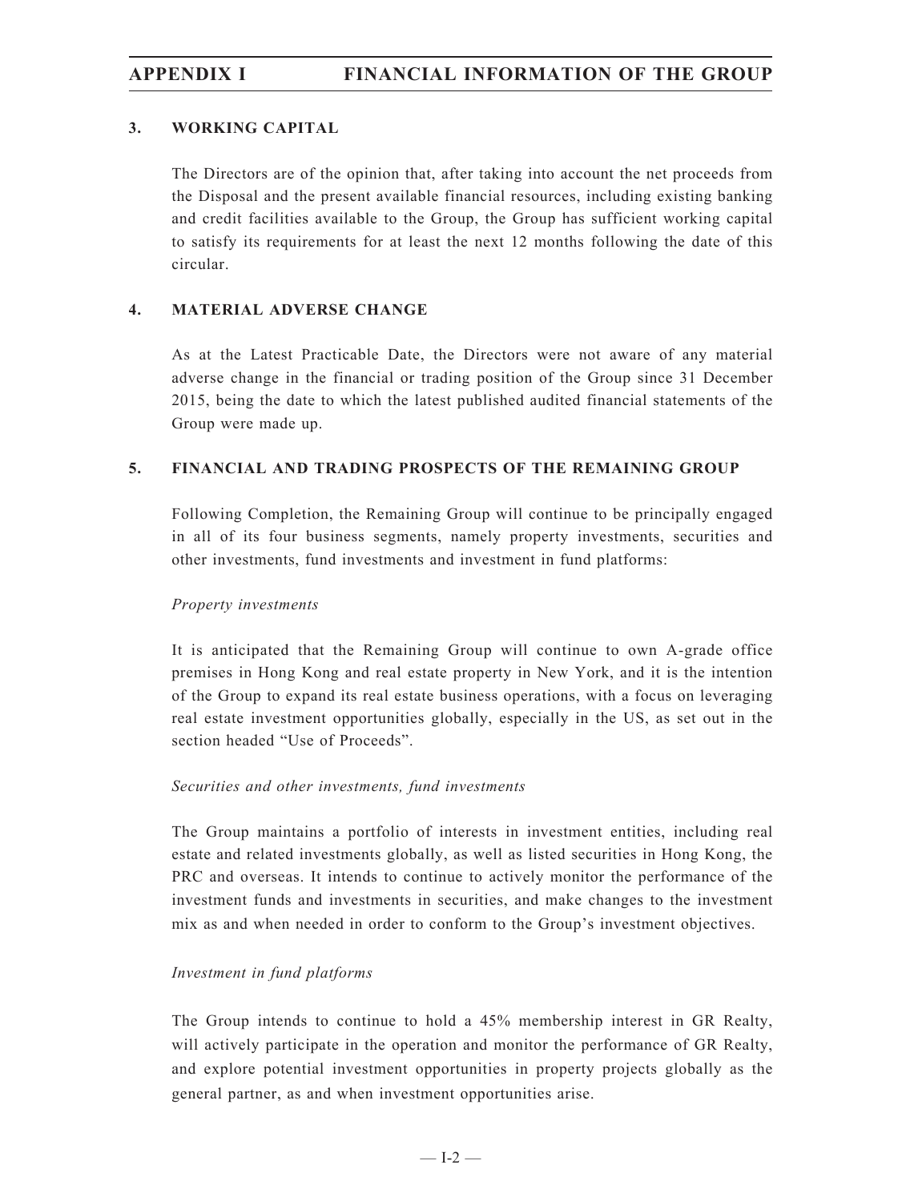## 3. WORKING CAPITAL

The Directors are of the opinion that, after taking into account the net proceeds from the Disposal and the present available financial resources, including existing banking and credit facilities available to the Group, the Group has sufficient working capital to satisfy its requirements for at least the next 12 months following the date of this circular.

## 4. MATERIAL ADVERSE CHANGE

As at the Latest Practicable Date, the Directors were not aware of any material adverse change in the financial or trading position of the Group since 31 December 2015, being the date to which the latest published audited financial statements of the Group were made up.

## 5. FINANCIAL AND TRADING PROSPECTS OF THE REMAINING GROUP

Following Completion, the Remaining Group will continue to be principally engaged in all of its four business segments, namely property investments, securities and other investments, fund investments and investment in fund platforms:

*Property investments*

It is anticipated that the Remaining Group will continue to own A-grade office premises in Hong Kong and real estate property in New York, and it is the intention of the Group to expand its real estate business operations, with a focus on leveraging real estate investment opportunities globally, especially in the US, as set out in the section headed "Use of Proceeds".

*Securities and other investments, fund investments*

The Group maintains a portfolio of interests in investment entities, including real estate and related investments globally, as well as listed securities in Hong Kong, the PRC and overseas. It intends to continue to actively monitor the performance of the investment funds and investments in securities, and make changes to the investment mix as and when needed in order to conform to the Group's investment objectives.

*Investment in fund platforms*

The Group intends to continue to hold a 45% membership interest in GR Realty, will actively participate in the operation and monitor the performance of GR Realty, and explore potential investment opportunities in property projects globally as the general partner, as and when investment opportunities arise.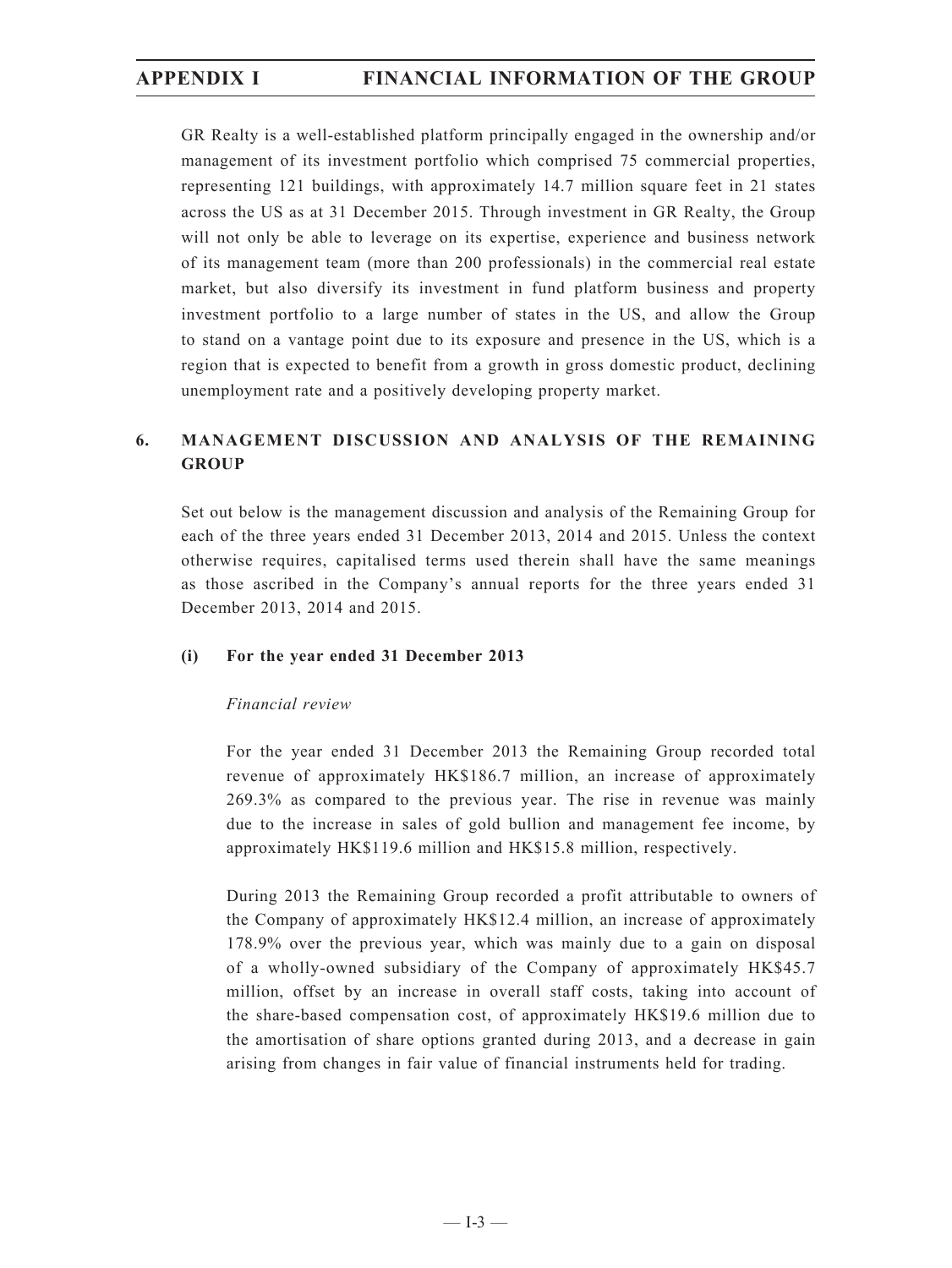GR Realty is a well-established platform principally engaged in the ownership and/or management of its investment portfolio which comprised 75 commercial properties, representing 121 buildings, with approximately 14.7 million square feet in 21 states across the US as at 31 December 2015. Through investment in GR Realty, the Group will not only be able to leverage on its expertise, experience and business network of its management team (more than 200 professionals) in the commercial real estate market, but also diversify its investment in fund platform business and property investment portfolio to a large number of states in the US, and allow the Group to stand on a vantage point due to its exposure and presence in the US, which is a region that is expected to benefit from a growth in gross domestic product, declining unemployment rate and a positively developing property market.

## 6. MANAGEMENT DISCUSSION AND ANALYSIS OF THE REMAINING GROUP

Set out below is the management discussion and analysis of the Remaining Group for each of the three years ended 31 December 2013, 2014 and 2015. Unless the context otherwise requires, capitalised terms used therein shall have the same meanings as those ascribed in the Company's annual reports for the three years ended 31 December 2013, 2014 and 2015.

### (i) For the year ended 31 December 2013

*Financial review*

For the year ended 31 December 2013 the Remaining Group recorded total revenue of approximately HK$186.7 million, an increase of approximately 269.3% as compared to the previous year. The rise in revenue was mainly due to the increase in sales of gold bullion and management fee income, by approximately HK$119.6 million and HK$15.8 million, respectively.

During 2013 the Remaining Group recorded a profit attributable to owners of the Company of approximately HK$12.4 million, an increase of approximately 178.9% over the previous year, which was mainly due to a gain on disposal of a wholly-owned subsidiary of the Company of approximately HK$45.7 million, offset by an increase in overall staff costs, taking into account of the share-based compensation cost, of approximately HK$19.6 million due to the amortisation of share options granted during 2013, and a decrease in gain arising from changes in fair value of financial instruments held for trading.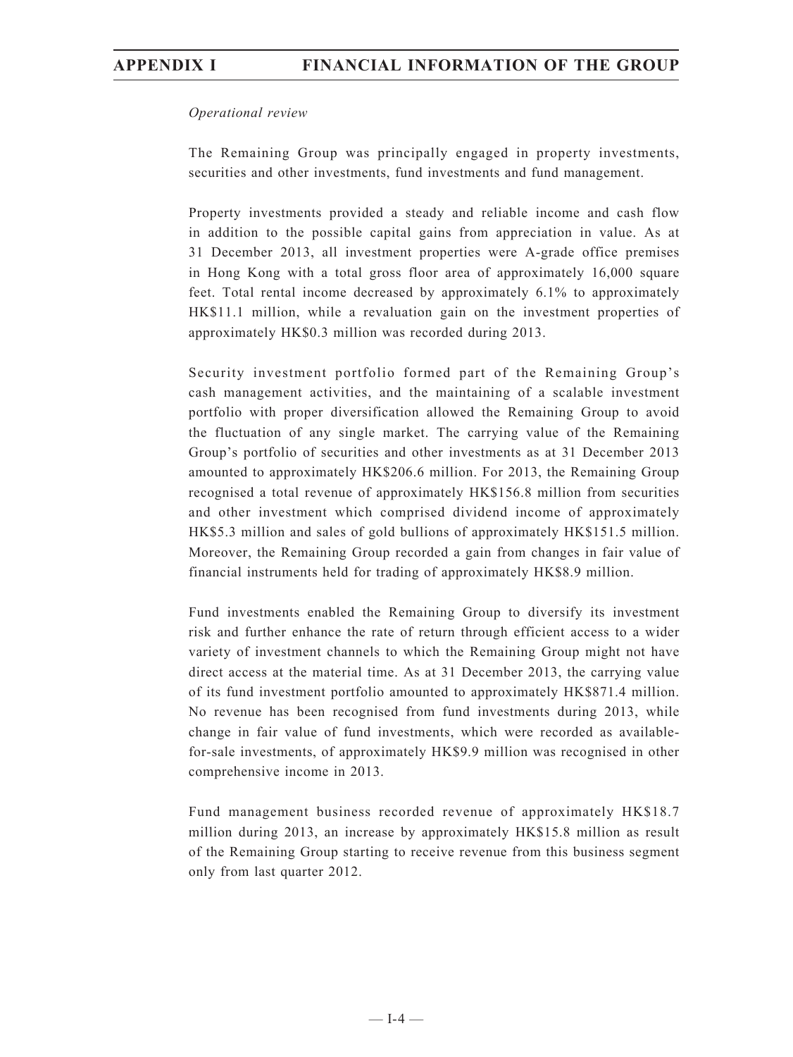*Operational review*

The Remaining Group was principally engaged in property investments, securities and other investments, fund investments and fund management.

Property investments provided a steady and reliable income and cash flow in addition to the possible capital gains from appreciation in value. As at 31 December 2013, all investment properties were A-grade office premises in Hong Kong with a total gross floor area of approximately 16,000 square feet. Total rental income decreased by approximately 6.1% to approximately HK$11.1 million, while a revaluation gain on the investment properties of approximately HK$0.3 million was recorded during 2013.

Security investment portfolio formed part of the Remaining Group's cash management activities, and the maintaining of a scalable investment portfolio with proper diversification allowed the Remaining Group to avoid the fluctuation of any single market. The carrying value of the Remaining Group's portfolio of securities and other investments as at 31 December 2013 amounted to approximately HK$206.6 million. For 2013, the Remaining Group recognised a total revenue of approximately HK$156.8 million from securities and other investment which comprised dividend income of approximately HK$5.3 million and sales of gold bullions of approximately HK$151.5 million. Moreover, the Remaining Group recorded a gain from changes in fair value of financial instruments held for trading of approximately HK$8.9 million.

Fund investments enabled the Remaining Group to diversify its investment risk and further enhance the rate of return through efficient access to a wider variety of investment channels to which the Remaining Group might not have direct access at the material time. As at 31 December 2013, the carrying value of its fund investment portfolio amounted to approximately HK$871.4 million. No revenue has been recognised from fund investments during 2013, while change in fair value of fund investments, which were recorded as available-for-sale investments, of approximately HK$9.9 million was recognised in other comprehensive income in 2013.

Fund management business recorded revenue of approximately HK$18.7 million during 2013, an increase by approximately HK$15.8 million as result of the Remaining Group starting to receive revenue from this business segment only from last quarter 2012.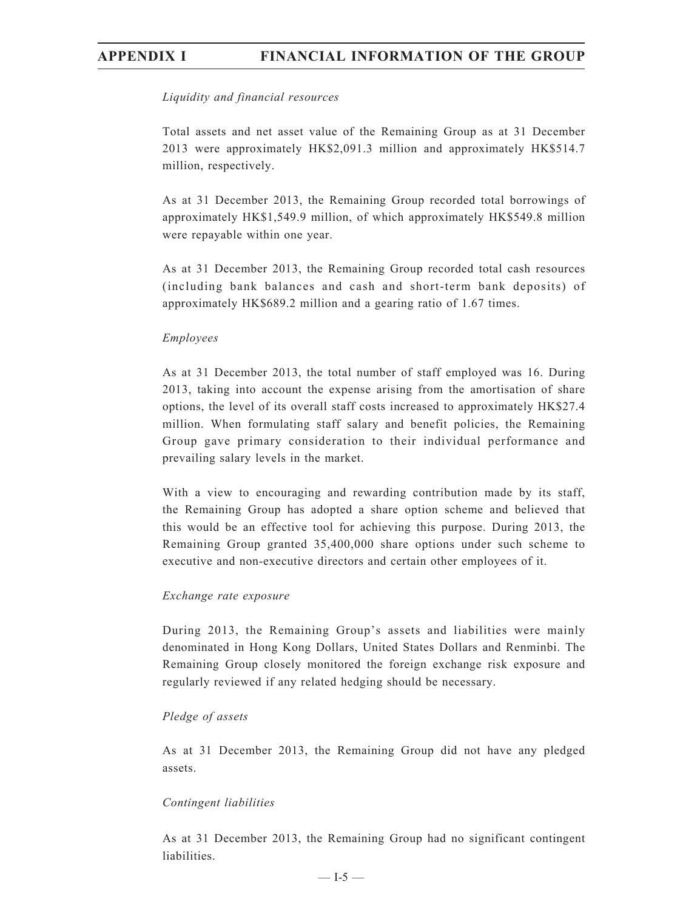*Liquidity and financial resources*

Total assets and net asset value of the Remaining Group as at 31 December 2013 were approximately HK$2,091.3 million and approximately HK$514.7 million, respectively.

As at 31 December 2013, the Remaining Group recorded total borrowings of approximately HK$1,549.9 million, of which approximately HK$549.8 million were repayable within one year.

As at 31 December 2013, the Remaining Group recorded total cash resources (including bank balances and cash and short-term bank deposits) of approximately HK$689.2 million and a gearing ratio of 1.67 times.

*Employees*

As at 31 December 2013, the total number of staff employed was 16. During 2013, taking into account the expense arising from the amortisation of share options, the level of its overall staff costs increased to approximately HK$27.4 million. When formulating staff salary and benefit policies, the Remaining Group gave primary consideration to their individual performance and prevailing salary levels in the market.

With a view to encouraging and rewarding contribution made by its staff, the Remaining Group has adopted a share option scheme and believed that this would be an effective tool for achieving this purpose. During 2013, the Remaining Group granted 35,400,000 share options under such scheme to executive and non-executive directors and certain other employees of it.

*Exchange rate exposure*

During 2013, the Remaining Group's assets and liabilities were mainly denominated in Hong Kong Dollars, United States Dollars and Renminbi. The Remaining Group closely monitored the foreign exchange risk exposure and regularly reviewed if any related hedging should be necessary.

*Pledge of assets*

As at 31 December 2013, the Remaining Group did not have any pledged assets.

*Contingent liabilities*

As at 31 December 2013, the Remaining Group had no significant contingent liabilities.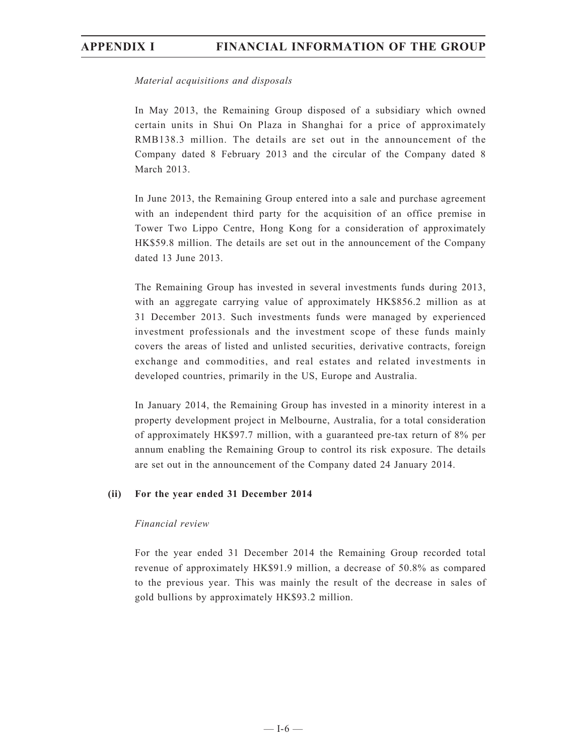*Material acquisitions and disposals*

In May 2013, the Remaining Group disposed of a subsidiary which owned certain units in Shui On Plaza in Shanghai for a price of approximately RMB138.3 million. The details are set out in the announcement of the Company dated 8 February 2013 and the circular of the Company dated 8 March 2013.

In June 2013, the Remaining Group entered into a sale and purchase agreement with an independent third party for the acquisition of an office premise in Tower Two Lippo Centre, Hong Kong for a consideration of approximately HK$59.8 million. The details are set out in the announcement of the Company dated 13 June 2013.

The Remaining Group has invested in several investments funds during 2013, with an aggregate carrying value of approximately HK$856.2 million as at 31 December 2013. Such investments funds were managed by experienced investment professionals and the investment scope of these funds mainly covers the areas of listed and unlisted securities, derivative contracts, foreign exchange and commodities, and real estates and related investments in developed countries, primarily in the US, Europe and Australia.

In January 2014, the Remaining Group has invested in a minority interest in a property development project in Melbourne, Australia, for a total consideration of approximately HK$97.7 million, with a guaranteed pre-tax return of 8% per annum enabling the Remaining Group to control its risk exposure. The details are set out in the announcement of the Company dated 24 January 2014.

**(ii) For the year ended 31 December 2014**

*Financial review*

For the year ended 31 December 2014 the Remaining Group recorded total revenue of approximately HK$91.9 million, a decrease of 50.8% as compared to the previous year. This was mainly the result of the decrease in sales of gold bullions by approximately HK$93.2 million.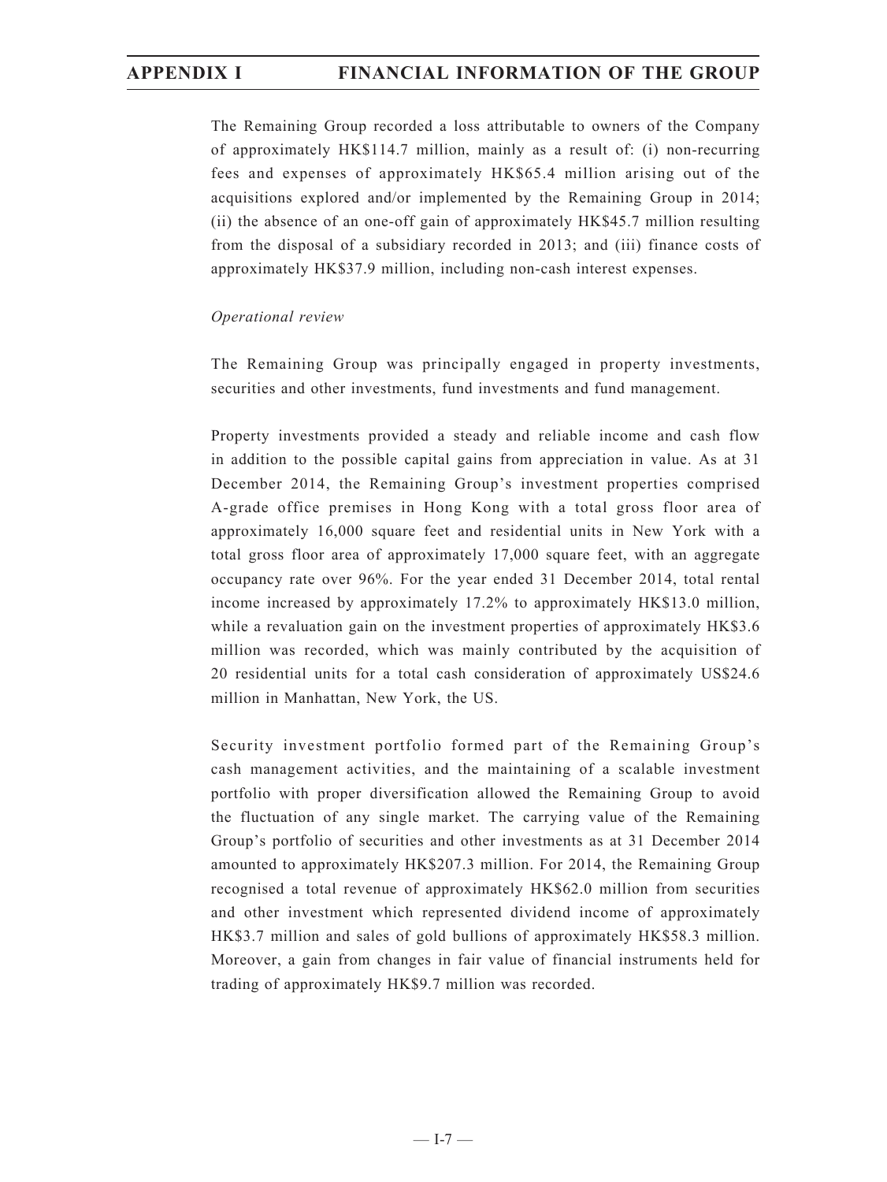The Remaining Group recorded a loss attributable to owners of the Company of approximately HK$114.7 million, mainly as a result of: (i) non-recurring fees and expenses of approximately HK$65.4 million arising out of the acquisitions explored and/or implemented by the Remaining Group in 2014; (ii) the absence of an one-off gain of approximately HK$45.7 million resulting from the disposal of a subsidiary recorded in 2013; and (iii) finance costs of approximately HK$37.9 million, including non-cash interest expenses.

*Operational review*

The Remaining Group was principally engaged in property investments, securities and other investments, fund investments and fund management.

Property investments provided a steady and reliable income and cash flow in addition to the possible capital gains from appreciation in value. As at 31 December 2014, the Remaining Group's investment properties comprised A-grade office premises in Hong Kong with a total gross floor area of approximately 16,000 square feet and residential units in New York with a total gross floor area of approximately 17,000 square feet, with an aggregate occupancy rate over 96%. For the year ended 31 December 2014, total rental income increased by approximately 17.2% to approximately HK$13.0 million, while a revaluation gain on the investment properties of approximately HK$3.6 million was recorded, which was mainly contributed by the acquisition of 20 residential units for a total cash consideration of approximately US$24.6 million in Manhattan, New York, the US.

Security investment portfolio formed part of the Remaining Group's cash management activities, and the maintaining of a scalable investment portfolio with proper diversification allowed the Remaining Group to avoid the fluctuation of any single market. The carrying value of the Remaining Group's portfolio of securities and other investments as at 31 December 2014 amounted to approximately HK$207.3 million. For 2014, the Remaining Group recognised a total revenue of approximately HK$62.0 million from securities and other investment which represented dividend income of approximately HK$3.7 million and sales of gold bullions of approximately HK$58.3 million. Moreover, a gain from changes in fair value of financial instruments held for trading of approximately HK$9.7 million was recorded.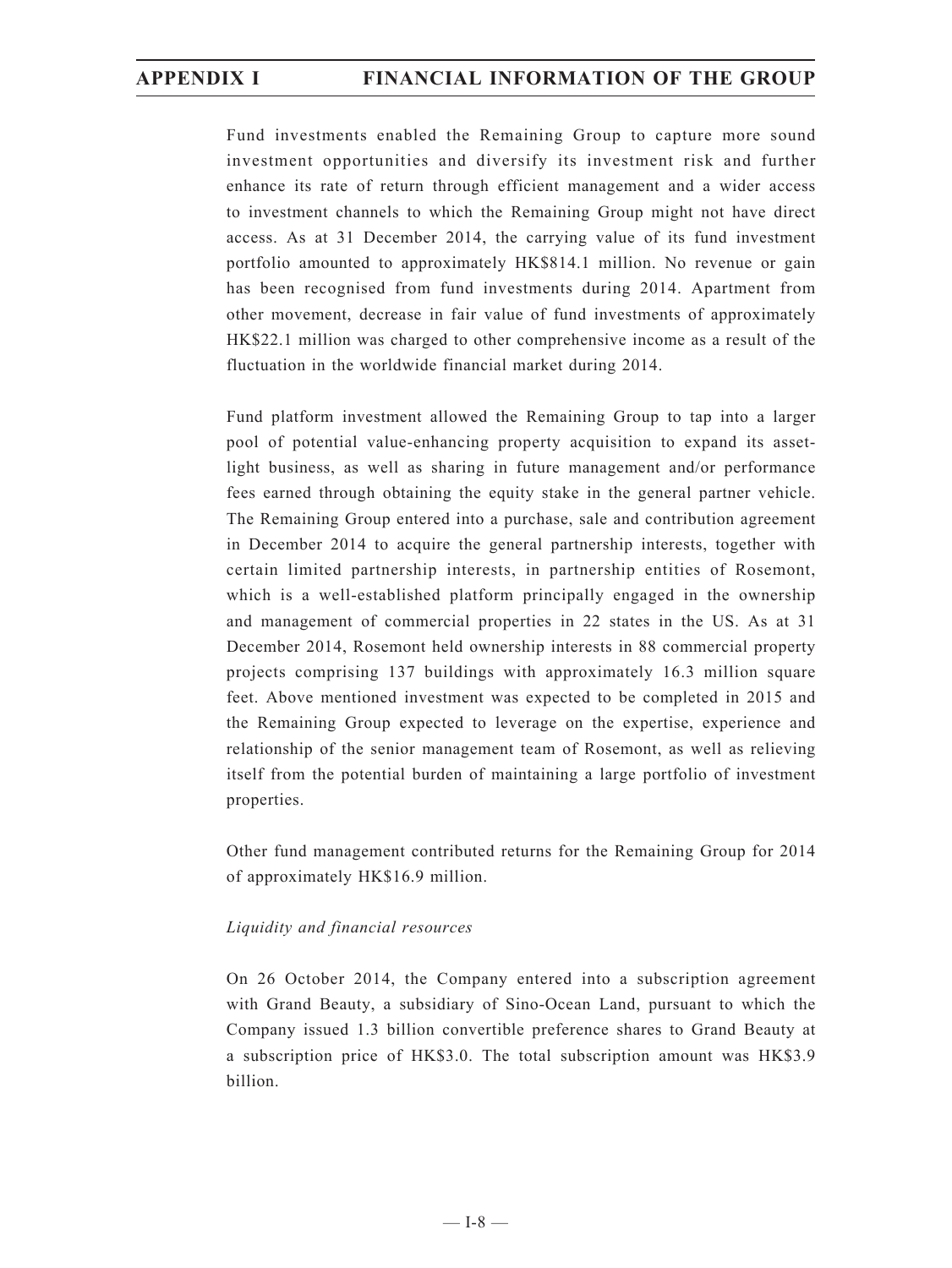Fund investments enabled the Remaining Group to capture more sound investment opportunities and diversify its investment risk and further enhance its rate of return through efficient management and a wider access to investment channels to which the Remaining Group might not have direct access. As at 31 December 2014, the carrying value of its fund investment portfolio amounted to approximately HK$814.1 million. No revenue or gain has been recognised from fund investments during 2014. Apartment from other movement, decrease in fair value of fund investments of approximately HK$22.1 million was charged to other comprehensive income as a result of the fluctuation in the worldwide financial market during 2014.

Fund platform investment allowed the Remaining Group to tap into a larger pool of potential value-enhancing property acquisition to expand its asset-light business, as well as sharing in future management and/or performance fees earned through obtaining the equity stake in the general partner vehicle. The Remaining Group entered into a purchase, sale and contribution agreement in December 2014 to acquire the general partnership interests, together with certain limited partnership interests, in partnership entities of Rosemont, which is a well-established platform principally engaged in the ownership and management of commercial properties in 22 states in the US. As at 31 December 2014, Rosemont held ownership interests in 88 commercial property projects comprising 137 buildings with approximately 16.3 million square feet. Above mentioned investment was expected to be completed in 2015 and the Remaining Group expected to leverage on the expertise, experience and relationship of the senior management team of Rosemont, as well as relieving itself from the potential burden of maintaining a large portfolio of investment properties.

Other fund management contributed returns for the Remaining Group for 2014 of approximately HK$16.9 million.

*Liquidity and financial resources*

On 26 October 2014, the Company entered into a subscription agreement with Grand Beauty, a subsidiary of Sino-Ocean Land, pursuant to which the Company issued 1.3 billion convertible preference shares to Grand Beauty at a subscription price of HK$3.0. The total subscription amount was HK$3.9 billion.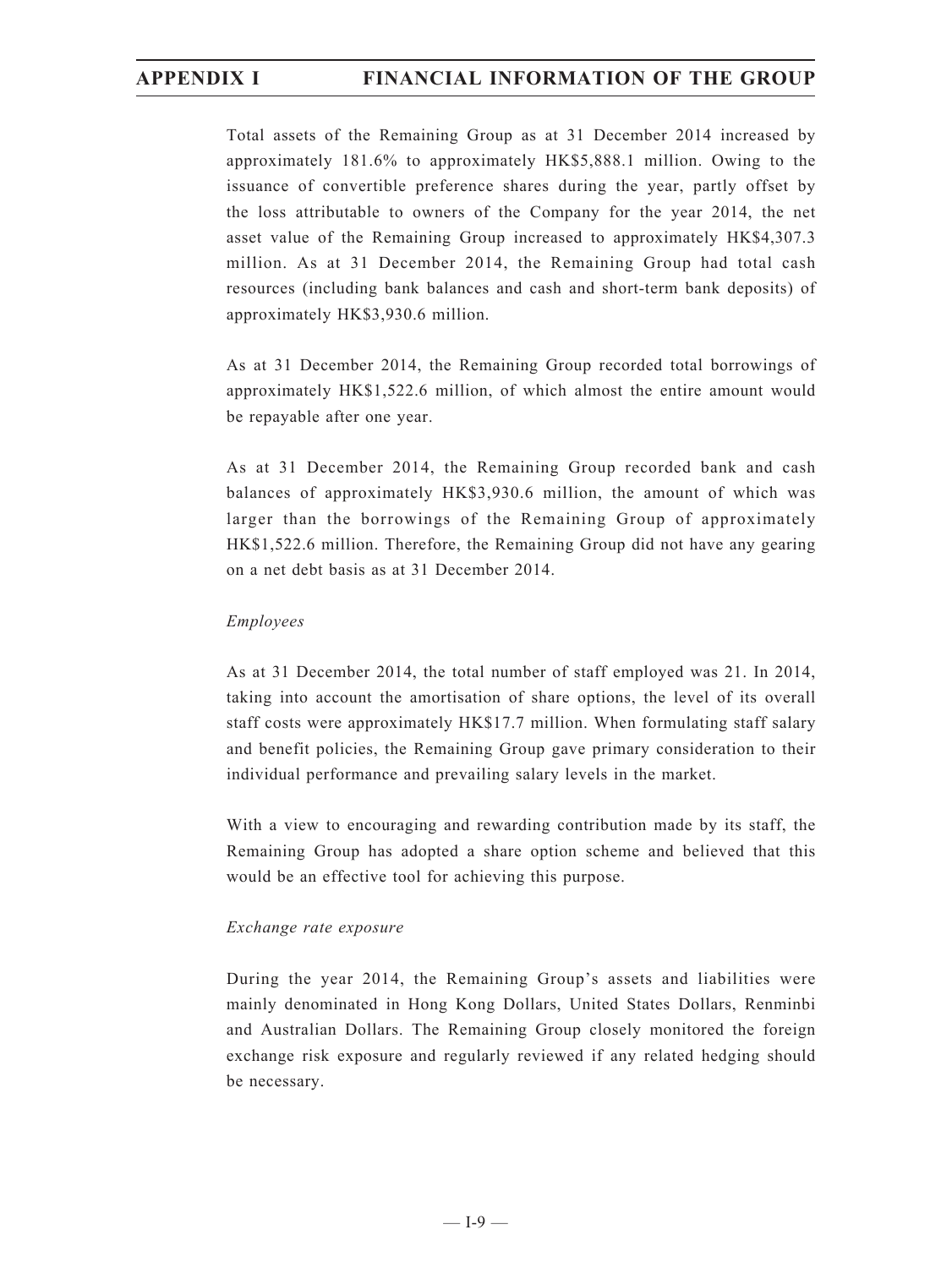Total assets of the Remaining Group as at 31 December 2014 increased by approximately 181.6% to approximately HK$5,888.1 million. Owing to the issuance of convertible preference shares during the year, partly offset by the loss attributable to owners of the Company for the year 2014, the net asset value of the Remaining Group increased to approximately HK$4,307.3 million. As at 31 December 2014, the Remaining Group had total cash resources (including bank balances and cash and short-term bank deposits) of approximately HK$3,930.6 million.

As at 31 December 2014, the Remaining Group recorded total borrowings of approximately HK$1,522.6 million, of which almost the entire amount would be repayable after one year.

As at 31 December 2014, the Remaining Group recorded bank and cash balances of approximately HK$3,930.6 million, the amount of which was larger than the borrowings of the Remaining Group of approximately HK$1,522.6 million. Therefore, the Remaining Group did not have any gearing on a net debt basis as at 31 December 2014.

*Employees*

As at 31 December 2014, the total number of staff employed was 21. In 2014, taking into account the amortisation of share options, the level of its overall staff costs were approximately HK$17.7 million. When formulating staff salary and benefit policies, the Remaining Group gave primary consideration to their individual performance and prevailing salary levels in the market.

With a view to encouraging and rewarding contribution made by its staff, the Remaining Group has adopted a share option scheme and believed that this would be an effective tool for achieving this purpose.

*Exchange rate exposure*

During the year 2014, the Remaining Group's assets and liabilities were mainly denominated in Hong Kong Dollars, United States Dollars, Renminbi and Australian Dollars. The Remaining Group closely monitored the foreign exchange risk exposure and regularly reviewed if any related hedging should be necessary.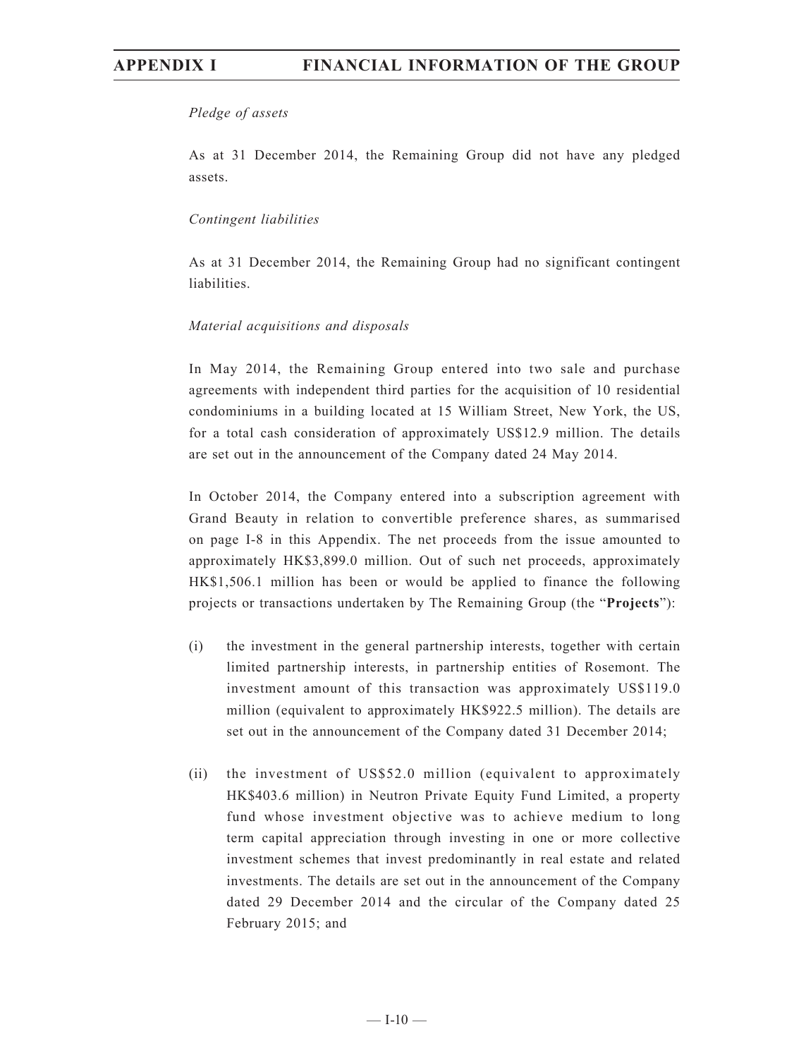*Pledge of assets*

As at 31 December 2014, the Remaining Group did not have any pledged assets.

*Contingent liabilities*

As at 31 December 2014, the Remaining Group had no significant contingent liabilities.

*Material acquisitions and disposals*

In May 2014, the Remaining Group entered into two sale and purchase agreements with independent third parties for the acquisition of 10 residential condominiums in a building located at 15 William Street, New York, the US, for a total cash consideration of approximately US$12.9 million. The details are set out in the announcement of the Company dated 24 May 2014.

In October 2014, the Company entered into a subscription agreement with Grand Beauty in relation to convertible preference shares, as summarised on page I-8 in this Appendix. The net proceeds from the issue amounted to approximately HK$3,899.0 million. Out of such net proceeds, approximately HK$1,506.1 million has been or would be applied to finance the following projects or transactions undertaken by The Remaining Group (the "**Projects**"):

(i) the investment in the general partnership interests, together with certain limited partnership interests, in partnership entities of Rosemont. The investment amount of this transaction was approximately US$119.0 million (equivalent to approximately HK$922.5 million). The details are set out in the announcement of the Company dated 31 December 2014;

(ii) the investment of US$52.0 million (equivalent to approximately HK$403.6 million) in Neutron Private Equity Fund Limited, a property fund whose investment objective was to achieve medium to long term capital appreciation through investing in one or more collective investment schemes that invest predominantly in real estate and related investments. The details are set out in the announcement of the Company dated 29 December 2014 and the circular of the Company dated 25 February 2015; and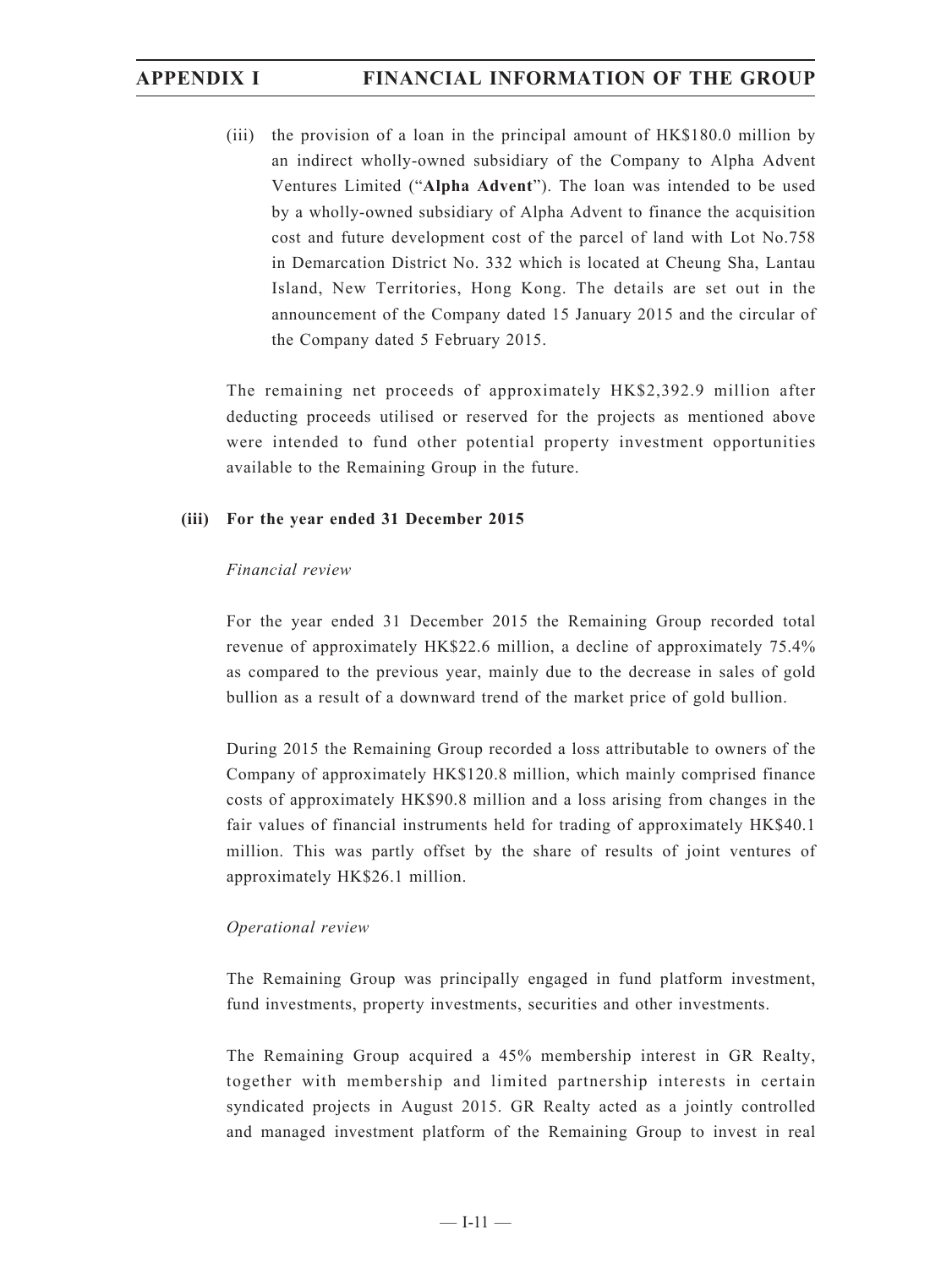(iii) the provision of a loan in the principal amount of HK$180.0 million by an indirect wholly-owned subsidiary of the Company to Alpha Advent Ventures Limited ("**Alpha Advent**"). The loan was intended to be used by a wholly-owned subsidiary of Alpha Advent to finance the acquisition cost and future development cost of the parcel of land with Lot No.758 in Demarcation District No. 332 which is located at Cheung Sha, Lantau Island, New Territories, Hong Kong. The details are set out in the announcement of the Company dated 15 January 2015 and the circular of the Company dated 5 February 2015.

The remaining net proceeds of approximately HK$2,392.9 million after deducting proceeds utilised or reserved for the projects as mentioned above were intended to fund other potential property investment opportunities available to the Remaining Group in the future.

**(iii) For the year ended 31 December 2015**

*Financial review*

For the year ended 31 December 2015 the Remaining Group recorded total revenue of approximately HK$22.6 million, a decline of approximately 75.4% as compared to the previous year, mainly due to the decrease in sales of gold bullion as a result of a downward trend of the market price of gold bullion.

During 2015 the Remaining Group recorded a loss attributable to owners of the Company of approximately HK$120.8 million, which mainly comprised finance costs of approximately HK$90.8 million and a loss arising from changes in the fair values of financial instruments held for trading of approximately HK$40.1 million. This was partly offset by the share of results of joint ventures of approximately HK$26.1 million.

*Operational review*

The Remaining Group was principally engaged in fund platform investment, fund investments, property investments, securities and other investments.

The Remaining Group acquired a 45% membership interest in GR Realty, together with membership and limited partnership interests in certain syndicated projects in August 2015. GR Realty acted as a jointly controlled and managed investment platform of the Remaining Group to invest in real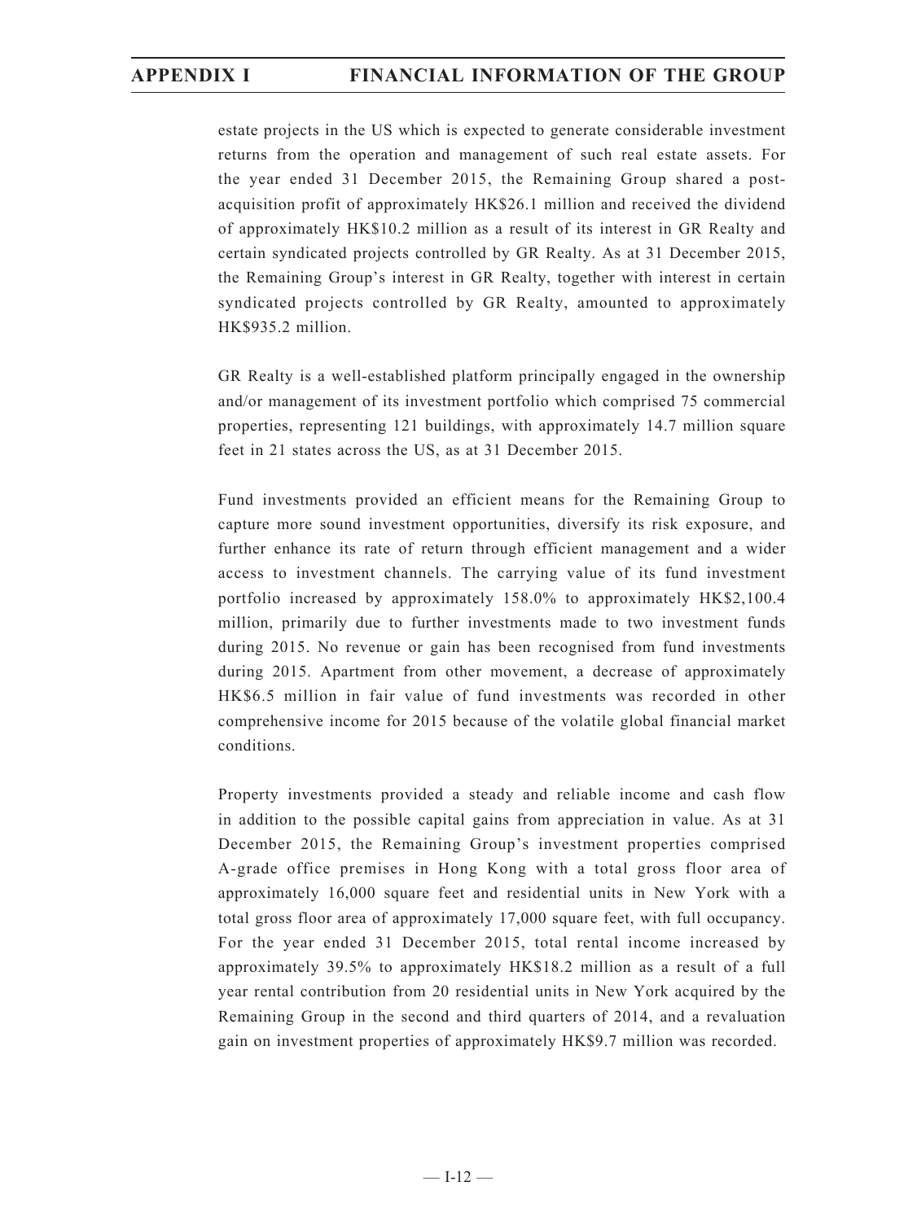estate projects in the US which is expected to generate considerable investment returns from the operation and management of such real estate assets. For the year ended 31 December 2015, the Remaining Group shared a post-acquisition profit of approximately HK$26.1 million and received the dividend of approximately HK$10.2 million as a result of its interest in GR Realty and certain syndicated projects controlled by GR Realty. As at 31 December 2015, the Remaining Group's interest in GR Realty, together with interest in certain syndicated projects controlled by GR Realty, amounted to approximately HK$935.2 million.

GR Realty is a well-established platform principally engaged in the ownership and/or management of its investment portfolio which comprised 75 commercial properties, representing 121 buildings, with approximately 14.7 million square feet in 21 states across the US, as at 31 December 2015.

Fund investments provided an efficient means for the Remaining Group to capture more sound investment opportunities, diversify its risk exposure, and further enhance its rate of return through efficient management and a wider access to investment channels. The carrying value of its fund investment portfolio increased by approximately 158.0% to approximately HK$2,100.4 million, primarily due to further investments made to two investment funds during 2015. No revenue or gain has been recognised from fund investments during 2015. Apartment from other movement, a decrease of approximately HK$6.5 million in fair value of fund investments was recorded in other comprehensive income for 2015 because of the volatile global financial market conditions.

Property investments provided a steady and reliable income and cash flow in addition to the possible capital gains from appreciation in value. As at 31 December 2015, the Remaining Group's investment properties comprised A-grade office premises in Hong Kong with a total gross floor area of approximately 16,000 square feet and residential units in New York with a total gross floor area of approximately 17,000 square feet, with full occupancy. For the year ended 31 December 2015, total rental income increased by approximately 39.5% to approximately HK$18.2 million as a result of a full year rental contribution from 20 residential units in New York acquired by the Remaining Group in the second and third quarters of 2014, and a revaluation gain on investment properties of approximately HK$9.7 million was recorded.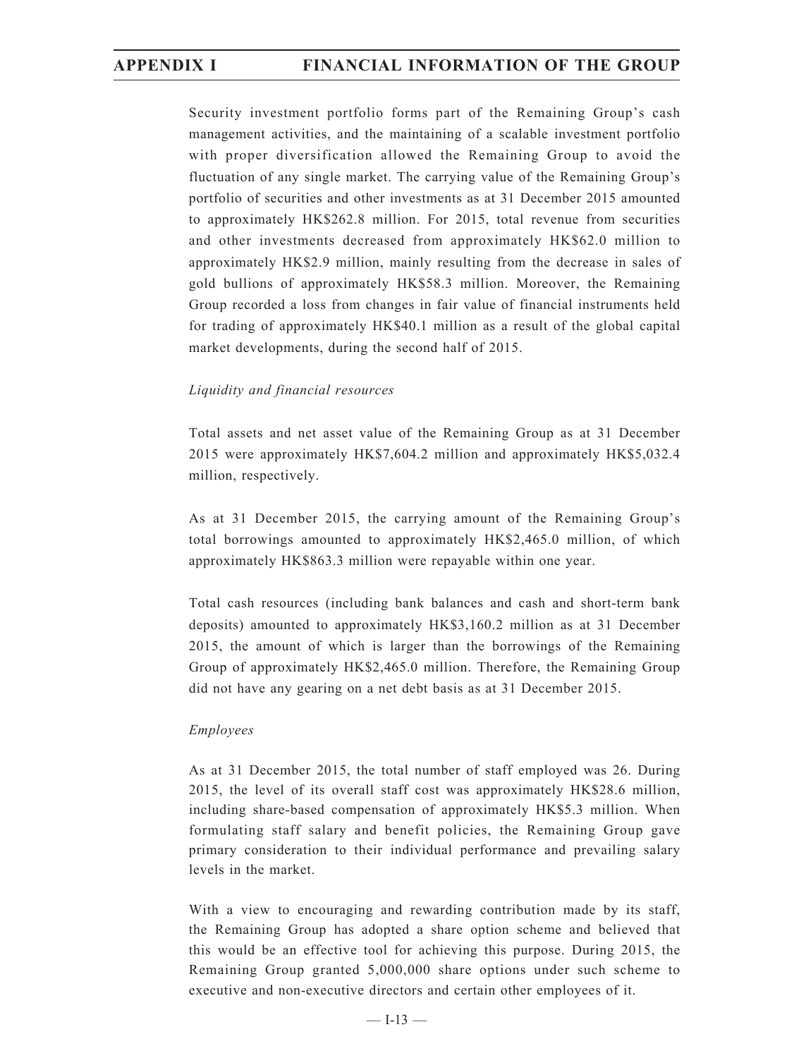Security investment portfolio forms part of the Remaining Group's cash management activities, and the maintaining of a scalable investment portfolio with proper diversification allowed the Remaining Group to avoid the fluctuation of any single market. The carrying value of the Remaining Group's portfolio of securities and other investments as at 31 December 2015 amounted to approximately HK$262.8 million. For 2015, total revenue from securities and other investments decreased from approximately HK$62.0 million to approximately HK$2.9 million, mainly resulting from the decrease in sales of gold bullions of approximately HK$58.3 million. Moreover, the Remaining Group recorded a loss from changes in fair value of financial instruments held for trading of approximately HK$40.1 million as a result of the global capital market developments, during the second half of 2015.

*Liquidity and financial resources*

Total assets and net asset value of the Remaining Group as at 31 December 2015 were approximately HK$7,604.2 million and approximately HK$5,032.4 million, respectively.

As at 31 December 2015, the carrying amount of the Remaining Group's total borrowings amounted to approximately HK$2,465.0 million, of which approximately HK$863.3 million were repayable within one year.

Total cash resources (including bank balances and cash and short-term bank deposits) amounted to approximately HK$3,160.2 million as at 31 December 2015, the amount of which is larger than the borrowings of the Remaining Group of approximately HK$2,465.0 million. Therefore, the Remaining Group did not have any gearing on a net debt basis as at 31 December 2015.

*Employees*

As at 31 December 2015, the total number of staff employed was 26. During 2015, the level of its overall staff cost was approximately HK$28.6 million, including share-based compensation of approximately HK$5.3 million. When formulating staff salary and benefit policies, the Remaining Group gave primary consideration to their individual performance and prevailing salary levels in the market.

With a view to encouraging and rewarding contribution made by its staff, the Remaining Group has adopted a share option scheme and believed that this would be an effective tool for achieving this purpose. During 2015, the Remaining Group granted 5,000,000 share options under such scheme to executive and non-executive directors and certain other employees of it.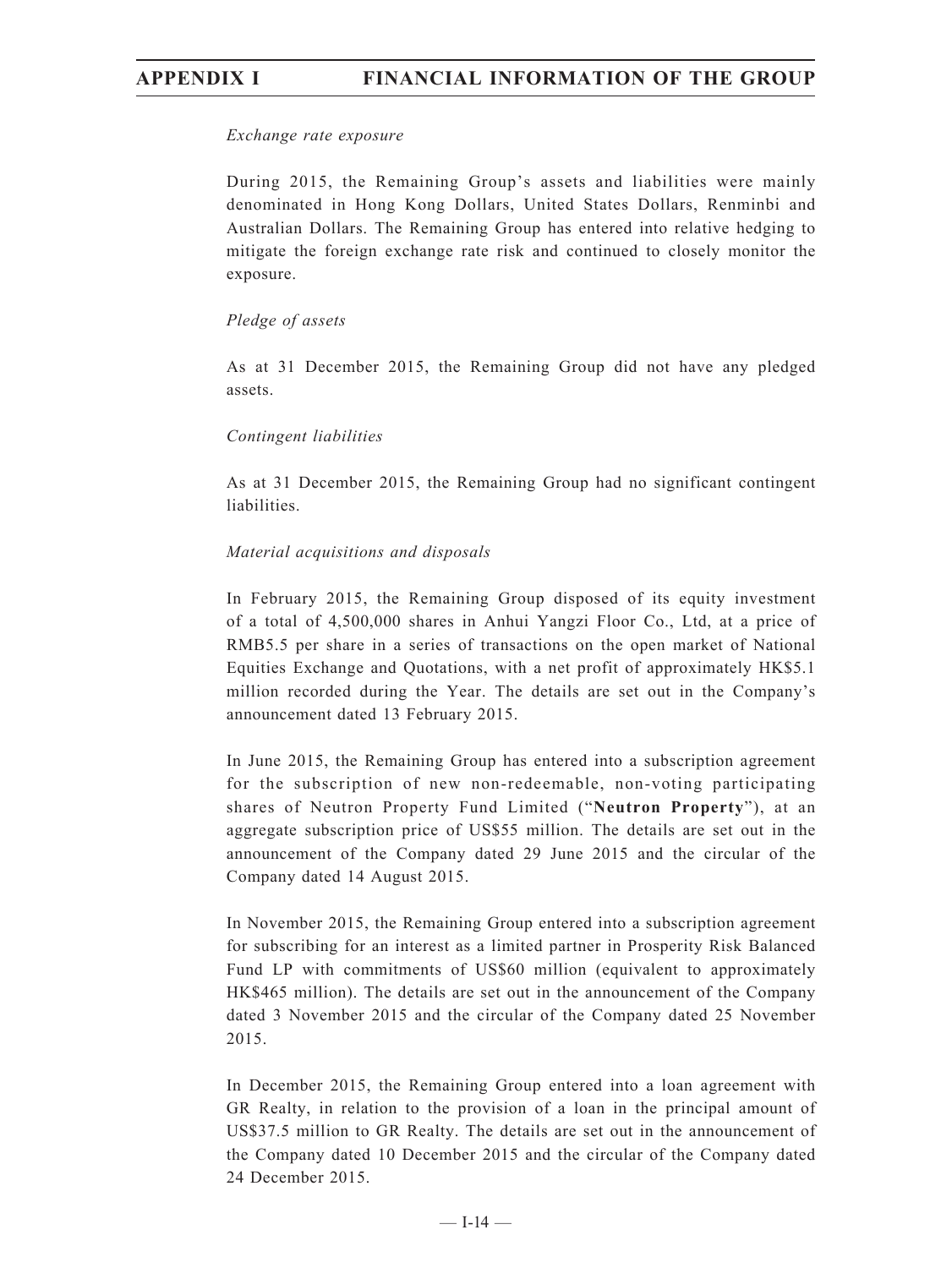*Exchange rate exposure*

During 2015, the Remaining Group's assets and liabilities were mainly denominated in Hong Kong Dollars, United States Dollars, Renminbi and Australian Dollars. The Remaining Group has entered into relative hedging to mitigate the foreign exchange rate risk and continued to closely monitor the exposure.

*Pledge of assets*

As at 31 December 2015, the Remaining Group did not have any pledged assets.

*Contingent liabilities*

As at 31 December 2015, the Remaining Group had no significant contingent liabilities.

*Material acquisitions and disposals*

In February 2015, the Remaining Group disposed of its equity investment of a total of 4,500,000 shares in Anhui Yangzi Floor Co., Ltd, at a price of RMB5.5 per share in a series of transactions on the open market of National Equities Exchange and Quotations, with a net profit of approximately HK$5.1 million recorded during the Year. The details are set out in the Company's announcement dated 13 February 2015.

In June 2015, the Remaining Group has entered into a subscription agreement for the subscription of new non-redeemable, non-voting participating shares of Neutron Property Fund Limited ("**Neutron Property**"), at an aggregate subscription price of US$55 million. The details are set out in the announcement of the Company dated 29 June 2015 and the circular of the Company dated 14 August 2015.

In November 2015, the Remaining Group entered into a subscription agreement for subscribing for an interest as a limited partner in Prosperity Risk Balanced Fund LP with commitments of US$60 million (equivalent to approximately HK$465 million). The details are set out in the announcement of the Company dated 3 November 2015 and the circular of the Company dated 25 November 2015.

In December 2015, the Remaining Group entered into a loan agreement with GR Realty, in relation to the provision of a loan in the principal amount of US$37.5 million to GR Realty. The details are set out in the announcement of the Company dated 10 December 2015 and the circular of the Company dated 24 December 2015.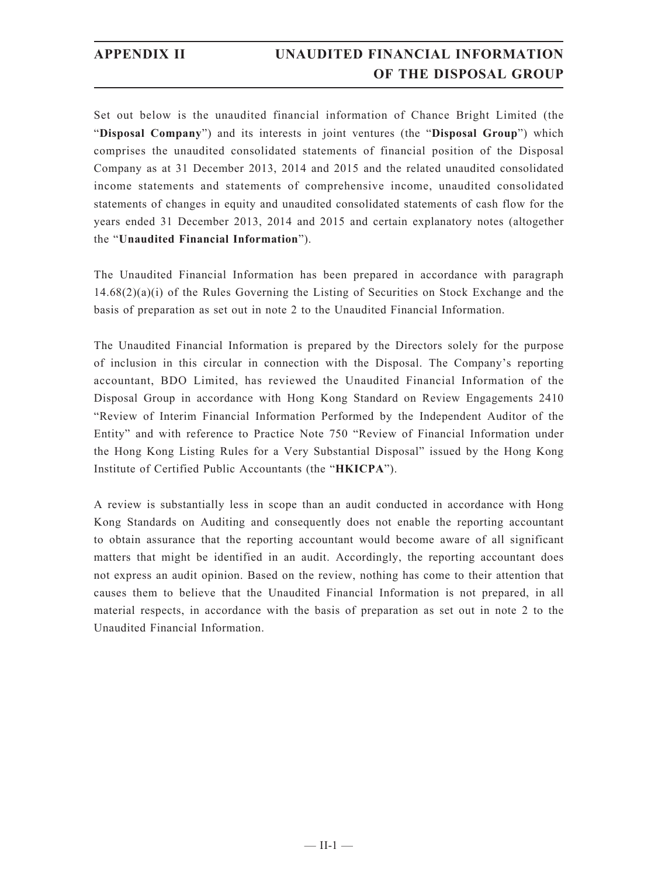Set out below is the unaudited financial information of Chance Bright Limited (the "**Disposal Company**") and its interests in joint ventures (the "**Disposal Group**") which comprises the unaudited consolidated statements of financial position of the Disposal Company as at 31 December 2013, 2014 and 2015 and the related unaudited consolidated income statements and statements of comprehensive income, unaudited consolidated statements of changes in equity and unaudited consolidated statements of cash flow for the years ended 31 December 2013, 2014 and 2015 and certain explanatory notes (altogether the "**Unaudited Financial Information**").

The Unaudited Financial Information has been prepared in accordance with paragraph 14.68(2)(a)(i) of the Rules Governing the Listing of Securities on Stock Exchange and the basis of preparation as set out in note 2 to the Unaudited Financial Information.

The Unaudited Financial Information is prepared by the Directors solely for the purpose of inclusion in this circular in connection with the Disposal. The Company's reporting accountant, BDO Limited, has reviewed the Unaudited Financial Information of the Disposal Group in accordance with Hong Kong Standard on Review Engagements 2410 "Review of Interim Financial Information Performed by the Independent Auditor of the Entity" and with reference to Practice Note 750 "Review of Financial Information under the Hong Kong Listing Rules for a Very Substantial Disposal" issued by the Hong Kong Institute of Certified Public Accountants (the "**HKICPA**").

A review is substantially less in scope than an audit conducted in accordance with Hong Kong Standards on Auditing and consequently does not enable the reporting accountant to obtain assurance that the reporting accountant would become aware of all significant matters that might be identified in an audit. Accordingly, the reporting accountant does not express an audit opinion. Based on the review, nothing has come to their attention that causes them to believe that the Unaudited Financial Information is not prepared, in all material respects, in accordance with the basis of preparation as set out in note 2 to the Unaudited Financial Information.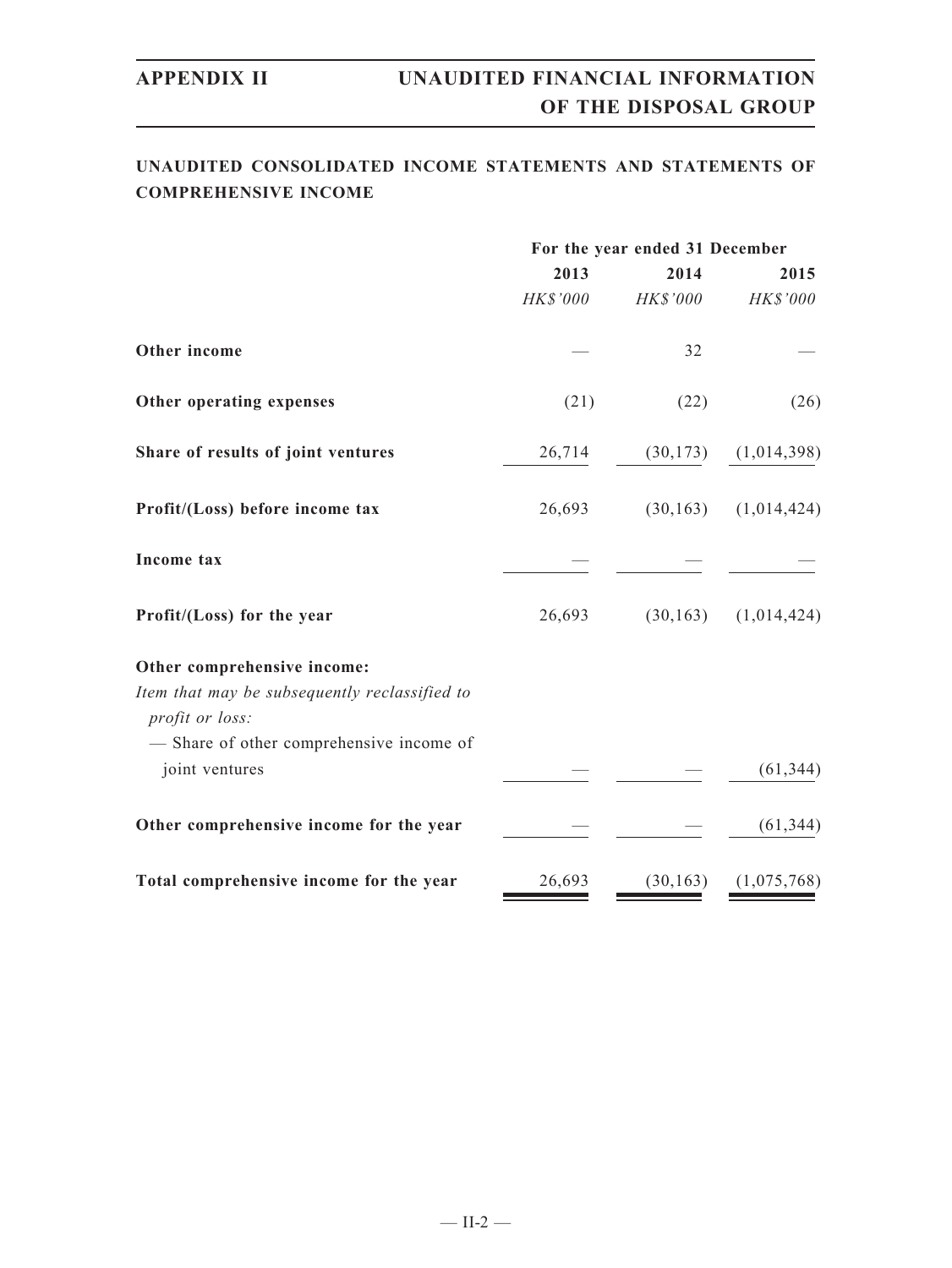## UNAUDITED CONSOLIDATED INCOME STATEMENTS AND STATEMENTS OF COMPREHENSIVE INCOME

| | For the year ended 31 December | | |
|---|---|---|---|
| | 2013 | 2014 | 2015 |
| | *HK$'000* | *HK$'000* | *HK$'000* |
| **Other income** | — | 32 | — |
| **Other operating expenses** | (21) | (22) | (26) |
| **Share of results of joint ventures** | 26,714 | (30,173) | (1,014,398) |
| **Profit/(Loss) before income tax** | 26,693 | (30,163) | (1,014,424) |
| **Income tax** | — | — | — |
| **Profit/(Loss) for the year** | 26,693 | (30,163) | (1,014,424) |
| **Other comprehensive income:** | | | |
| *Item that may be subsequently reclassified to profit or loss:* | | | |
| — Share of other comprehensive income of joint ventures | — | — | (61,344) |
| **Other comprehensive income for the year** | — | — | (61,344) |
| **Total comprehensive income for the year** | 26,693 | (30,163) | (1,075,768) |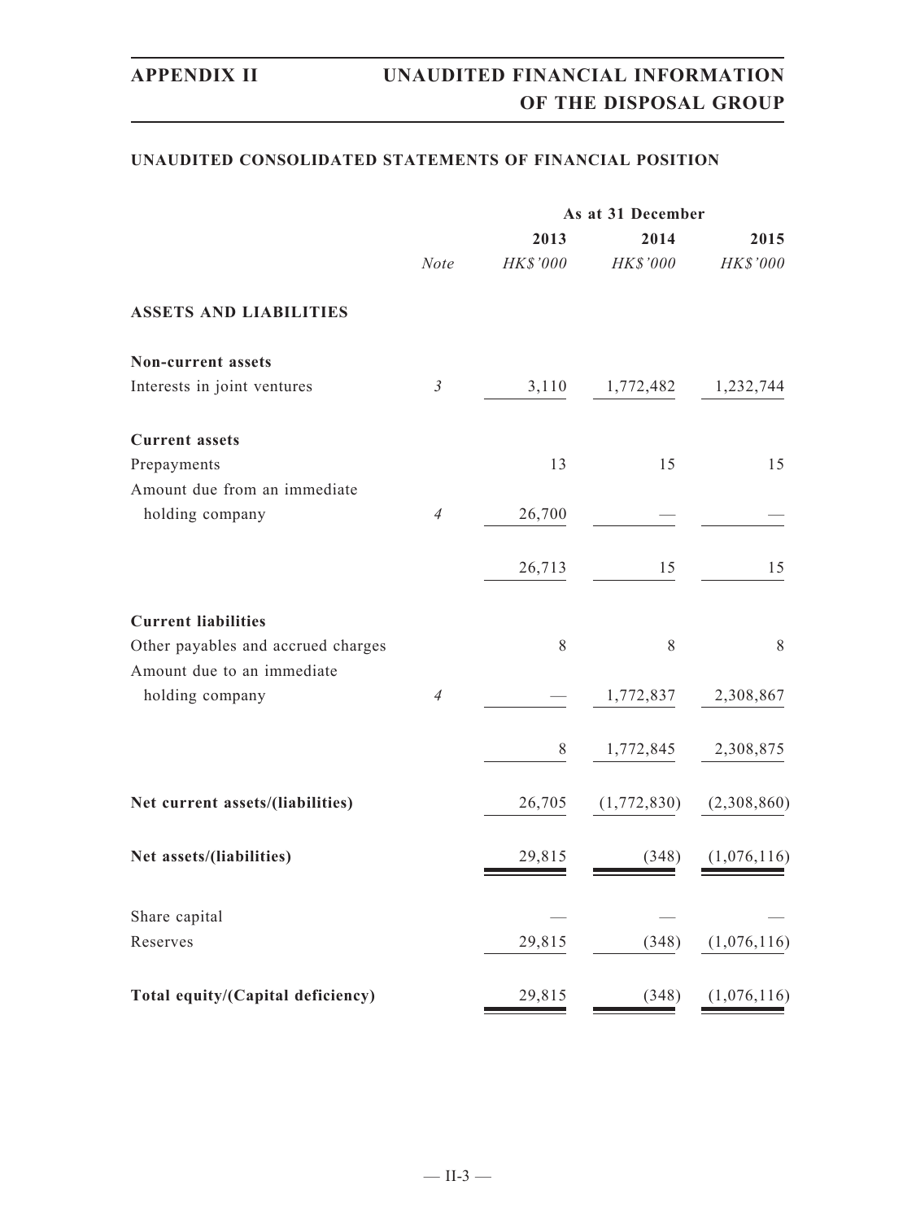## UNAUDITED CONSOLIDATED STATEMENTS OF FINANCIAL POSITION

| | | As at 31 December | | |
|---|---|---|---|---|
| | | 2013 | 2014 | 2015 |
| | *Note* | *HK$'000* | *HK$'000* | *HK$'000* |
| **ASSETS AND LIABILITIES** | | | | |
| **Non-current assets** | | | | |
| Interests in joint ventures | *3* | 3,110 | 1,772,482 | 1,232,744 |
| **Current assets** | | | | |
| Prepayments | | 13 | 15 | 15 |
| Amount due from an immediate holding company | *4* | 26,700 | — | — |
| | | 26,713 | 15 | 15 |
| **Current liabilities** | | | | |
| Other payables and accrued charges | | 8 | 8 | 8 |
| Amount due to an immediate holding company | *4* | — | 1,772,837 | 2,308,867 |
| | | 8 | 1,772,845 | 2,308,875 |
| **Net current assets/(liabilities)** | | 26,705 | (1,772,830) | (2,308,860) |
| **Net assets/(liabilities)** | | 29,815 | (348) | (1,076,116) |
| Share capital | | — | — | — |
| Reserves | | 29,815 | (348) | (1,076,116) |
| **Total equity/(Capital deficiency)** | | 29,815 | (348) | (1,076,116) |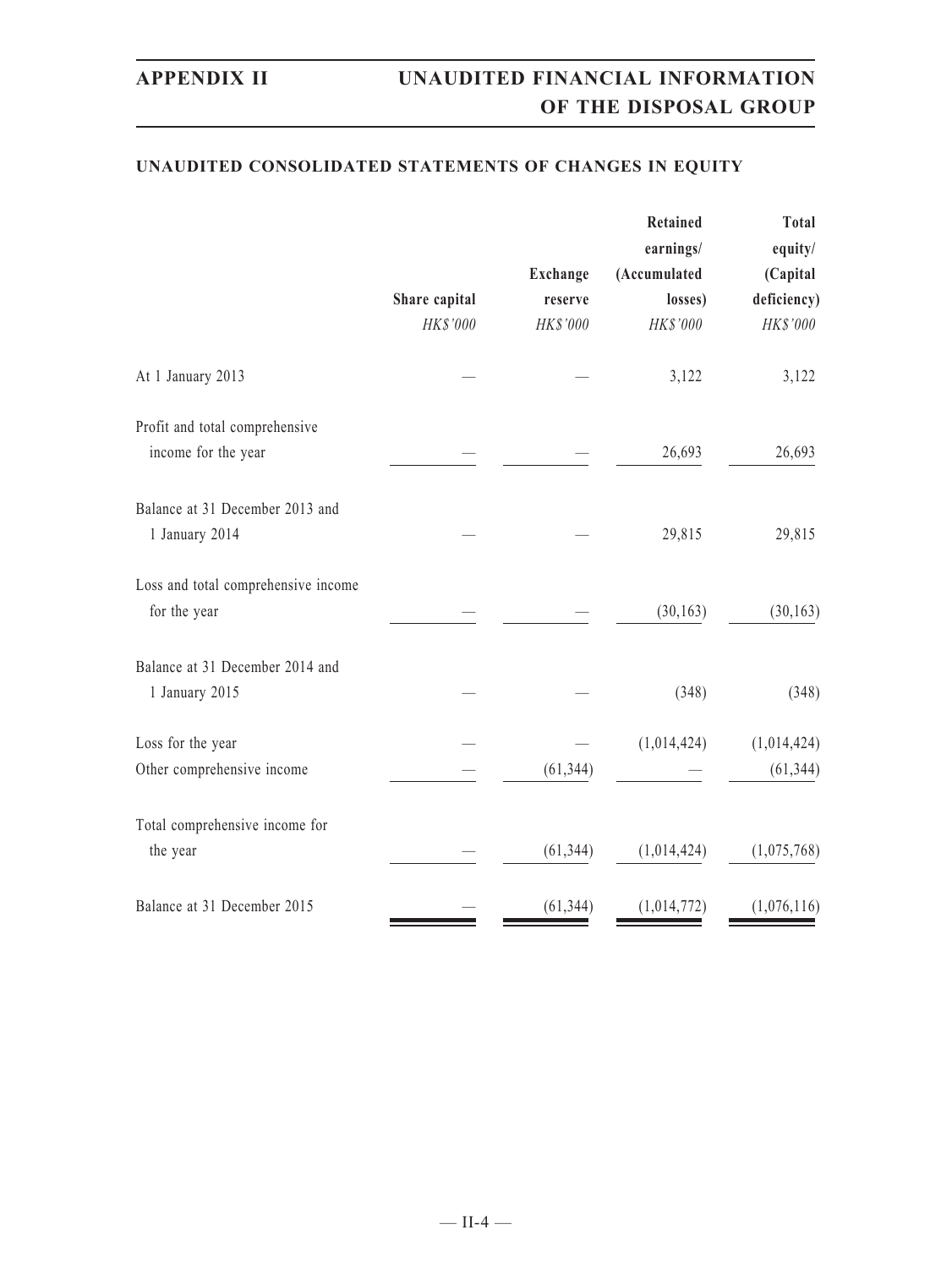## UNAUDITED CONSOLIDATED STATEMENTS OF CHANGES IN EQUITY

| | Share capital | Exchange reserve | Retained earnings/ (Accumulated losses) | Total equity/ (Capital deficiency) |
|---|---|---|---|---|
| | *HK$'000* | *HK$'000* | *HK$'000* | *HK$'000* |
| At 1 January 2013 | — | — | 3,122 | 3,122 |
| Profit and total comprehensive income for the year | — | — | 26,693 | 26,693 |
| Balance at 31 December 2013 and 1 January 2014 | — | — | 29,815 | 29,815 |
| Loss and total comprehensive income for the year | — | — | (30,163) | (30,163) |
| Balance at 31 December 2014 and 1 January 2015 | — | — | (348) | (348) |
| Loss for the year | — | — | (1,014,424) | (1,014,424) |
| Other comprehensive income | — | (61,344) | — | (61,344) |
| Total comprehensive income for the year | — | (61,344) | (1,014,424) | (1,075,768) |
| Balance at 31 December 2015 | — | (61,344) | (1,014,772) | (1,076,116) |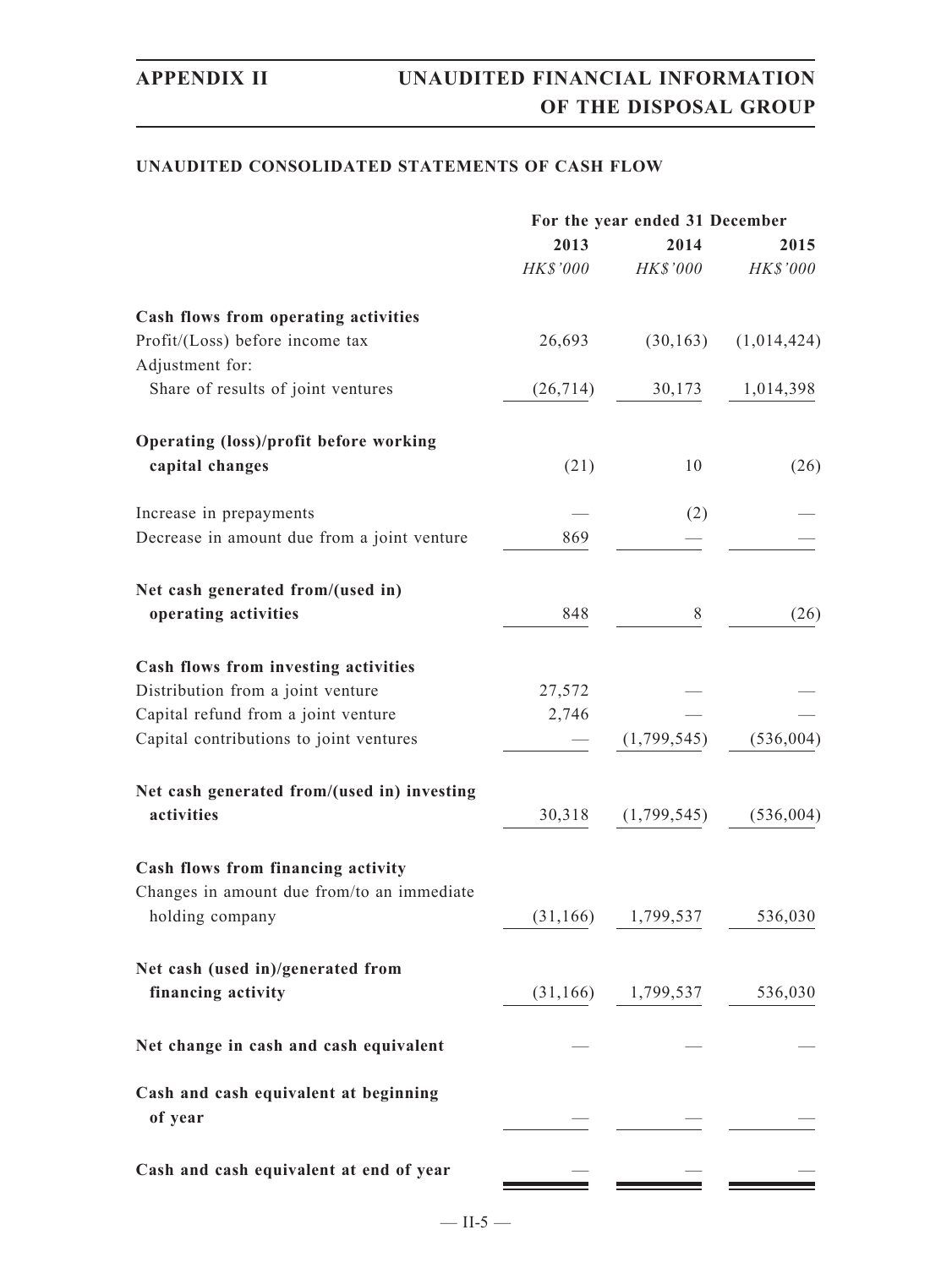## UNAUDITED CONSOLIDATED STATEMENTS OF CASH FLOW

| | For the year ended 31 December | | |
|---|---|---|---|
| | 2013 | 2014 | 2015 |
| | *HK$'000* | *HK$'000* | *HK$'000* |
| **Cash flows from operating activities** | | | |
| Profit/(Loss) before income tax | 26,693 | (30,163) | (1,014,424) |
| Adjustment for: | | | |
| Share of results of joint ventures | (26,714) | 30,173 | 1,014,398 |
| **Operating (loss)/profit before working capital changes** | (21) | 10 | (26) |
| Increase in prepayments | — | (2) | — |
| Decrease in amount due from a joint venture | 869 | — | — |
| **Net cash generated from/(used in) operating activities** | 848 | 8 | (26) |
| **Cash flows from investing activities** | | | |
| Distribution from a joint venture | 27,572 | — | — |
| Capital refund from a joint venture | 2,746 | — | — |
| Capital contributions to joint ventures | — | (1,799,545) | (536,004) |
| **Net cash generated from/(used in) investing activities** | 30,318 | (1,799,545) | (536,004) |
| **Cash flows from financing activity** | | | |
| Changes in amount due from/to an immediate holding company | (31,166) | 1,799,537 | 536,030 |
| **Net cash (used in)/generated from financing activity** | (31,166) | 1,799,537 | 536,030 |
| **Net change in cash and cash equivalent** | — | — | — |
| **Cash and cash equivalent at beginning of year** | — | — | — |
| **Cash and cash equivalent at end of year** | — | — | — |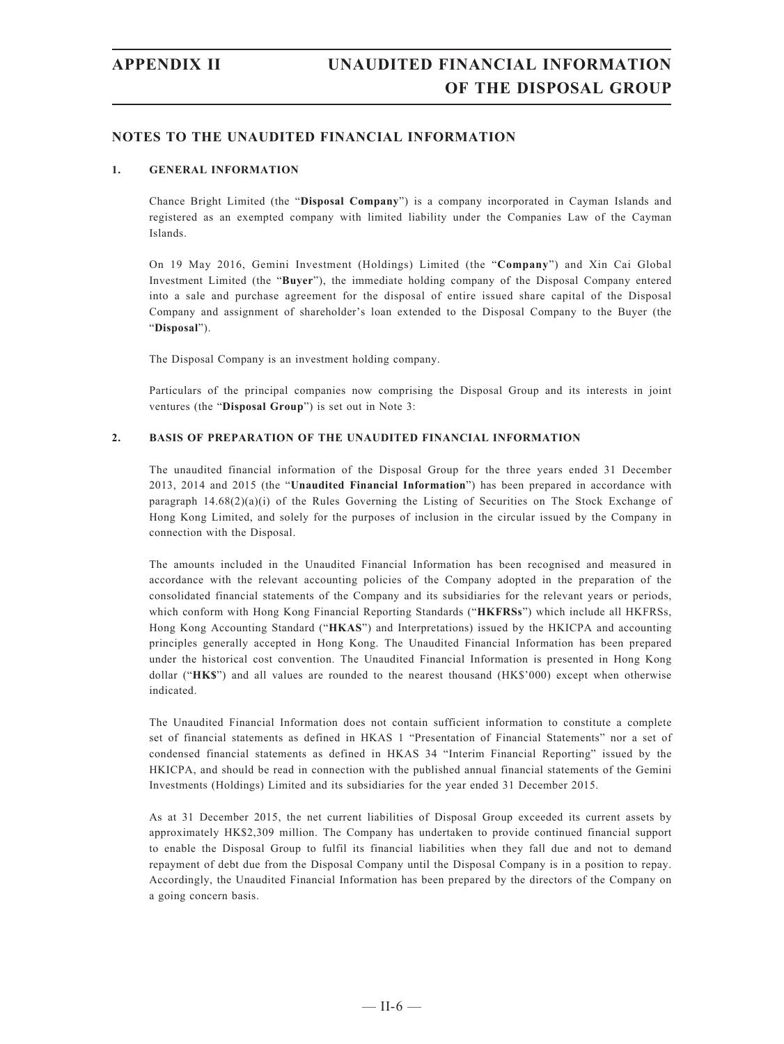## NOTES TO THE UNAUDITED FINANCIAL INFORMATION

### 1. GENERAL INFORMATION

Chance Bright Limited (the "**Disposal Company**") is a company incorporated in Cayman Islands and registered as an exempted company with limited liability under the Companies Law of the Cayman Islands.

On 19 May 2016, Gemini Investment (Holdings) Limited (the "**Company**") and Xin Cai Global Investment Limited (the "**Buyer**"), the immediate holding company of the Disposal Company entered into a sale and purchase agreement for the disposal of entire issued share capital of the Disposal Company and assignment of shareholder's loan extended to the Disposal Company to the Buyer (the "**Disposal**").

The Disposal Company is an investment holding company.

Particulars of the principal companies now comprising the Disposal Group and its interests in joint ventures (the "**Disposal Group**") is set out in Note 3:

### 2. BASIS OF PREPARATION OF THE UNAUDITED FINANCIAL INFORMATION

The unaudited financial information of the Disposal Group for the three years ended 31 December 2013, 2014 and 2015 (the "**Unaudited Financial Information**") has been prepared in accordance with paragraph 14.68(2)(a)(i) of the Rules Governing the Listing of Securities on The Stock Exchange of Hong Kong Limited, and solely for the purposes of inclusion in the circular issued by the Company in connection with the Disposal.

The amounts included in the Unaudited Financial Information has been recognised and measured in accordance with the relevant accounting policies of the Company adopted in the preparation of the consolidated financial statements of the Company and its subsidiaries for the relevant years or periods, which conform with Hong Kong Financial Reporting Standards ("**HKFRSs**") which include all HKFRSs, Hong Kong Accounting Standard ("**HKAS**") and Interpretations) issued by the HKICPA and accounting principles generally accepted in Hong Kong. The Unaudited Financial Information has been prepared under the historical cost convention. The Unaudited Financial Information is presented in Hong Kong dollar ("**HK$**") and all values are rounded to the nearest thousand (HK$'000) except when otherwise indicated.

The Unaudited Financial Information does not contain sufficient information to constitute a complete set of financial statements as defined in HKAS 1 "Presentation of Financial Statements" nor a set of condensed financial statements as defined in HKAS 34 "Interim Financial Reporting" issued by the HKICPA, and should be read in connection with the published annual financial statements of the Gemini Investments (Holdings) Limited and its subsidiaries for the year ended 31 December 2015.

As at 31 December 2015, the net current liabilities of Disposal Group exceeded its current assets by approximately HK$2,309 million. The Company has undertaken to provide continued financial support to enable the Disposal Group to fulfil its financial liabilities when they fall due and not to demand repayment of debt due from the Disposal Company until the Disposal Company is in a position to repay. Accordingly, the Unaudited Financial Information has been prepared by the directors of the Company on a going concern basis.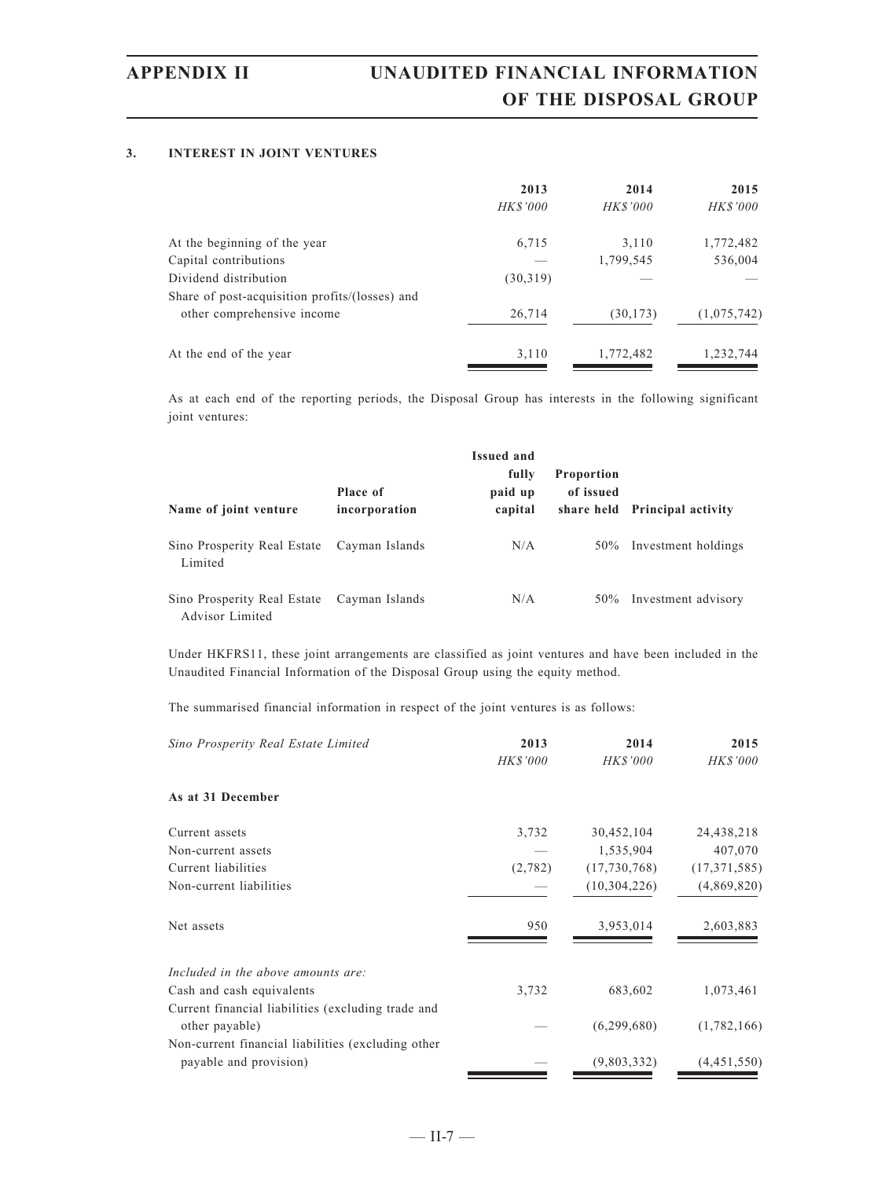### 3. INTEREST IN JOINT VENTURES

| | 2013 | 2014 | 2015 |
|---|---|---|---|
| | *HK$'000* | *HK$'000* | *HK$'000* |
| At the beginning of the year | 6,715 | 3,110 | 1,772,482 |
| Capital contributions | — | 1,799,545 | 536,004 |
| Dividend distribution | (30,319) | — | — |
| Share of post-acquisition profits/(losses) and other comprehensive income | 26,714 | (30,173) | (1,075,742) |
| At the end of the year | 3,110 | 1,772,482 | 1,232,744 |

As at each end of the reporting periods, the Disposal Group has interests in the following significant joint ventures:

| Name of joint venture | Place of incorporation | Issued and fully paid up capital | Proportion of issued share held | Principal activity |
|---|---|---|---|---|
| Sino Prosperity Real Estate Limited | Cayman Islands | N/A | 50% | Investment holdings |
| Sino Prosperity Real Estate Advisor Limited | Cayman Islands | N/A | 50% | Investment advisory |

Under HKFRS11, these joint arrangements are classified as joint ventures and have been included in the Unaudited Financial Information of the Disposal Group using the equity method.

The summarised financial information in respect of the joint ventures is as follows:

| *Sino Prosperity Real Estate Limited* | 2013 | 2014 | 2015 |
|---|---|---|---|
| | *HK$'000* | *HK$'000* | *HK$'000* |
| **As at 31 December** | | | |
| Current assets | 3,732 | 30,452,104 | 24,438,218 |
| Non-current assets | — | 1,535,904 | 407,070 |
| Current liabilities | (2,782) | (17,730,768) | (17,371,585) |
| Non-current liabilities | — | (10,304,226) | (4,869,820) |
| Net assets | 950 | 3,953,014 | 2,603,883 |
| *Included in the above amounts are:* | | | |
| Cash and cash equivalents | 3,732 | 683,602 | 1,073,461 |
| Current financial liabilities (excluding trade and other payable) | — | (6,299,680) | (1,782,166) |
| Non-current financial liabilities (excluding other payable and provision) | — | (9,803,332) | (4,451,550) |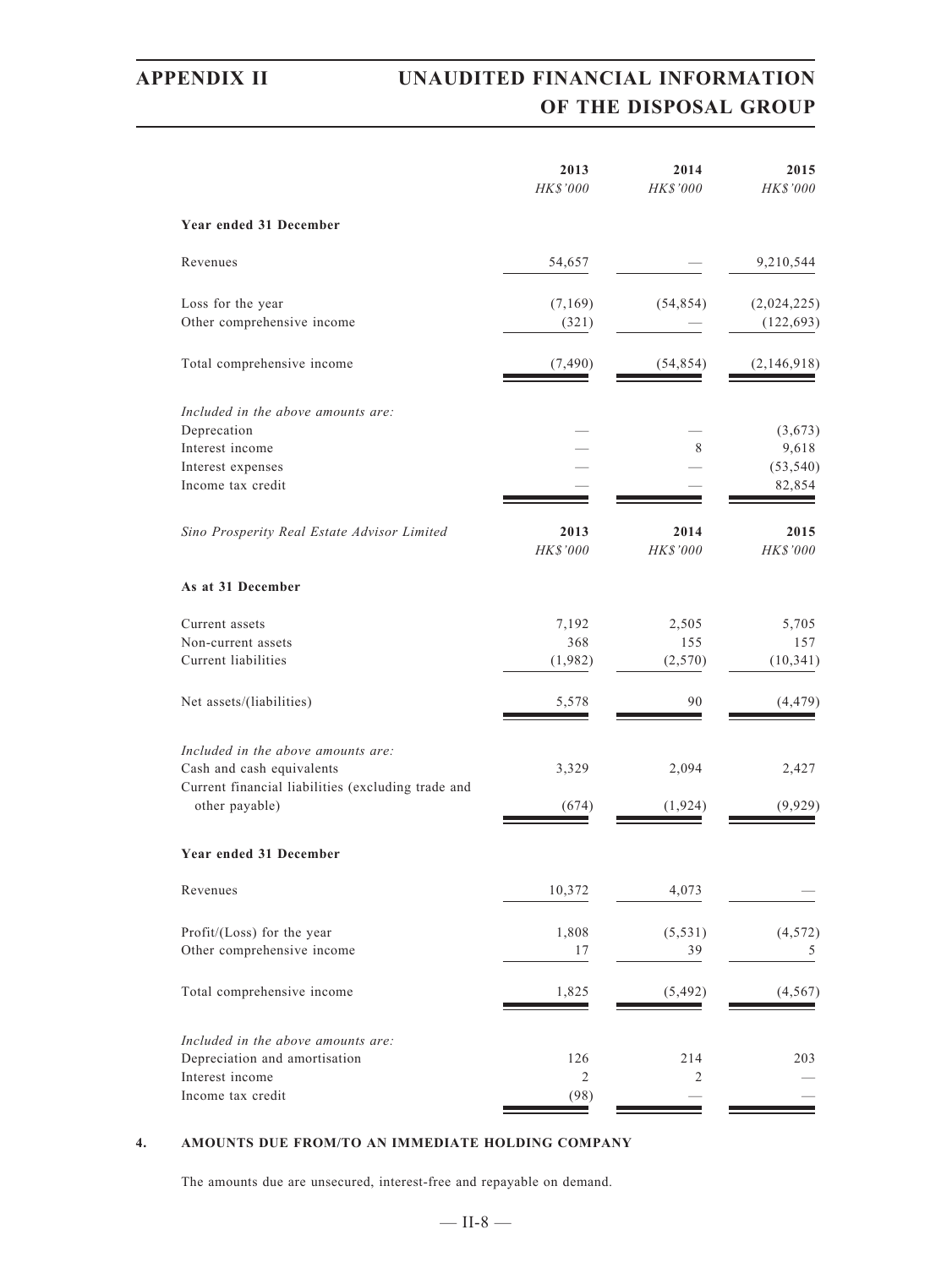| | 2013 | 2014 | 2015 |
|---|---|---|---|
| | *HK$'000* | *HK$'000* | *HK$'000* |
| **Year ended 31 December** | | | |
| Revenues | 54,657 | — | 9,210,544 |
| Loss for the year | (7,169) | (54,854) | (2,024,225) |
| Other comprehensive income | (321) | — | (122,693) |
| Total comprehensive income | (7,490) | (54,854) | (2,146,918) |
| *Included in the above amounts are:* | | | |
| Deprecation | — | — | (3,673) |
| Interest income | — | 8 | 9,618 |
| Interest expenses | — | — | (53,540) |
| Income tax credit | — | — | 82,854 |

| *Sino Prosperity Real Estate Advisor Limited* | 2013 | 2014 | 2015 |
|---|---|---|---|
| | *HK$'000* | *HK$'000* | *HK$'000* |
| **As at 31 December** | | | |
| Current assets | 7,192 | 2,505 | 5,705 |
| Non-current assets | 368 | 155 | 157 |
| Current liabilities | (1,982) | (2,570) | (10,341) |
| Net assets/(liabilities) | 5,578 | 90 | (4,479) |
| *Included in the above amounts are:* | | | |
| Cash and cash equivalents | 3,329 | 2,094 | 2,427 |
| Current financial liabilities (excluding trade and other payable) | (674) | (1,924) | (9,929) |
| **Year ended 31 December** | | | |
| Revenues | 10,372 | 4,073 | — |
| Profit/(Loss) for the year | 1,808 | (5,531) | (4,572) |
| Other comprehensive income | 17 | 39 | 5 |
| Total comprehensive income | 1,825 | (5,492) | (4,567) |
| *Included in the above amounts are:* | | | |
| Depreciation and amortisation | 126 | 214 | 203 |
| Interest income | 2 | 2 | — |
| Income tax credit | (98) | — | — |

## 4. AMOUNTS DUE FROM/TO AN IMMEDIATE HOLDING COMPANY

The amounts due are unsecured, interest-free and repayable on demand.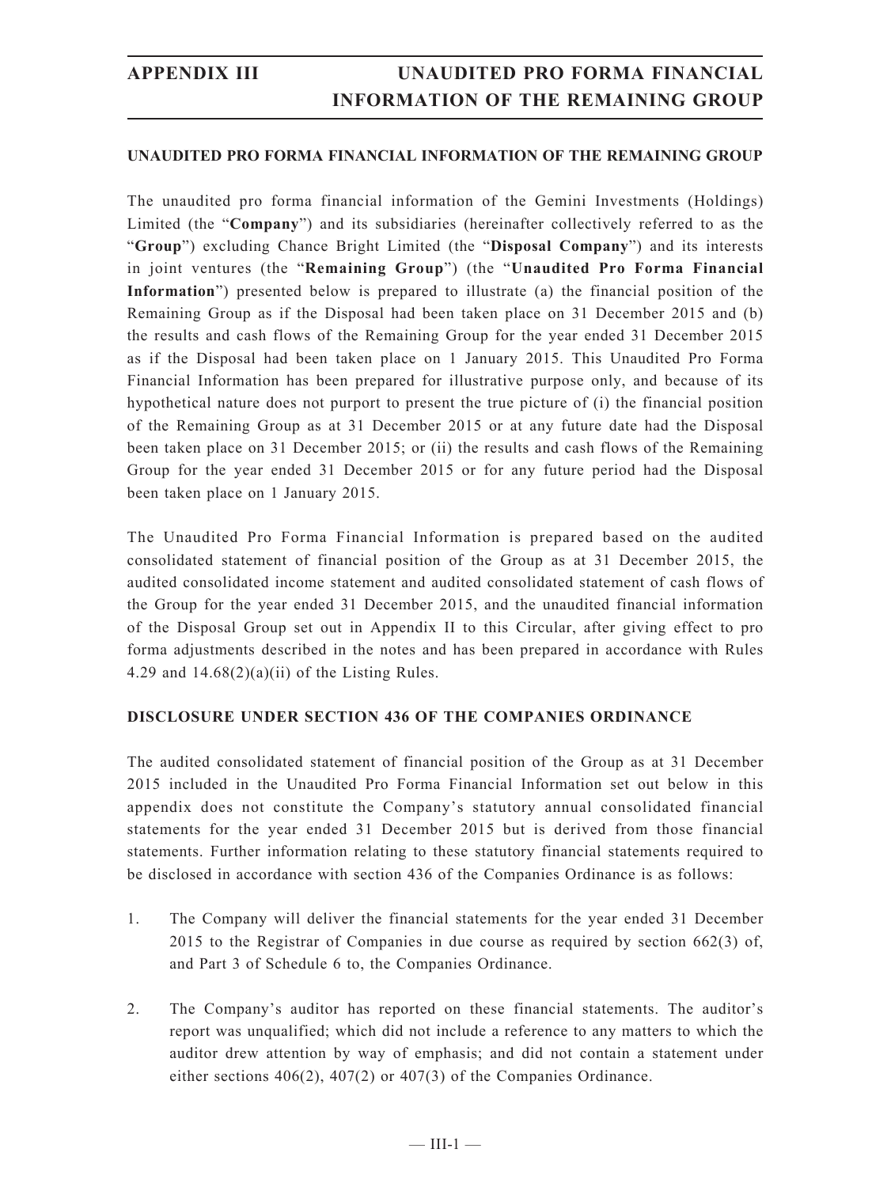## UNAUDITED PRO FORMA FINANCIAL INFORMATION OF THE REMAINING GROUP

The unaudited pro forma financial information of the Gemini Investments (Holdings) Limited (the "**Company**") and its subsidiaries (hereinafter collectively referred to as the "**Group**") excluding Chance Bright Limited (the "**Disposal Company**") and its interests in joint ventures (the "**Remaining Group**") (the "**Unaudited Pro Forma Financial Information**") presented below is prepared to illustrate (a) the financial position of the Remaining Group as if the Disposal had been taken place on 31 December 2015 and (b) the results and cash flows of the Remaining Group for the year ended 31 December 2015 as if the Disposal had been taken place on 1 January 2015. This Unaudited Pro Forma Financial Information has been prepared for illustrative purpose only, and because of its hypothetical nature does not purport to present the true picture of (i) the financial position of the Remaining Group as at 31 December 2015 or at any future date had the Disposal been taken place on 31 December 2015; or (ii) the results and cash flows of the Remaining Group for the year ended 31 December 2015 or for any future period had the Disposal been taken place on 1 January 2015.

The Unaudited Pro Forma Financial Information is prepared based on the audited consolidated statement of financial position of the Group as at 31 December 2015, the audited consolidated income statement and audited consolidated statement of cash flows of the Group for the year ended 31 December 2015, and the unaudited financial information of the Disposal Group set out in Appendix II to this Circular, after giving effect to pro forma adjustments described in the notes and has been prepared in accordance with Rules 4.29 and 14.68(2)(a)(ii) of the Listing Rules.

## DISCLOSURE UNDER SECTION 436 OF THE COMPANIES ORDINANCE

The audited consolidated statement of financial position of the Group as at 31 December 2015 included in the Unaudited Pro Forma Financial Information set out below in this appendix does not constitute the Company's statutory annual consolidated financial statements for the year ended 31 December 2015 but is derived from those financial statements. Further information relating to these statutory financial statements required to be disclosed in accordance with section 436 of the Companies Ordinance is as follows:

1. The Company will deliver the financial statements for the year ended 31 December 2015 to the Registrar of Companies in due course as required by section 662(3) of, and Part 3 of Schedule 6 to, the Companies Ordinance.

2. The Company's auditor has reported on these financial statements. The auditor's report was unqualified; which did not include a reference to any matters to which the auditor drew attention by way of emphasis; and did not contain a statement under either sections 406(2), 407(2) or 407(3) of the Companies Ordinance.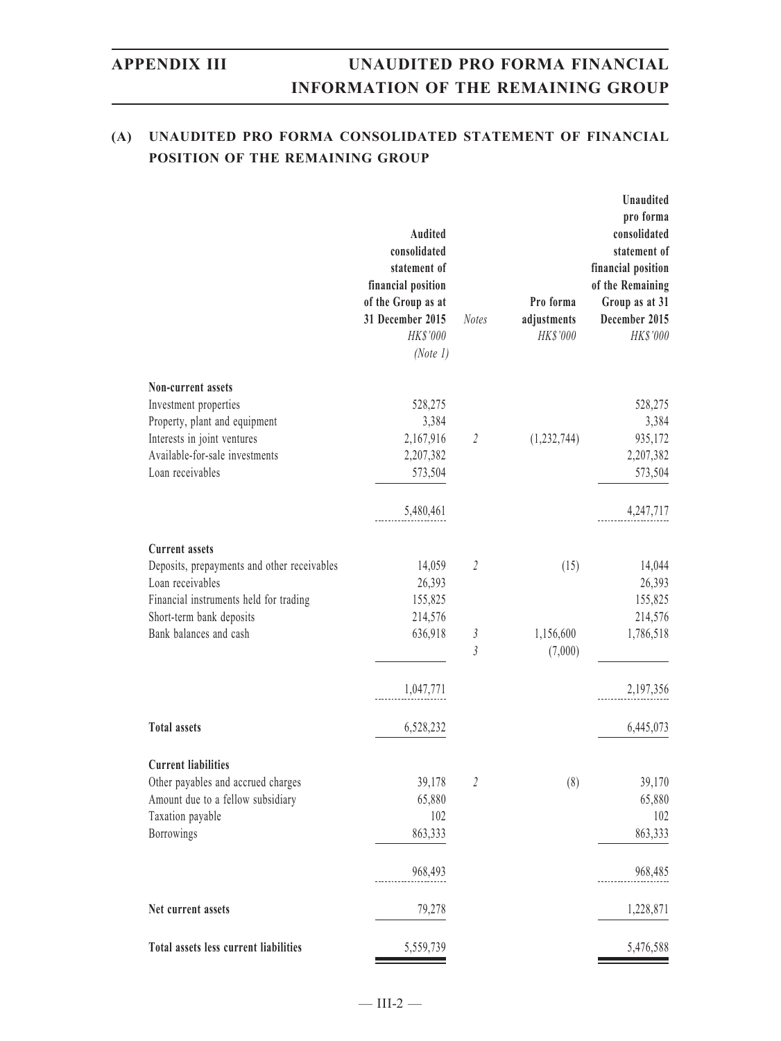## (A) UNAUDITED PRO FORMA CONSOLIDATED STATEMENT OF FINANCIAL POSITION OF THE REMAINING GROUP

| | Audited consolidated statement of financial position of the Group as at 31 December 2015 | Notes | Pro forma adjustments | Unaudited pro forma consolidated statement of financial position of the Remaining Group as at 31 December 2015 |
|---|---|---|---|---|
| | *HK$'000* | | *HK$'000* | *HK$'000* |
| | *(Note 1)* | | | |
| **Non-current assets** | | | | |
| Investment properties | 528,275 | | | 528,275 |
| Property, plant and equipment | 3,384 | | | 3,384 |
| Interests in joint ventures | 2,167,916 | *2* | (1,232,744) | 935,172 |
| Available-for-sale investments | 2,207,382 | | | 2,207,382 |
| Loan receivables | 573,504 | | | 573,504 |
| | 5,480,461 | | | 4,247,717 |
| **Current assets** | | | | |
| Deposits, prepayments and other receivables | 14,059 | *2* | (15) | 14,044 |
| Loan receivables | 26,393 | | | 26,393 |
| Financial instruments held for trading | 155,825 | | | 155,825 |
| Short-term bank deposits | 214,576 | | | 214,576 |
| Bank balances and cash | 636,918 | *3* | 1,156,600 | 1,786,518 |
| | | *3* | (7,000) | |
| | 1,047,771 | | | 2,197,356 |
| **Total assets** | 6,528,232 | | | 6,445,073 |
| **Current liabilities** | | | | |
| Other payables and accrued charges | 39,178 | *2* | (8) | 39,170 |
| Amount due to a fellow subsidiary | 65,880 | | | 65,880 |
| Taxation payable | 102 | | | 102 |
| Borrowings | 863,333 | | | 863,333 |
| | 968,493 | | | 968,485 |
| **Net current assets** | 79,278 | | | 1,228,871 |
| **Total assets less current liabilities** | 5,559,739 | | | 5,476,588 |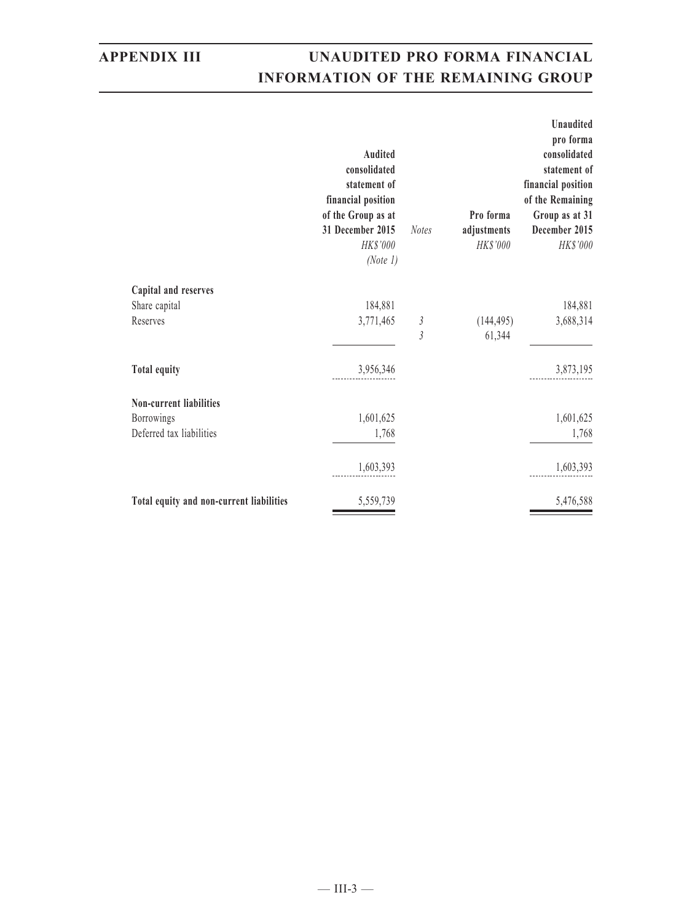| | Audited consolidated statement of financial position of the Group as at 31 December 2015 HK$'000 (Note 1) | Notes | Pro forma adjustments HK$'000 | Unaudited pro forma consolidated statement of financial position of the Remaining Group as at 31 December 2015 HK$'000 |
|---|---|---|---|---|
| **Capital and reserves** | | | | |
| Share capital | 184,881 | | | 184,881 |
| Reserves | 3,771,465 | 3 | (144,495) | 3,688,314 |
| | | 3 | 61,344 | |
| **Total equity** | 3,956,346 | | | 3,873,195 |
| **Non-current liabilities** | | | | |
| Borrowings | 1,601,625 | | | 1,601,625 |
| Deferred tax liabilities | 1,768 | | | 1,768 |
| | 1,603,393 | | | 1,603,393 |
| **Total equity and non-current liabilities** | 5,559,739 | | | 5,476,588 |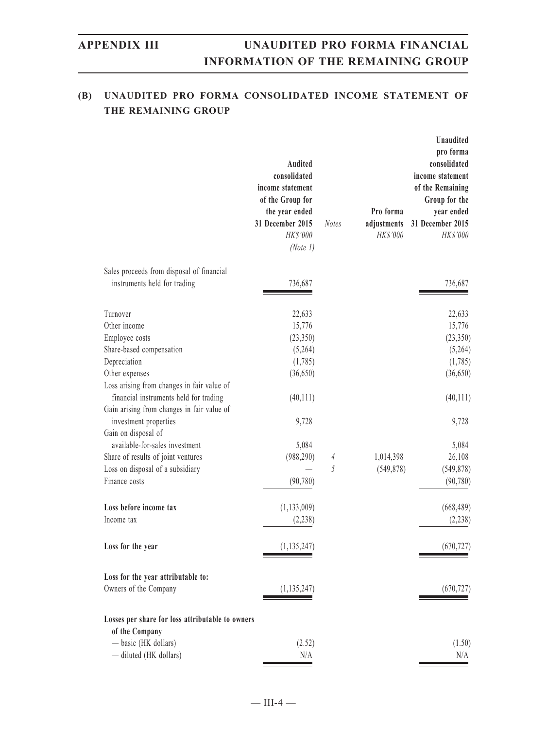## (B) UNAUDITED PRO FORMA CONSOLIDATED INCOME STATEMENT OF THE REMAINING GROUP

| | Audited consolidated income statement of the Group for the year ended 31 December 2015 | Notes | Pro forma adjustments | Unaudited pro forma consolidated income statement of the Remaining Group for the year ended 31 December 2015 |
|---|---|---|---|---|
| | *HK$'000* | | *HK$'000* | *HK$'000* |
| | *(Note 1)* | | | |
| Sales proceeds from disposal of financial instruments held for trading | 736,687 | | | 736,687 |
| Turnover | 22,633 | | | 22,633 |
| Other income | 15,776 | | | 15,776 |
| Employee costs | (23,350) | | | (23,350) |
| Share-based compensation | (5,264) | | | (5,264) |
| Depreciation | (1,785) | | | (1,785) |
| Other expenses | (36,650) | | | (36,650) |
| Loss arising from changes in fair value of financial instruments held for trading | (40,111) | | | (40,111) |
| Gain arising from changes in fair value of investment properties | 9,728 | | | 9,728 |
| Gain on disposal of available-for-sales investment | 5,084 | | | 5,084 |
| Share of results of joint ventures | (988,290) | 4 | 1,014,398 | 26,108 |
| Loss on disposal of a subsidiary | — | 5 | (549,878) | (549,878) |
| Finance costs | (90,780) | | | (90,780) |
| **Loss before income tax** | (1,133,009) | | | (668,489) |
| Income tax | (2,238) | | | (2,238) |
| **Loss for the year** | (1,135,247) | | | (670,727) |
| **Loss for the year attributable to:** | | | | |
| Owners of the Company | (1,135,247) | | | (670,727) |
| **Losses per share for loss attributable to owners of the Company** | | | | |
| — basic (HK dollars) | (2.52) | | | (1.50) |
| — diluted (HK dollars) | N/A | | | N/A |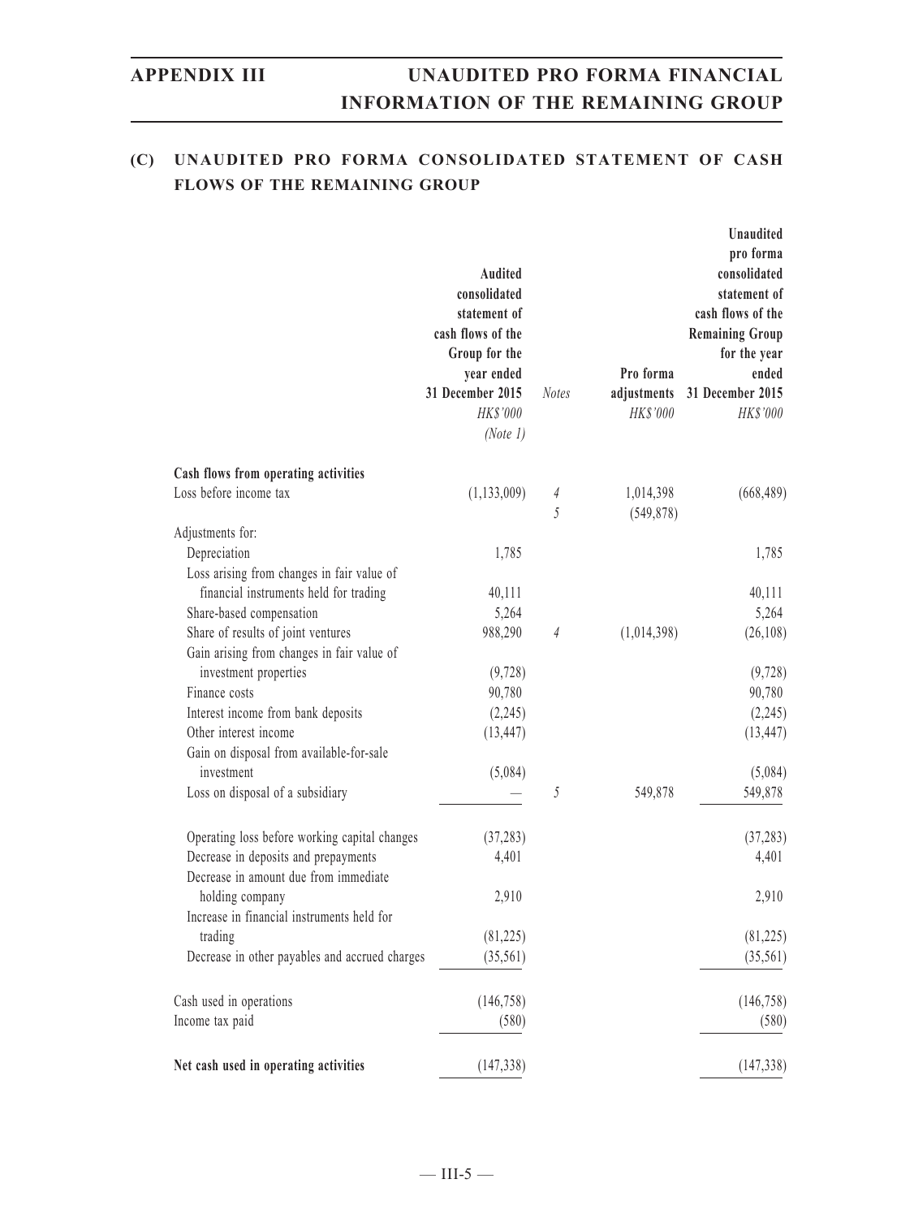## (C) UNAUDITED PRO FORMA CONSOLIDATED STATEMENT OF CASH FLOWS OF THE REMAINING GROUP

| | Audited consolidated statement of cash flows of the Group for the year ended 31 December 2015 | Notes | Pro forma adjustments | Unaudited pro forma consolidated statement of cash flows of the Remaining Group for the year ended 31 December 2015 |
|---|---|---|---|---|
| | *HK$'000* | | *HK$'000* | *HK$'000* |
| | *(Note 1)* | | | |
| **Cash flows from operating activities** | | | | |
| Loss before income tax | (1,133,009) | *4* | 1,014,398 | (668,489) |
| | | *5* | (549,878) | |
| Adjustments for: | | | | |
| Depreciation | 1,785 | | | 1,785 |
| Loss arising from changes in fair value of financial instruments held for trading | 40,111 | | | 40,111 |
| Share-based compensation | 5,264 | | | 5,264 |
| Share of results of joint ventures | 988,290 | *4* | (1,014,398) | (26,108) |
| Gain arising from changes in fair value of investment properties | (9,728) | | | (9,728) |
| Finance costs | 90,780 | | | 90,780 |
| Interest income from bank deposits | (2,245) | | | (2,245) |
| Other interest income | (13,447) | | | (13,447) |
| Gain on disposal from available-for-sale investment | (5,084) | | | (5,084) |
| Loss on disposal of a subsidiary | — | *5* | 549,878 | 549,878 |
| Operating loss before working capital changes | (37,283) | | | (37,283) |
| Decrease in deposits and prepayments | 4,401 | | | 4,401 |
| Decrease in amount due from immediate holding company | 2,910 | | | 2,910 |
| Increase in financial instruments held for trading | (81,225) | | | (81,225) |
| Decrease in other payables and accrued charges | (35,561) | | | (35,561) |
| Cash used in operations | (146,758) | | | (146,758) |
| Income tax paid | (580) | | | (580) |
| **Net cash used in operating activities** | (147,338) | | | (147,338) |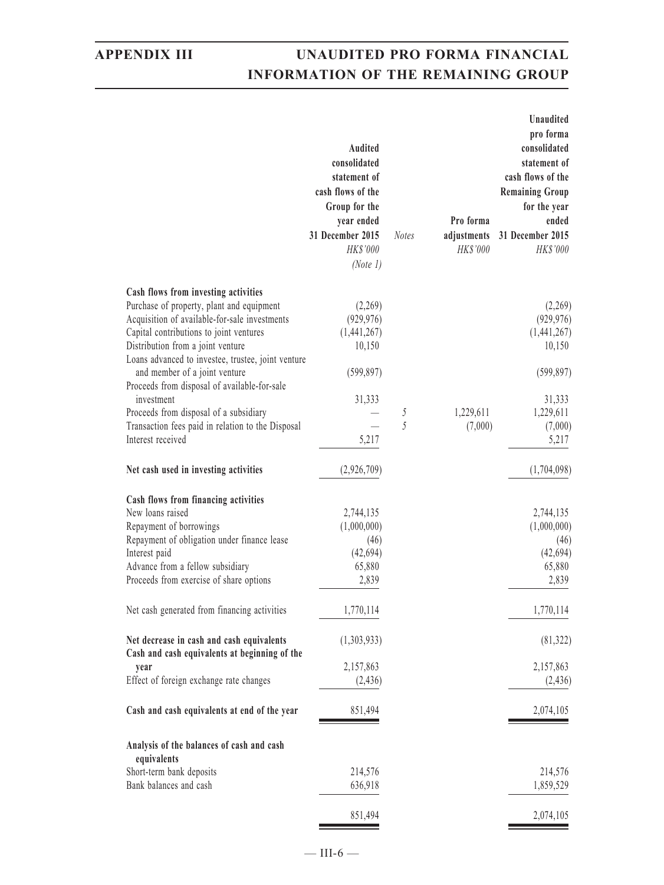| | Audited consolidated statement of cash flows of the Group for the year ended 31 December 2015 | Notes | Pro forma adjustments | Unaudited pro forma consolidated statement of cash flows of the Remaining Group for the year ended 31 December 2015 |
|---|---|---|---|---|
| | *HK$'000* | | *HK$'000* | *HK$'000* |
| | *(Note 1)* | | | |
| **Cash flows from investing activities** | | | | |
| Purchase of property, plant and equipment | (2,269) | | | (2,269) |
| Acquisition of available-for-sale investments | (929,976) | | | (929,976) |
| Capital contributions to joint ventures | (1,441,267) | | | (1,441,267) |
| Distribution from a joint venture | 10,150 | | | 10,150 |
| Loans advanced to investee, trustee, joint venture and member of a joint venture | (599,897) | | | (599,897) |
| Proceeds from disposal of available-for-sale investment | 31,333 | | | 31,333 |
| Proceeds from disposal of a subsidiary | — | 5 | 1,229,611 | 1,229,611 |
| Transaction fees paid in relation to the Disposal | — | 5 | (7,000) | (7,000) |
| Interest received | 5,217 | | | 5,217 |
| **Net cash used in investing activities** | (2,926,709) | | | (1,704,098) |
| **Cash flows from financing activities** | | | | |
| New loans raised | 2,744,135 | | | 2,744,135 |
| Repayment of borrowings | (1,000,000) | | | (1,000,000) |
| Repayment of obligation under finance lease | (46) | | | (46) |
| Interest paid | (42,694) | | | (42,694) |
| Advance from a fellow subsidiary | 65,880 | | | 65,880 |
| Proceeds from exercise of share options | 2,839 | | | 2,839 |
| Net cash generated from financing activities | 1,770,114 | | | 1,770,114 |
| **Net decrease in cash and cash equivalents** | (1,303,933) | | | (81,322) |
| **Cash and cash equivalents at beginning of the year** | 2,157,863 | | | 2,157,863 |
| Effect of foreign exchange rate changes | (2,436) | | | (2,436) |
| **Cash and cash equivalents at end of the year** | 851,494 | | | 2,074,105 |
| **Analysis of the balances of cash and cash equivalents** | | | | |
| Short-term bank deposits | 214,576 | | | 214,576 |
| Bank balances and cash | 636,918 | | | 1,859,529 |
| | 851,494 | | | 2,074,105 |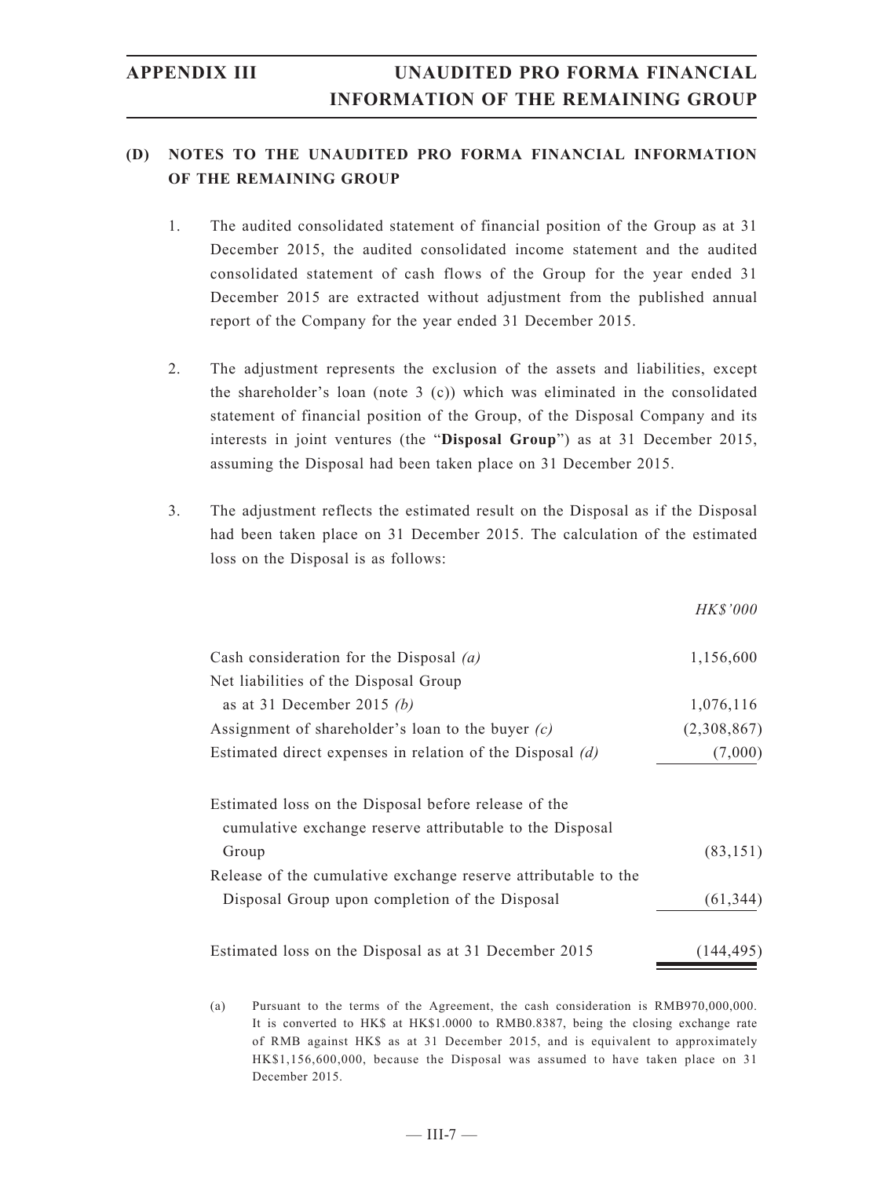## (D) NOTES TO THE UNAUDITED PRO FORMA FINANCIAL INFORMATION OF THE REMAINING GROUP

1. The audited consolidated statement of financial position of the Group as at 31 December 2015, the audited consolidated income statement and the audited consolidated statement of cash flows of the Group for the year ended 31 December 2015 are extracted without adjustment from the published annual report of the Company for the year ended 31 December 2015.

2. The adjustment represents the exclusion of the assets and liabilities, except the shareholder's loan (note 3 (c)) which was eliminated in the consolidated statement of financial position of the Group, of the Disposal Company and its interests in joint ventures (the "**Disposal Group**") as at 31 December 2015, assuming the Disposal had been taken place on 31 December 2015.

3. The adjustment reflects the estimated result on the Disposal as if the Disposal had been taken place on 31 December 2015. The calculation of the estimated loss on the Disposal is as follows:

| | *HK$'000* |
|---|---|
| Cash consideration for the Disposal *(a)* | 1,156,600 |
| Net liabilities of the Disposal Group as at 31 December 2015 *(b)* | 1,076,116 |
| Assignment of shareholder's loan to the buyer *(c)* | (2,308,867) |
| Estimated direct expenses in relation of the Disposal *(d)* | (7,000) |
| Estimated loss on the Disposal before release of the cumulative exchange reserve attributable to the Disposal Group | (83,151) |
| Release of the cumulative exchange reserve attributable to the Disposal Group upon completion of the Disposal | (61,344) |
| Estimated loss on the Disposal as at 31 December 2015 | (144,495) |

(a) Pursuant to the terms of the Agreement, the cash consideration is RMB970,000,000. It is converted to HK$ at HK$1.0000 to RMB0.8387, being the closing exchange rate of RMB against HK$ as at 31 December 2015, and is equivalent to approximately HK$1,156,600,000, because the Disposal was assumed to have taken place on 31 December 2015.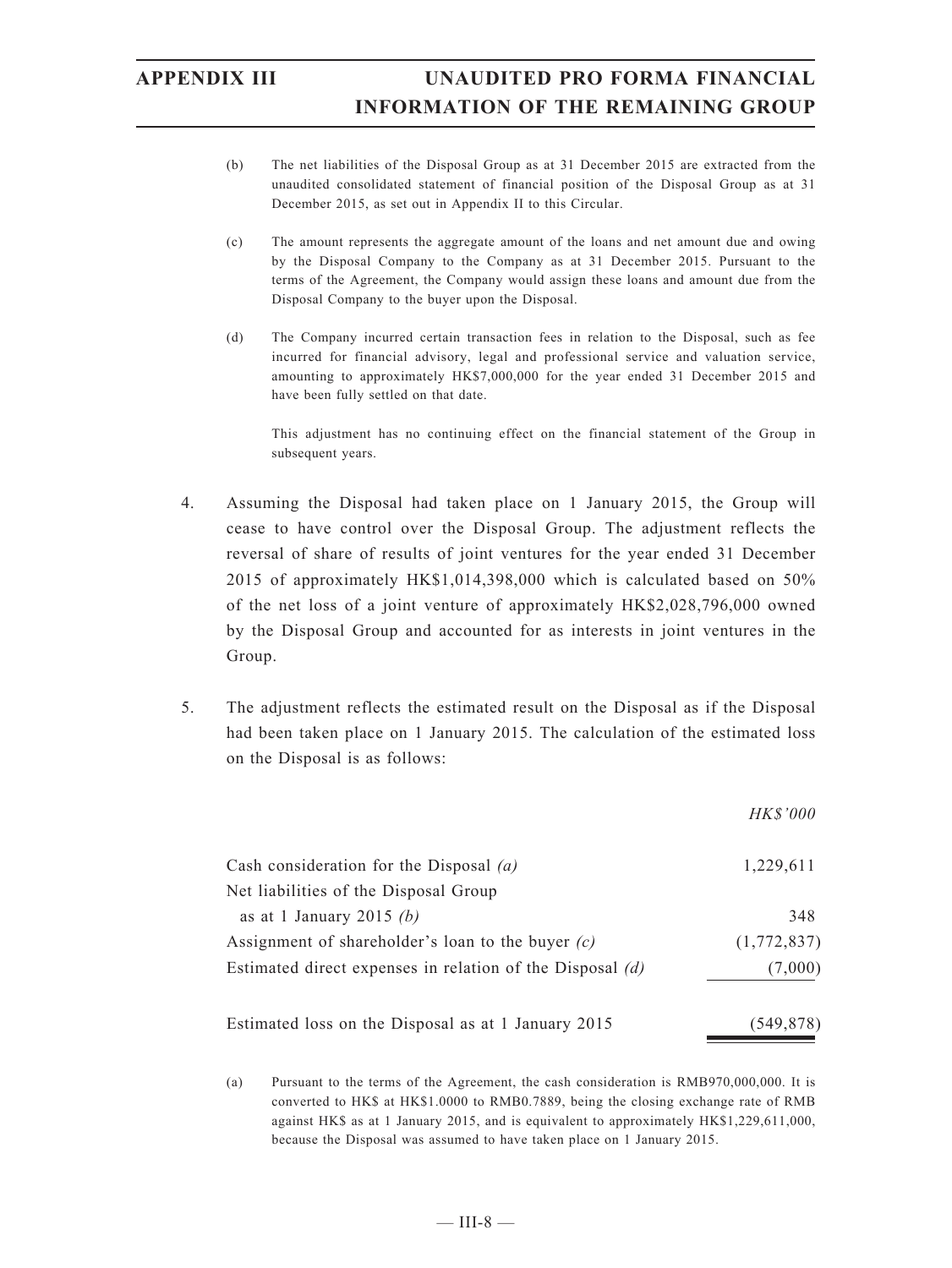(b) The net liabilities of the Disposal Group as at 31 December 2015 are extracted from the unaudited consolidated statement of financial position of the Disposal Group as at 31 December 2015, as set out in Appendix II to this Circular.

(c) The amount represents the aggregate amount of the loans and net amount due and owing by the Disposal Company to the Company as at 31 December 2015. Pursuant to the terms of the Agreement, the Company would assign these loans and amount due from the Disposal Company to the buyer upon the Disposal.

(d) The Company incurred certain transaction fees in relation to the Disposal, such as fee incurred for financial advisory, legal and professional service and valuation service, amounting to approximately HK$7,000,000 for the year ended 31 December 2015 and have been fully settled on that date.

This adjustment has no continuing effect on the financial statement of the Group in subsequent years.

4. Assuming the Disposal had taken place on 1 January 2015, the Group will cease to have control over the Disposal Group. The adjustment reflects the reversal of share of results of joint ventures for the year ended 31 December 2015 of approximately HK$1,014,398,000 which is calculated based on 50% of the net loss of a joint venture of approximately HK$2,028,796,000 owned by the Disposal Group and accounted for as interests in joint ventures in the Group.

5. The adjustment reflects the estimated result on the Disposal as if the Disposal had been taken place on 1 January 2015. The calculation of the estimated loss on the Disposal is as follows:

| | *HK$'000* |
|---|---|
| Cash consideration for the Disposal *(a)* | 1,229,611 |
| Net liabilities of the Disposal Group as at 1 January 2015 *(b)* | 348 |
| Assignment of shareholder's loan to the buyer *(c)* | (1,772,837) |
| Estimated direct expenses in relation of the Disposal *(d)* | (7,000) |
| Estimated loss on the Disposal as at 1 January 2015 | (549,878) |

(a) Pursuant to the terms of the Agreement, the cash consideration is RMB970,000,000. It is converted to HK$ at HK$1.0000 to RMB0.7889, being the closing exchange rate of RMB against HK$ as at 1 January 2015, and is equivalent to approximately HK$1,229,611,000, because the Disposal was assumed to have taken place on 1 January 2015.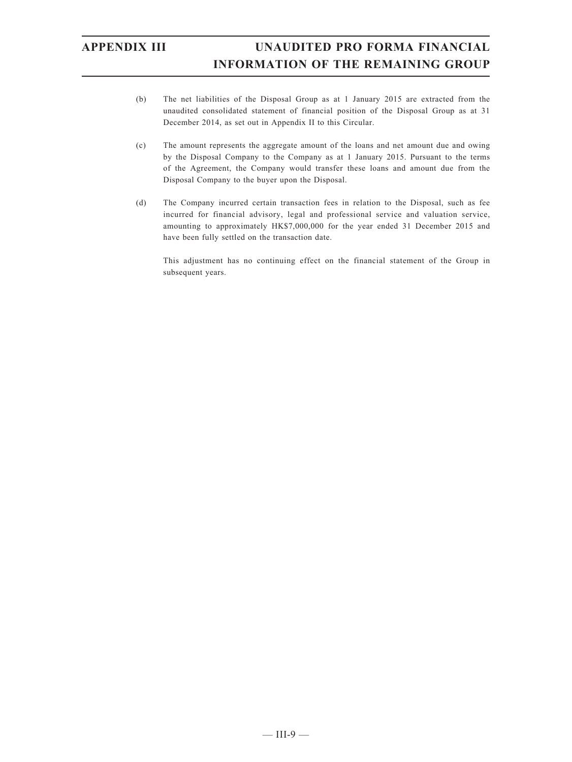(b) The net liabilities of the Disposal Group as at 1 January 2015 are extracted from the unaudited consolidated statement of financial position of the Disposal Group as at 31 December 2014, as set out in Appendix II to this Circular.

(c) The amount represents the aggregate amount of the loans and net amount due and owing by the Disposal Company to the Company as at 1 January 2015. Pursuant to the terms of the Agreement, the Company would transfer these loans and amount due from the Disposal Company to the buyer upon the Disposal.

(d) The Company incurred certain transaction fees in relation to the Disposal, such as fee incurred for financial advisory, legal and professional service and valuation service, amounting to approximately HK$7,000,000 for the year ended 31 December 2015 and have been fully settled on the transaction date.

This adjustment has no continuing effect on the financial statement of the Group in subsequent years.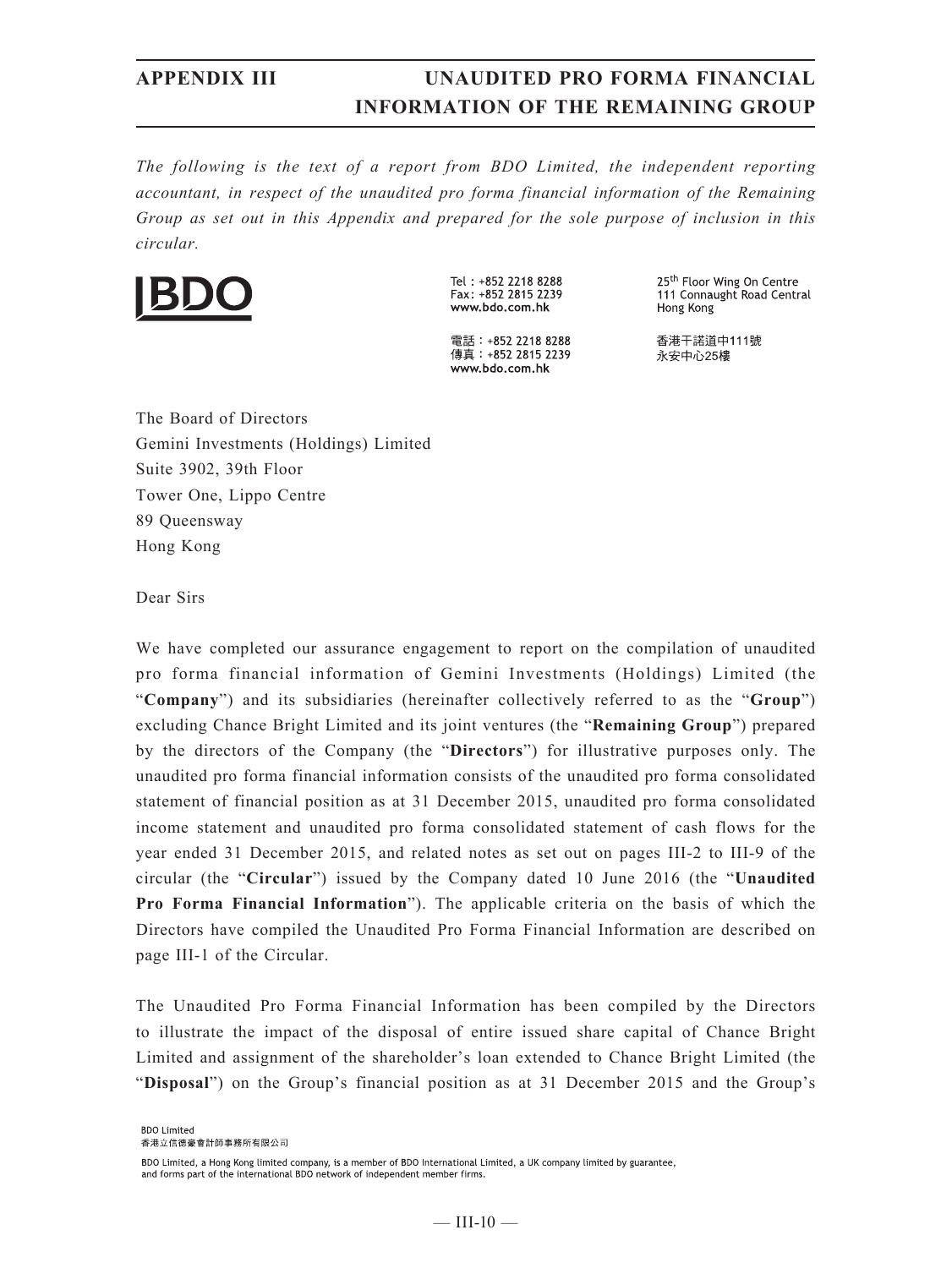# APPENDIX III UNAUDITED PRO FORMA FINANCIAL INFORMATION OF THE REMAINING GROUP

*The following is the text of a report from BDO Limited, the independent reporting accountant, in respect of the unaudited pro forma financial information of the Remaining Group as set out in this Appendix and prepared for the sole purpose of inclusion in this circular.*

BDO

Tel : +852 2218 8288
Fax: +852 2815 2239
www.bdo.com.hk

電話：+852 2218 8288
傳真：+852 2815 2239
www.bdo.com.hk

25th Floor Wing On Centre
111 Connaught Road Central
Hong Kong

香港干諾道中111號
永安中心25樓

The Board of Directors
Gemini Investments (Holdings) Limited
Suite 3902, 39th Floor
Tower One, Lippo Centre
89 Queensway
Hong Kong

Dear Sirs

We have completed our assurance engagement to report on the compilation of unaudited pro forma financial information of Gemini Investments (Holdings) Limited (the "**Company**") and its subsidiaries (hereinafter collectively referred to as the "**Group**") excluding Chance Bright Limited and its joint ventures (the "**Remaining Group**") prepared by the directors of the Company (the "**Directors**") for illustrative purposes only. The unaudited pro forma financial information consists of the unaudited pro forma consolidated statement of financial position as at 31 December 2015, unaudited pro forma consolidated income statement and unaudited pro forma consolidated statement of cash flows for the year ended 31 December 2015, and related notes as set out on pages III-2 to III-9 of the circular (the "**Circular**") issued by the Company dated 10 June 2016 (the "**Unaudited Pro Forma Financial Information**"). The applicable criteria on the basis of which the Directors have compiled the Unaudited Pro Forma Financial Information are described on page III-1 of the Circular.

The Unaudited Pro Forma Financial Information has been compiled by the Directors to illustrate the impact of the disposal of entire issued share capital of Chance Bright Limited and assignment of the shareholder's loan extended to Chance Bright Limited (the "**Disposal**") on the Group's financial position as at 31 December 2015 and the Group's

BDO Limited
香港立信德豪會計師事務所有限公司

BDO Limited, a Hong Kong limited company, is a member of BDO International Limited, a UK company limited by guarantee, and forms part of the international BDO network of independent member firms.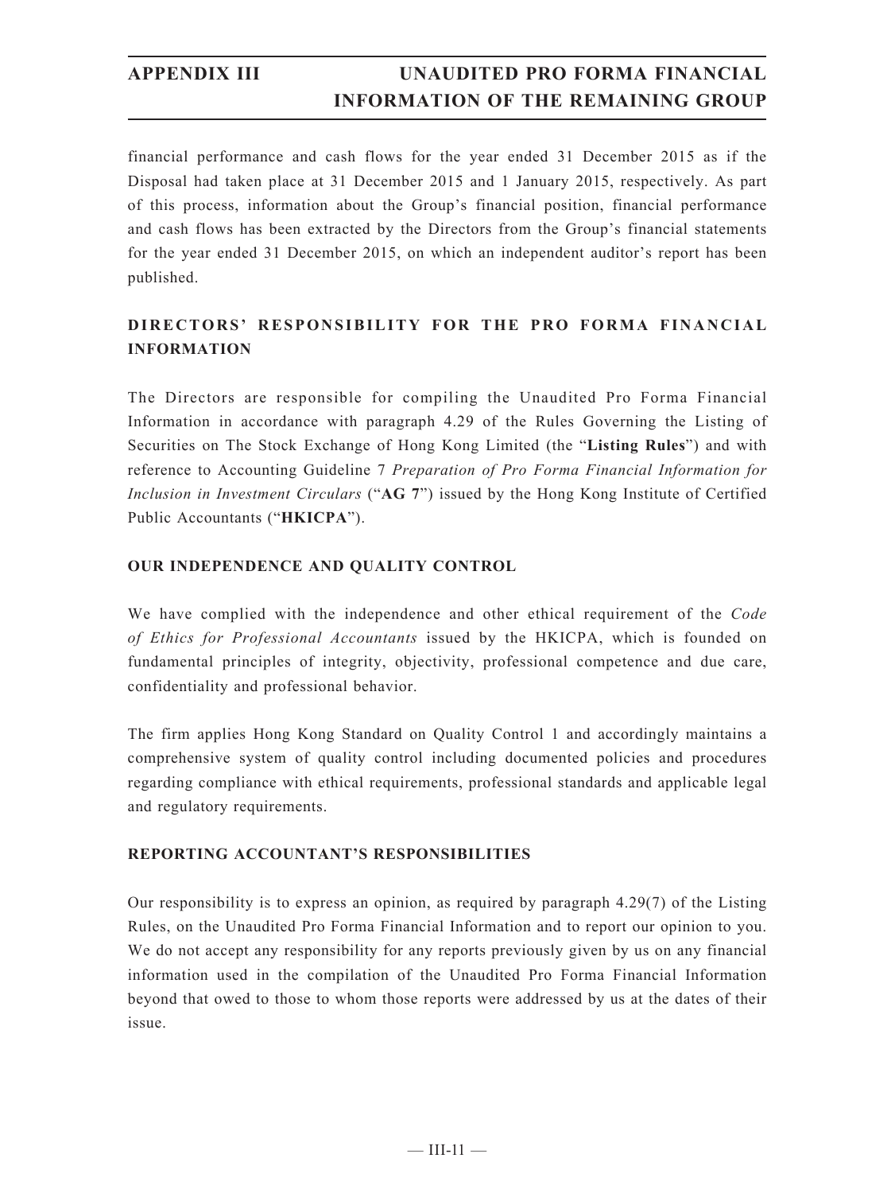financial performance and cash flows for the year ended 31 December 2015 as if the Disposal had taken place at 31 December 2015 and 1 January 2015, respectively. As part of this process, information about the Group's financial position, financial performance and cash flows has been extracted by the Directors from the Group's financial statements for the year ended 31 December 2015, on which an independent auditor's report has been published.

## DIRECTORS' RESPONSIBILITY FOR THE PRO FORMA FINANCIAL INFORMATION

The Directors are responsible for compiling the Unaudited Pro Forma Financial Information in accordance with paragraph 4.29 of the Rules Governing the Listing of Securities on The Stock Exchange of Hong Kong Limited (the "**Listing Rules**") and with reference to Accounting Guideline 7 *Preparation of Pro Forma Financial Information for Inclusion in Investment Circulars* ("**AG 7**") issued by the Hong Kong Institute of Certified Public Accountants ("**HKICPA**").

## OUR INDEPENDENCE AND QUALITY CONTROL

We have complied with the independence and other ethical requirement of the *Code of Ethics for Professional Accountants* issued by the HKICPA, which is founded on fundamental principles of integrity, objectivity, professional competence and due care, confidentiality and professional behavior.

The firm applies Hong Kong Standard on Quality Control 1 and accordingly maintains a comprehensive system of quality control including documented policies and procedures regarding compliance with ethical requirements, professional standards and applicable legal and regulatory requirements.

## REPORTING ACCOUNTANT'S RESPONSIBILITIES

Our responsibility is to express an opinion, as required by paragraph 4.29(7) of the Listing Rules, on the Unaudited Pro Forma Financial Information and to report our opinion to you. We do not accept any responsibility for any reports previously given by us on any financial information used in the compilation of the Unaudited Pro Forma Financial Information beyond that owed to those to whom those reports were addressed by us at the dates of their issue.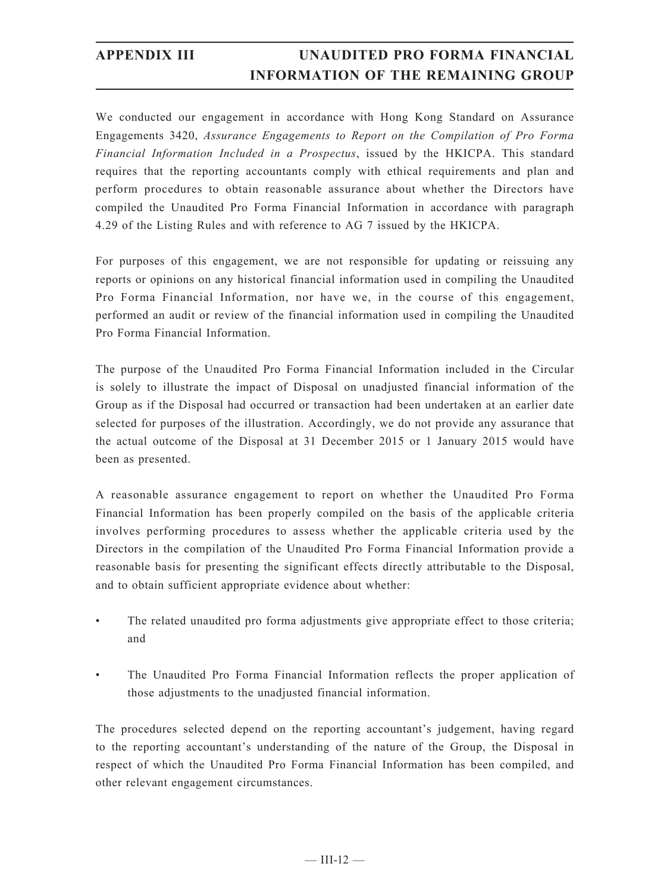We conducted our engagement in accordance with Hong Kong Standard on Assurance Engagements 3420, *Assurance Engagements to Report on the Compilation of Pro Forma Financial Information Included in a Prospectus*, issued by the HKICPA. This standard requires that the reporting accountants comply with ethical requirements and plan and perform procedures to obtain reasonable assurance about whether the Directors have compiled the Unaudited Pro Forma Financial Information in accordance with paragraph 4.29 of the Listing Rules and with reference to AG 7 issued by the HKICPA.

For purposes of this engagement, we are not responsible for updating or reissuing any reports or opinions on any historical financial information used in compiling the Unaudited Pro Forma Financial Information, nor have we, in the course of this engagement, performed an audit or review of the financial information used in compiling the Unaudited Pro Forma Financial Information.

The purpose of the Unaudited Pro Forma Financial Information included in the Circular is solely to illustrate the impact of Disposal on unadjusted financial information of the Group as if the Disposal had occurred or transaction had been undertaken at an earlier date selected for purposes of the illustration. Accordingly, we do not provide any assurance that the actual outcome of the Disposal at 31 December 2015 or 1 January 2015 would have been as presented.

A reasonable assurance engagement to report on whether the Unaudited Pro Forma Financial Information has been properly compiled on the basis of the applicable criteria involves performing procedures to assess whether the applicable criteria used by the Directors in the compilation of the Unaudited Pro Forma Financial Information provide a reasonable basis for presenting the significant effects directly attributable to the Disposal, and to obtain sufficient appropriate evidence about whether:

- The related unaudited pro forma adjustments give appropriate effect to those criteria; and
- The Unaudited Pro Forma Financial Information reflects the proper application of those adjustments to the unadjusted financial information.

The procedures selected depend on the reporting accountant's judgement, having regard to the reporting accountant's understanding of the nature of the Group, the Disposal in respect of which the Unaudited Pro Forma Financial Information has been compiled, and other relevant engagement circumstances.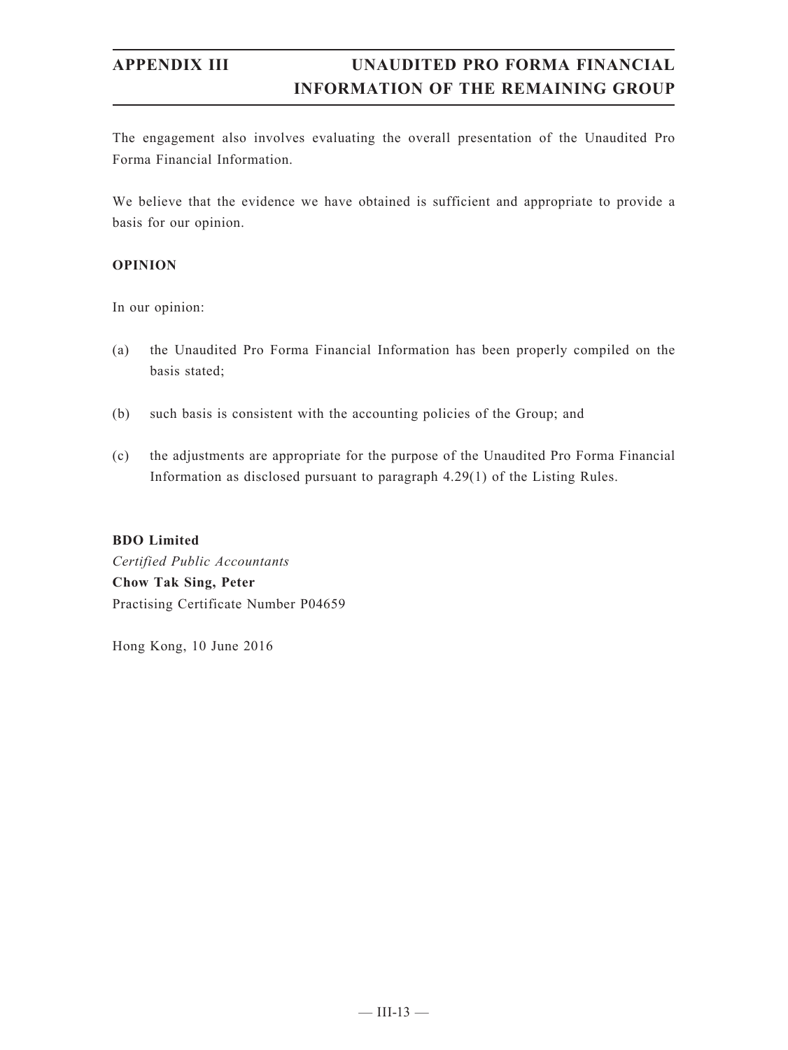The engagement also involves evaluating the overall presentation of the Unaudited Pro Forma Financial Information.

We believe that the evidence we have obtained is sufficient and appropriate to provide a basis for our opinion.

**OPINION**

In our opinion:

(a) the Unaudited Pro Forma Financial Information has been properly compiled on the basis stated;

(b) such basis is consistent with the accounting policies of the Group; and

(c) the adjustments are appropriate for the purpose of the Unaudited Pro Forma Financial Information as disclosed pursuant to paragraph 4.29(1) of the Listing Rules.

**BDO Limited**
*Certified Public Accountants*
**Chow Tak Sing, Peter**
Practising Certificate Number P04659

Hong Kong, 10 June 2016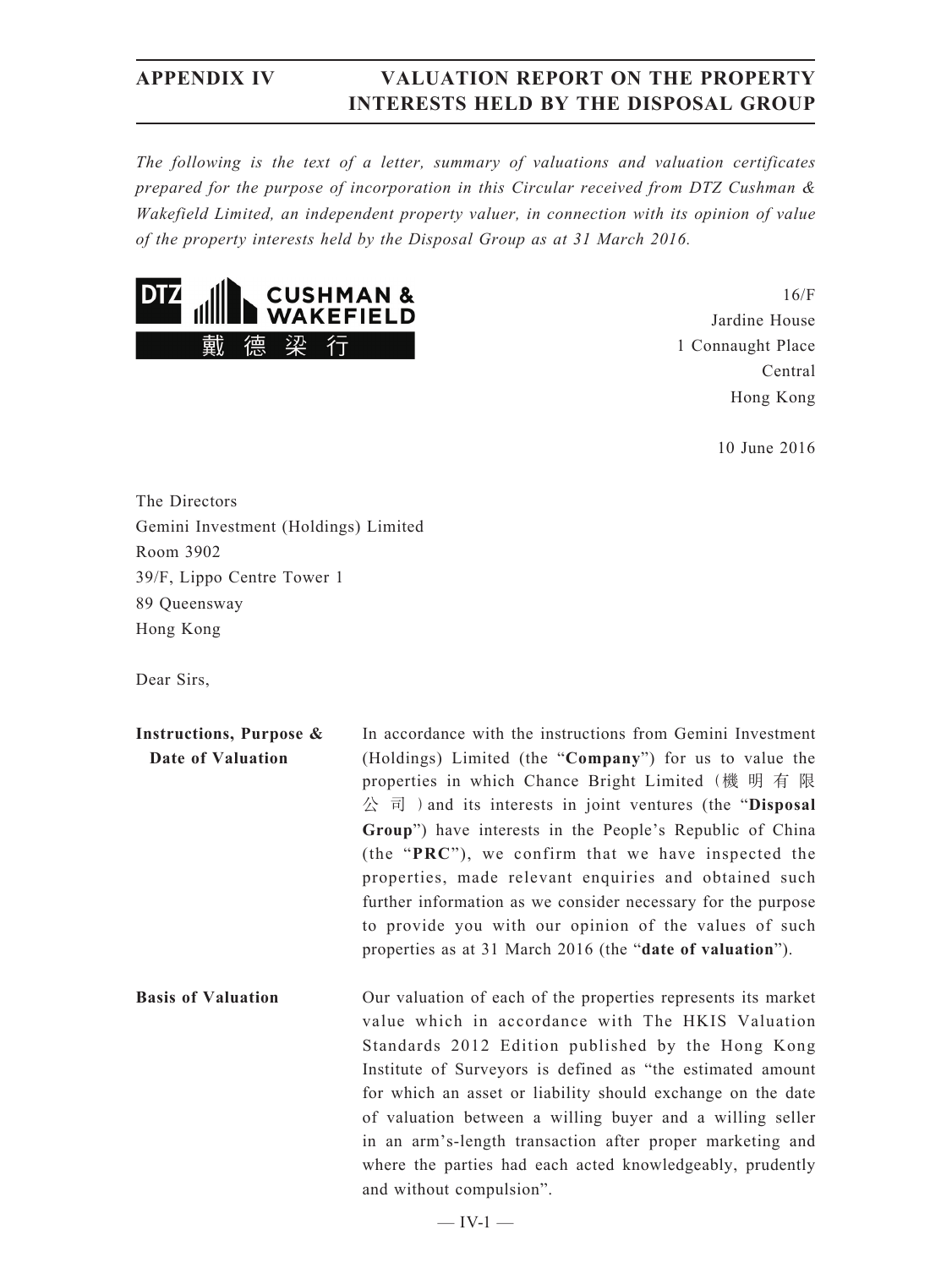# APPENDIX IV VALUATION REPORT ON THE PROPERTY INTERESTS HELD BY THE DISPOSAL GROUP

*The following is the text of a letter, summary of valuations and valuation certificates prepared for the purpose of incorporation in this Circular received from DTZ Cushman & Wakefield Limited, an independent property valuer, in connection with its opinion of value of the property interests held by the Disposal Group as at 31 March 2016.*

DTZ CUSHMAN & WAKEFIELD
戴德梁行

16/F
Jardine House
1 Connaught Place
Central
Hong Kong

10 June 2016

The Directors
Gemini Investment (Holdings) Limited
Room 3902
39/F, Lippo Centre Tower 1
89 Queensway
Hong Kong

Dear Sirs,

**Instructions, Purpose & Date of Valuation**

In accordance with the instructions from Gemini Investment (Holdings) Limited (the "**Company**") for us to value the properties in which Chance Bright Limited (機明有限公司) and its interests in joint ventures (the "**Disposal Group**") have interests in the People's Republic of China (the "**PRC**"), we confirm that we have inspected the properties, made relevant enquiries and obtained such further information as we consider necessary for the purpose to provide you with our opinion of the values of such properties as at 31 March 2016 (the "**date of valuation**").

**Basis of Valuation**

Our valuation of each of the properties represents its market value which in accordance with The HKIS Valuation Standards 2012 Edition published by the Hong Kong Institute of Surveyors is defined as "the estimated amount for which an asset or liability should exchange on the date of valuation between a willing buyer and a willing seller in an arm's-length transaction after proper marketing and where the parties had each acted knowledgeably, prudently and without compulsion".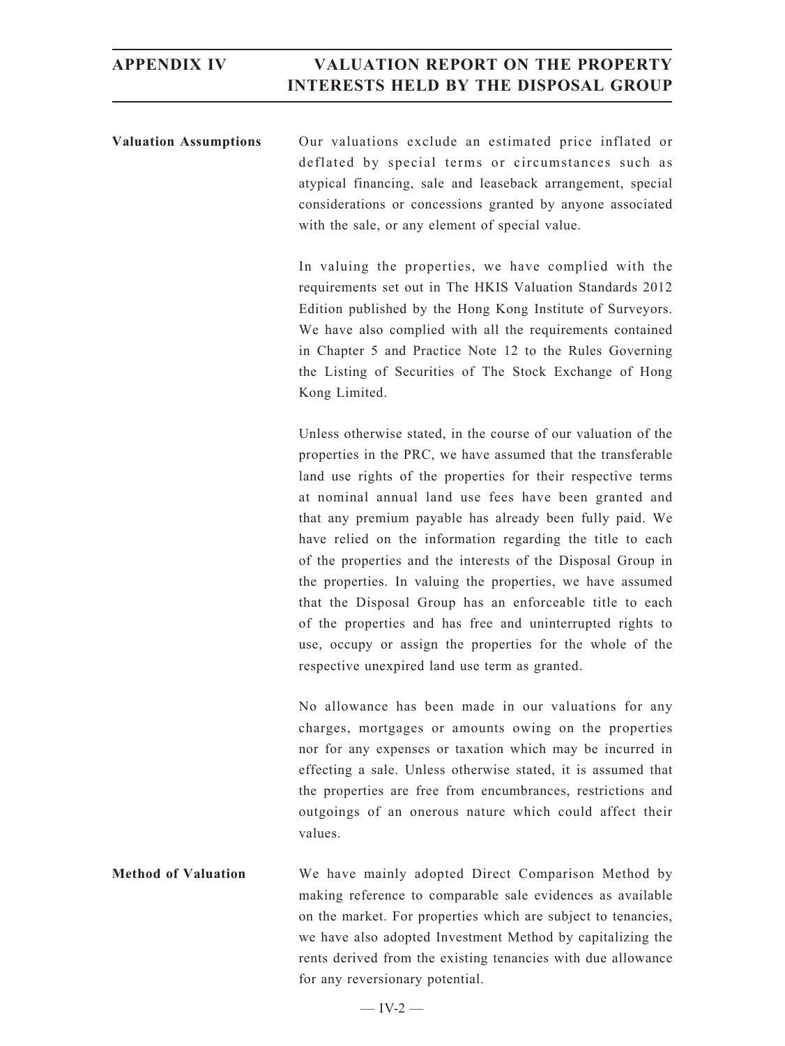**Valuation Assumptions**

Our valuations exclude an estimated price inflated or deflated by special terms or circumstances such as atypical financing, sale and leaseback arrangement, special considerations or concessions granted by anyone associated with the sale, or any element of special value.

In valuing the properties, we have complied with the requirements set out in The HKIS Valuation Standards 2012 Edition published by the Hong Kong Institute of Surveyors. We have also complied with all the requirements contained in Chapter 5 and Practice Note 12 to the Rules Governing the Listing of Securities of The Stock Exchange of Hong Kong Limited.

Unless otherwise stated, in the course of our valuation of the properties in the PRC, we have assumed that the transferable land use rights of the properties for their respective terms at nominal annual land use fees have been granted and that any premium payable has already been fully paid. We have relied on the information regarding the title to each of the properties and the interests of the Disposal Group in the properties. In valuing the properties, we have assumed that the Disposal Group has an enforceable title to each of the properties and has free and uninterrupted rights to use, occupy or assign the properties for the whole of the respective unexpired land use term as granted.

No allowance has been made in our valuations for any charges, mortgages or amounts owing on the properties nor for any expenses or taxation which may be incurred in effecting a sale. Unless otherwise stated, it is assumed that the properties are free from encumbrances, restrictions and outgoings of an onerous nature which could affect their values.

**Method of Valuation**

We have mainly adopted Direct Comparison Method by making reference to comparable sale evidences as available on the market. For properties which are subject to tenancies, we have also adopted Investment Method by capitalizing the rents derived from the existing tenancies with due allowance for any reversionary potential.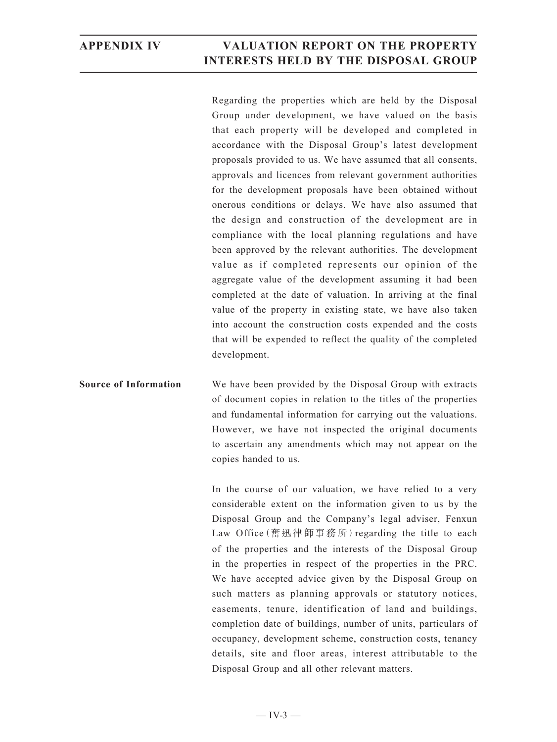Regarding the properties which are held by the Disposal Group under development, we have valued on the basis that each property will be developed and completed in accordance with the Disposal Group's latest development proposals provided to us. We have assumed that all consents, approvals and licences from relevant government authorities for the development proposals have been obtained without onerous conditions or delays. We have also assumed that the design and construction of the development are in compliance with the local planning regulations and have been approved by the relevant authorities. The development value as if completed represents our opinion of the aggregate value of the development assuming it had been completed at the date of valuation. In arriving at the final value of the property in existing state, we have also taken into account the construction costs expended and the costs that will be expended to reflect the quality of the completed development.

**Source of Information**

We have been provided by the Disposal Group with extracts of document copies in relation to the titles of the properties and fundamental information for carrying out the valuations. However, we have not inspected the original documents to ascertain any amendments which may not appear on the copies handed to us.

In the course of our valuation, we have relied to a very considerable extent on the information given to us by the Disposal Group and the Company's legal adviser, Fenxun Law Office (奮迅律師事務所) regarding the title to each of the properties and the interests of the Disposal Group in the properties in respect of the properties in the PRC. We have accepted advice given by the Disposal Group on such matters as planning approvals or statutory notices, easements, tenure, identification of land and buildings, completion date of buildings, number of units, particulars of occupancy, development scheme, construction costs, tenancy details, site and floor areas, interest attributable to the Disposal Group and all other relevant matters.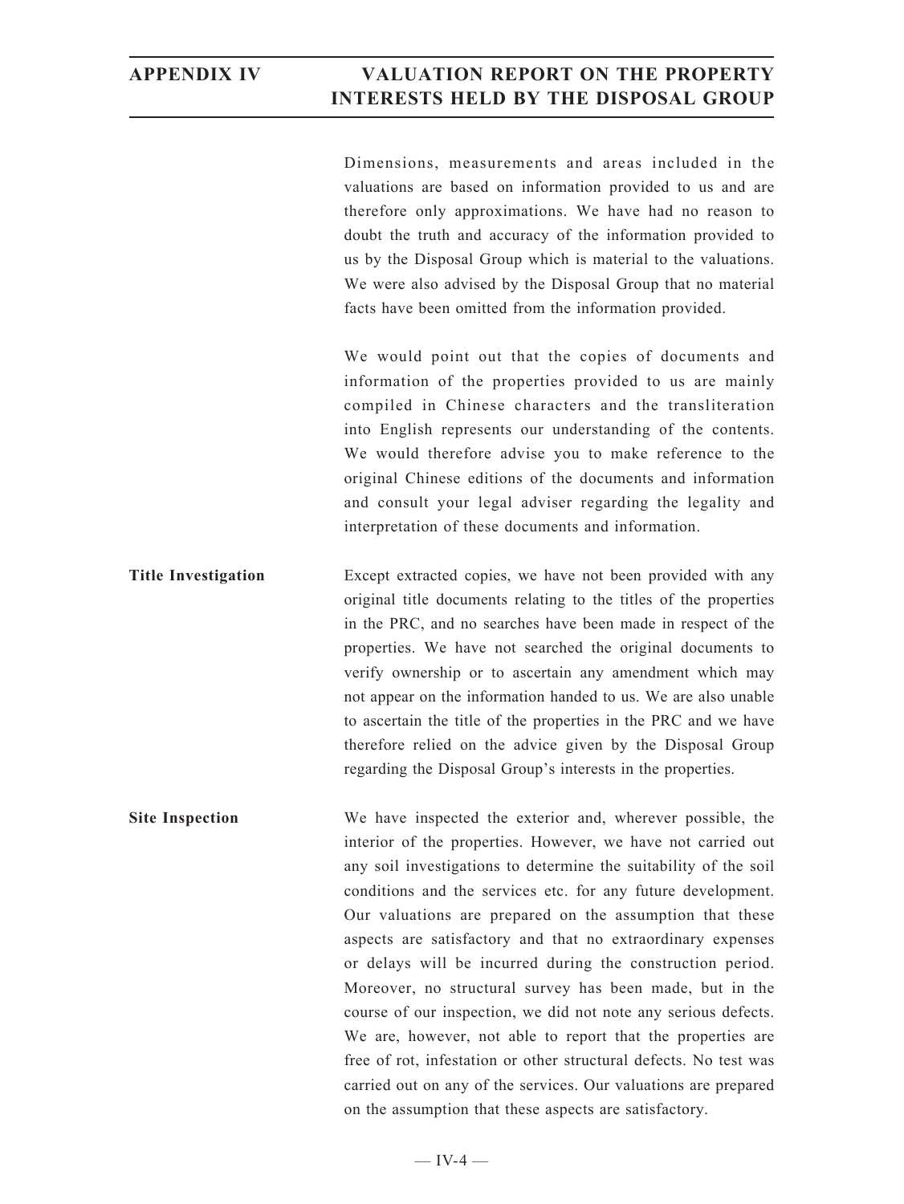Dimensions, measurements and areas included in the valuations are based on information provided to us and are therefore only approximations. We have had no reason to doubt the truth and accuracy of the information provided to us by the Disposal Group which is material to the valuations. We were also advised by the Disposal Group that no material facts have been omitted from the information provided.

We would point out that the copies of documents and information of the properties provided to us are mainly compiled in Chinese characters and the transliteration into English represents our understanding of the contents. We would therefore advise you to make reference to the original Chinese editions of the documents and information and consult your legal adviser regarding the legality and interpretation of these documents and information.

**Title Investigation**

Except extracted copies, we have not been provided with any original title documents relating to the titles of the properties in the PRC, and no searches have been made in respect of the properties. We have not searched the original documents to verify ownership or to ascertain any amendment which may not appear on the information handed to us. We are also unable to ascertain the title of the properties in the PRC and we have therefore relied on the advice given by the Disposal Group regarding the Disposal Group's interests in the properties.

**Site Inspection**

We have inspected the exterior and, wherever possible, the interior of the properties. However, we have not carried out any soil investigations to determine the suitability of the soil conditions and the services etc. for any future development. Our valuations are prepared on the assumption that these aspects are satisfactory and that no extraordinary expenses or delays will be incurred during the construction period. Moreover, no structural survey has been made, but in the course of our inspection, we did not note any serious defects. We are, however, not able to report that the properties are free of rot, infestation or other structural defects. No test was carried out on any of the services. Our valuations are prepared on the assumption that these aspects are satisfactory.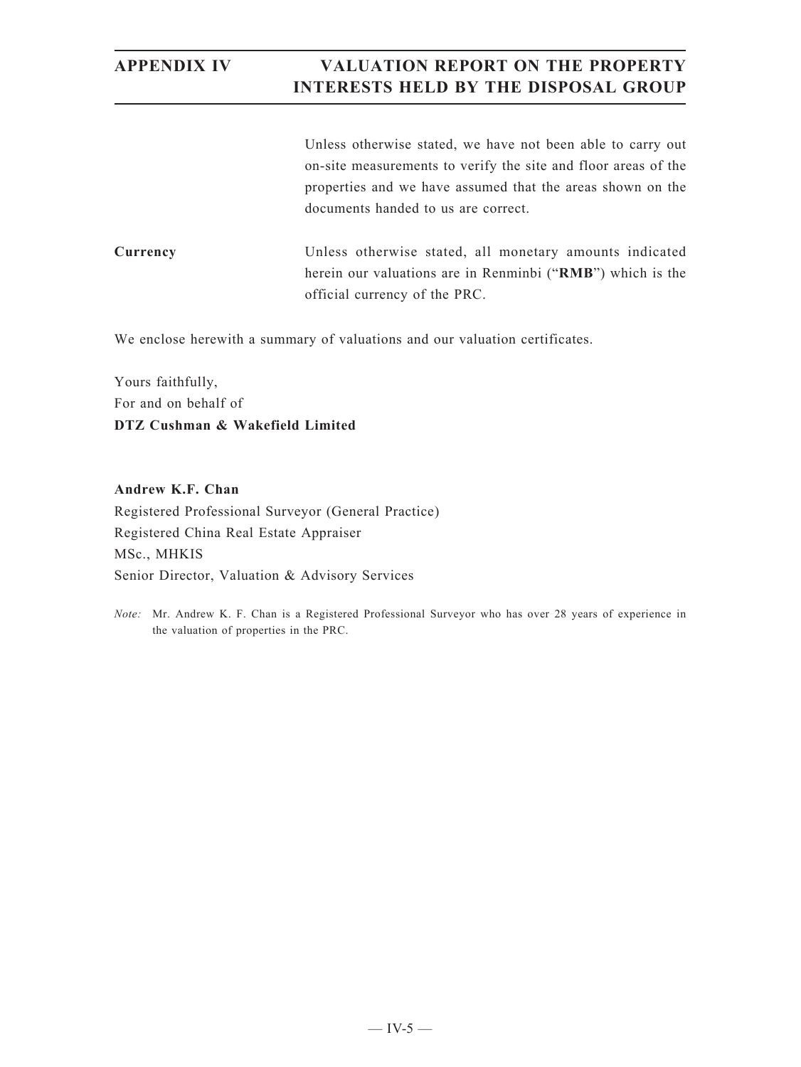Unless otherwise stated, we have not been able to carry out on-site measurements to verify the site and floor areas of the properties and we have assumed that the areas shown on the documents handed to us are correct.

**Currency** Unless otherwise stated, all monetary amounts indicated herein our valuations are in Renminbi ("**RMB**") which is the official currency of the PRC.

We enclose herewith a summary of valuations and our valuation certificates.

Yours faithfully,
For and on behalf of
**DTZ Cushman & Wakefield Limited**

**Andrew K.F. Chan**
Registered Professional Surveyor (General Practice)
Registered China Real Estate Appraiser
MSc., MHKIS
Senior Director, Valuation & Advisory Services

*Note:* Mr. Andrew K. F. Chan is a Registered Professional Surveyor who has over 28 years of experience in the valuation of properties in the PRC.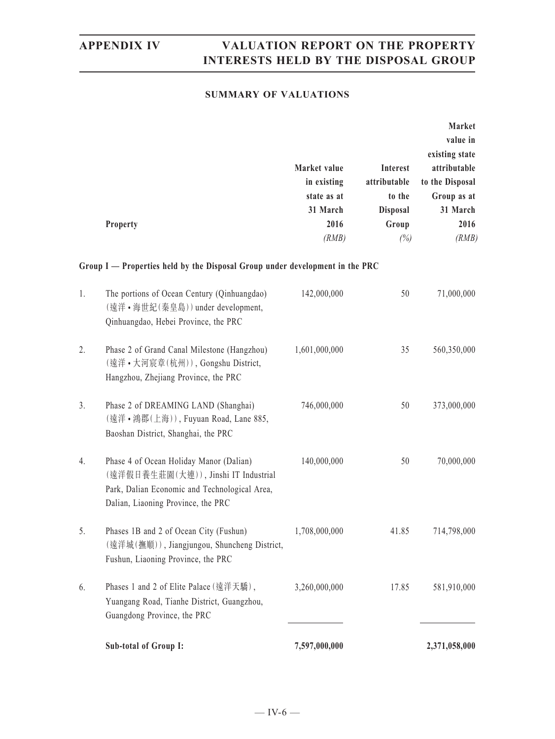## SUMMARY OF VALUATIONS

| | Property | Market value in existing state as at 31 March 2016 (RMB) | Interest attributable to the Disposal Group (%) | Market value in existing state attributable to the Disposal Group as at 31 March 2016 (RMB) |
|---|---|---|---|---|
| **Group I — Properties held by the Disposal Group under development in the PRC** | | | | |
| 1. | The portions of Ocean Century (Qinhuangdao) (遠洋 • 海世紀(秦皇島)) under development, Qinhuangdao, Hebei Province, the PRC | 142,000,000 | 50 | 71,000,000 |
| 2. | Phase 2 of Grand Canal Milestone (Hangzhou) (遠洋 • 大河宸章(杭州)), Gongshu District, Hangzhou, Zhejiang Province, the PRC | 1,601,000,000 | 35 | 560,350,000 |
| 3. | Phase 2 of DREAMING LAND (Shanghai) (遠洋 • 鴻郡(上海)), Fuyuan Road, Lane 885, Baoshan District, Shanghai, the PRC | 746,000,000 | 50 | 373,000,000 |
| 4. | Phase 4 of Ocean Holiday Manor (Dalian) (遠洋假日養生莊園(大連)), Jinshi IT Industrial Park, Dalian Economic and Technological Area, Dalian, Liaoning Province, the PRC | 140,000,000 | 50 | 70,000,000 |
| 5. | Phases 1B and 2 of Ocean City (Fushun) (遠洋城(撫順)), Jiangjungou, Shuncheng District, Fushun, Liaoning Province, the PRC | 1,708,000,000 | 41.85 | 714,798,000 |
| 6. | Phases 1 and 2 of Elite Palace (遠洋天驕), Yuangang Road, Tianhe District, Guangzhou, Guangdong Province, the PRC | 3,260,000,000 | 17.85 | 581,910,000 |
| | **Sub-total of Group I:** | **7,597,000,000** | | **2,371,058,000** |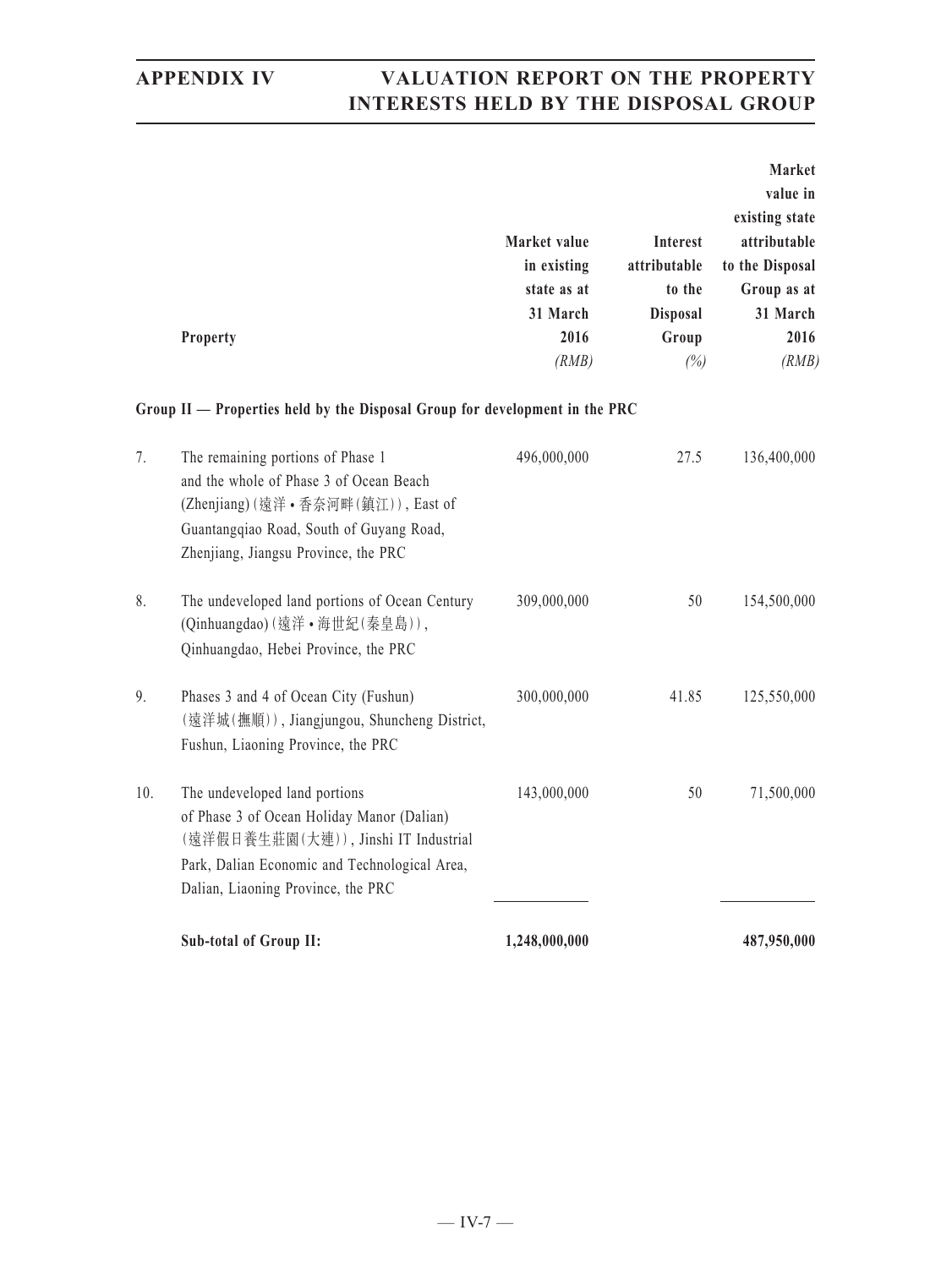| | Property | Market value in existing state as at 31 March 2016 *(RMB)* | Interest attributable to the Disposal Group *(%)* | Market value in existing state attributable to the Disposal Group as at 31 March 2016 *(RMB)* |
|---|---|---|---|---|
| | **Group II — Properties held by the Disposal Group for development in the PRC** | | | |
| 7. | The remaining portions of Phase 1 and the whole of Phase 3 of Ocean Beach (Zhenjiang) (遠洋 • 香奈河畔(鎮江)), East of Guantangqiao Road, South of Guyang Road, Zhenjiang, Jiangsu Province, the PRC | 496,000,000 | 27.5 | 136,400,000 |
| 8. | The undeveloped land portions of Ocean Century (Qinhuangdao) (遠洋 • 海世紀(秦皇島)), Qinhuangdao, Hebei Province, the PRC | 309,000,000 | 50 | 154,500,000 |
| 9. | Phases 3 and 4 of Ocean City (Fushun) (遠洋城(撫順)), Jiangjungou, Shuncheng District, Fushun, Liaoning Province, the PRC | 300,000,000 | 41.85 | 125,550,000 |
| 10. | The undeveloped land portions of Phase 3 of Ocean Holiday Manor (Dalian) (遠洋假日養生莊園(大連)), Jinshi IT Industrial Park, Dalian Economic and Technological Area, Dalian, Liaoning Province, the PRC | 143,000,000 | 50 | 71,500,000 |
| | **Sub-total of Group II:** | **1,248,000,000** | | **487,950,000** |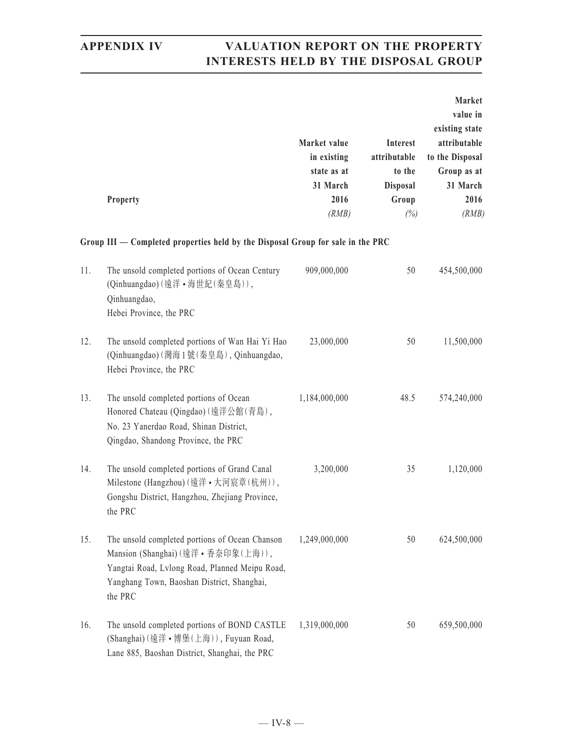| | Property | Market value in existing state as at 31 March 2016 (RMB) | Interest attributable to the Disposal Group (%) | Market value in existing state attributable to the Disposal Group as at 31 March 2016 (RMB) |
|---|---|---|---|---|
| **Group III — Completed properties held by the Disposal Group for sale in the PRC** | | | | |
| 11. | The unsold completed portions of Ocean Century (Qinhuangdao) (遠洋•海世紀(秦皇島)), Qinhuangdao, Hebei Province, the PRC | 909,000,000 | 50 | 454,500,000 |
| 12. | The unsold completed portions of Wan Hai Yi Hao (Qinhuangdao) (灣海1號(秦皇島), Qinhuangdao, Hebei Province, the PRC | 23,000,000 | 50 | 11,500,000 |
| 13. | The unsold completed portions of Ocean Honored Chateau (Qingdao) (遠洋公館(青島), No. 23 Yanerdao Road, Shinan District, Qingdao, Shandong Province, the PRC | 1,184,000,000 | 48.5 | 574,240,000 |
| 14. | The unsold completed portions of Grand Canal Milestone (Hangzhou) (遠洋•大河宸章(杭州)), Gongshu District, Hangzhou, Zhejiang Province, the PRC | 3,200,000 | 35 | 1,120,000 |
| 15. | The unsold completed portions of Ocean Chanson Mansion (Shanghai) (遠洋•香奈印象(上海)), Yangtai Road, Lvlong Road, Planned Meipu Road, Yanghang Town, Baoshan District, Shanghai, the PRC | 1,249,000,000 | 50 | 624,500,000 |
| 16. | The unsold completed portions of BOND CASTLE (Shanghai) (遠洋•博堡(上海)), Fuyuan Road, Lane 885, Baoshan District, Shanghai, the PRC | 1,319,000,000 | 50 | 659,500,000 |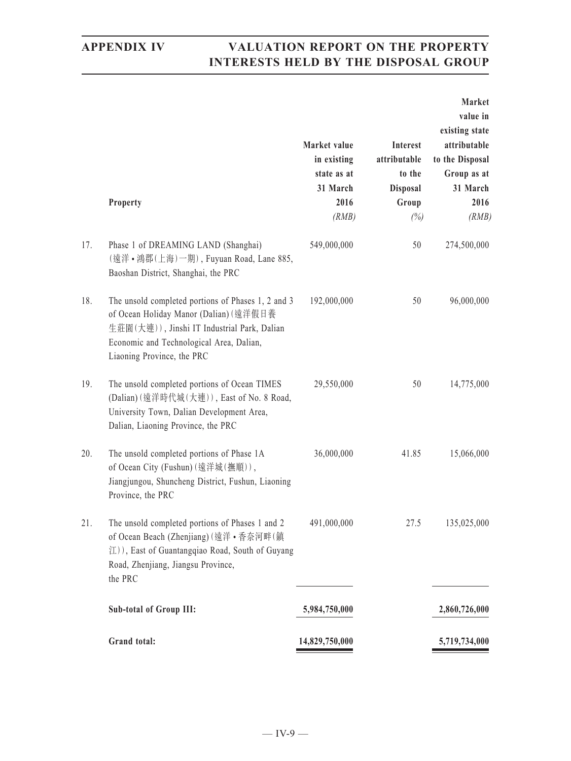| | Property | Market value in existing state as at 31 March 2016 (RMB) | Interest attributable to the Disposal Group (%) | Market value in existing state attributable to the Disposal Group as at 31 March 2016 (RMB) |
|---|---|---|---|---|
| 17. | Phase 1 of DREAMING LAND (Shanghai) (遠洋•鴻郡(上海)一期), Fuyuan Road, Lane 885, Baoshan District, Shanghai, the PRC | 549,000,000 | 50 | 274,500,000 |
| 18. | The unsold completed portions of Phases 1, 2 and 3 of Ocean Holiday Manor (Dalian) (遠洋假日養生莊園(大連)), Jinshi IT Industrial Park, Dalian Economic and Technological Area, Dalian, Liaoning Province, the PRC | 192,000,000 | 50 | 96,000,000 |
| 19. | The unsold completed portions of Ocean TIMES (Dalian) (遠洋時代城(大連)), East of No. 8 Road, University Town, Dalian Development Area, Dalian, Liaoning Province, the PRC | 29,550,000 | 50 | 14,775,000 |
| 20. | The unsold completed portions of Phase 1A of Ocean City (Fushun) (遠洋城(撫順)), Jiangjungou, Shuncheng District, Fushun, Liaoning Province, the PRC | 36,000,000 | 41.85 | 15,066,000 |
| 21. | The unsold completed portions of Phases 1 and 2 of Ocean Beach (Zhenjiang) (遠洋•香奈河畔(鎮江)), East of Guantangqiao Road, South of Guyang Road, Zhenjiang, Jiangsu Province, the PRC | 491,000,000 | 27.5 | 135,025,000 |
| | **Sub-total of Group III:** | **5,984,750,000** | | **2,860,726,000** |
| | **Grand total:** | **14,829,750,000** | | **5,719,734,000** |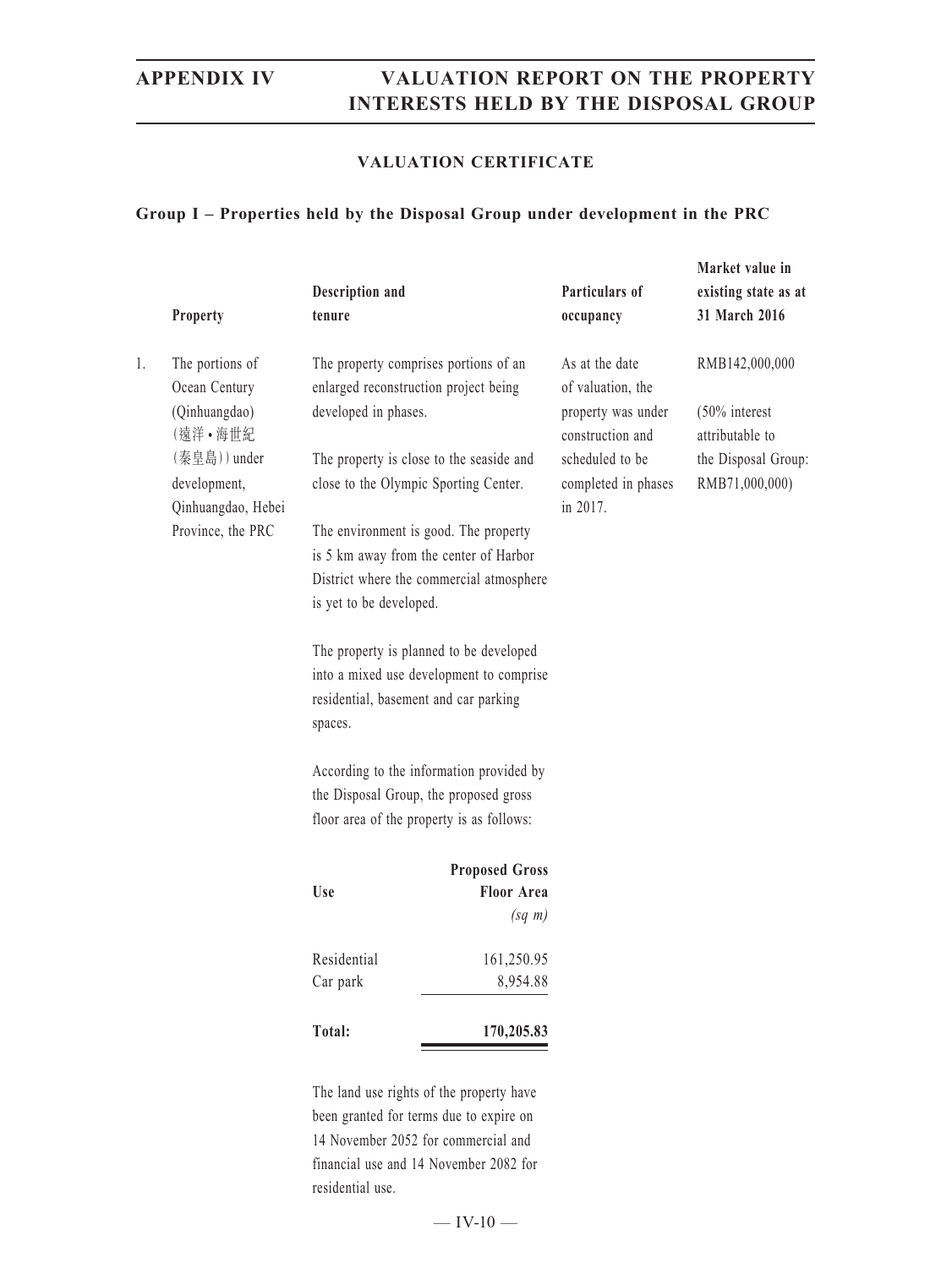## VALUATION CERTIFICATE

### Group I – Properties held by the Disposal Group under development in the PRC

| | Property | Description and tenure | Particulars of occupancy | Market value in existing state as at 31 March 2016 |
|---|---|---|---|---|
| 1. | The portions of Ocean Century (Qinhuangdao) (遠洋•海世紀(秦皇島)) under development, Qinhuangdao, Hebei Province, the PRC | The property comprises portions of an enlarged reconstruction project being developed in phases.<br><br>The property is close to the seaside and close to the Olympic Sporting Center.<br><br>The environment is good. The property is 5 km away from the center of Harbor District where the commercial atmosphere is yet to be developed.<br><br>The property is planned to be developed into a mixed use development to comprise residential, basement and car parking spaces.<br><br>According to the information provided by the Disposal Group, the proposed gross floor area of the property is as follows:<br><br>Use / Proposed Gross Floor Area *(sq m)*<br>Residential: 161,250.95<br>Car park: 8,954.88<br>**Total: 170,205.83**<br><br>The land use rights of the property have been granted for terms due to expire on 14 November 2052 for commercial and financial use and 14 November 2082 for residential use. | As at the date of valuation, the property was under construction and scheduled to be completed in phases in 2017. | RMB142,000,000<br><br>(50% interest attributable to the Disposal Group: RMB71,000,000) |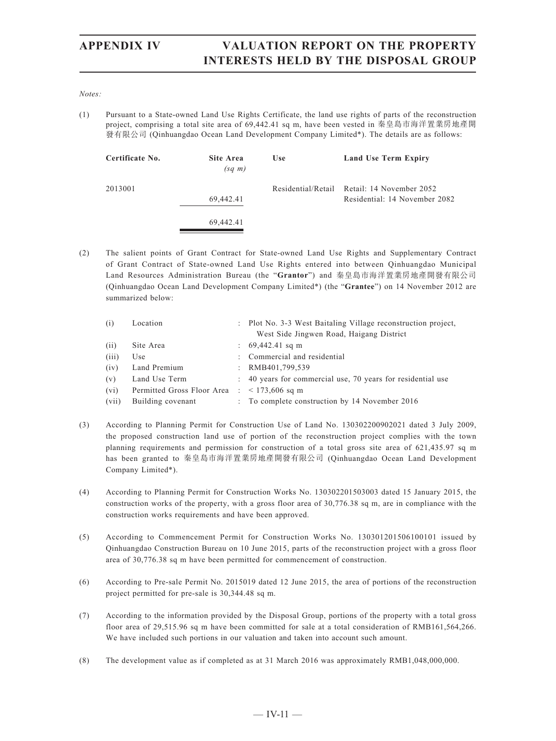*Notes:*

(1) Pursuant to a State-owned Land Use Rights Certificate, the land use rights of parts of the reconstruction project, comprising a total site area of 69,442.41 sq m, have been vested in 秦皇島市海洋置業房地產開發有限公司 (Qinhuangdao Ocean Land Development Company Limited*). The details are as follows:

| Certificate No. | Site Area *(sq m)* | Use | Land Use Term Expiry |
|---|---|---|---|
| 2013001 | 69,442.41 | Residential/Retail | Retail: 14 November 2052<br>Residential: 14 November 2082 |
| | 69,442.41 | | |

(2) The salient points of Grant Contract for State-owned Land Use Rights and Supplementary Contract of Grant Contract of State-owned Land Use Rights entered into between Qinhuangdao Municipal Land Resources Administration Bureau (the "**Grantor**") and 秦皇島市海洋置業房地產開發有限公司 (Qinhuangdao Ocean Land Development Company Limited*) (the "**Grantee**") on 14 November 2012 are summarized below:

| | | | |
|---|---|---|---|
| (i) | Location | : | Plot No. 3-3 West Baitaling Village reconstruction project, West Side Jingwen Road, Haigang District |
| (ii) | Site Area | : | 69,442.41 sq m |
| (iii) | Use | : | Commercial and residential |
| (iv) | Land Premium | : | RMB401,799,539 |
| (v) | Land Use Term | : | 40 years for commercial use, 70 years for residential use |
| (vi) | Permitted Gross Floor Area | : | < 173,606 sq m |
| (vii) | Building covenant | : | To complete construction by 14 November 2016 |

(3) According to Planning Permit for Construction Use of Land No. 130302200902021 dated 3 July 2009, the proposed construction land use of portion of the reconstruction project complies with the town planning requirements and permission for construction of a total gross site area of 621,435.97 sq m has been granted to 秦皇島市海洋置業房地產開發有限公司 (Qinhuangdao Ocean Land Development Company Limited*).

(4) According to Planning Permit for Construction Works No. 130302201503003 dated 15 January 2015, the construction works of the property, with a gross floor area of 30,776.38 sq m, are in compliance with the construction works requirements and have been approved.

(5) According to Commencement Permit for Construction Works No. 130301201506100101 issued by Qinhuangdao Construction Bureau on 10 June 2015, parts of the reconstruction project with a gross floor area of 30,776.38 sq m have been permitted for commencement of construction.

(6) According to Pre-sale Permit No. 2015019 dated 12 June 2015, the area of portions of the reconstruction project permitted for pre-sale is 30,344.48 sq m.

(7) According to the information provided by the Disposal Group, portions of the property with a total gross floor area of 29,515.96 sq m have been committed for sale at a total consideration of RMB161,564,266. We have included such portions in our valuation and taken into account such amount.

(8) The development value as if completed as at 31 March 2016 was approximately RMB1,048,000,000.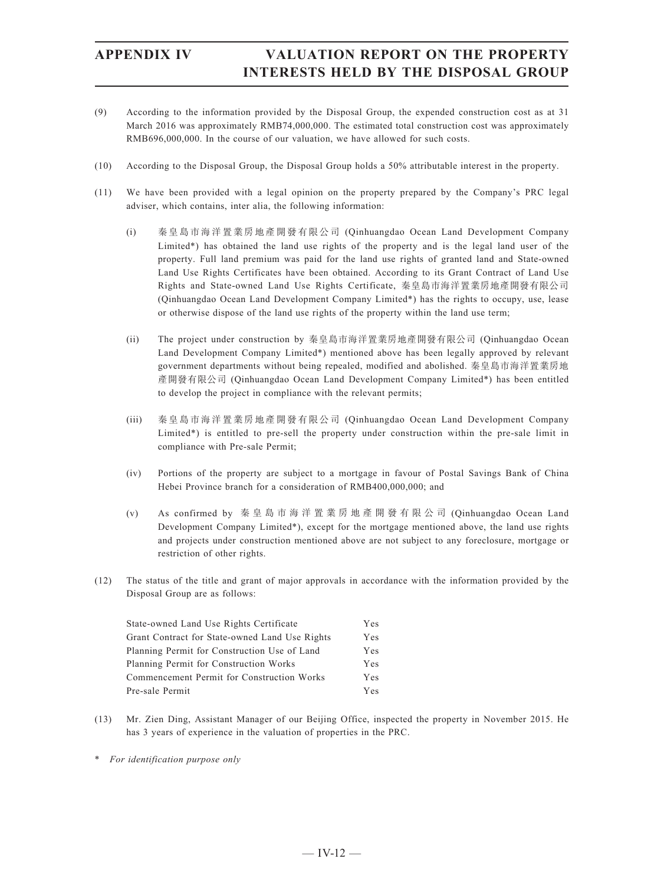(9) According to the information provided by the Disposal Group, the expended construction cost as at 31 March 2016 was approximately RMB74,000,000. The estimated total construction cost was approximately RMB696,000,000. In the course of our valuation, we have allowed for such costs.

(10) According to the Disposal Group, the Disposal Group holds a 50% attributable interest in the property.

(11) We have been provided with a legal opinion on the property prepared by the Company's PRC legal adviser, which contains, inter alia, the following information:

   (i) 秦皇島市海洋置業房地產開發有限公司 (Qinhuangdao Ocean Land Development Company Limited*) has obtained the land use rights of the property and is the legal land user of the property. Full land premium was paid for the land use rights of granted land and State-owned Land Use Rights Certificates have been obtained. According to its Grant Contract of Land Use Rights and State-owned Land Use Rights Certificate, 秦皇島市海洋置業房地產開發有限公司 (Qinhuangdao Ocean Land Development Company Limited*) has the rights to occupy, use, lease or otherwise dispose of the land use rights of the property within the land use term;

   (ii) The project under construction by 秦皇島市海洋置業房地產開發有限公司 (Qinhuangdao Ocean Land Development Company Limited*) mentioned above has been legally approved by relevant government departments without being repealed, modified and abolished. 秦皇島市海洋置業房地產開發有限公司 (Qinhuangdao Ocean Land Development Company Limited*) has been entitled to develop the project in compliance with the relevant permits;

   (iii) 秦皇島市海洋置業房地產開發有限公司 (Qinhuangdao Ocean Land Development Company Limited*) is entitled to pre-sell the property under construction within the pre-sale limit in compliance with Pre-sale Permit;

   (iv) Portions of the property are subject to a mortgage in favour of Postal Savings Bank of China Hebei Province branch for a consideration of RMB400,000,000; and

   (v) As confirmed by 秦皇島市海洋置業房地產開發有限公司 (Qinhuangdao Ocean Land Development Company Limited*), except for the mortgage mentioned above, the land use rights and projects under construction mentioned above are not subject to any foreclosure, mortgage or restriction of other rights.

(12) The status of the title and grant of major approvals in accordance with the information provided by the Disposal Group are as follows:

| | |
|---|---|
| State-owned Land Use Rights Certificate | Yes |
| Grant Contract for State-owned Land Use Rights | Yes |
| Planning Permit for Construction Use of Land | Yes |
| Planning Permit for Construction Works | Yes |
| Commencement Permit for Construction Works | Yes |
| Pre-sale Permit | Yes |

(13) Mr. Zien Ding, Assistant Manager of our Beijing Office, inspected the property in November 2015. He has 3 years of experience in the valuation of properties in the PRC.

\* *For identification purpose only*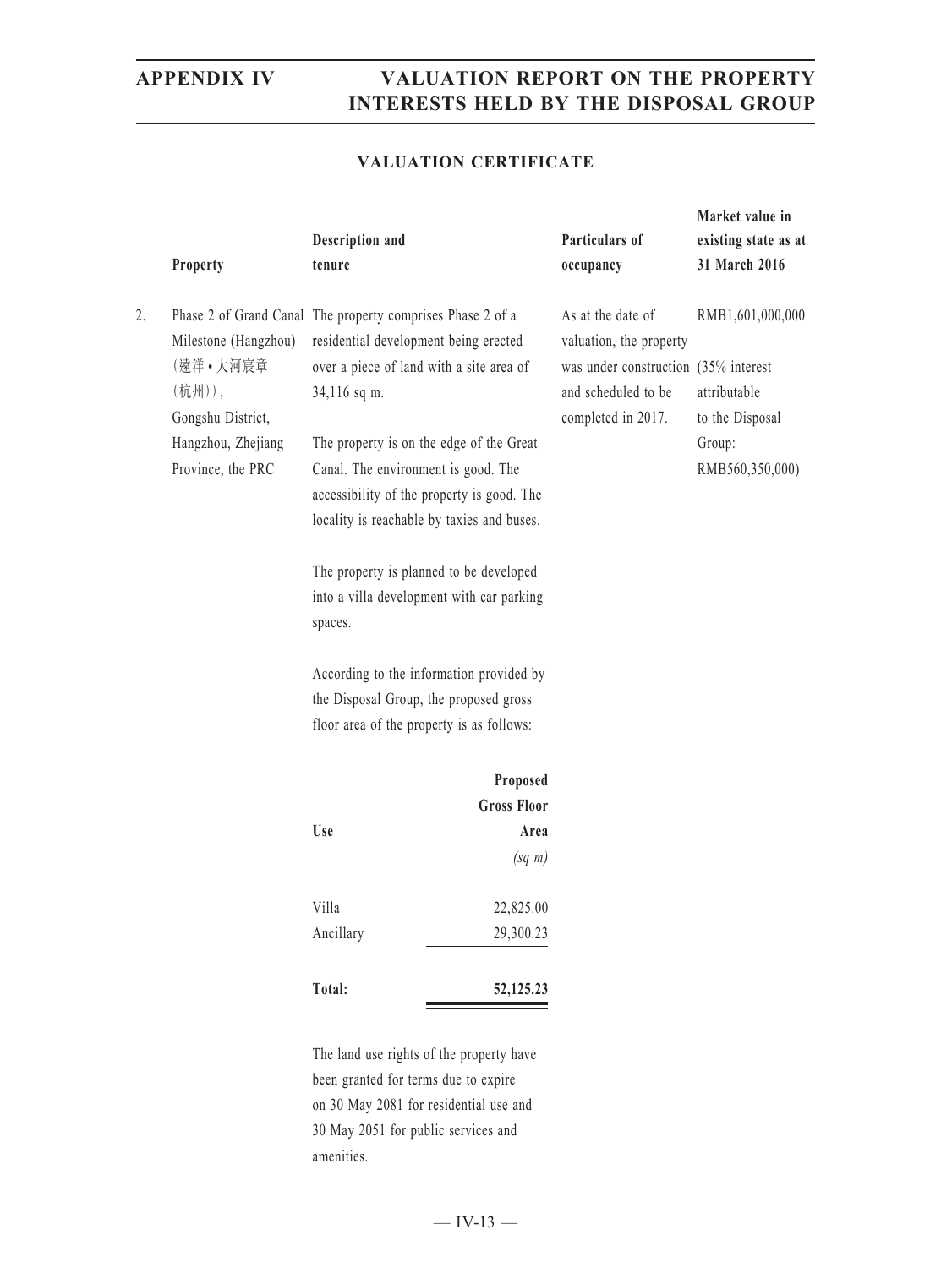## VALUATION CERTIFICATE

| | Property | Description and tenure | Particulars of occupancy | Market value in existing state as at 31 March 2016 |
|---|---|---|---|---|
| 2. | Phase 2 of Grand Canal Milestone (Hangzhou) (遠洋•大河宸章(杭州)), Gongshu District, Hangzhou, Zhejiang Province, the PRC | The property comprises Phase 2 of a residential development being erected over a piece of land with a site area of 34,116 sq m.<br><br>The property is on the edge of the Great Canal. The environment is good. The accessibility of the property is good. The locality is reachable by taxies and buses.<br><br>The property is planned to be developed into a villa development with car parking spaces.<br><br>According to the information provided by the Disposal Group, the proposed gross floor area of the property is as follows: | As at the date of valuation, the property was under construction and scheduled to be completed in 2017. | RMB1,601,000,000<br><br>(35% interest attributable to the Disposal Group: RMB560,350,000) |

| Use | Proposed Gross Floor Area *(sq m)* |
|---|---|
| Villa | 22,825.00 |
| Ancillary | 29,300.23 |
| **Total:** | **52,125.23** |

The land use rights of the property have been granted for terms due to expire on 30 May 2081 for residential use and 30 May 2051 for public services and amenities.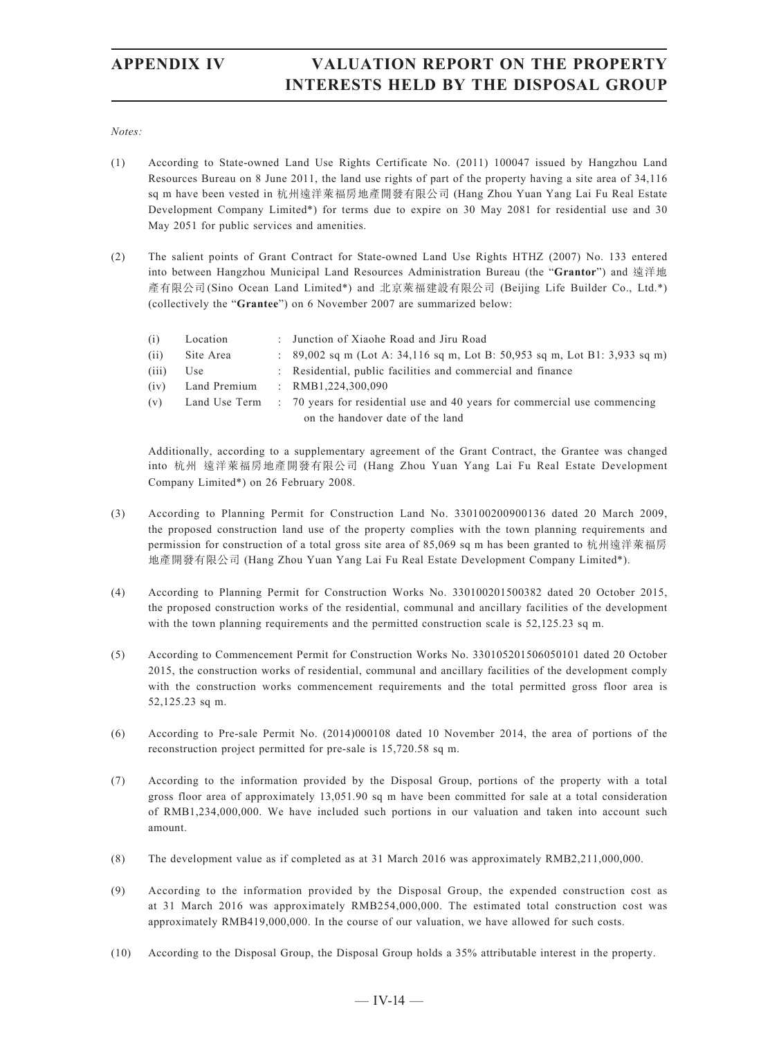*Notes:*

(1) According to State-owned Land Use Rights Certificate No. (2011) 100047 issued by Hangzhou Land Resources Bureau on 8 June 2011, the land use rights of part of the property having a site area of 34,116 sq m have been vested in 杭州遠洋萊福房地產開發有限公司 (Hang Zhou Yuan Yang Lai Fu Real Estate Development Company Limited*) for terms due to expire on 30 May 2081 for residential use and 30 May 2051 for public services and amenities.

(2) The salient points of Grant Contract for State-owned Land Use Rights HTHZ (2007) No. 133 entered into between Hangzhou Municipal Land Resources Administration Bureau (the "**Grantor**") and 遠洋地產有限公司(Sino Ocean Land Limited*) and 北京萊福建設有限公司 (Beijing Life Builder Co., Ltd.*) (collectively the "**Grantee**") on 6 November 2007 are summarized below:

| | | | |
|---|---|---|---|
| (i) | Location | : | Junction of Xiaohe Road and Jiru Road |
| (ii) | Site Area | : | 89,002 sq m (Lot A: 34,116 sq m, Lot B: 50,953 sq m, Lot B1: 3,933 sq m) |
| (iii) | Use | : | Residential, public facilities and commercial and finance |
| (iv) | Land Premium | : | RMB1,224,300,090 |
| (v) | Land Use Term | : | 70 years for residential use and 40 years for commercial use commencing on the handover date of the land |

Additionally, according to a supplementary agreement of the Grant Contract, the Grantee was changed into 杭州 遠洋萊福房地產開發有限公司 (Hang Zhou Yuan Yang Lai Fu Real Estate Development Company Limited*) on 26 February 2008.

(3) According to Planning Permit for Construction Land No. 330100200900136 dated 20 March 2009, the proposed construction land use of the property complies with the town planning requirements and permission for construction of a total gross site area of 85,069 sq m has been granted to 杭州遠洋萊福房地產開發有限公司 (Hang Zhou Yuan Yang Lai Fu Real Estate Development Company Limited*).

(4) According to Planning Permit for Construction Works No. 330100201500382 dated 20 October 2015, the proposed construction works of the residential, communal and ancillary facilities of the development with the town planning requirements and the permitted construction scale is 52,125.23 sq m.

(5) According to Commencement Permit for Construction Works No. 330105201506050101 dated 20 October 2015, the construction works of residential, communal and ancillary facilities of the development comply with the construction works commencement requirements and the total permitted gross floor area is 52,125.23 sq m.

(6) According to Pre-sale Permit No. (2014)000108 dated 10 November 2014, the area of portions of the reconstruction project permitted for pre-sale is 15,720.58 sq m.

(7) According to the information provided by the Disposal Group, portions of the property with a total gross floor area of approximately 13,051.90 sq m have been committed for sale at a total consideration of RMB1,234,000,000. We have included such portions in our valuation and taken into account such amount.

(8) The development value as if completed as at 31 March 2016 was approximately RMB2,211,000,000.

(9) According to the information provided by the Disposal Group, the expended construction cost as at 31 March 2016 was approximately RMB254,000,000. The estimated total construction cost was approximately RMB419,000,000. In the course of our valuation, we have allowed for such costs.

(10) According to the Disposal Group, the Disposal Group holds a 35% attributable interest in the property.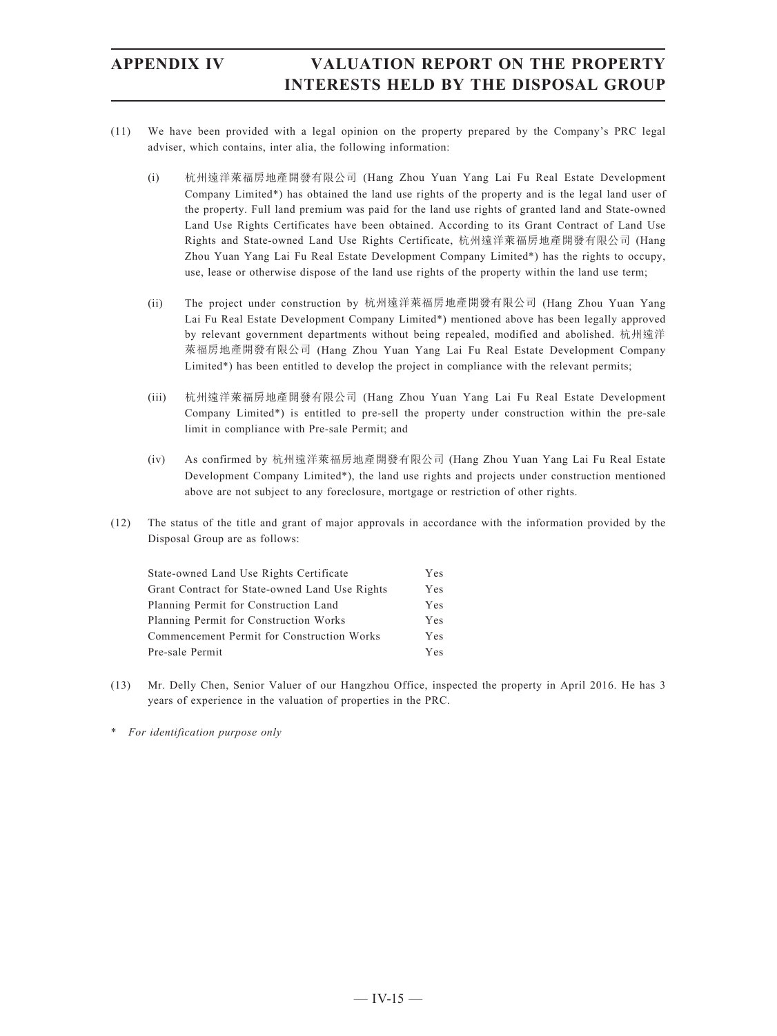(11) We have been provided with a legal opinion on the property prepared by the Company's PRC legal adviser, which contains, inter alia, the following information:

  (i) 杭州遠洋萊福房地產開發有限公司 (Hang Zhou Yuan Yang Lai Fu Real Estate Development Company Limited*) has obtained the land use rights of the property and is the legal land user of the property. Full land premium was paid for the land use rights of granted land and State-owned Land Use Rights Certificates have been obtained. According to its Grant Contract of Land Use Rights and State-owned Land Use Rights Certificate, 杭州遠洋萊福房地產開發有限公司 (Hang Zhou Yuan Yang Lai Fu Real Estate Development Company Limited*) has the rights to occupy, use, lease or otherwise dispose of the land use rights of the property within the land use term;

  (ii) The project under construction by 杭州遠洋萊福房地產開發有限公司 (Hang Zhou Yuan Yang Lai Fu Real Estate Development Company Limited*) mentioned above has been legally approved by relevant government departments without being repealed, modified and abolished. 杭州遠洋萊福房地產開發有限公司 (Hang Zhou Yuan Yang Lai Fu Real Estate Development Company Limited*) has been entitled to develop the project in compliance with the relevant permits;

  (iii) 杭州遠洋萊福房地產開發有限公司 (Hang Zhou Yuan Yang Lai Fu Real Estate Development Company Limited*) is entitled to pre-sell the property under construction within the pre-sale limit in compliance with Pre-sale Permit; and

  (iv) As confirmed by 杭州遠洋萊福房地產開發有限公司 (Hang Zhou Yuan Yang Lai Fu Real Estate Development Company Limited*), the land use rights and projects under construction mentioned above are not subject to any foreclosure, mortgage or restriction of other rights.

(12) The status of the title and grant of major approvals in accordance with the information provided by the Disposal Group are as follows:

| | |
|---|---|
| State-owned Land Use Rights Certificate | Yes |
| Grant Contract for State-owned Land Use Rights | Yes |
| Planning Permit for Construction Land | Yes |
| Planning Permit for Construction Works | Yes |
| Commencement Permit for Construction Works | Yes |
| Pre-sale Permit | Yes |

(13) Mr. Delly Chen, Senior Valuer of our Hangzhou Office, inspected the property in April 2016. He has 3 years of experience in the valuation of properties in the PRC.

\* *For identification purpose only*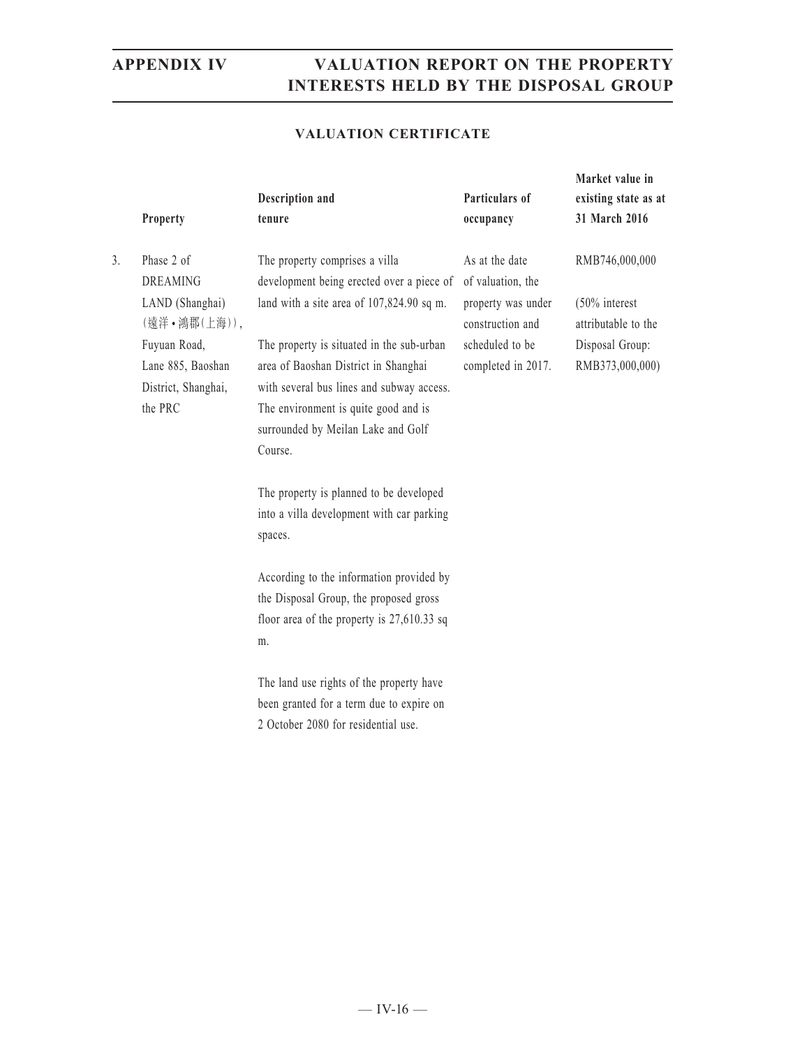## VALUATION CERTIFICATE

| | Property | Description and tenure | Particulars of occupancy | Market value in existing state as at 31 March 2016 |
|---|---|---|---|---|
| 3. | Phase 2 of DREAMING LAND (Shanghai) (遠洋•鴻郡(上海)), Fuyuan Road, Lane 885, Baoshan District, Shanghai, the PRC | The property comprises a villa development being erected over a piece of land with a site area of 107,824.90 sq m.<br><br>The property is situated in the sub-urban area of Baoshan District in Shanghai with several bus lines and subway access. The environment is quite good and is surrounded by Meilan Lake and Golf Course.<br><br>The property is planned to be developed into a villa development with car parking spaces.<br><br>According to the information provided by the Disposal Group, the proposed gross floor area of the property is 27,610.33 sq m.<br><br>The land use rights of the property have been granted for a term due to expire on 2 October 2080 for residential use. | As at the date of valuation, the property was under construction and scheduled to be completed in 2017. | RMB746,000,000<br><br>(50% interest attributable to the Disposal Group: RMB373,000,000) |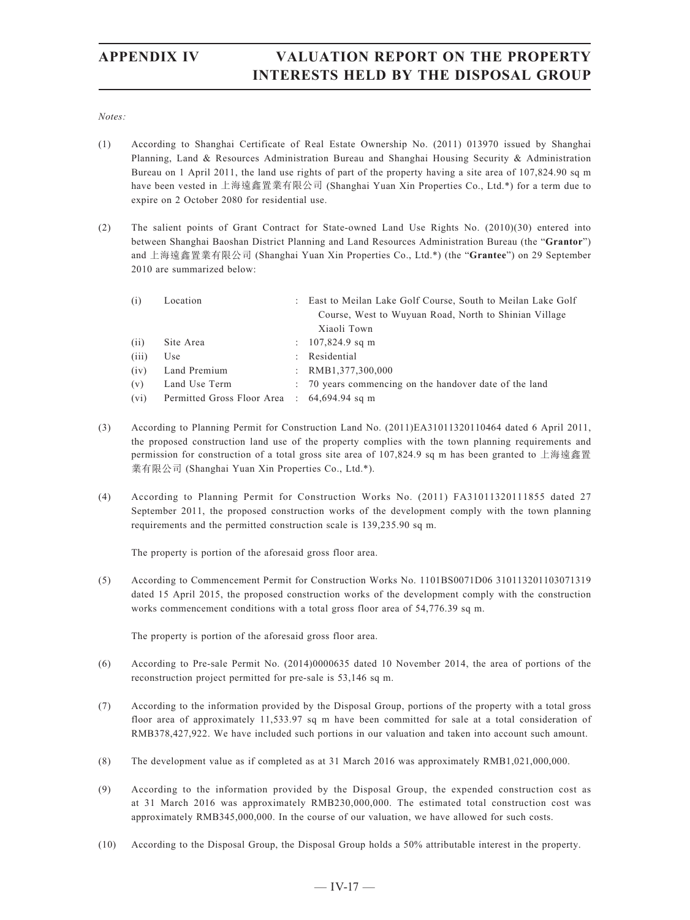*Notes:*

(1) According to Shanghai Certificate of Real Estate Ownership No. (2011) 013970 issued by Shanghai Planning, Land & Resources Administration Bureau and Shanghai Housing Security & Administration Bureau on 1 April 2011, the land use rights of part of the property having a site area of 107,824.90 sq m have been vested in 上海遠鑫置業有限公司 (Shanghai Yuan Xin Properties Co., Ltd.*) for a term due to expire on 2 October 2080 for residential use.

(2) The salient points of Grant Contract for State-owned Land Use Rights No. (2010)(30) entered into between Shanghai Baoshan District Planning and Land Resources Administration Bureau (the "**Grantor**") and 上海遠鑫置業有限公司 (Shanghai Yuan Xin Properties Co., Ltd.*) (the "**Grantee**") on 29 September 2010 are summarized below:

| | | | |
|---|---|---|---|
| (i) | Location | : | East to Meilan Lake Golf Course, South to Meilan Lake Golf Course, West to Wuyuan Road, North to Shinian Village Xiaoli Town |
| (ii) | Site Area | : | 107,824.9 sq m |
| (iii) | Use | : | Residential |
| (iv) | Land Premium | : | RMB1,377,300,000 |
| (v) | Land Use Term | : | 70 years commencing on the handover date of the land |
| (vi) | Permitted Gross Floor Area | : | 64,694.94 sq m |

(3) According to Planning Permit for Construction Land No. (2011)EA31011320110464 dated 6 April 2011, the proposed construction land use of the property complies with the town planning requirements and permission for construction of a total gross site area of 107,824.9 sq m has been granted to 上海遠鑫置業有限公司 (Shanghai Yuan Xin Properties Co., Ltd.*).

(4) According to Planning Permit for Construction Works No. (2011) FA31011320111855 dated 27 September 2011, the proposed construction works of the development comply with the town planning requirements and the permitted construction scale is 139,235.90 sq m.

The property is portion of the aforesaid gross floor area.

(5) According to Commencement Permit for Construction Works No. 1101BS0071D06 310113201103071319 dated 15 April 2015, the proposed construction works of the development comply with the construction works commencement conditions with a total gross floor area of 54,776.39 sq m.

The property is portion of the aforesaid gross floor area.

(6) According to Pre-sale Permit No. (2014)0000635 dated 10 November 2014, the area of portions of the reconstruction project permitted for pre-sale is 53,146 sq m.

(7) According to the information provided by the Disposal Group, portions of the property with a total gross floor area of approximately 11,533.97 sq m have been committed for sale at a total consideration of RMB378,427,922. We have included such portions in our valuation and taken into account such amount.

(8) The development value as if completed as at 31 March 2016 was approximately RMB1,021,000,000.

(9) According to the information provided by the Disposal Group, the expended construction cost as at 31 March 2016 was approximately RMB230,000,000. The estimated total construction cost was approximately RMB345,000,000. In the course of our valuation, we have allowed for such costs.

(10) According to the Disposal Group, the Disposal Group holds a 50% attributable interest in the property.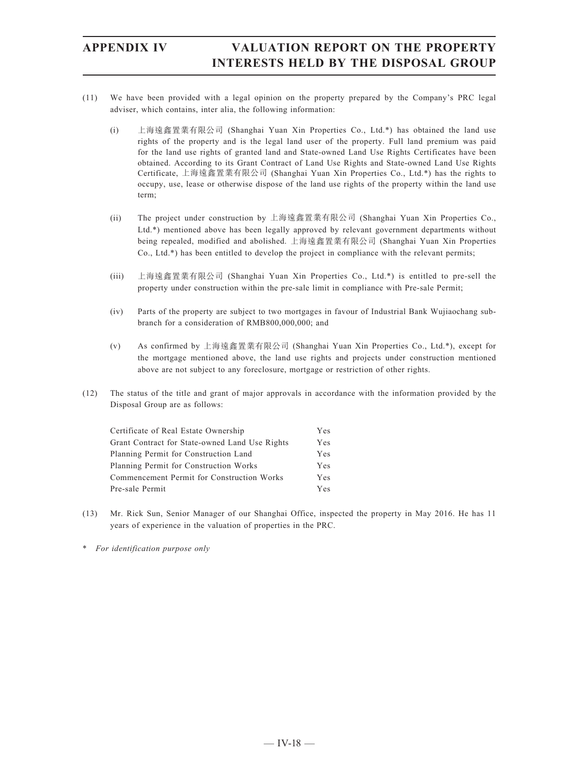(11) We have been provided with a legal opinion on the property prepared by the Company's PRC legal adviser, which contains, inter alia, the following information:

   (i) 上海遠鑫置業有限公司 (Shanghai Yuan Xin Properties Co., Ltd.*) has obtained the land use rights of the property and is the legal land user of the property. Full land premium was paid for the land use rights of granted land and State-owned Land Use Rights Certificates have been obtained. According to its Grant Contract of Land Use Rights and State-owned Land Use Rights Certificate, 上海遠鑫置業有限公司 (Shanghai Yuan Xin Properties Co., Ltd.*) has the rights to occupy, use, lease or otherwise dispose of the land use rights of the property within the land use term;

   (ii) The project under construction by 上海遠鑫置業有限公司 (Shanghai Yuan Xin Properties Co., Ltd.*) mentioned above has been legally approved by relevant government departments without being repealed, modified and abolished. 上海遠鑫置業有限公司 (Shanghai Yuan Xin Properties Co., Ltd.*) has been entitled to develop the project in compliance with the relevant permits;

   (iii) 上海遠鑫置業有限公司 (Shanghai Yuan Xin Properties Co., Ltd.*) is entitled to pre-sell the property under construction within the pre-sale limit in compliance with Pre-sale Permit;

   (iv) Parts of the property are subject to two mortgages in favour of Industrial Bank Wujiaochang sub-branch for a consideration of RMB800,000,000; and

   (v) As confirmed by 上海遠鑫置業有限公司 (Shanghai Yuan Xin Properties Co., Ltd.*), except for the mortgage mentioned above, the land use rights and projects under construction mentioned above are not subject to any foreclosure, mortgage or restriction of other rights.

(12) The status of the title and grant of major approvals in accordance with the information provided by the Disposal Group are as follows:

| | |
|---|---|
| Certificate of Real Estate Ownership | Yes |
| Grant Contract for State-owned Land Use Rights | Yes |
| Planning Permit for Construction Land | Yes |
| Planning Permit for Construction Works | Yes |
| Commencement Permit for Construction Works | Yes |
| Pre-sale Permit | Yes |

(13) Mr. Rick Sun, Senior Manager of our Shanghai Office, inspected the property in May 2016. He has 11 years of experience in the valuation of properties in the PRC.

\* *For identification purpose only*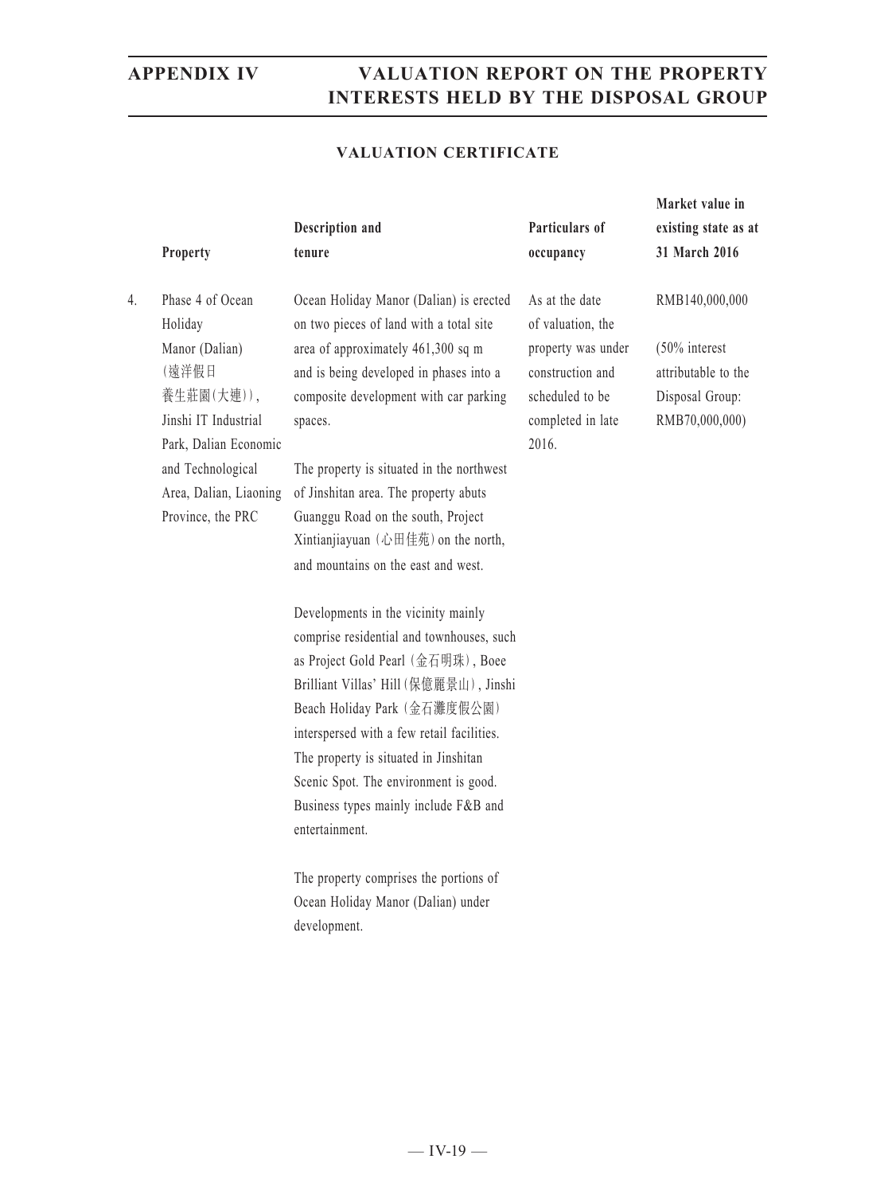## VALUATION CERTIFICATE

| | Property | Description and tenure | Particulars of occupancy | Market value in existing state as at 31 March 2016 |
|---|---|---|---|---|
| 4. | Phase 4 of Ocean Holiday Manor (Dalian) (遠洋假日養生莊園(大連)), Jinshi IT Industrial Park, Dalian Economic and Technological Area, Dalian, Liaoning Province, the PRC | Ocean Holiday Manor (Dalian) is erected on two pieces of land with a total site area of approximately 461,300 sq m and is being developed in phases into a composite development with car parking spaces.<br><br>The property is situated in the northwest of Jinshitan area. The property abuts Guanggu Road on the south, Project Xintianjiayuan (心田佳苑) on the north, and mountains on the east and west.<br><br>Developments in the vicinity mainly comprise residential and townhouses, such as Project Gold Pearl (金石明珠), Boee Brilliant Villas' Hill (保億麗景山), Jinshi Beach Holiday Park (金石灘度假公園) interspersed with a few retail facilities. The property is situated in Jinshitan Scenic Spot. The environment is good. Business types mainly include F&B and entertainment.<br><br>The property comprises the portions of Ocean Holiday Manor (Dalian) under development. | As at the date of valuation, the property was under construction and scheduled to be completed in late 2016. | RMB140,000,000<br><br>(50% interest attributable to the Disposal Group: RMB70,000,000) |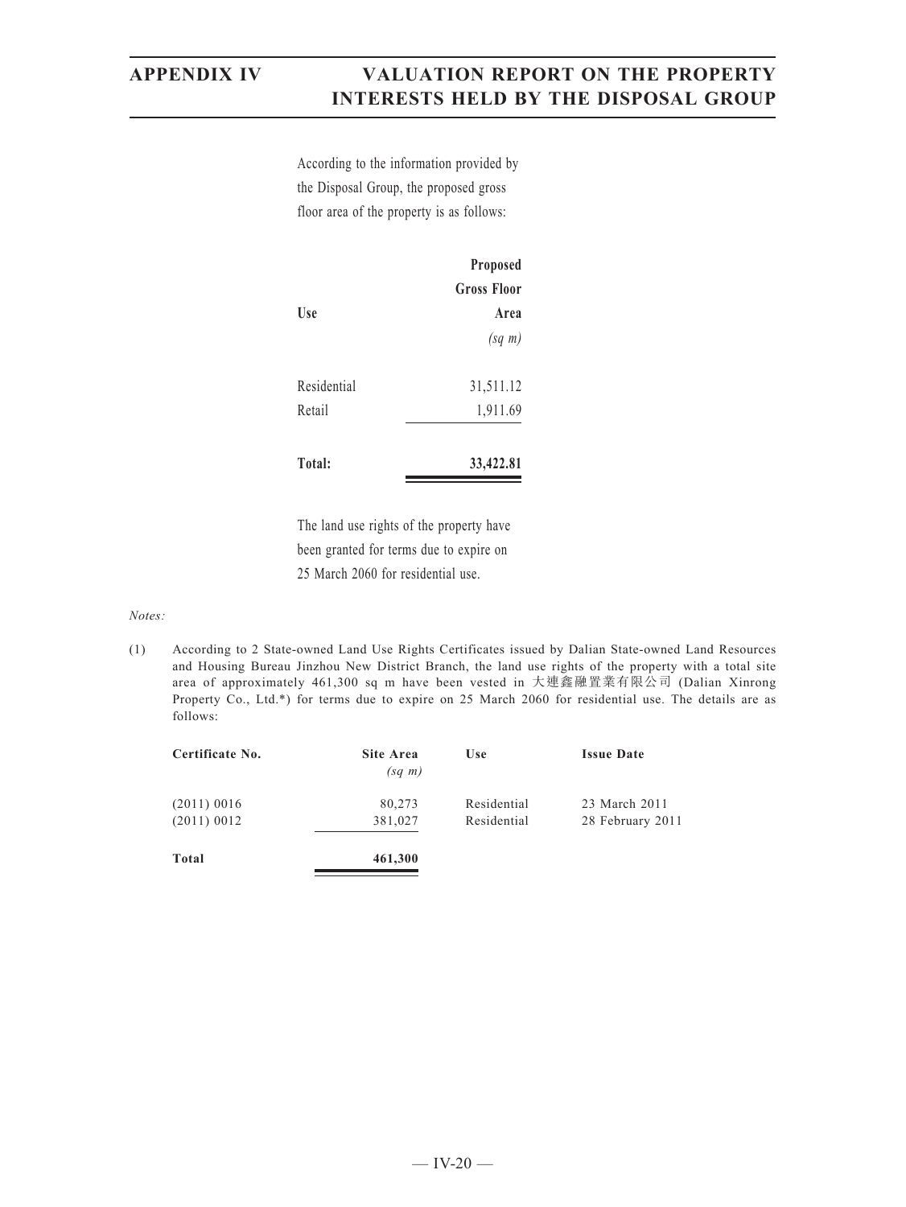According to the information provided by the Disposal Group, the proposed gross floor area of the property is as follows:

| Use | Proposed Gross Floor Area *(sq m)* |
|---|---|
| Residential | 31,511.12 |
| Retail | 1,911.69 |
| **Total:** | **33,422.81** |

The land use rights of the property have been granted for terms due to expire on 25 March 2060 for residential use.

*Notes:*

(1) According to 2 State-owned Land Use Rights Certificates issued by Dalian State-owned Land Resources and Housing Bureau Jinzhou New District Branch, the land use rights of the property with a total site area of approximately 461,300 sq m have been vested in 大連鑫融置業有限公司 (Dalian Xinrong Property Co., Ltd.*) for terms due to expire on 25 March 2060 for residential use. The details are as follows:

| Certificate No. | Site Area *(sq m)* | Use | Issue Date |
|---|---|---|---|
| (2011) 0016 | 80,273 | Residential | 23 March 2011 |
| (2011) 0012 | 381,027 | Residential | 28 February 2011 |
| **Total** | **461,300** | | |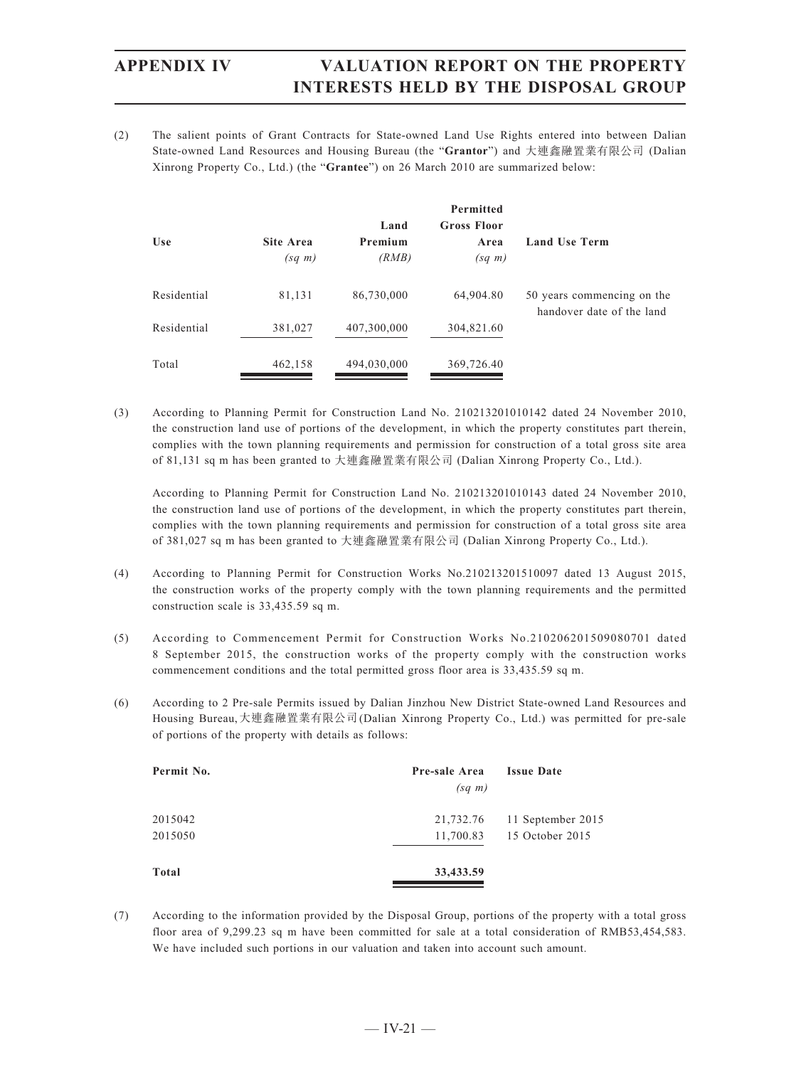(2) The salient points of Grant Contracts for State-owned Land Use Rights entered into between Dalian State-owned Land Resources and Housing Bureau (the "**Grantor**") and 大連鑫融置業有限公司 (Dalian Xinrong Property Co., Ltd.) (the "**Grantee**") on 26 March 2010 are summarized below:

| Use | Site Area *(sq m)* | Land Premium *(RMB)* | Permitted Gross Floor Area *(sq m)* | Land Use Term |
|---|---|---|---|---|
| Residential | 81,131 | 86,730,000 | 64,904.80 | 50 years commencing on the handover date of the land |
| Residential | 381,027 | 407,300,000 | 304,821.60 | |
| Total | 462,158 | 494,030,000 | 369,726.40 | |

(3) According to Planning Permit for Construction Land No. 210213201010142 dated 24 November 2010, the construction land use of portions of the development, in which the property constitutes part therein, complies with the town planning requirements and permission for construction of a total gross site area of 81,131 sq m has been granted to 大連鑫融置業有限公司 (Dalian Xinrong Property Co., Ltd.).

According to Planning Permit for Construction Land No. 210213201010143 dated 24 November 2010, the construction land use of portions of the development, in which the property constitutes part therein, complies with the town planning requirements and permission for construction of a total gross site area of 381,027 sq m has been granted to 大連鑫融置業有限公司 (Dalian Xinrong Property Co., Ltd.).

(4) According to Planning Permit for Construction Works No.210213201510097 dated 13 August 2015, the construction works of the property comply with the town planning requirements and the permitted construction scale is 33,435.59 sq m.

(5) According to Commencement Permit for Construction Works No.210206201509080701 dated 8 September 2015, the construction works of the property comply with the construction works commencement conditions and the total permitted gross floor area is 33,435.59 sq m.

(6) According to 2 Pre-sale Permits issued by Dalian Jinzhou New District State-owned Land Resources and Housing Bureau,大連鑫融置業有限公司(Dalian Xinrong Property Co., Ltd.) was permitted for pre-sale of portions of the property with details as follows:

| Permit No. | Pre-sale Area *(sq m)* | Issue Date |
|---|---|---|
| 2015042 | 21,732.76 | 11 September 2015 |
| 2015050 | 11,700.83 | 15 October 2015 |
| **Total** | **33,433.59** | |

(7) According to the information provided by the Disposal Group, portions of the property with a total gross floor area of 9,299.23 sq m have been committed for sale at a total consideration of RMB53,454,583. We have included such portions in our valuation and taken into account such amount.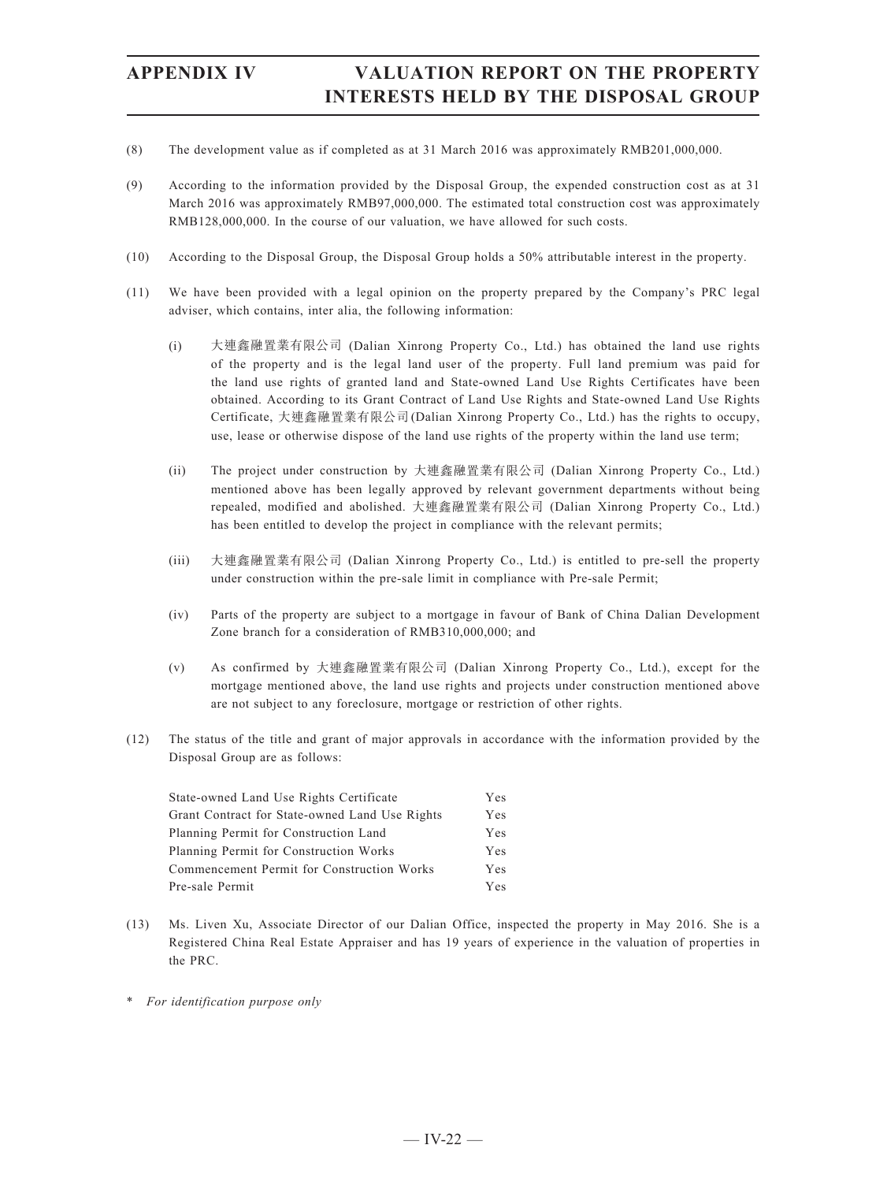(8) The development value as if completed as at 31 March 2016 was approximately RMB201,000,000.

(9) According to the information provided by the Disposal Group, the expended construction cost as at 31 March 2016 was approximately RMB97,000,000. The estimated total construction cost was approximately RMB128,000,000. In the course of our valuation, we have allowed for such costs.

(10) According to the Disposal Group, the Disposal Group holds a 50% attributable interest in the property.

(11) We have been provided with a legal opinion on the property prepared by the Company's PRC legal adviser, which contains, inter alia, the following information:

  (i) 大連鑫融置業有限公司 (Dalian Xinrong Property Co., Ltd.) has obtained the land use rights of the property and is the legal land user of the property. Full land premium was paid for the land use rights of granted land and State-owned Land Use Rights Certificates have been obtained. According to its Grant Contract of Land Use Rights and State-owned Land Use Rights Certificate, 大連鑫融置業有限公司(Dalian Xinrong Property Co., Ltd.) has the rights to occupy, use, lease or otherwise dispose of the land use rights of the property within the land use term;

  (ii) The project under construction by 大連鑫融置業有限公司 (Dalian Xinrong Property Co., Ltd.) mentioned above has been legally approved by relevant government departments without being repealed, modified and abolished. 大連鑫融置業有限公司 (Dalian Xinrong Property Co., Ltd.) has been entitled to develop the project in compliance with the relevant permits;

  (iii) 大連鑫融置業有限公司 (Dalian Xinrong Property Co., Ltd.) is entitled to pre-sell the property under construction within the pre-sale limit in compliance with Pre-sale Permit;

  (iv) Parts of the property are subject to a mortgage in favour of Bank of China Dalian Development Zone branch for a consideration of RMB310,000,000; and

  (v) As confirmed by 大連鑫融置業有限公司 (Dalian Xinrong Property Co., Ltd.), except for the mortgage mentioned above, the land use rights and projects under construction mentioned above are not subject to any foreclosure, mortgage or restriction of other rights.

(12) The status of the title and grant of major approvals in accordance with the information provided by the Disposal Group are as follows:

| | |
|---|---|
| State-owned Land Use Rights Certificate | Yes |
| Grant Contract for State-owned Land Use Rights | Yes |
| Planning Permit for Construction Land | Yes |
| Planning Permit for Construction Works | Yes |
| Commencement Permit for Construction Works | Yes |
| Pre-sale Permit | Yes |

(13) Ms. Liven Xu, Associate Director of our Dalian Office, inspected the property in May 2016. She is a Registered China Real Estate Appraiser and has 19 years of experience in the valuation of properties in the PRC.

\* *For identification purpose only*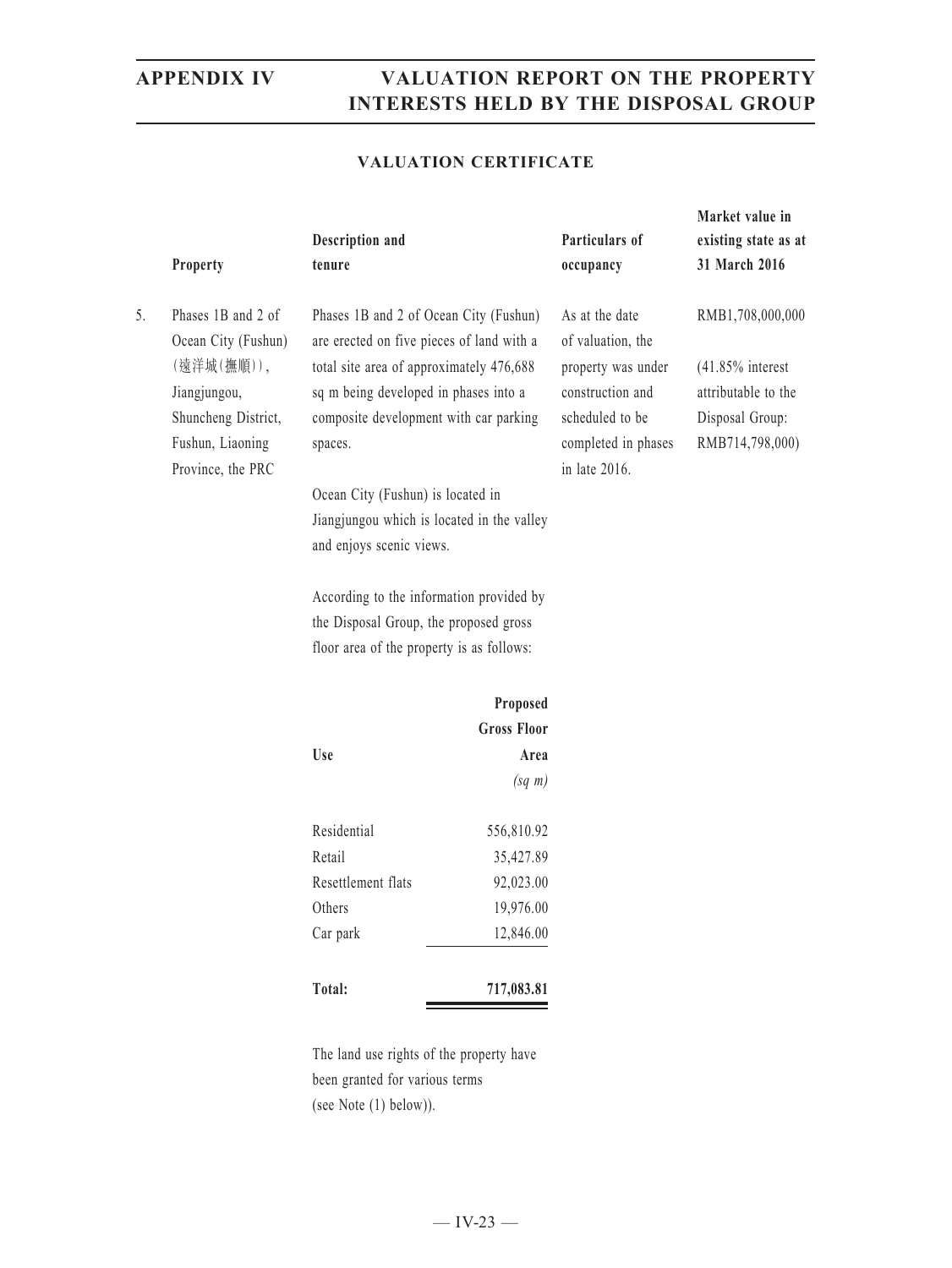## VALUATION CERTIFICATE

| | Property | Description and tenure | Particulars of occupancy | Market value in existing state as at 31 March 2016 |
|---|---|---|---|---|
| 5. | Phases 1B and 2 of Ocean City (Fushun) (遠洋城(撫順)), Jiangjungou, Shuncheng District, Fushun, Liaoning Province, the PRC | Phases 1B and 2 of Ocean City (Fushun) are erected on five pieces of land with a total site area of approximately 476,688 sq m being developed in phases into a composite development with car parking spaces. | As at the date of valuation, the property was under construction and scheduled to be completed in phases in late 2016. | RMB1,708,000,000 (41.85% interest attributable to the Disposal Group: RMB714,798,000) |

Ocean City (Fushun) is located in Jiangjungou which is located in the valley and enjoys scenic views.

According to the information provided by the Disposal Group, the proposed gross floor area of the property is as follows:

| Use | Proposed Gross Floor Area *(sq m)* |
|---|---|
| Residential | 556,810.92 |
| Retail | 35,427.89 |
| Resettlement flats | 92,023.00 |
| Others | 19,976.00 |
| Car park | 12,846.00 |
| **Total:** | **717,083.81** |

The land use rights of the property have been granted for various terms (see Note (1) below)).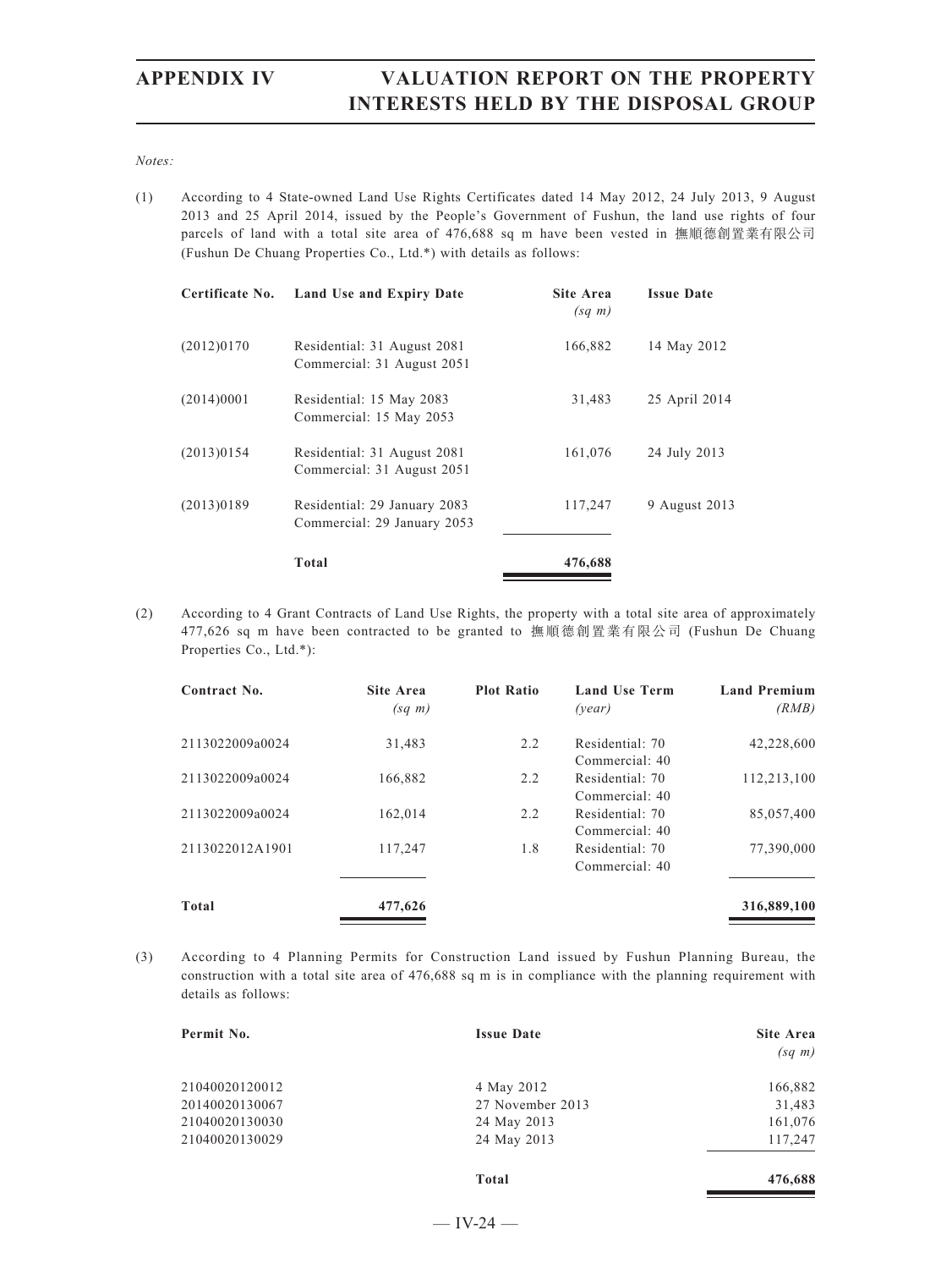*Notes:*

(1) According to 4 State-owned Land Use Rights Certificates dated 14 May 2012, 24 July 2013, 9 August 2013 and 25 April 2014, issued by the People's Government of Fushun, the land use rights of four parcels of land with a total site area of 476,688 sq m have been vested in 撫順德創置業有限公司 (Fushun De Chuang Properties Co., Ltd.*) with details as follows:

| Certificate No. | Land Use and Expiry Date | Site Area *(sq m)* | Issue Date |
|---|---|---|---|
| (2012)0170 | Residential: 31 August 2081<br>Commercial: 31 August 2051 | 166,882 | 14 May 2012 |
| (2014)0001 | Residential: 15 May 2083<br>Commercial: 15 May 2053 | 31,483 | 25 April 2014 |
| (2013)0154 | Residential: 31 August 2081<br>Commercial: 31 August 2051 | 161,076 | 24 July 2013 |
| (2013)0189 | Residential: 29 January 2083<br>Commercial: 29 January 2053 | 117,247 | 9 August 2013 |
| | **Total** | **476,688** | |

(2) According to 4 Grant Contracts of Land Use Rights, the property with a total site area of approximately 477,626 sq m have been contracted to be granted to 撫順德創置業有限公司 (Fushun De Chuang Properties Co., Ltd.*):

| Contract No. | Site Area *(sq m)* | Plot Ratio | Land Use Term *(year)* | Land Premium *(RMB)* |
|---|---|---|---|---|
| 2113022009a0024 | 31,483 | 2.2 | Residential: 70<br>Commercial: 40 | 42,228,600 |
| 2113022009a0024 | 166,882 | 2.2 | Residential: 70<br>Commercial: 40 | 112,213,100 |
| 2113022009a0024 | 162,014 | 2.2 | Residential: 70<br>Commercial: 40 | 85,057,400 |
| 2113022012A1901 | 117,247 | 1.8 | Residential: 70<br>Commercial: 40 | 77,390,000 |
| **Total** | **477,626** | | | **316,889,100** |

(3) According to 4 Planning Permits for Construction Land issued by Fushun Planning Bureau, the construction with a total site area of 476,688 sq m is in compliance with the planning requirement with details as follows:

| Permit No. | Issue Date | Site Area *(sq m)* |
|---|---|---|
| 21040020120012 | 4 May 2012 | 166,882 |
| 20140020130067 | 27 November 2013 | 31,483 |
| 21040020130030 | 24 May 2013 | 161,076 |
| 21040020130029 | 24 May 2013 | 117,247 |
| | **Total** | **476,688** |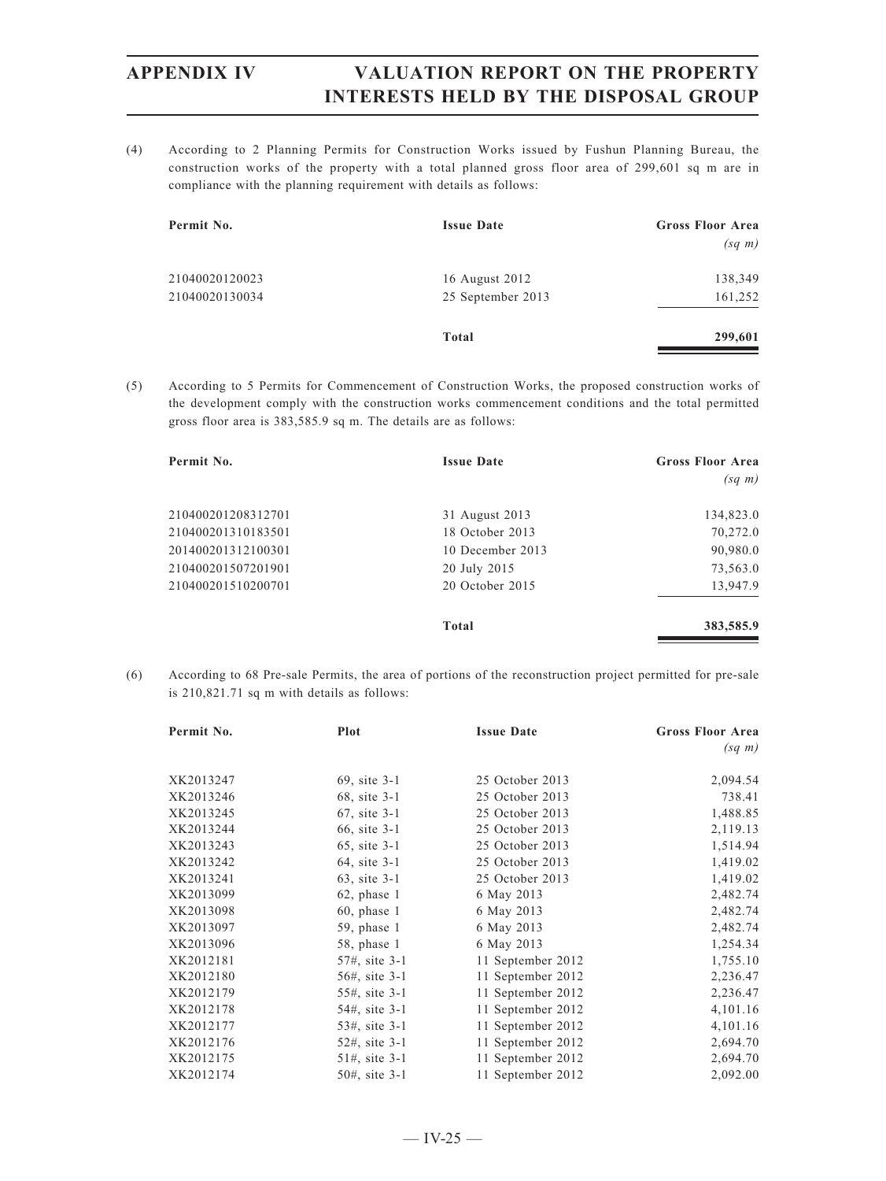(4) According to 2 Planning Permits for Construction Works issued by Fushun Planning Bureau, the construction works of the property with a total planned gross floor area of 299,601 sq m are in compliance with the planning requirement with details as follows:

| Permit No. | Issue Date | Gross Floor Area (sq m) |
|---|---|---|
| 21040020120023 | 16 August 2012 | 138,349 |
| 21040020130034 | 25 September 2013 | 161,252 |
| | **Total** | **299,601** |

(5) According to 5 Permits for Commencement of Construction Works, the proposed construction works of the development comply with the construction works commencement conditions and the total permitted gross floor area is 383,585.9 sq m. The details are as follows:

| Permit No. | Issue Date | Gross Floor Area (sq m) |
|---|---|---|
| 210400201208312701 | 31 August 2013 | 134,823.0 |
| 210400201310183501 | 18 October 2013 | 70,272.0 |
| 201400201312100301 | 10 December 2013 | 90,980.0 |
| 210400201507201901 | 20 July 2015 | 73,563.0 |
| 210400201510200701 | 20 October 2015 | 13,947.9 |
| | **Total** | **383,585.9** |

(6) According to 68 Pre-sale Permits, the area of portions of the reconstruction project permitted for pre-sale is 210,821.71 sq m with details as follows:

| Permit No. | Plot | Issue Date | Gross Floor Area (sq m) |
|---|---|---|---|
| XK2013247 | 69, site 3-1 | 25 October 2013 | 2,094.54 |
| XK2013246 | 68, site 3-1 | 25 October 2013 | 738.41 |
| XK2013245 | 67, site 3-1 | 25 October 2013 | 1,488.85 |
| XK2013244 | 66, site 3-1 | 25 October 2013 | 2,119.13 |
| XK2013243 | 65, site 3-1 | 25 October 2013 | 1,514.94 |
| XK2013242 | 64, site 3-1 | 25 October 2013 | 1,419.02 |
| XK2013241 | 63, site 3-1 | 25 October 2013 | 1,419.02 |
| XK2013099 | 62, phase 1 | 6 May 2013 | 2,482.74 |
| XK2013098 | 60, phase 1 | 6 May 2013 | 2,482.74 |
| XK2013097 | 59, phase 1 | 6 May 2013 | 2,482.74 |
| XK2013096 | 58, phase 1 | 6 May 2013 | 1,254.34 |
| XK2012181 | 57#, site 3-1 | 11 September 2012 | 1,755.10 |
| XK2012180 | 56#, site 3-1 | 11 September 2012 | 2,236.47 |
| XK2012179 | 55#, site 3-1 | 11 September 2012 | 2,236.47 |
| XK2012178 | 54#, site 3-1 | 11 September 2012 | 4,101.16 |
| XK2012177 | 53#, site 3-1 | 11 September 2012 | 4,101.16 |
| XK2012176 | 52#, site 3-1 | 11 September 2012 | 2,694.70 |
| XK2012175 | 51#, site 3-1 | 11 September 2012 | 2,694.70 |
| XK2012174 | 50#, site 3-1 | 11 September 2012 | 2,092.00 |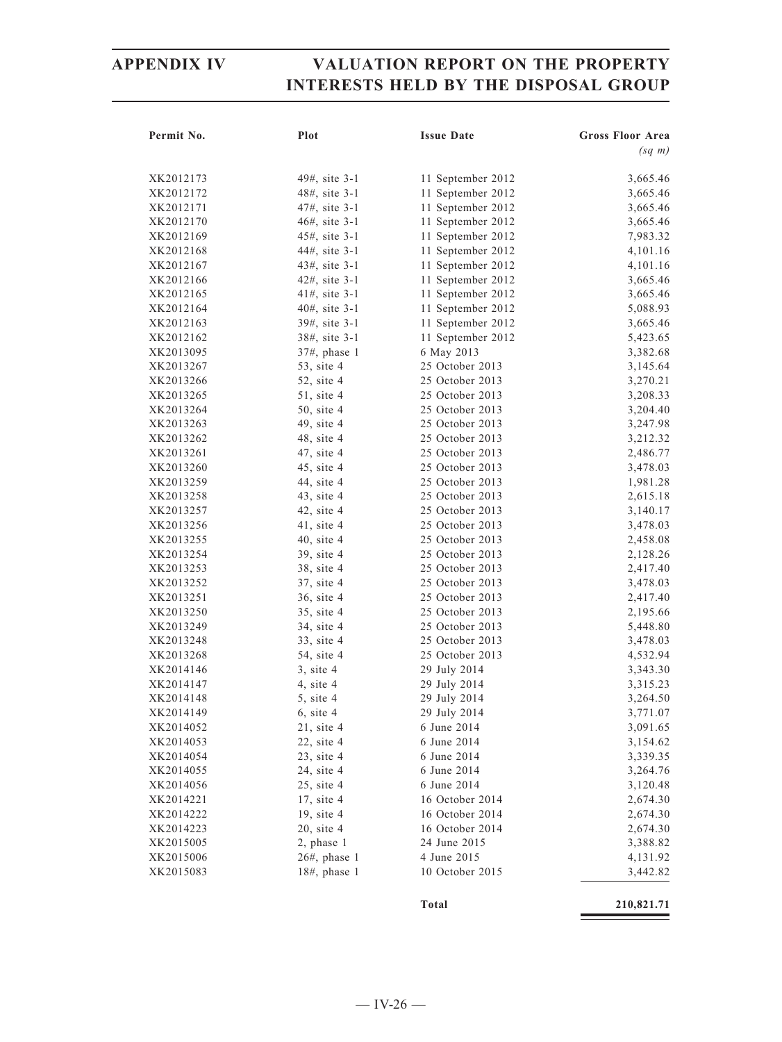| Permit No. | Plot | Issue Date | Gross Floor Area *(sq m)* |
|---|---|---|---|
| XK2012173 | 49#, site 3-1 | 11 September 2012 | 3,665.46 |
| XK2012172 | 48#, site 3-1 | 11 September 2012 | 3,665.46 |
| XK2012171 | 47#, site 3-1 | 11 September 2012 | 3,665.46 |
| XK2012170 | 46#, site 3-1 | 11 September 2012 | 3,665.46 |
| XK2012169 | 45#, site 3-1 | 11 September 2012 | 7,983.32 |
| XK2012168 | 44#, site 3-1 | 11 September 2012 | 4,101.16 |
| XK2012167 | 43#, site 3-1 | 11 September 2012 | 4,101.16 |
| XK2012166 | 42#, site 3-1 | 11 September 2012 | 3,665.46 |
| XK2012165 | 41#, site 3-1 | 11 September 2012 | 3,665.46 |
| XK2012164 | 40#, site 3-1 | 11 September 2012 | 5,088.93 |
| XK2012163 | 39#, site 3-1 | 11 September 2012 | 3,665.46 |
| XK2012162 | 38#, site 3-1 | 11 September 2012 | 5,423.65 |
| XK2013095 | 37#, phase 1 | 6 May 2013 | 3,382.68 |
| XK2013267 | 53, site 4 | 25 October 2013 | 3,145.64 |
| XK2013266 | 52, site 4 | 25 October 2013 | 3,270.21 |
| XK2013265 | 51, site 4 | 25 October 2013 | 3,208.33 |
| XK2013264 | 50, site 4 | 25 October 2013 | 3,204.40 |
| XK2013263 | 49, site 4 | 25 October 2013 | 3,247.98 |
| XK2013262 | 48, site 4 | 25 October 2013 | 3,212.32 |
| XK2013261 | 47, site 4 | 25 October 2013 | 2,486.77 |
| XK2013260 | 45, site 4 | 25 October 2013 | 3,478.03 |
| XK2013259 | 44, site 4 | 25 October 2013 | 1,981.28 |
| XK2013258 | 43, site 4 | 25 October 2013 | 2,615.18 |
| XK2013257 | 42, site 4 | 25 October 2013 | 3,140.17 |
| XK2013256 | 41, site 4 | 25 October 2013 | 3,478.03 |
| XK2013255 | 40, site 4 | 25 October 2013 | 2,458.08 |
| XK2013254 | 39, site 4 | 25 October 2013 | 2,128.26 |
| XK2013253 | 38, site 4 | 25 October 2013 | 2,417.40 |
| XK2013252 | 37, site 4 | 25 October 2013 | 3,478.03 |
| XK2013251 | 36, site 4 | 25 October 2013 | 2,417.40 |
| XK2013250 | 35, site 4 | 25 October 2013 | 2,195.66 |
| XK2013249 | 34, site 4 | 25 October 2013 | 5,448.80 |
| XK2013248 | 33, site 4 | 25 October 2013 | 3,478.03 |
| XK2013268 | 54, site 4 | 25 October 2013 | 4,532.94 |
| XK2014146 | 3, site 4 | 29 July 2014 | 3,343.30 |
| XK2014147 | 4, site 4 | 29 July 2014 | 3,315.23 |
| XK2014148 | 5, site 4 | 29 July 2014 | 3,264.50 |
| XK2014149 | 6, site 4 | 29 July 2014 | 3,771.07 |
| XK2014052 | 21, site 4 | 6 June 2014 | 3,091.65 |
| XK2014053 | 22, site 4 | 6 June 2014 | 3,154.62 |
| XK2014054 | 23, site 4 | 6 June 2014 | 3,339.35 |
| XK2014055 | 24, site 4 | 6 June 2014 | 3,264.76 |
| XK2014056 | 25, site 4 | 6 June 2014 | 3,120.48 |
| XK2014221 | 17, site 4 | 16 October 2014 | 2,674.30 |
| XK2014222 | 19, site 4 | 16 October 2014 | 2,674.30 |
| XK2014223 | 20, site 4 | 16 October 2014 | 2,674.30 |
| XK2015005 | 2, phase 1 | 24 June 2015 | 3,388.82 |
| XK2015006 | 26#, phase 1 | 4 June 2015 | 4,131.92 |
| XK2015083 | 18#, phase 1 | 10 October 2015 | 3,442.82 |
| | | **Total** | **210,821.71** |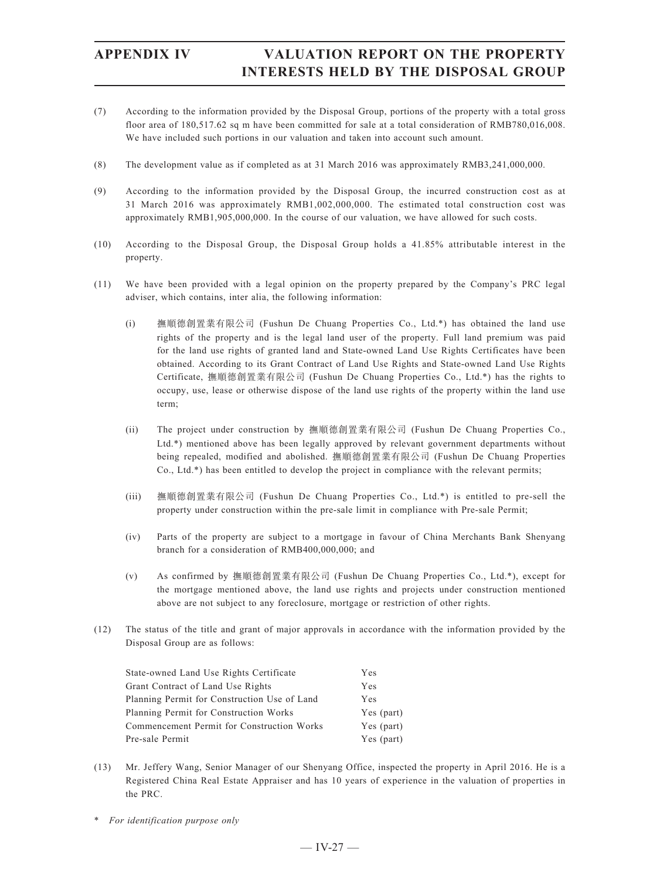(7) According to the information provided by the Disposal Group, portions of the property with a total gross floor area of 180,517.62 sq m have been committed for sale at a total consideration of RMB780,016,008. We have included such portions in our valuation and taken into account such amount.

(8) The development value as if completed as at 31 March 2016 was approximately RMB3,241,000,000.

(9) According to the information provided by the Disposal Group, the incurred construction cost as at 31 March 2016 was approximately RMB1,002,000,000. The estimated total construction cost was approximately RMB1,905,000,000. In the course of our valuation, we have allowed for such costs.

(10) According to the Disposal Group, the Disposal Group holds a 41.85% attributable interest in the property.

(11) We have been provided with a legal opinion on the property prepared by the Company's PRC legal adviser, which contains, inter alia, the following information:

   (i) 撫順德創置業有限公司 (Fushun De Chuang Properties Co., Ltd.*) has obtained the land use rights of the property and is the legal land user of the property. Full land premium was paid for the land use rights of granted land and State-owned Land Use Rights Certificates have been obtained. According to its Grant Contract of Land Use Rights and State-owned Land Use Rights Certificate, 撫順德創置業有限公司 (Fushun De Chuang Properties Co., Ltd.*) has the rights to occupy, use, lease or otherwise dispose of the land use rights of the property within the land use term;

   (ii) The project under construction by 撫順德創置業有限公司 (Fushun De Chuang Properties Co., Ltd.*) mentioned above has been legally approved by relevant government departments without being repealed, modified and abolished. 撫順德創置業有限公司 (Fushun De Chuang Properties Co., Ltd.*) has been entitled to develop the project in compliance with the relevant permits;

   (iii) 撫順德創置業有限公司 (Fushun De Chuang Properties Co., Ltd.*) is entitled to pre-sell the property under construction within the pre-sale limit in compliance with Pre-sale Permit;

   (iv) Parts of the property are subject to a mortgage in favour of China Merchants Bank Shenyang branch for a consideration of RMB400,000,000; and

   (v) As confirmed by 撫順德創置業有限公司 (Fushun De Chuang Properties Co., Ltd.*), except for the mortgage mentioned above, the land use rights and projects under construction mentioned above are not subject to any foreclosure, mortgage or restriction of other rights.

(12) The status of the title and grant of major approvals in accordance with the information provided by the Disposal Group are as follows:

| | |
|---|---|
| State-owned Land Use Rights Certificate | Yes |
| Grant Contract of Land Use Rights | Yes |
| Planning Permit for Construction Use of Land | Yes |
| Planning Permit for Construction Works | Yes (part) |
| Commencement Permit for Construction Works | Yes (part) |
| Pre-sale Permit | Yes (part) |

(13) Mr. Jeffery Wang, Senior Manager of our Shenyang Office, inspected the property in April 2016. He is a Registered China Real Estate Appraiser and has 10 years of experience in the valuation of properties in the PRC.

\* *For identification purpose only*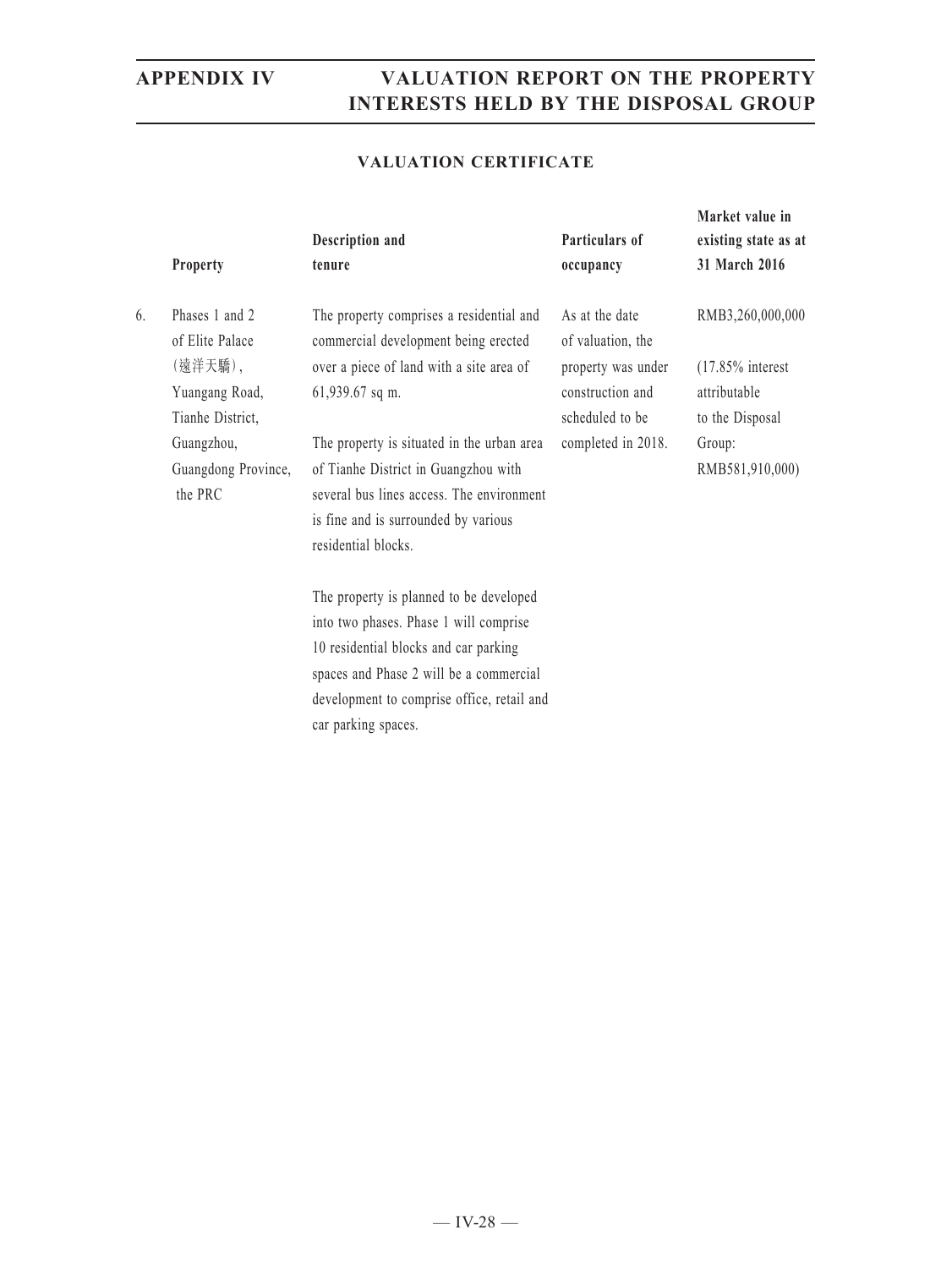## VALUATION CERTIFICATE

| | Property | Description and tenure | Particulars of occupancy | Market value in existing state as at 31 March 2016 |
|---|---|---|---|---|
| 6. | Phases 1 and 2 of Elite Palace (遠洋天驕), Yuangang Road, Tianhe District, Guangzhou, Guangdong Province, the PRC | The property comprises a residential and commercial development being erected over a piece of land with a site area of 61,939.67 sq m.<br><br>The property is situated in the urban area of Tianhe District in Guangzhou with several bus lines access. The environment is fine and is surrounded by various residential blocks.<br><br>The property is planned to be developed into two phases. Phase 1 will comprise 10 residential blocks and car parking spaces and Phase 2 will be a commercial development to comprise office, retail and car parking spaces. | As at the date of valuation, the property was under construction and scheduled to be completed in 2018. | RMB3,260,000,000<br><br>(17.85% interest attributable to the Disposal Group: RMB581,910,000) |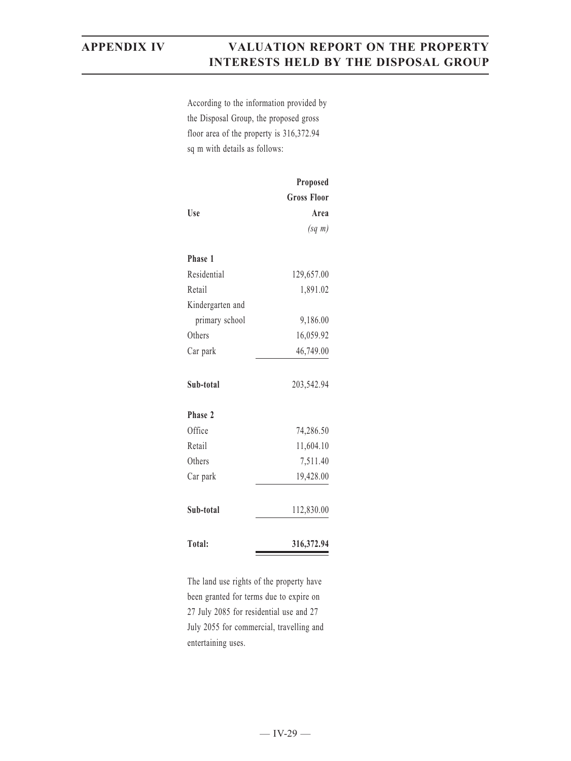According to the information provided by the Disposal Group, the proposed gross floor area of the property is 316,372.94 sq m with details as follows:

| Use | Proposed Gross Floor Area *(sq m)* |
|---|---:|
| **Phase 1** | |
| Residential | 129,657.00 |
| Retail | 1,891.02 |
| Kindergarten and primary school | 9,186.00 |
| Others | 16,059.92 |
| Car park | 46,749.00 |
| **Sub-total** | 203,542.94 |
| **Phase 2** | |
| Office | 74,286.50 |
| Retail | 11,604.10 |
| Others | 7,511.40 |
| Car park | 19,428.00 |
| **Sub-total** | 112,830.00 |
| **Total:** | **316,372.94** |

The land use rights of the property have been granted for terms due to expire on 27 July 2085 for residential use and 27 July 2055 for commercial, travelling and entertaining uses.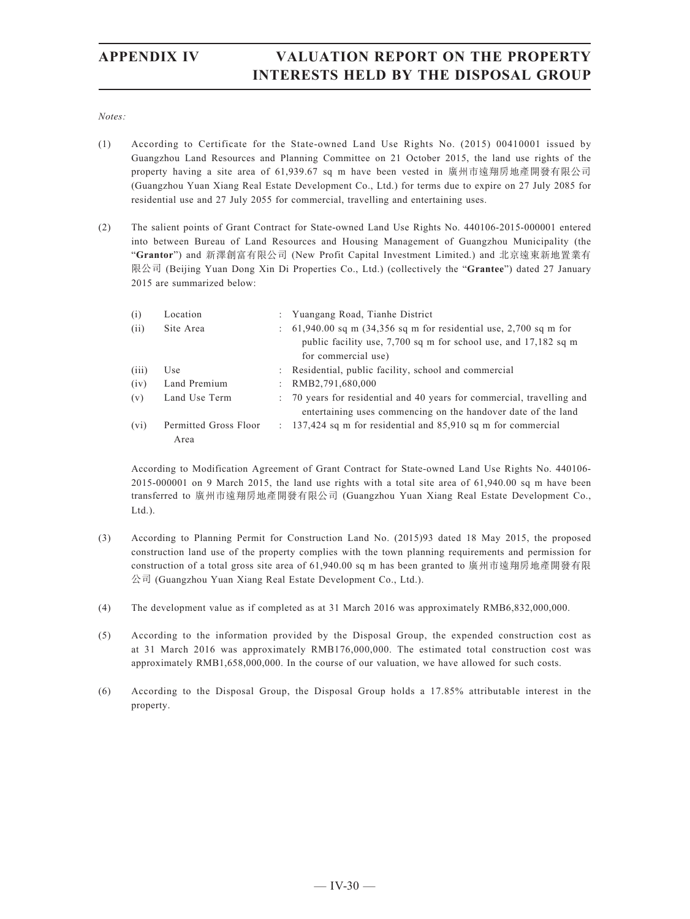*Notes:*

(1) According to Certificate for the State-owned Land Use Rights No. (2015) 00410001 issued by Guangzhou Land Resources and Planning Committee on 21 October 2015, the land use rights of the property having a site area of 61,939.67 sq m have been vested in 廣州市遠翔房地產開發有限公司 (Guangzhou Yuan Xiang Real Estate Development Co., Ltd.) for terms due to expire on 27 July 2085 for residential use and 27 July 2055 for commercial, travelling and entertaining uses.

(2) The salient points of Grant Contract for State-owned Land Use Rights No. 440106-2015-000001 entered into between Bureau of Land Resources and Housing Management of Guangzhou Municipality (the "**Grantor**") and 新澤創富有限公司 (New Profit Capital Investment Limited.) and 北京遠東新地置業有限公司 (Beijing Yuan Dong Xin Di Properties Co., Ltd.) (collectively the "**Grantee**") dated 27 January 2015 are summarized below:

| | | | |
|---|---|---|---|
| (i) | Location | : | Yuangang Road, Tianhe District |
| (ii) | Site Area | : | 61,940.00 sq m (34,356 sq m for residential use, 2,700 sq m for public facility use, 7,700 sq m for school use, and 17,182 sq m for commercial use) |
| (iii) | Use | : | Residential, public facility, school and commercial |
| (iv) | Land Premium | : | RMB2,791,680,000 |
| (v) | Land Use Term | : | 70 years for residential and 40 years for commercial, travelling and entertaining uses commencing on the handover date of the land |
| (vi) | Permitted Gross Floor Area | : | 137,424 sq m for residential and 85,910 sq m for commercial |

According to Modification Agreement of Grant Contract for State-owned Land Use Rights No. 440106-2015-000001 on 9 March 2015, the land use rights with a total site area of 61,940.00 sq m have been transferred to 廣州市遠翔房地產開發有限公司 (Guangzhou Yuan Xiang Real Estate Development Co., Ltd.).

(3) According to Planning Permit for Construction Land No. (2015)93 dated 18 May 2015, the proposed construction land use of the property complies with the town planning requirements and permission for construction of a total gross site area of 61,940.00 sq m has been granted to 廣州市遠翔房地產開發有限公司 (Guangzhou Yuan Xiang Real Estate Development Co., Ltd.).

(4) The development value as if completed as at 31 March 2016 was approximately RMB6,832,000,000.

(5) According to the information provided by the Disposal Group, the expended construction cost as at 31 March 2016 was approximately RMB176,000,000. The estimated total construction cost was approximately RMB1,658,000,000. In the course of our valuation, we have allowed for such costs.

(6) According to the Disposal Group, the Disposal Group holds a 17.85% attributable interest in the property.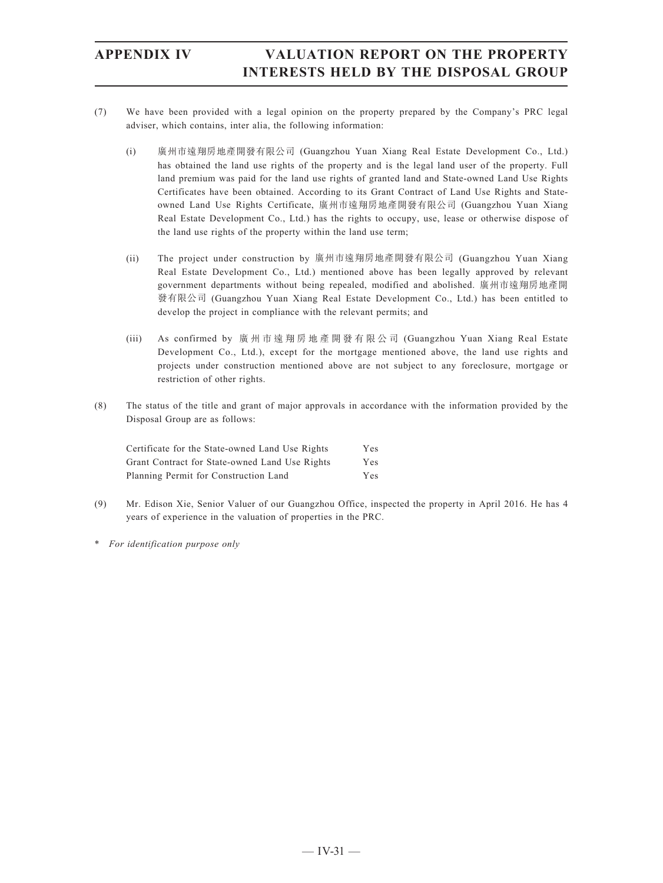(7) We have been provided with a legal opinion on the property prepared by the Company's PRC legal adviser, which contains, inter alia, the following information:

   (i) 廣州市遠翔房地產開發有限公司 (Guangzhou Yuan Xiang Real Estate Development Co., Ltd.) has obtained the land use rights of the property and is the legal land user of the property. Full land premium was paid for the land use rights of granted land and State-owned Land Use Rights Certificates have been obtained. According to its Grant Contract of Land Use Rights and State-owned Land Use Rights Certificate, 廣州市遠翔房地產開發有限公司 (Guangzhou Yuan Xiang Real Estate Development Co., Ltd.) has the rights to occupy, use, lease or otherwise dispose of the land use rights of the property within the land use term;

   (ii) The project under construction by 廣州市遠翔房地產開發有限公司 (Guangzhou Yuan Xiang Real Estate Development Co., Ltd.) mentioned above has been legally approved by relevant government departments without being repealed, modified and abolished. 廣州市遠翔房地產開發有限公司 (Guangzhou Yuan Xiang Real Estate Development Co., Ltd.) has been entitled to develop the project in compliance with the relevant permits; and

   (iii) As confirmed by 廣州市遠翔房地產開發有限公司 (Guangzhou Yuan Xiang Real Estate Development Co., Ltd.), except for the mortgage mentioned above, the land use rights and projects under construction mentioned above are not subject to any foreclosure, mortgage or restriction of other rights.

(8) The status of the title and grant of major approvals in accordance with the information provided by the Disposal Group are as follows:

| | |
|---|---|
| Certificate for the State-owned Land Use Rights | Yes |
| Grant Contract for State-owned Land Use Rights | Yes |
| Planning Permit for Construction Land | Yes |

(9) Mr. Edison Xie, Senior Valuer of our Guangzhou Office, inspected the property in April 2016. He has 4 years of experience in the valuation of properties in the PRC.

\* *For identification purpose only*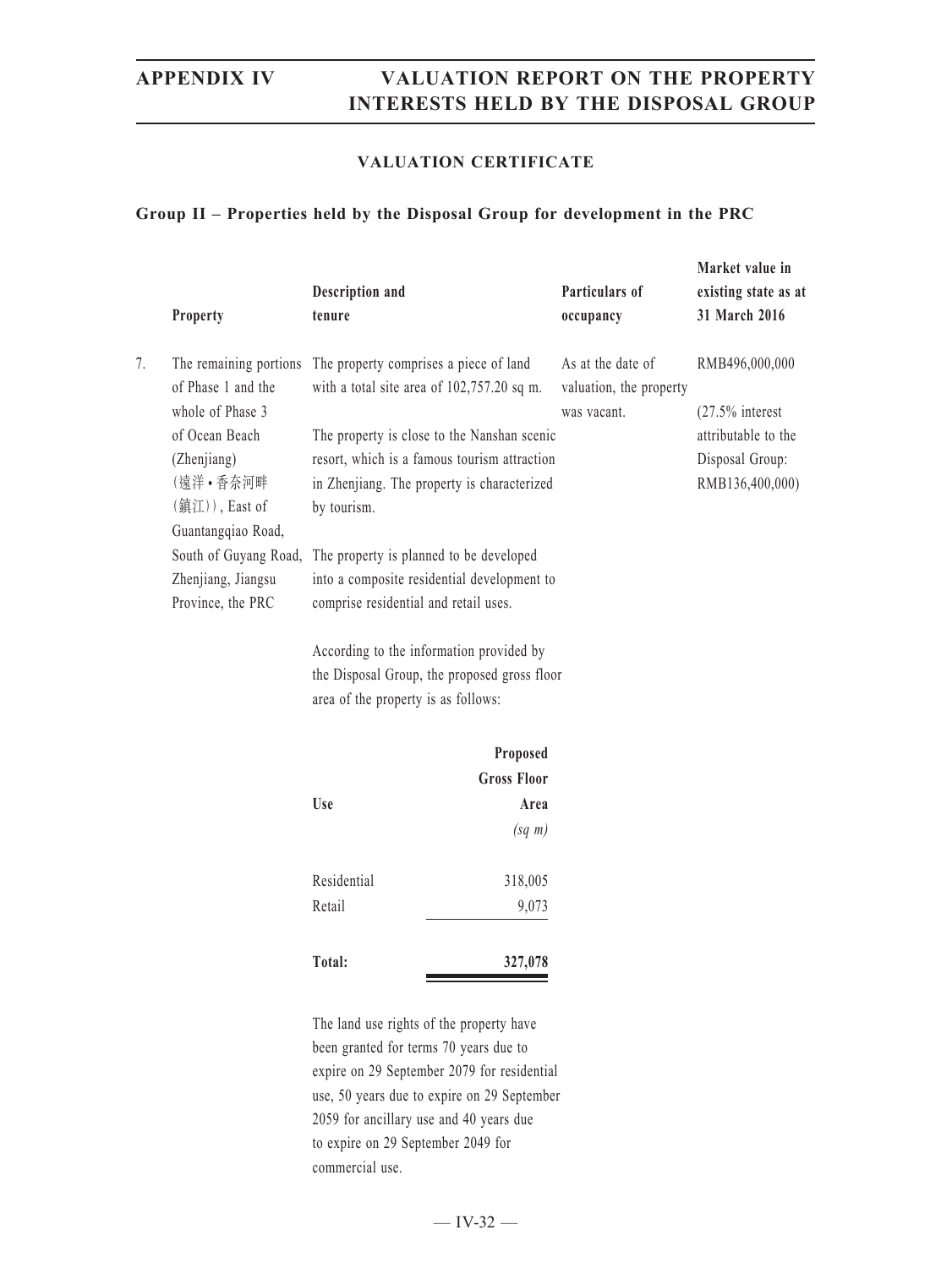### VALUATION CERTIFICATE

**Group II – Properties held by the Disposal Group for development in the PRC**

| | Property | Description and tenure | Particulars of occupancy | Market value in existing state as at 31 March 2016 |
|---|---|---|---|---|
| 7. | The remaining portions of Phase 1 and the whole of Phase 3 of Ocean Beach (Zhenjiang) (遠洋•香奈河畔(鎮江)), East of Guantangqiao Road, South of Guyang Road, Zhenjiang, Jiangsu Province, the PRC | The property comprises a piece of land with a total site area of 102,757.20 sq m. | As at the date of valuation, the property was vacant. | RMB496,000,000 |
| | | The property is close to the Nanshan scenic resort, which is a famous tourism attraction in Zhenjiang. The property is characterized by tourism. | | (27.5% interest attributable to the Disposal Group: RMB136,400,000) |
| | | The property is planned to be developed into a composite residential development to comprise residential and retail uses. | | |
| | | According to the information provided by the Disposal Group, the proposed gross floor area of the property is as follows: | | |

| Use | Proposed Gross Floor Area *(sq m)* |
|---|---|
| Residential | 318,005 |
| Retail | 9,073 |
| **Total:** | **327,078** |

The land use rights of the property have been granted for terms 70 years due to expire on 29 September 2079 for residential use, 50 years due to expire on 29 September 2059 for ancillary use and 40 years due to expire on 29 September 2049 for commercial use.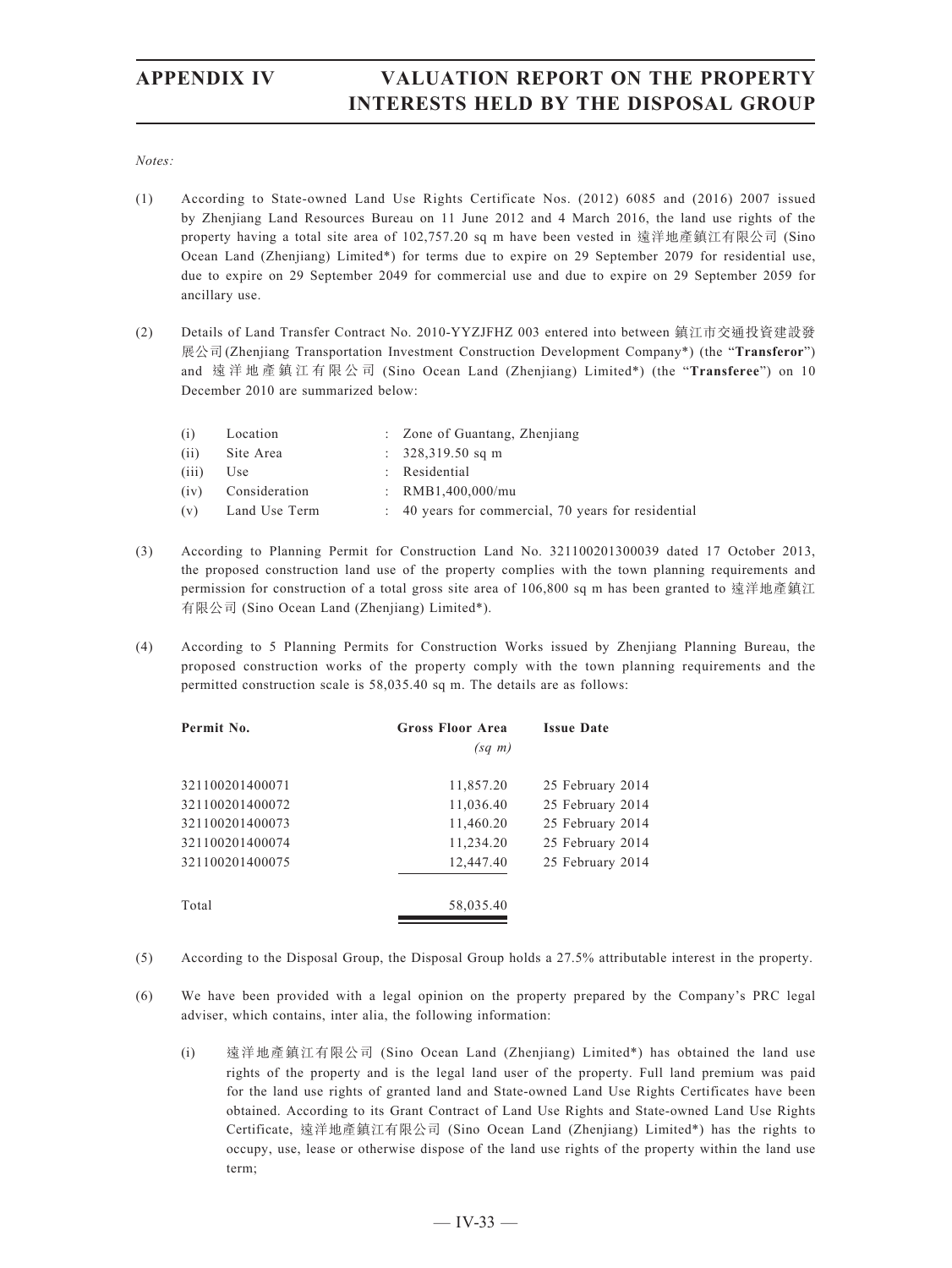*Notes:*

(1) According to State-owned Land Use Rights Certificate Nos. (2012) 6085 and (2016) 2007 issued by Zhenjiang Land Resources Bureau on 11 June 2012 and 4 March 2016, the land use rights of the property having a total site area of 102,757.20 sq m have been vested in 遠洋地產鎮江有限公司 (Sino Ocean Land (Zhenjiang) Limited*) for terms due to expire on 29 September 2079 for residential use, due to expire on 29 September 2049 for commercial use and due to expire on 29 September 2059 for ancillary use.

(2) Details of Land Transfer Contract No. 2010-YYZJFHZ 003 entered into between 鎮江市交通投資建設發展公司(Zhenjiang Transportation Investment Construction Development Company*) (the "**Transferor**") and 遠洋地產鎮江有限公司 (Sino Ocean Land (Zhenjiang) Limited*) (the "**Transferee**") on 10 December 2010 are summarized below:

| | | |
|---|---|---|
| (i) | Location | : Zone of Guantang, Zhenjiang |
| (ii) | Site Area | : 328,319.50 sq m |
| (iii) | Use | : Residential |
| (iv) | Consideration | : RMB1,400,000/mu |
| (v) | Land Use Term | : 40 years for commercial, 70 years for residential |

(3) According to Planning Permit for Construction Land No. 321100201300039 dated 17 October 2013, the proposed construction land use of the property complies with the town planning requirements and permission for construction of a total gross site area of 106,800 sq m has been granted to 遠洋地產鎮江有限公司 (Sino Ocean Land (Zhenjiang) Limited*).

(4) According to 5 Planning Permits for Construction Works issued by Zhenjiang Planning Bureau, the proposed construction works of the property comply with the town planning requirements and the permitted construction scale is 58,035.40 sq m. The details are as follows:

| Permit No. | Gross Floor Area *(sq m)* | Issue Date |
|---|---|---|
| 321100201400071 | 11,857.20 | 25 February 2014 |
| 321100201400072 | 11,036.40 | 25 February 2014 |
| 321100201400073 | 11,460.20 | 25 February 2014 |
| 321100201400074 | 11,234.20 | 25 February 2014 |
| 321100201400075 | 12,447.40 | 25 February 2014 |
| Total | 58,035.40 | |

(5) According to the Disposal Group, the Disposal Group holds a 27.5% attributable interest in the property.

(6) We have been provided with a legal opinion on the property prepared by the Company's PRC legal adviser, which contains, inter alia, the following information:

(i) 遠洋地產鎮江有限公司 (Sino Ocean Land (Zhenjiang) Limited*) has obtained the land use rights of the property and is the legal land user of the property. Full land premium was paid for the land use rights of granted land and State-owned Land Use Rights Certificates have been obtained. According to its Grant Contract of Land Use Rights and State-owned Land Use Rights Certificate, 遠洋地產鎮江有限公司 (Sino Ocean Land (Zhenjiang) Limited*) has the rights to occupy, use, lease or otherwise dispose of the land use rights of the property within the land use term;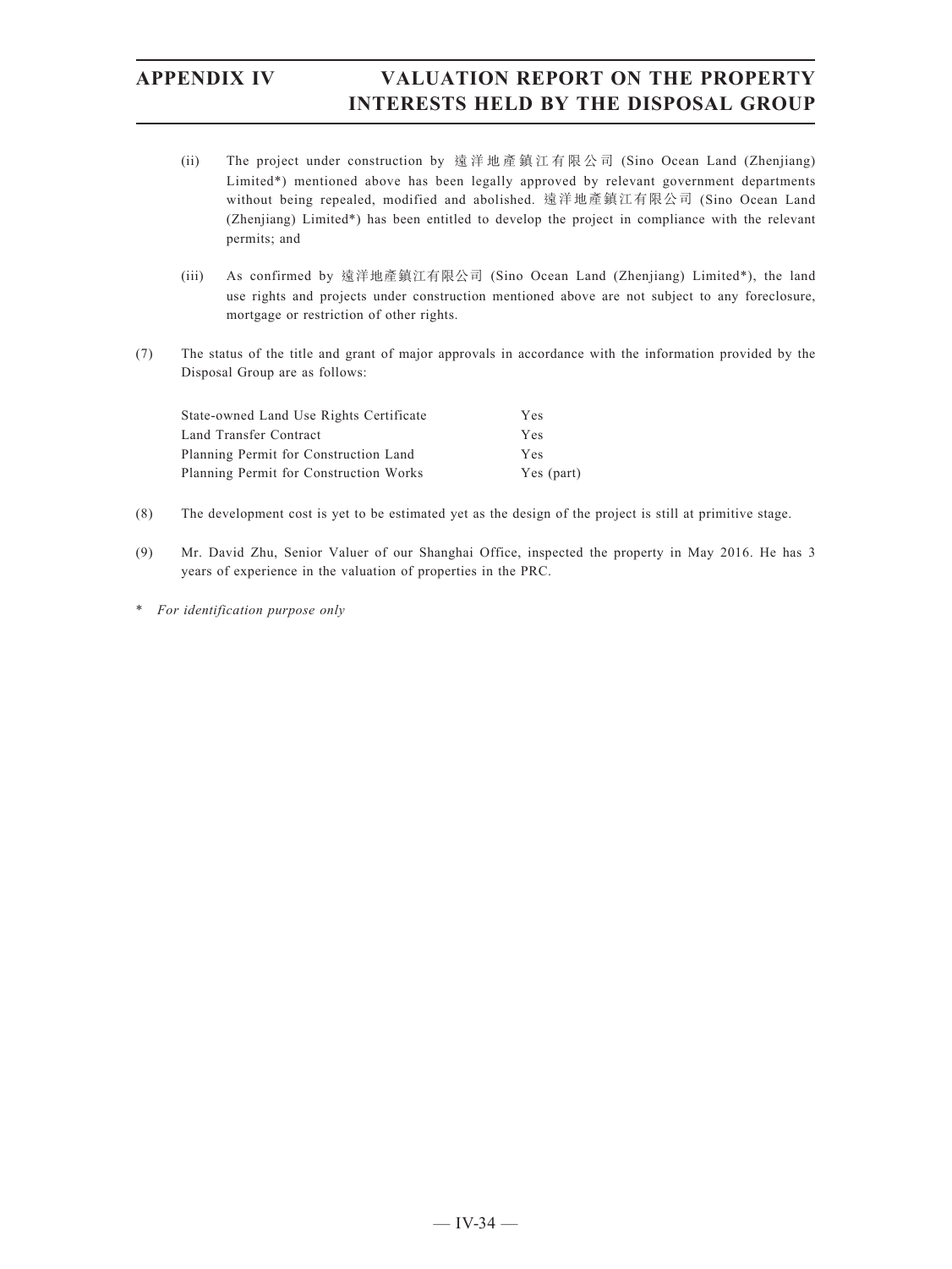(ii) The project under construction by 遠洋地產鎮江有限公司 (Sino Ocean Land (Zhenjiang) Limited*) mentioned above has been legally approved by relevant government departments without being repealed, modified and abolished. 遠洋地產鎮江有限公司 (Sino Ocean Land (Zhenjiang) Limited*) has been entitled to develop the project in compliance with the relevant permits; and

(iii) As confirmed by 遠洋地產鎮江有限公司 (Sino Ocean Land (Zhenjiang) Limited*), the land use rights and projects under construction mentioned above are not subject to any foreclosure, mortgage or restriction of other rights.

(7) The status of the title and grant of major approvals in accordance with the information provided by the Disposal Group are as follows:

| | |
|---|---|
| State-owned Land Use Rights Certificate | Yes |
| Land Transfer Contract | Yes |
| Planning Permit for Construction Land | Yes |
| Planning Permit for Construction Works | Yes (part) |

(8) The development cost is yet to be estimated yet as the design of the project is still at primitive stage.

(9) Mr. David Zhu, Senior Valuer of our Shanghai Office, inspected the property in May 2016. He has 3 years of experience in the valuation of properties in the PRC.

\* *For identification purpose only*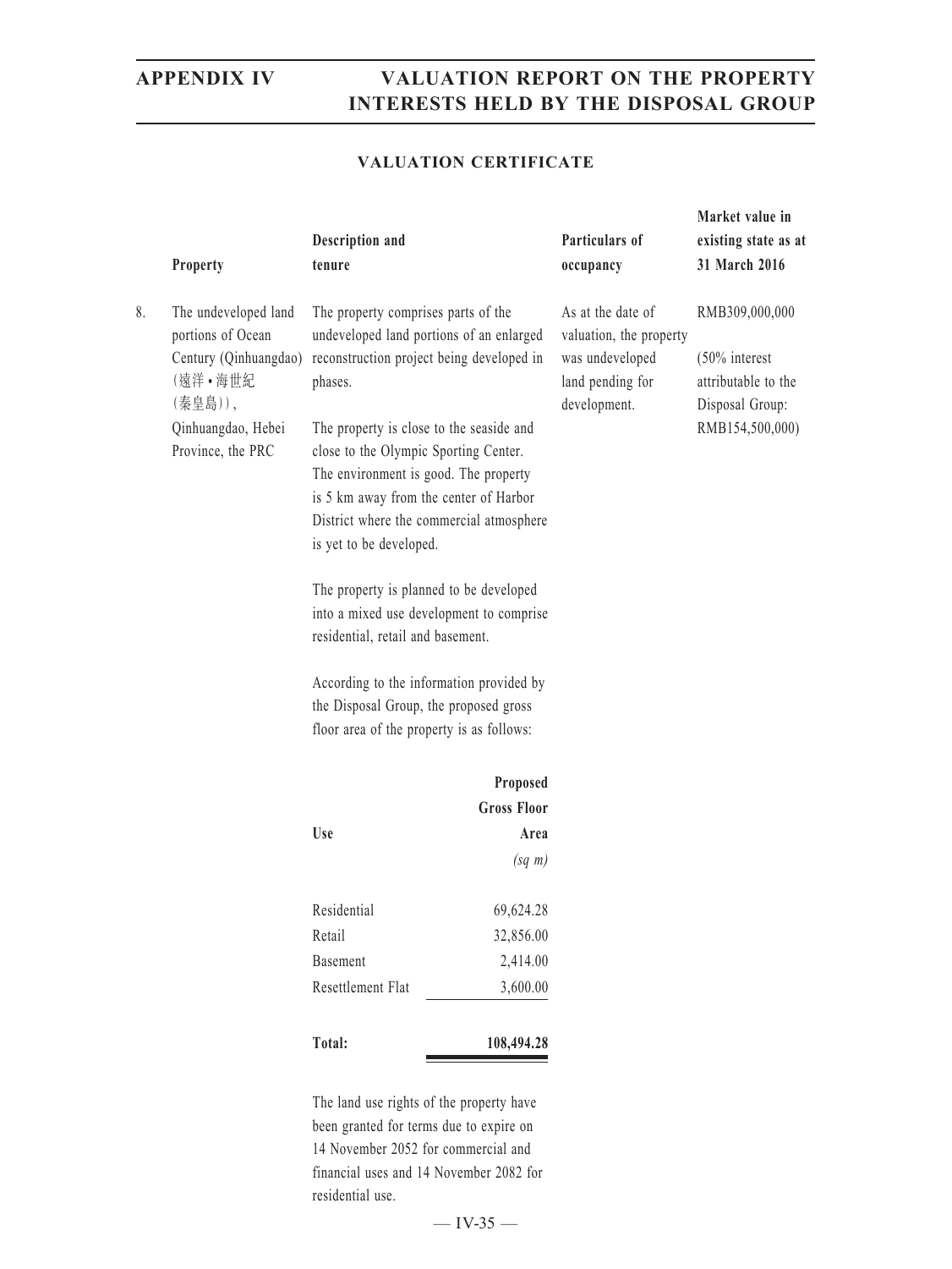## VALUATION CERTIFICATE

| | Property | Description and tenure | Particulars of occupancy | Market value in existing state as at 31 March 2016 |
|---|---|---|---|---|
| 8. | The undeveloped land portions of Ocean Century (Qinhuangdao) (遠洋•海世紀(秦皇島)), Qinhuangdao, Hebei Province, the PRC | The property comprises parts of the undeveloped land portions of an enlarged reconstruction project being developed in phases.<br><br>The property is close to the seaside and close to the Olympic Sporting Center. The environment is good. The property is 5 km away from the center of Harbor District where the commercial atmosphere is yet to be developed.<br><br>The property is planned to be developed into a mixed use development to comprise residential, retail and basement.<br><br>According to the information provided by the Disposal Group, the proposed gross floor area of the property is as follows: | As at the date of valuation, the property was undeveloped land pending for development. | RMB309,000,000<br><br>(50% interest attributable to the Disposal Group: RMB154,500,000) |

| Use | Proposed Gross Floor Area (sq m) |
|---|---|
| Residential | 69,624.28 |
| Retail | 32,856.00 |
| Basement | 2,414.00 |
| Resettlement Flat | 3,600.00 |
| **Total:** | **108,494.28** |

The land use rights of the property have been granted for terms due to expire on 14 November 2052 for commercial and financial uses and 14 November 2082 for residential use.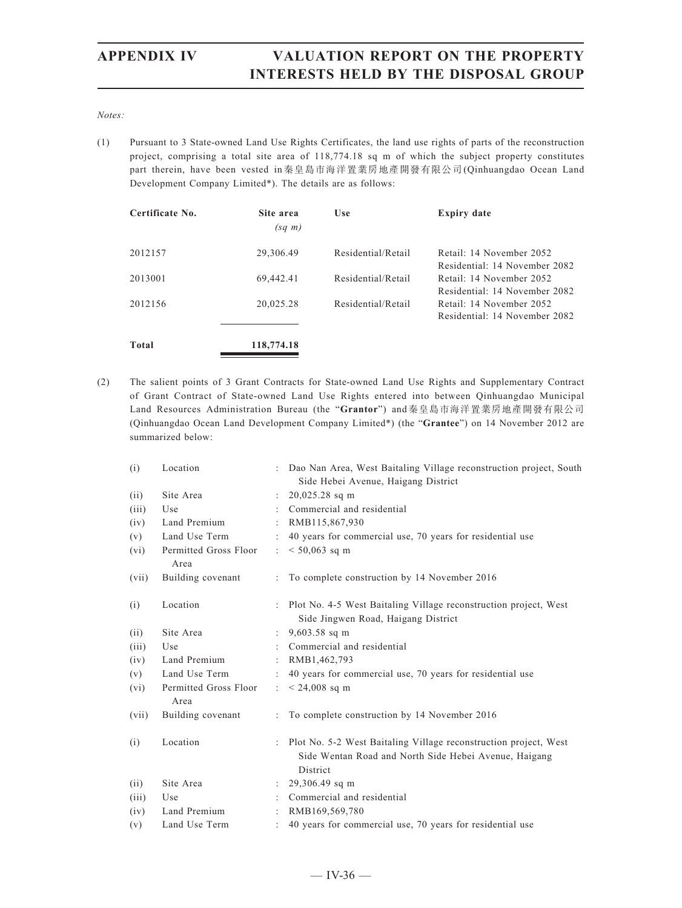*Notes:*

(1) Pursuant to 3 State-owned Land Use Rights Certificates, the land use rights of parts of the reconstruction project, comprising a total site area of 118,774.18 sq m of which the subject property constitutes part therein, have been vested in秦皇島市海洋置業房地產開發有限公司(Qinhuangdao Ocean Land Development Company Limited*). The details are as follows:

| Certificate No. | Site area *(sq m)* | Use | Expiry date |
|---|---|---|---|
| 2012157 | 29,306.49 | Residential/Retail | Retail: 14 November 2052<br>Residential: 14 November 2082 |
| 2013001 | 69,442.41 | Residential/Retail | Retail: 14 November 2052<br>Residential: 14 November 2082 |
| 2012156 | 20,025.28 | Residential/Retail | Retail: 14 November 2052<br>Residential: 14 November 2082 |
| **Total** | **118,774.18** | | |

(2) The salient points of 3 Grant Contracts for State-owned Land Use Rights and Supplementary Contract of Grant Contract of State-owned Land Use Rights entered into between Qinhuangdao Municipal Land Resources Administration Bureau (the "**Grantor**") and秦皇島市海洋置業房地產開發有限公司(Qinhuangdao Ocean Land Development Company Limited*) (the "**Grantee**") on 14 November 2012 are summarized below:

| | | | |
|---|---|---|---|
| (i) | Location | : | Dao Nan Area, West Baitaling Village reconstruction project, South Side Hebei Avenue, Haigang District |
| (ii) | Site Area | : | 20,025.28 sq m |
| (iii) | Use | : | Commercial and residential |
| (iv) | Land Premium | : | RMB115,867,930 |
| (v) | Land Use Term | : | 40 years for commercial use, 70 years for residential use |
| (vi) | Permitted Gross Floor Area | : | < 50,063 sq m |
| (vii) | Building covenant | : | To complete construction by 14 November 2016 |
| (i) | Location | : | Plot No. 4-5 West Baitaling Village reconstruction project, West Side Jingwen Road, Haigang District |
| (ii) | Site Area | : | 9,603.58 sq m |
| (iii) | Use | : | Commercial and residential |
| (iv) | Land Premium | : | RMB1,462,793 |
| (v) | Land Use Term | : | 40 years for commercial use, 70 years for residential use |
| (vi) | Permitted Gross Floor Area | : | < 24,008 sq m |
| (vii) | Building covenant | : | To complete construction by 14 November 2016 |
| (i) | Location | : | Plot No. 5-2 West Baitaling Village reconstruction project, West Side Wentan Road and North Side Hebei Avenue, Haigang District |
| (ii) | Site Area | : | 29,306.49 sq m |
| (iii) | Use | : | Commercial and residential |
| (iv) | Land Premium | : | RMB169,569,780 |
| (v) | Land Use Term | : | 40 years for commercial use, 70 years for residential use |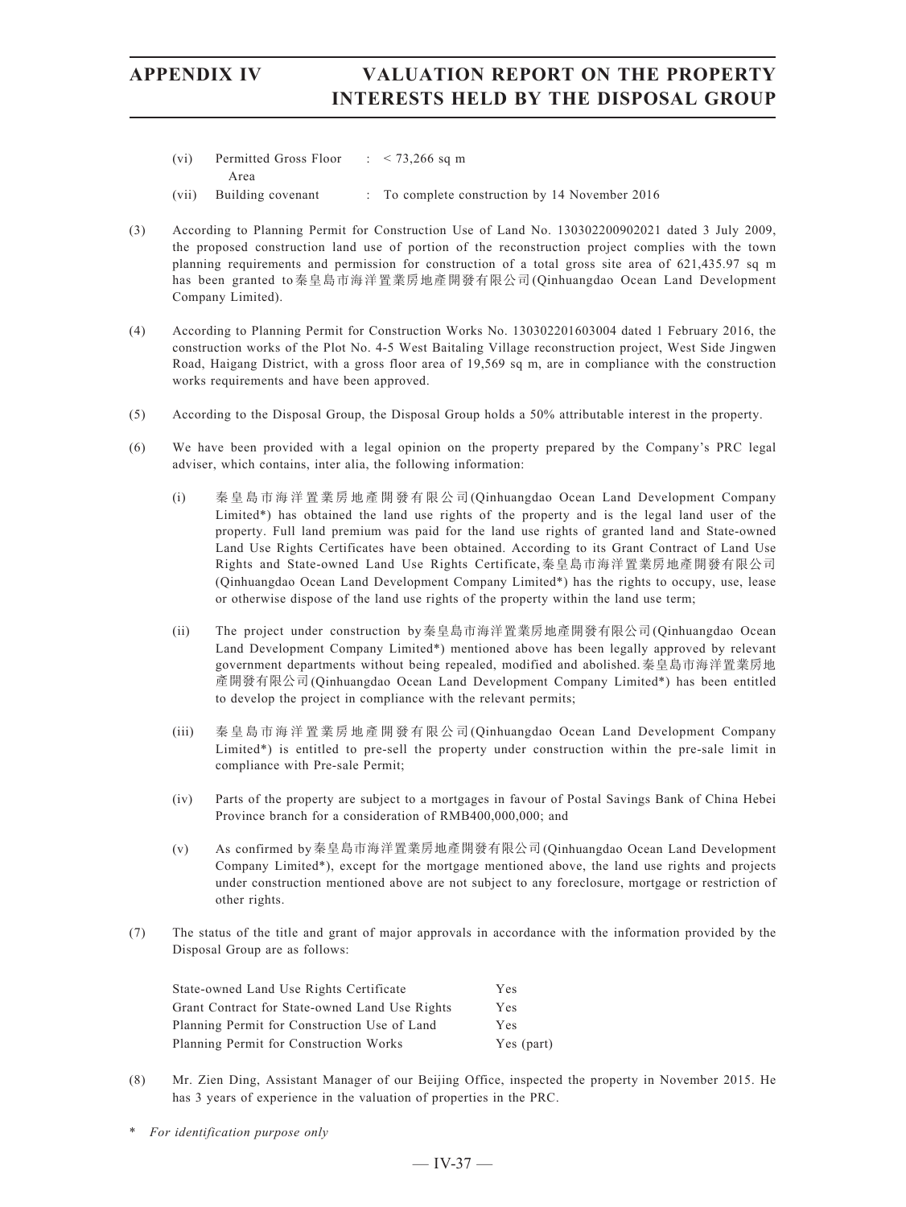(vi) Permitted Gross Floor Area : < 73,266 sq m

(vii) Building covenant : To complete construction by 14 November 2016

(3) According to Planning Permit for Construction Use of Land No. 130302200902021 dated 3 July 2009, the proposed construction land use of portion of the reconstruction project complies with the town planning requirements and permission for construction of a total gross site area of 621,435.97 sq m has been granted to 秦皇島市海洋置業房地產開發有限公司 (Qinhuangdao Ocean Land Development Company Limited).

(4) According to Planning Permit for Construction Works No. 130302201603004 dated 1 February 2016, the construction works of the Plot No. 4-5 West Baitaling Village reconstruction project, West Side Jingwen Road, Haigang District, with a gross floor area of 19,569 sq m, are in compliance with the construction works requirements and have been approved.

(5) According to the Disposal Group, the Disposal Group holds a 50% attributable interest in the property.

(6) We have been provided with a legal opinion on the property prepared by the Company's PRC legal adviser, which contains, inter alia, the following information:

   (i) 秦皇島市海洋置業房地產開發有限公司 (Qinhuangdao Ocean Land Development Company Limited*) has obtained the land use rights of the property and is the legal land user of the property. Full land premium was paid for the land use rights of granted land and State-owned Land Use Rights Certificates have been obtained. According to its Grant Contract of Land Use Rights and State-owned Land Use Rights Certificate, 秦皇島市海洋置業房地產開發有限公司 (Qinhuangdao Ocean Land Development Company Limited*) has the rights to occupy, use, lease or otherwise dispose of the land use rights of the property within the land use term;

   (ii) The project under construction by 秦皇島市海洋置業房地產開發有限公司 (Qinhuangdao Ocean Land Development Company Limited*) mentioned above has been legally approved by relevant government departments without being repealed, modified and abolished. 秦皇島市海洋置業房地產開發有限公司 (Qinhuangdao Ocean Land Development Company Limited*) has been entitled to develop the project in compliance with the relevant permits;

   (iii) 秦皇島市海洋置業房地產開發有限公司 (Qinhuangdao Ocean Land Development Company Limited*) is entitled to pre-sell the property under construction within the pre-sale limit in compliance with Pre-sale Permit;

   (iv) Parts of the property are subject to a mortgages in favour of Postal Savings Bank of China Hebei Province branch for a consideration of RMB400,000,000; and

   (v) As confirmed by 秦皇島市海洋置業房地產開發有限公司 (Qinhuangdao Ocean Land Development Company Limited*), except for the mortgage mentioned above, the land use rights and projects under construction mentioned above are not subject to any foreclosure, mortgage or restriction of other rights.

(7) The status of the title and grant of major approvals in accordance with the information provided by the Disposal Group are as follows:

| | |
|---|---|
| State-owned Land Use Rights Certificate | Yes |
| Grant Contract for State-owned Land Use Rights | Yes |
| Planning Permit for Construction Use of Land | Yes |
| Planning Permit for Construction Works | Yes (part) |

(8) Mr. Zien Ding, Assistant Manager of our Beijing Office, inspected the property in November 2015. He has 3 years of experience in the valuation of properties in the PRC.

\* *For identification purpose only*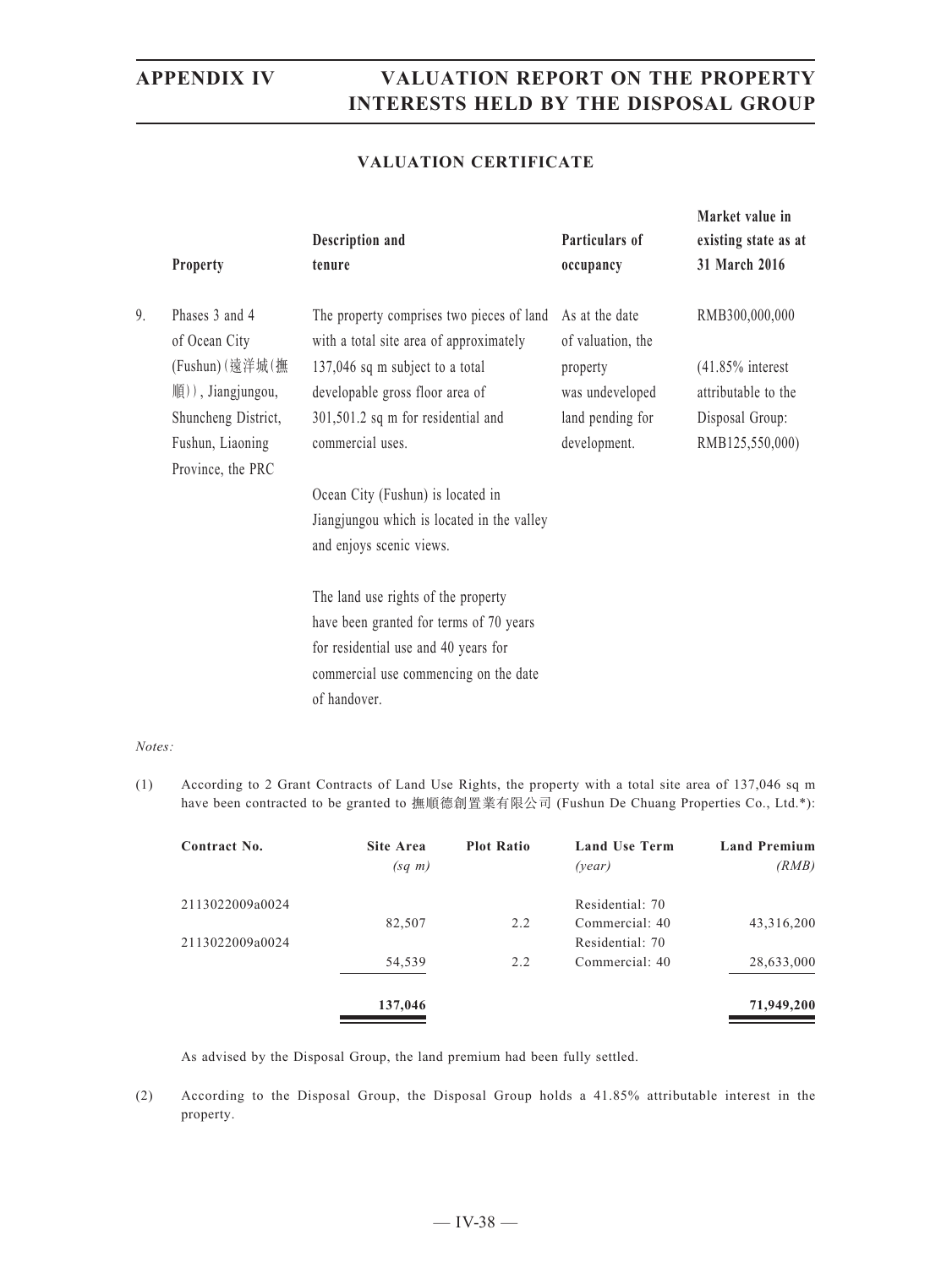## VALUATION CERTIFICATE

| | Property | Description and tenure | Particulars of occupancy | Market value in existing state as at 31 March 2016 |
|---|---|---|---|---|
| 9. | Phases 3 and 4 of Ocean City (Fushun) (遠洋城(撫順)), Jiangjungou, Shuncheng District, Fushun, Liaoning Province, the PRC | The property comprises two pieces of land with a total site area of approximately 137,046 sq m subject to a total developable gross floor area of 301,501.2 sq m for residential and commercial uses.<br><br>Ocean City (Fushun) is located in Jiangjungou which is located in the valley and enjoys scenic views.<br><br>The land use rights of the property have been granted for terms of 70 years for residential use and 40 years for commercial use commencing on the date of handover. | As at the date of valuation, the property was undeveloped land pending for development. | RMB300,000,000<br><br>(41.85% interest attributable to the Disposal Group: RMB125,550,000) |

*Notes:*

(1) According to 2 Grant Contracts of Land Use Rights, the property with a total site area of 137,046 sq m have been contracted to be granted to 撫順德創置業有限公司 (Fushun De Chuang Properties Co., Ltd.*):

| Contract No. | Site Area *(sq m)* | Plot Ratio | Land Use Term *(year)* | Land Premium *(RMB)* |
|---|---|---|---|---|
| 2113022009a0024 | 82,507 | 2.2 | Residential: 70<br>Commercial: 40 | 43,316,200 |
| 2113022009a0024 | 54,539 | 2.2 | Residential: 70<br>Commercial: 40 | 28,633,000 |
| | **137,046** | | | **71,949,200** |

As advised by the Disposal Group, the land premium had been fully settled.

(2) According to the Disposal Group, the Disposal Group holds a 41.85% attributable interest in the property.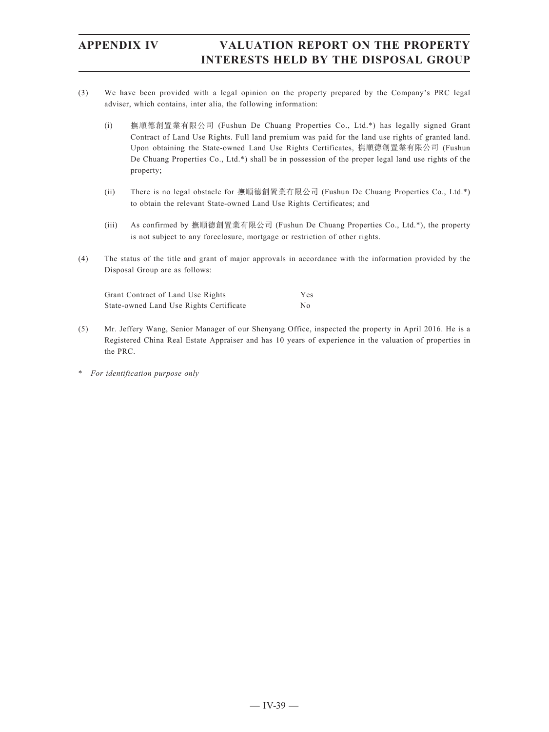(3) We have been provided with a legal opinion on the property prepared by the Company's PRC legal adviser, which contains, inter alia, the following information:

   (i) 撫順德創置業有限公司 (Fushun De Chuang Properties Co., Ltd.*) has legally signed Grant Contract of Land Use Rights. Full land premium was paid for the land use rights of granted land. Upon obtaining the State-owned Land Use Rights Certificates, 撫順德創置業有限公司 (Fushun De Chuang Properties Co., Ltd.*) shall be in possession of the proper legal land use rights of the property;

   (ii) There is no legal obstacle for 撫順德創置業有限公司 (Fushun De Chuang Properties Co., Ltd.*) to obtain the relevant State-owned Land Use Rights Certificates; and

   (iii) As confirmed by 撫順德創置業有限公司 (Fushun De Chuang Properties Co., Ltd.*), the property is not subject to any foreclosure, mortgage or restriction of other rights.

(4) The status of the title and grant of major approvals in accordance with the information provided by the Disposal Group are as follows:

| | |
|---|---|
| Grant Contract of Land Use Rights | Yes |
| State-owned Land Use Rights Certificate | No |

(5) Mr. Jeffery Wang, Senior Manager of our Shenyang Office, inspected the property in April 2016. He is a Registered China Real Estate Appraiser and has 10 years of experience in the valuation of properties in the PRC.

\* *For identification purpose only*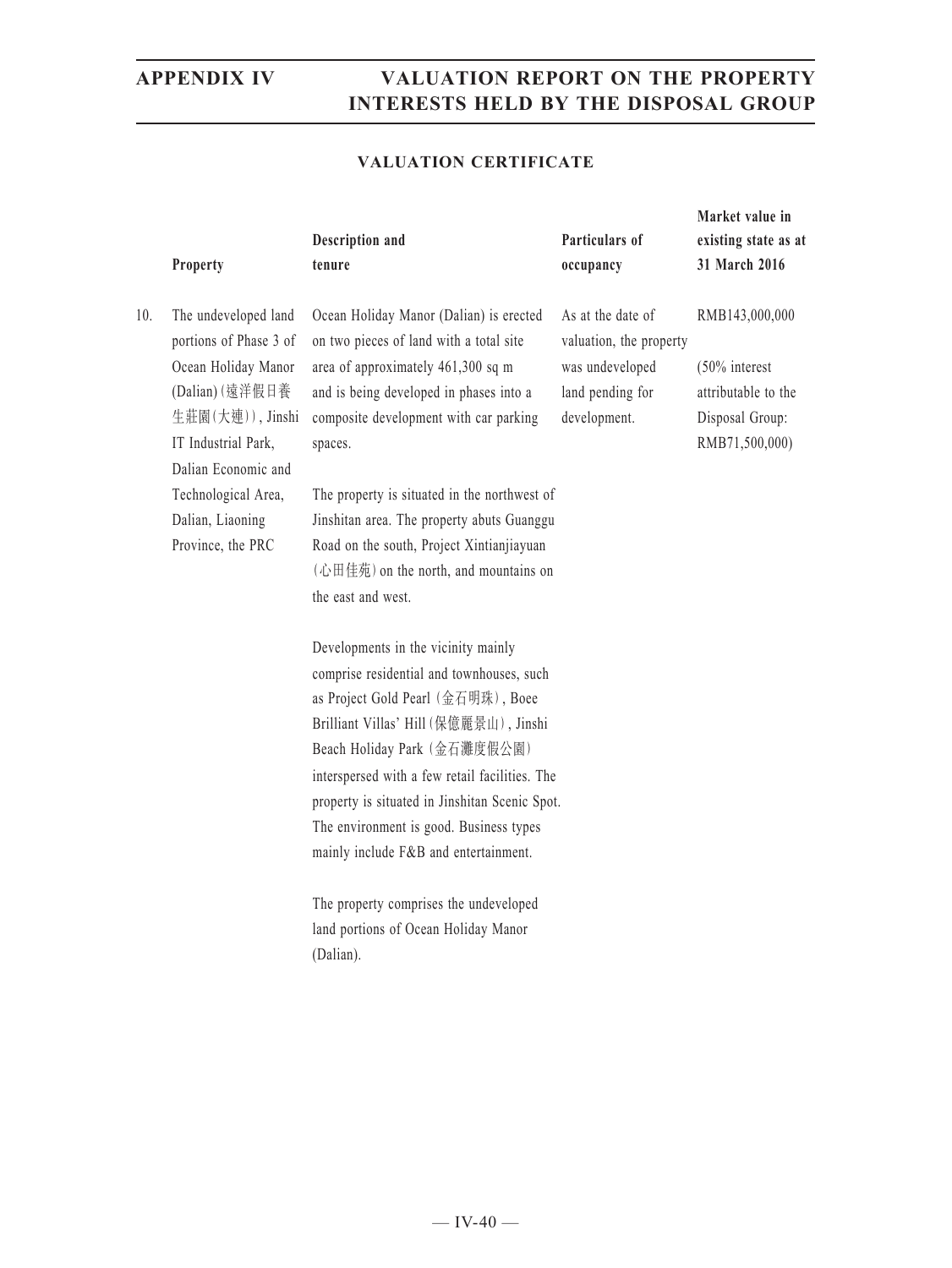### VALUATION CERTIFICATE

| | Property | Description and tenure | Particulars of occupancy | Market value in existing state as at 31 March 2016 |
|---|---|---|---|---|
| 10. | The undeveloped land portions of Phase 3 of Ocean Holiday Manor (Dalian) (遠洋假日養生莊園(大連)), Jinshi IT Industrial Park, Dalian Economic and Technological Area, Dalian, Liaoning Province, the PRC | Ocean Holiday Manor (Dalian) is erected on two pieces of land with a total site area of approximately 461,300 sq m and is being developed in phases into a composite development with car parking spaces.<br><br>The property is situated in the northwest of Jinshitan area. The property abuts Guanggu Road on the south, Project Xintianjiayuan (心田佳苑) on the north, and mountains on the east and west.<br><br>Developments in the vicinity mainly comprise residential and townhouses, such as Project Gold Pearl (金石明珠), Boee Brilliant Villas' Hill (保億麗景山), Jinshi Beach Holiday Park (金石灘度假公園) interspersed with a few retail facilities. The property is situated in Jinshitan Scenic Spot. The environment is good. Business types mainly include F&B and entertainment.<br><br>The property comprises the undeveloped land portions of Ocean Holiday Manor (Dalian). | As at the date of valuation, the property was undeveloped land pending for development. | RMB143,000,000<br><br>(50% interest attributable to the Disposal Group: RMB71,500,000) |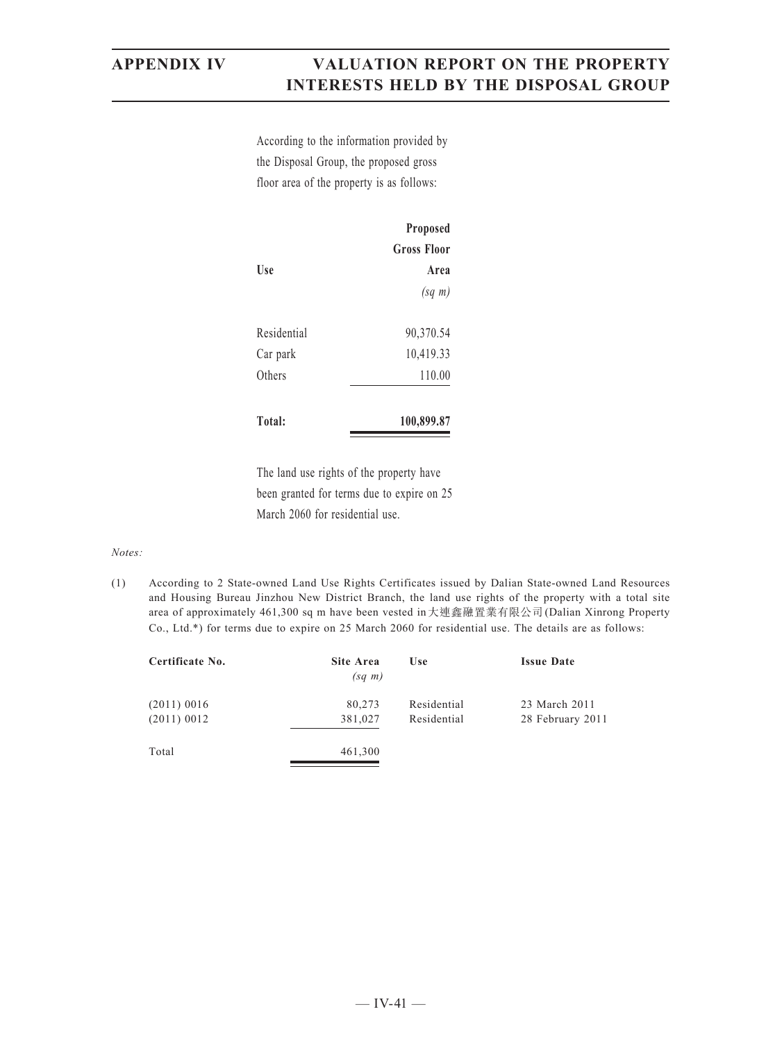According to the information provided by the Disposal Group, the proposed gross floor area of the property is as follows:

| Use | Proposed Gross Floor Area *(sq m)* |
|---|---|
| Residential | 90,370.54 |
| Car park | 10,419.33 |
| Others | 110.00 |
| **Total:** | **100,899.87** |

The land use rights of the property have been granted for terms due to expire on 25 March 2060 for residential use.

*Notes:*

(1) According to 2 State-owned Land Use Rights Certificates issued by Dalian State-owned Land Resources and Housing Bureau Jinzhou New District Branch, the land use rights of the property with a total site area of approximately 461,300 sq m have been vested in大連鑫融置業有限公司(Dalian Xinrong Property Co., Ltd.*) for terms due to expire on 25 March 2060 for residential use. The details are as follows:

| Certificate No. | Site Area *(sq m)* | Use | Issue Date |
|---|---|---|---|
| (2011) 0016 | 80,273 | Residential | 23 March 2011 |
| (2011) 0012 | 381,027 | Residential | 28 February 2011 |
| Total | 461,300 | | |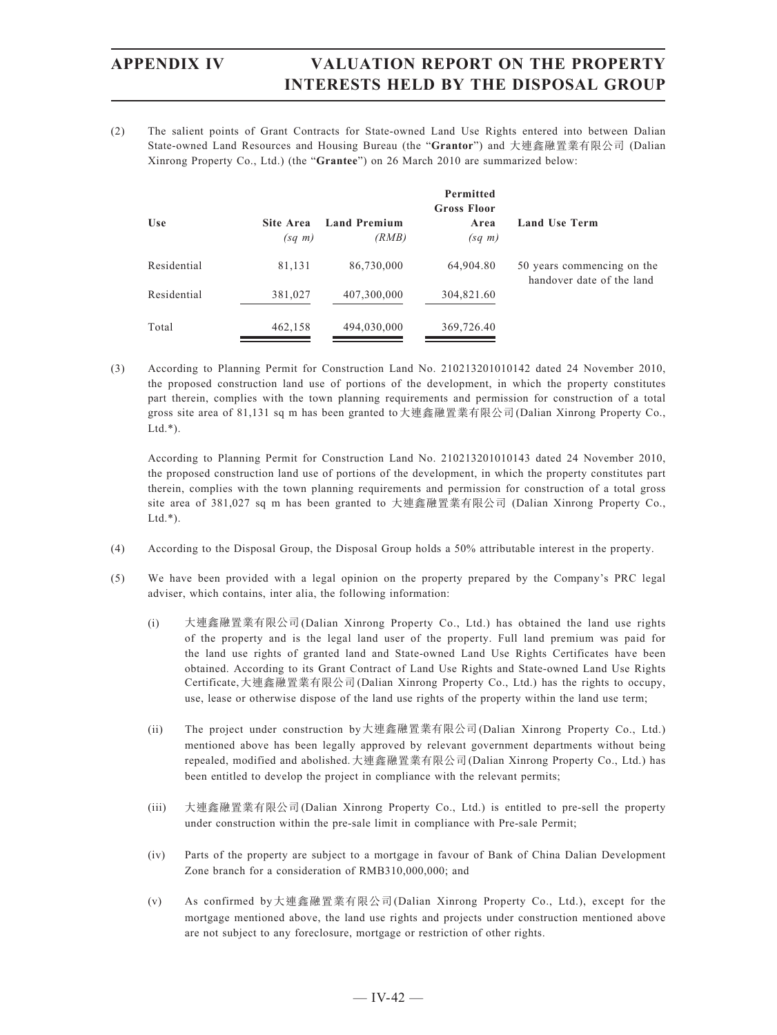(2) The salient points of Grant Contracts for State-owned Land Use Rights entered into between Dalian State-owned Land Resources and Housing Bureau (the "**Grantor**") and 大連鑫融置業有限公司 (Dalian Xinrong Property Co., Ltd.) (the "**Grantee**") on 26 March 2010 are summarized below:

| Use | Site Area *(sq m)* | Land Premium *(RMB)* | Permitted Gross Floor Area *(sq m)* | Land Use Term |
|---|---|---|---|---|
| Residential | 81,131 | 86,730,000 | 64,904.80 | 50 years commencing on the handover date of the land |
| Residential | 381,027 | 407,300,000 | 304,821.60 | |
| Total | 462,158 | 494,030,000 | 369,726.40 | |

(3) According to Planning Permit for Construction Land No. 210213201010142 dated 24 November 2010, the proposed construction land use of portions of the development, in which the property constitutes part therein, complies with the town planning requirements and permission for construction of a total gross site area of 81,131 sq m has been granted to 大連鑫融置業有限公司 (Dalian Xinrong Property Co., Ltd.*).

According to Planning Permit for Construction Land No. 210213201010143 dated 24 November 2010, the proposed construction land use of portions of the development, in which the property constitutes part therein, complies with the town planning requirements and permission for construction of a total gross site area of 381,027 sq m has been granted to 大連鑫融置業有限公司 (Dalian Xinrong Property Co., Ltd.*).

(4) According to the Disposal Group, the Disposal Group holds a 50% attributable interest in the property.

(5) We have been provided with a legal opinion on the property prepared by the Company's PRC legal adviser, which contains, inter alia, the following information:

(i) 大連鑫融置業有限公司 (Dalian Xinrong Property Co., Ltd.) has obtained the land use rights of the property and is the legal land user of the property. Full land premium was paid for the land use rights of granted land and State-owned Land Use Rights Certificates have been obtained. According to its Grant Contract of Land Use Rights and State-owned Land Use Rights Certificate, 大連鑫融置業有限公司 (Dalian Xinrong Property Co., Ltd.) has the rights to occupy, use, lease or otherwise dispose of the land use rights of the property within the land use term;

(ii) The project under construction by 大連鑫融置業有限公司 (Dalian Xinrong Property Co., Ltd.) mentioned above has been legally approved by relevant government departments without being repealed, modified and abolished. 大連鑫融置業有限公司 (Dalian Xinrong Property Co., Ltd.) has been entitled to develop the project in compliance with the relevant permits;

(iii) 大連鑫融置業有限公司 (Dalian Xinrong Property Co., Ltd.) is entitled to pre-sell the property under construction within the pre-sale limit in compliance with Pre-sale Permit;

(iv) Parts of the property are subject to a mortgage in favour of Bank of China Dalian Development Zone branch for a consideration of RMB310,000,000; and

(v) As confirmed by 大連鑫融置業有限公司 (Dalian Xinrong Property Co., Ltd.), except for the mortgage mentioned above, the land use rights and projects under construction mentioned above are not subject to any foreclosure, mortgage or restriction of other rights.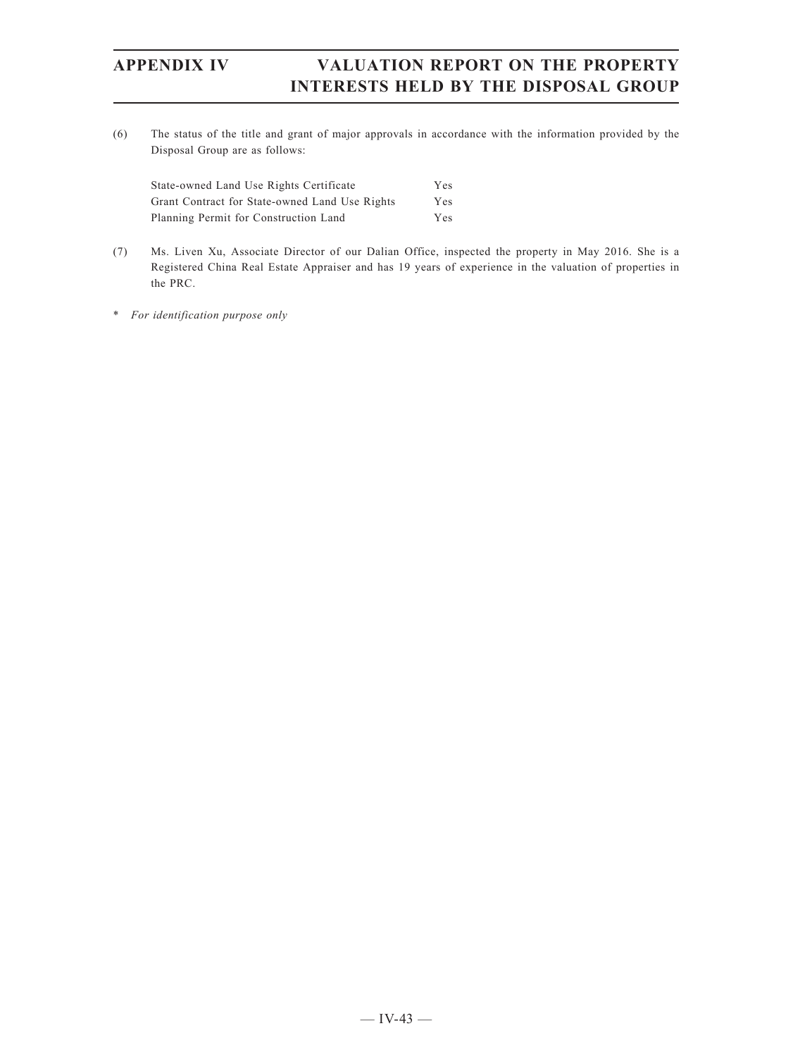(6) The status of the title and grant of major approvals in accordance with the information provided by the Disposal Group are as follows:

| | |
|---|---|
| State-owned Land Use Rights Certificate | Yes |
| Grant Contract for State-owned Land Use Rights | Yes |
| Planning Permit for Construction Land | Yes |

(7) Ms. Liven Xu, Associate Director of our Dalian Office, inspected the property in May 2016. She is a Registered China Real Estate Appraiser and has 19 years of experience in the valuation of properties in the PRC.

* *For identification purpose only*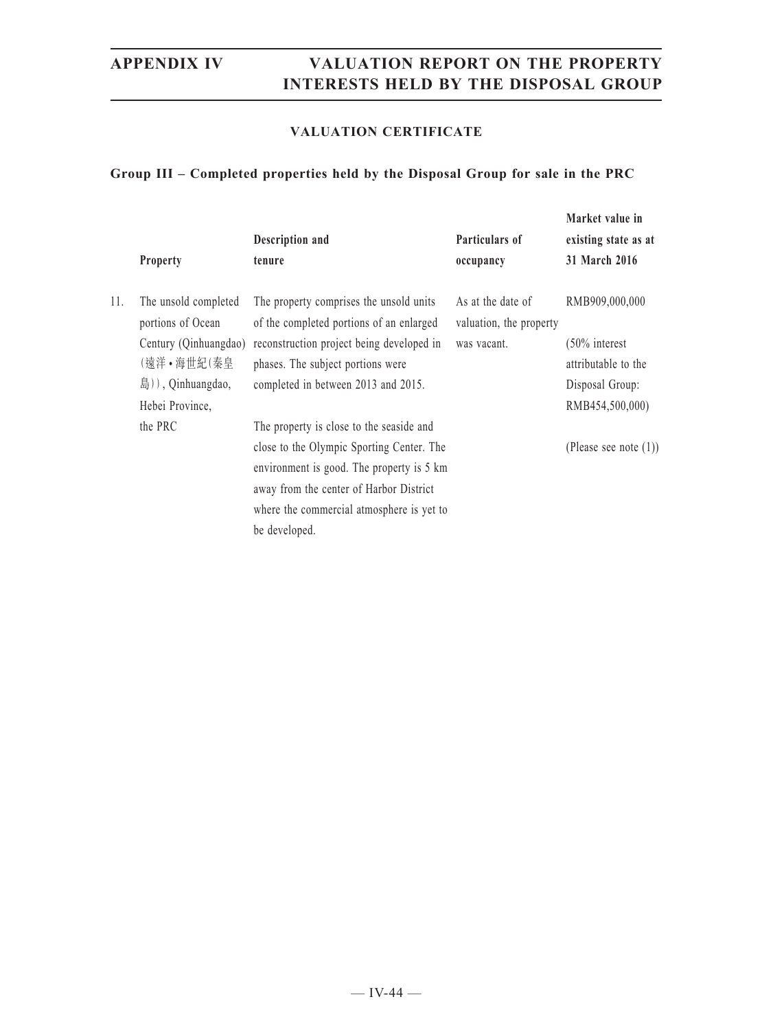## VALUATION CERTIFICATE

### Group III – Completed properties held by the Disposal Group for sale in the PRC

| | Property | Description and tenure | Particulars of occupancy | Market value in existing state as at 31 March 2016 |
|---|---|---|---|---|
| 11. | The unsold completed portions of Ocean Century (Qinhuangdao) (遠洋•海世紀(秦皇島)), Qinhuangdao, Hebei Province, the PRC | The property comprises the unsold units of the completed portions of an enlarged reconstruction project being developed in phases. The subject portions were completed in between 2013 and 2015.<br><br>The property is close to the seaside and close to the Olympic Sporting Center. The environment is good. The property is 5 km away from the center of Harbor District where the commercial atmosphere is yet to be developed. | As at the date of valuation, the property was vacant. | RMB909,000,000<br><br>(50% interest attributable to the Disposal Group: RMB454,500,000)<br><br>(Please see note (1)) |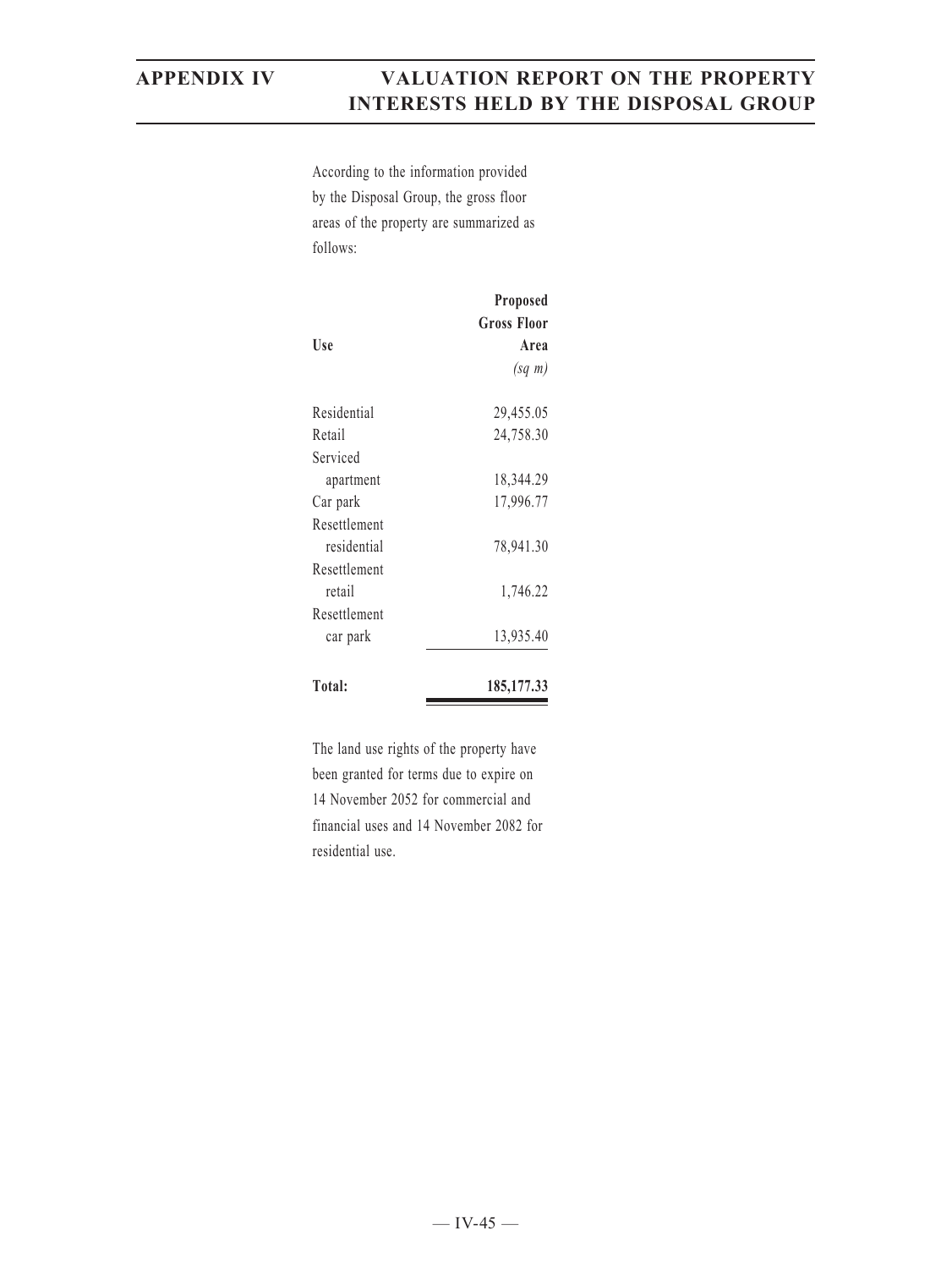According to the information provided by the Disposal Group, the gross floor areas of the property are summarized as follows:

| Use | Proposed Gross Floor Area *(sq m)* |
|---|---:|
| Residential | 29,455.05 |
| Retail | 24,758.30 |
| Serviced apartment | 18,344.29 |
| Car park | 17,996.77 |
| Resettlement residential | 78,941.30 |
| Resettlement retail | 1,746.22 |
| Resettlement car park | 13,935.40 |
| **Total:** | **185,177.33** |

The land use rights of the property have been granted for terms due to expire on 14 November 2052 for commercial and financial uses and 14 November 2082 for residential use.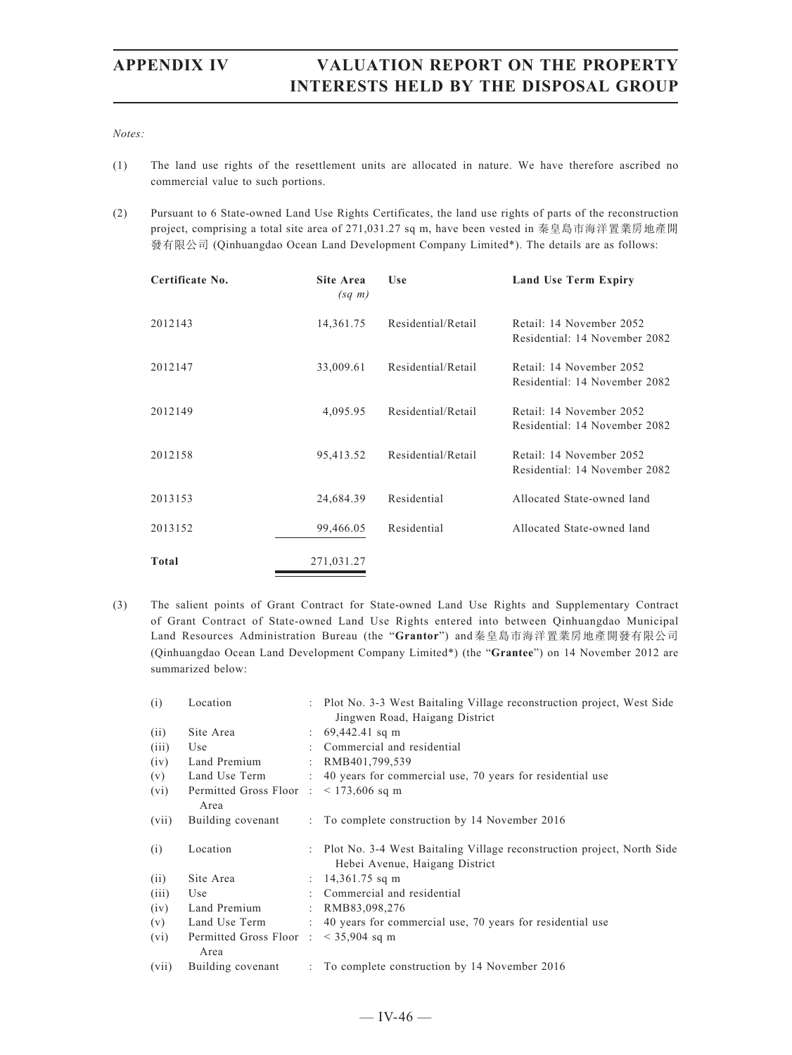*Notes:*

(1) The land use rights of the resettlement units are allocated in nature. We have therefore ascribed no commercial value to such portions.

(2) Pursuant to 6 State-owned Land Use Rights Certificates, the land use rights of parts of the reconstruction project, comprising a total site area of 271,031.27 sq m, have been vested in 秦皇島市海洋置業房地產開發有限公司 (Qinhuangdao Ocean Land Development Company Limited*). The details are as follows:

| Certificate No. | Site Area *(sq m)* | Use | Land Use Term Expiry |
|---|---|---|---|
| 2012143 | 14,361.75 | Residential/Retail | Retail: 14 November 2052<br>Residential: 14 November 2082 |
| 2012147 | 33,009.61 | Residential/Retail | Retail: 14 November 2052<br>Residential: 14 November 2082 |
| 2012149 | 4,095.95 | Residential/Retail | Retail: 14 November 2052<br>Residential: 14 November 2082 |
| 2012158 | 95,413.52 | Residential/Retail | Retail: 14 November 2052<br>Residential: 14 November 2082 |
| 2013153 | 24,684.39 | Residential | Allocated State-owned land |
| 2013152 | 99,466.05 | Residential | Allocated State-owned land |
| **Total** | 271,031.27 | | |

(3) The salient points of Grant Contract for State-owned Land Use Rights and Supplementary Contract of Grant Contract of State-owned Land Use Rights entered into between Qinhuangdao Municipal Land Resources Administration Bureau (the "**Grantor**") and秦皇島市海洋置業房地產開發有限公司 (Qinhuangdao Ocean Land Development Company Limited*) (the "**Grantee**") on 14 November 2012 are summarized below:

| | | | |
|---|---|---|---|
| (i) | Location | : | Plot No. 3-3 West Baitaling Village reconstruction project, West Side Jingwen Road, Haigang District |
| (ii) | Site Area | : | 69,442.41 sq m |
| (iii) | Use | : | Commercial and residential |
| (iv) | Land Premium | : | RMB401,799,539 |
| (v) | Land Use Term | : | 40 years for commercial use, 70 years for residential use |
| (vi) | Permitted Gross Floor Area | : | < 173,606 sq m |
| (vii) | Building covenant | : | To complete construction by 14 November 2016 |

| | | | |
|---|---|---|---|
| (i) | Location | : | Plot No. 3-4 West Baitaling Village reconstruction project, North Side Hebei Avenue, Haigang District |
| (ii) | Site Area | : | 14,361.75 sq m |
| (iii) | Use | : | Commercial and residential |
| (iv) | Land Premium | : | RMB83,098,276 |
| (v) | Land Use Term | : | 40 years for commercial use, 70 years for residential use |
| (vi) | Permitted Gross Floor Area | : | < 35,904 sq m |
| (vii) | Building covenant | : | To complete construction by 14 November 2016 |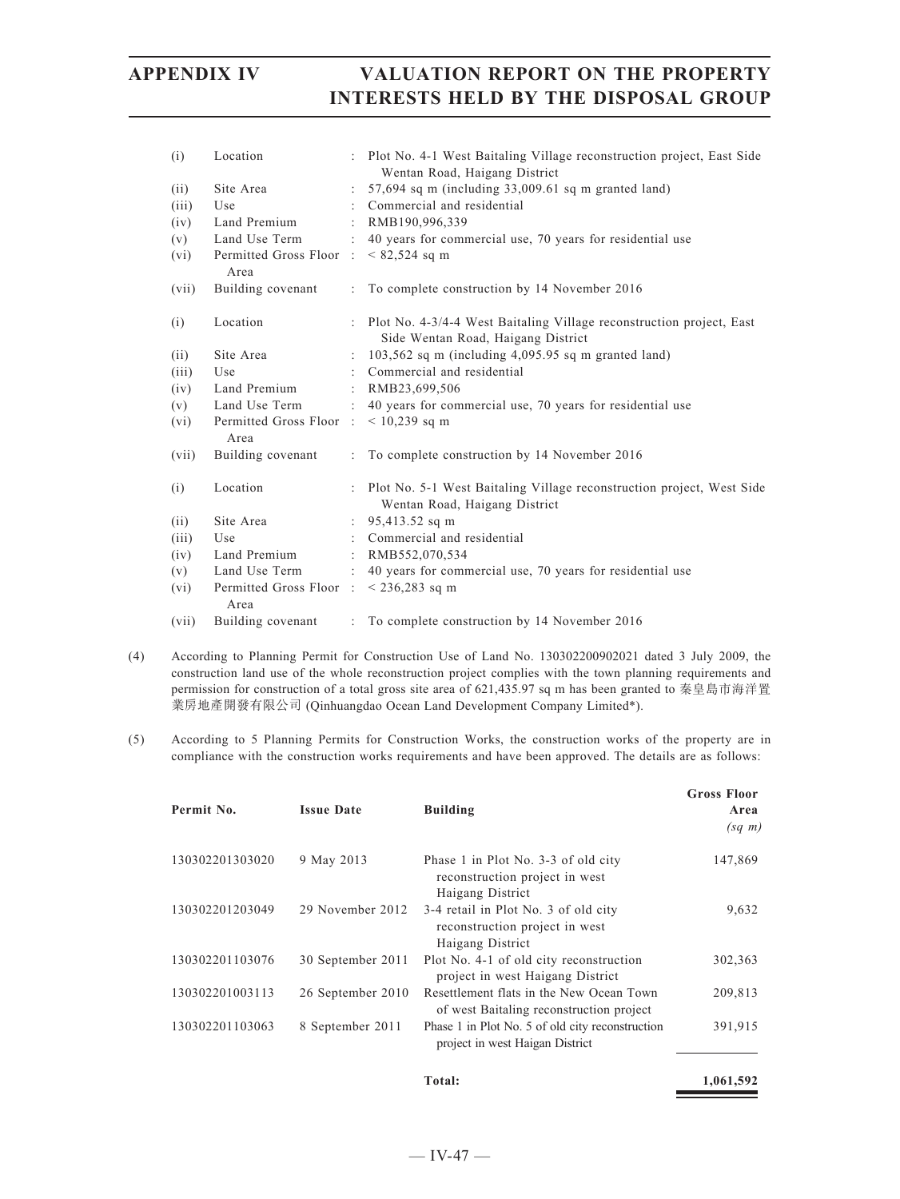| | | | |
|---|---|---|---|
| (i) | Location | : | Plot No. 4-1 West Baitaling Village reconstruction project, East Side Wentan Road, Haigang District |
| (ii) | Site Area | : | 57,694 sq m (including 33,009.61 sq m granted land) |
| (iii) | Use | : | Commercial and residential |
| (iv) | Land Premium | : | RMB190,996,339 |
| (v) | Land Use Term | : | 40 years for commercial use, 70 years for residential use |
| (vi) | Permitted Gross Floor Area | : | < 82,524 sq m |
| (vii) | Building covenant | : | To complete construction by 14 November 2016 |

| | | | |
|---|---|---|---|
| (i) | Location | : | Plot No. 4-3/4-4 West Baitaling Village reconstruction project, East Side Wentan Road, Haigang District |
| (ii) | Site Area | : | 103,562 sq m (including 4,095.95 sq m granted land) |
| (iii) | Use | : | Commercial and residential |
| (iv) | Land Premium | : | RMB23,699,506 |
| (v) | Land Use Term | : | 40 years for commercial use, 70 years for residential use |
| (vi) | Permitted Gross Floor Area | : | < 10,239 sq m |
| (vii) | Building covenant | : | To complete construction by 14 November 2016 |

| | | | |
|---|---|---|---|
| (i) | Location | : | Plot No. 5-1 West Baitaling Village reconstruction project, West Side Wentan Road, Haigang District |
| (ii) | Site Area | : | 95,413.52 sq m |
| (iii) | Use | : | Commercial and residential |
| (iv) | Land Premium | : | RMB552,070,534 |
| (v) | Land Use Term | : | 40 years for commercial use, 70 years for residential use |
| (vi) | Permitted Gross Floor Area | : | < 236,283 sq m |
| (vii) | Building covenant | : | To complete construction by 14 November 2016 |

(4) According to Planning Permit for Construction Use of Land No. 130302200902021 dated 3 July 2009, the construction land use of the whole reconstruction project complies with the town planning requirements and permission for construction of a total gross site area of 621,435.97 sq m has been granted to 秦皇島市海洋置業房地產開發有限公司 (Qinhuangdao Ocean Land Development Company Limited*).

(5) According to 5 Planning Permits for Construction Works, the construction works of the property are in compliance with the construction works requirements and have been approved. The details are as follows:

| Permit No. | Issue Date | Building | Gross Floor Area *(sq m)* |
|---|---|---|---|
| 130302201303020 | 9 May 2013 | Phase 1 in Plot No. 3-3 of old city reconstruction project in west Haigang District | 147,869 |
| 130302201203049 | 29 November 2012 | 3-4 retail in Plot No. 3 of old city reconstruction project in west Haigang District | 9,632 |
| 130302201103076 | 30 September 2011 | Plot No. 4-1 of old city reconstruction project in west Haigang District | 302,363 |
| 130302201003113 | 26 September 2010 | Resettlement flats in the New Ocean Town of west Baitaling reconstruction project | 209,813 |
| 130302201103063 | 8 September 2011 | Phase 1 in Plot No. 5 of old city reconstruction project in west Haigan District | 391,915 |
| | | **Total:** | **1,061,592** |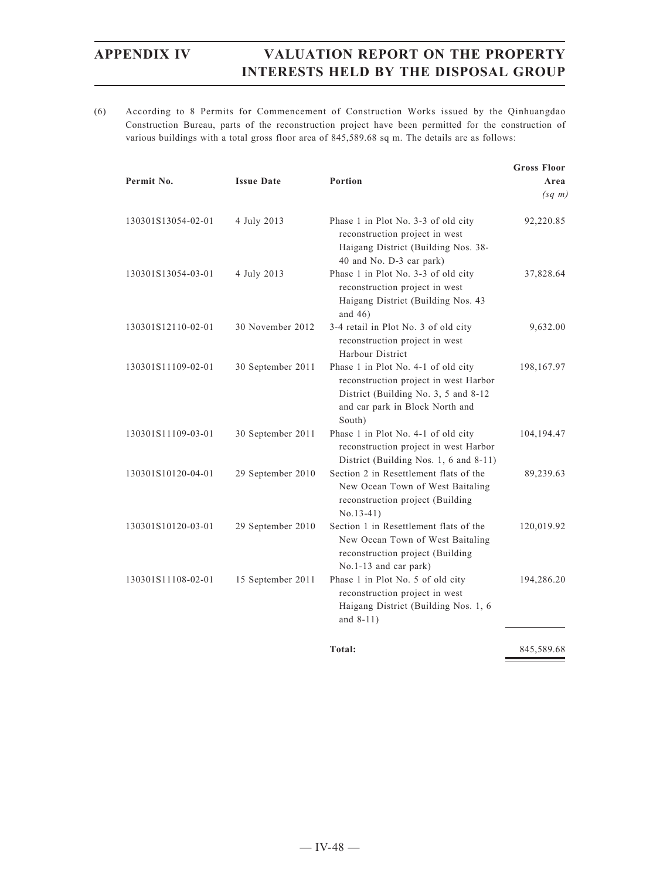(6) According to 8 Permits for Commencement of Construction Works issued by the Qinhuangdao Construction Bureau, parts of the reconstruction project have been permitted for the construction of various buildings with a total gross floor area of 845,589.68 sq m. The details are as follows:

| Permit No. | Issue Date | Portion | Gross Floor Area *(sq m)* |
|---|---|---|---|
| 130301S13054-02-01 | 4 July 2013 | Phase 1 in Plot No. 3-3 of old city reconstruction project in west Haigang District (Building Nos. 38-40 and No. D-3 car park) | 92,220.85 |
| 130301S13054-03-01 | 4 July 2013 | Phase 1 in Plot No. 3-3 of old city reconstruction project in west Haigang District (Building Nos. 43 and 46) | 37,828.64 |
| 130301S12110-02-01 | 30 November 2012 | 3-4 retail in Plot No. 3 of old city reconstruction project in west Harbour District | 9,632.00 |
| 130301S11109-02-01 | 30 September 2011 | Phase 1 in Plot No. 4-1 of old city reconstruction project in west Harbor District (Building No. 3, 5 and 8-12 and car park in Block North and South) | 198,167.97 |
| 130301S11109-03-01 | 30 September 2011 | Phase 1 in Plot No. 4-1 of old city reconstruction project in west Harbor District (Building Nos. 1, 6 and 8-11) | 104,194.47 |
| 130301S10120-04-01 | 29 September 2010 | Section 2 in Resettlement flats of the New Ocean Town of West Baitaling reconstruction project (Building No.13-41) | 89,239.63 |
| 130301S10120-03-01 | 29 September 2010 | Section 1 in Resettlement flats of the New Ocean Town of West Baitaling reconstruction project (Building No.1-13 and car park) | 120,019.92 |
| 130301S11108-02-01 | 15 September 2011 | Phase 1 in Plot No. 5 of old city reconstruction project in west Haigang District (Building Nos. 1, 6 and 8-11) | 194,286.20 |
| | | **Total:** | 845,589.68 |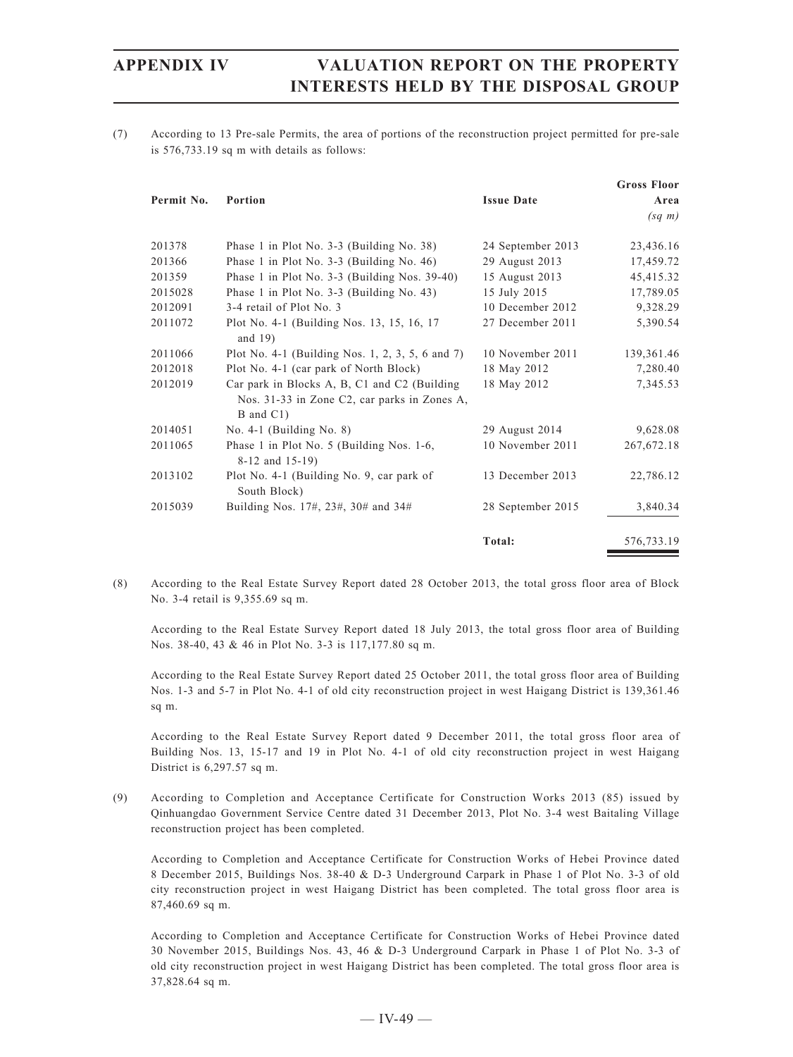(7) According to 13 Pre-sale Permits, the area of portions of the reconstruction project permitted for pre-sale is 576,733.19 sq m with details as follows:

| Permit No. | Portion | Issue Date | Gross Floor Area *(sq m)* |
|---|---|---|---|
| 201378 | Phase 1 in Plot No. 3-3 (Building No. 38) | 24 September 2013 | 23,436.16 |
| 201366 | Phase 1 in Plot No. 3-3 (Building No. 46) | 29 August 2013 | 17,459.72 |
| 201359 | Phase 1 in Plot No. 3-3 (Building Nos. 39-40) | 15 August 2013 | 45,415.32 |
| 2015028 | Phase 1 in Plot No. 3-3 (Building No. 43) | 15 July 2015 | 17,789.05 |
| 2012091 | 3-4 retail of Plot No. 3 | 10 December 2012 | 9,328.29 |
| 2011072 | Plot No. 4-1 (Building Nos. 13, 15, 16, 17 and 19) | 27 December 2011 | 5,390.54 |
| 2011066 | Plot No. 4-1 (Building Nos. 1, 2, 3, 5, 6 and 7) | 10 November 2011 | 139,361.46 |
| 2012018 | Plot No. 4-1 (car park of North Block) | 18 May 2012 | 7,280.40 |
| 2012019 | Car park in Blocks A, B, C1 and C2 (Building Nos. 31-33 in Zone C2, car parks in Zones A, B and C1) | 18 May 2012 | 7,345.53 |
| 2014051 | No. 4-1 (Building No. 8) | 29 August 2014 | 9,628.08 |
| 2011065 | Phase 1 in Plot No. 5 (Building Nos. 1-6, 8-12 and 15-19) | 10 November 2011 | 267,672.18 |
| 2013102 | Plot No. 4-1 (Building No. 9, car park of South Block) | 13 December 2013 | 22,786.12 |
| 2015039 | Building Nos. 17#, 23#, 30# and 34# | 28 September 2015 | 3,840.34 |
| | | **Total:** | 576,733.19 |

(8) According to the Real Estate Survey Report dated 28 October 2013, the total gross floor area of Block No. 3-4 retail is 9,355.69 sq m.

According to the Real Estate Survey Report dated 18 July 2013, the total gross floor area of Building Nos. 38-40, 43 & 46 in Plot No. 3-3 is 117,177.80 sq m.

According to the Real Estate Survey Report dated 25 October 2011, the total gross floor area of Building Nos. 1-3 and 5-7 in Plot No. 4-1 of old city reconstruction project in west Haigang District is 139,361.46 sq m.

According to the Real Estate Survey Report dated 9 December 2011, the total gross floor area of Building Nos. 13, 15-17 and 19 in Plot No. 4-1 of old city reconstruction project in west Haigang District is 6,297.57 sq m.

(9) According to Completion and Acceptance Certificate for Construction Works 2013 (85) issued by Qinhuangdao Government Service Centre dated 31 December 2013, Plot No. 3-4 west Baitaling Village reconstruction project has been completed.

According to Completion and Acceptance Certificate for Construction Works of Hebei Province dated 8 December 2015, Buildings Nos. 38-40 & D-3 Underground Carpark in Phase 1 of Plot No. 3-3 of old city reconstruction project in west Haigang District has been completed. The total gross floor area is 87,460.69 sq m.

According to Completion and Acceptance Certificate for Construction Works of Hebei Province dated 30 November 2015, Buildings Nos. 43, 46 & D-3 Underground Carpark in Phase 1 of Plot No. 3-3 of old city reconstruction project in west Haigang District has been completed. The total gross floor area is 37,828.64 sq m.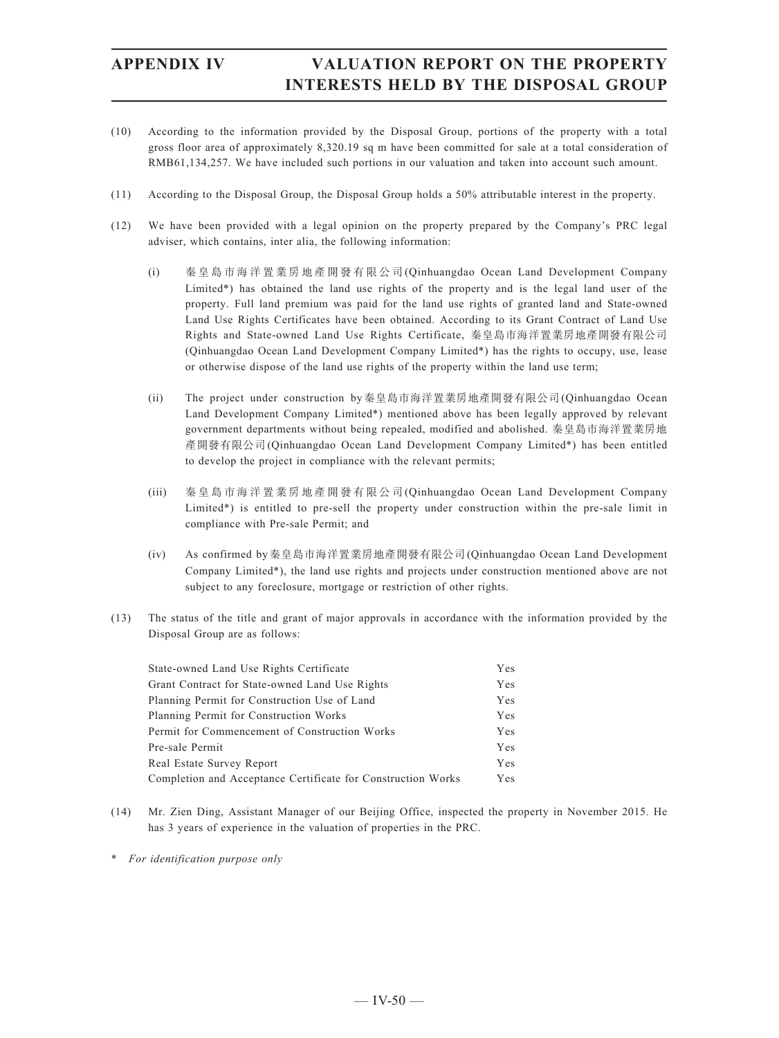(10) According to the information provided by the Disposal Group, portions of the property with a total gross floor area of approximately 8,320.19 sq m have been committed for sale at a total consideration of RMB61,134,257. We have included such portions in our valuation and taken into account such amount.

(11) According to the Disposal Group, the Disposal Group holds a 50% attributable interest in the property.

(12) We have been provided with a legal opinion on the property prepared by the Company's PRC legal adviser, which contains, inter alia, the following information:

(i) 秦皇島市海洋置業房地產開發有限公司(Qinhuangdao Ocean Land Development Company Limited*) has obtained the land use rights of the property and is the legal land user of the property. Full land premium was paid for the land use rights of granted land and State-owned Land Use Rights Certificates have been obtained. According to its Grant Contract of Land Use Rights and State-owned Land Use Rights Certificate, 秦皇島市海洋置業房地產開發有限公司(Qinhuangdao Ocean Land Development Company Limited*) has the rights to occupy, use, lease or otherwise dispose of the land use rights of the property within the land use term;

(ii) The project under construction by 秦皇島市海洋置業房地產開發有限公司(Qinhuangdao Ocean Land Development Company Limited*) mentioned above has been legally approved by relevant government departments without being repealed, modified and abolished. 秦皇島市海洋置業房地產開發有限公司(Qinhuangdao Ocean Land Development Company Limited*) has been entitled to develop the project in compliance with the relevant permits;

(iii) 秦皇島市海洋置業房地產開發有限公司(Qinhuangdao Ocean Land Development Company Limited*) is entitled to pre-sell the property under construction within the pre-sale limit in compliance with Pre-sale Permit; and

(iv) As confirmed by 秦皇島市海洋置業房地產開發有限公司(Qinhuangdao Ocean Land Development Company Limited*), the land use rights and projects under construction mentioned above are not subject to any foreclosure, mortgage or restriction of other rights.

(13) The status of the title and grant of major approvals in accordance with the information provided by the Disposal Group are as follows:

| | |
|---|---|
| State-owned Land Use Rights Certificate | Yes |
| Grant Contract for State-owned Land Use Rights | Yes |
| Planning Permit for Construction Use of Land | Yes |
| Planning Permit for Construction Works | Yes |
| Permit for Commencement of Construction Works | Yes |
| Pre-sale Permit | Yes |
| Real Estate Survey Report | Yes |
| Completion and Acceptance Certificate for Construction Works | Yes |

(14) Mr. Zien Ding, Assistant Manager of our Beijing Office, inspected the property in November 2015. He has 3 years of experience in the valuation of properties in the PRC.

\* *For identification purpose only*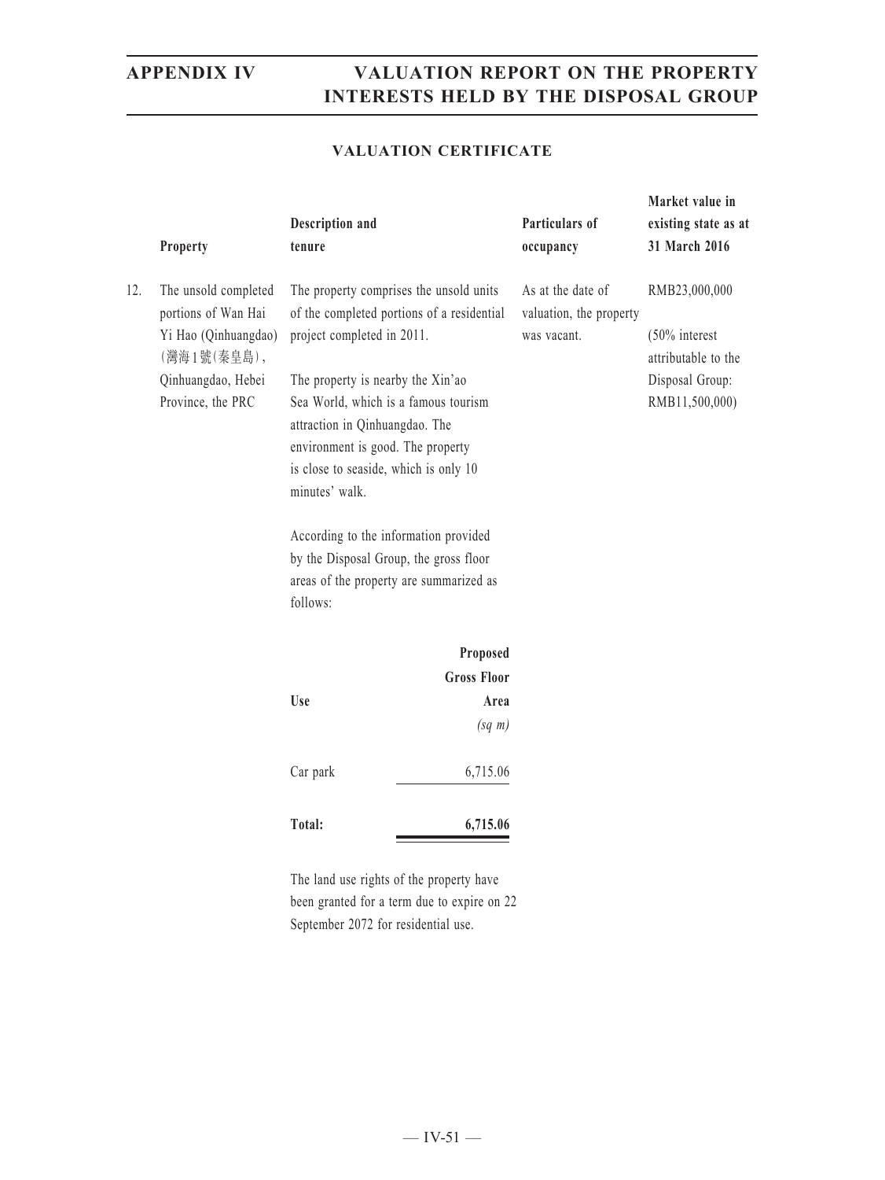## VALUATION CERTIFICATE

| | Property | Description and tenure | Particulars of occupancy | Market value in existing state as at 31 March 2016 |
|---|---|---|---|---|
| 12. | The unsold completed portions of Wan Hai Yi Hao (Qinhuangdao) (灣海1號(秦皇島)), Qinhuangdao, Hebei Province, the PRC | The property comprises the unsold units of the completed portions of a residential project completed in 2011.<br><br>The property is nearby the Xin'ao Sea World, which is a famous tourism attraction in Qinhuangdao. The environment is good. The property is close to seaside, which is only 10 minutes' walk.<br><br>According to the information provided by the Disposal Group, the gross floor areas of the property are summarized as follows:<br><br>Use: Car park — Proposed Gross Floor Area (sq m): 6,715.06<br>**Total: 6,715.06**<br><br>The land use rights of the property have been granted for a term due to expire on 22 September 2072 for residential use. | As at the date of valuation, the property was vacant. | RMB23,000,000<br><br>(50% interest attributable to the Disposal Group: RMB11,500,000) |

| Use | Proposed Gross Floor Area *(sq m)* |
|---|---|
| Car park | 6,715.06 |
| **Total:** | **6,715.06** |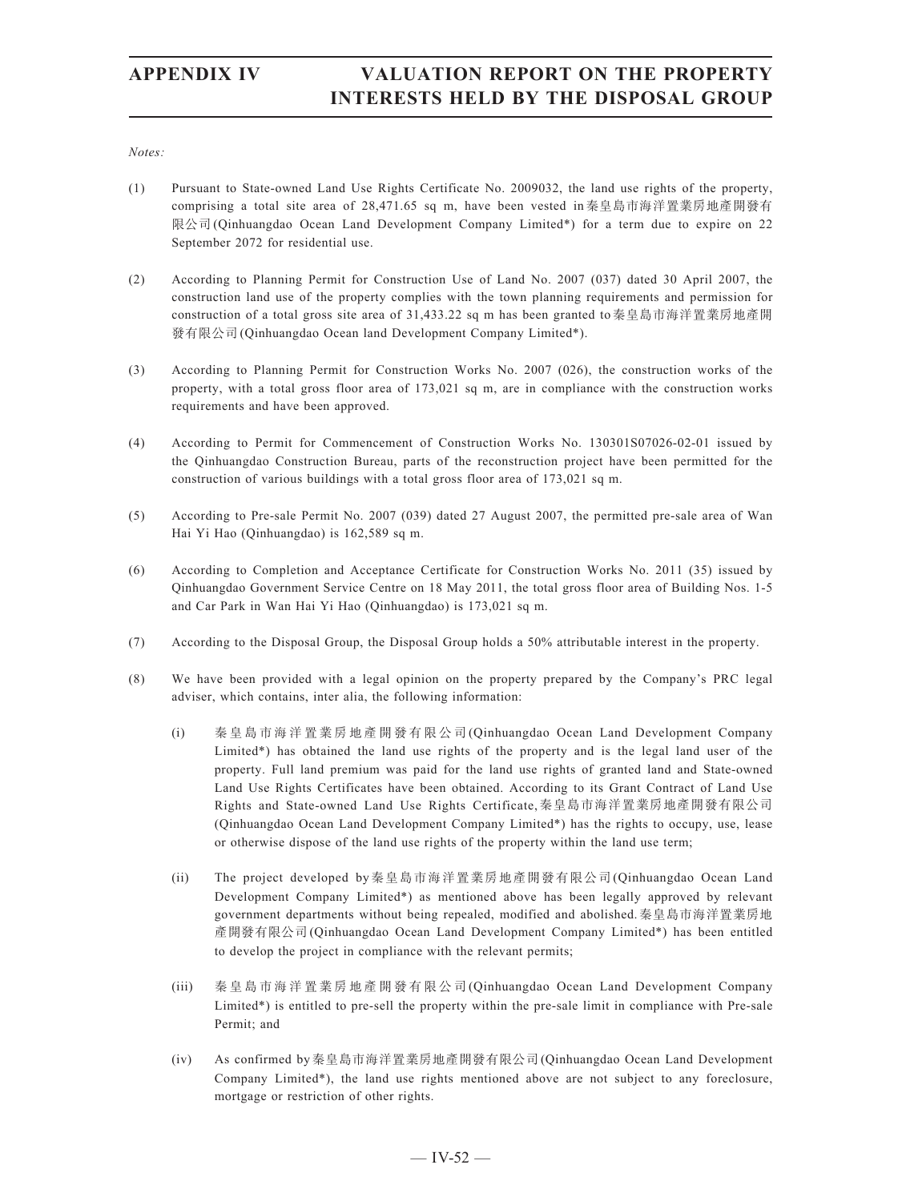*Notes:*

(1) Pursuant to State-owned Land Use Rights Certificate No. 2009032, the land use rights of the property, comprising a total site area of 28,471.65 sq m, have been vested in秦皇島市海洋置業房地產開發有限公司(Qinhuangdao Ocean Land Development Company Limited*) for a term due to expire on 22 September 2072 for residential use.

(2) According to Planning Permit for Construction Use of Land No. 2007 (037) dated 30 April 2007, the construction land use of the property complies with the town planning requirements and permission for construction of a total gross site area of 31,433.22 sq m has been granted to秦皇島市海洋置業房地產開發有限公司(Qinhuangdao Ocean land Development Company Limited*).

(3) According to Planning Permit for Construction Works No. 2007 (026), the construction works of the property, with a total gross floor area of 173,021 sq m, are in compliance with the construction works requirements and have been approved.

(4) According to Permit for Commencement of Construction Works No. 130301S07026-02-01 issued by the Qinhuangdao Construction Bureau, parts of the reconstruction project have been permitted for the construction of various buildings with a total gross floor area of 173,021 sq m.

(5) According to Pre-sale Permit No. 2007 (039) dated 27 August 2007, the permitted pre-sale area of Wan Hai Yi Hao (Qinhuangdao) is 162,589 sq m.

(6) According to Completion and Acceptance Certificate for Construction Works No. 2011 (35) issued by Qinhuangdao Government Service Centre on 18 May 2011, the total gross floor area of Building Nos. 1-5 and Car Park in Wan Hai Yi Hao (Qinhuangdao) is 173,021 sq m.

(7) According to the Disposal Group, the Disposal Group holds a 50% attributable interest in the property.

(8) We have been provided with a legal opinion on the property prepared by the Company's PRC legal adviser, which contains, inter alia, the following information:

   (i) 秦皇島市海洋置業房地產開發有限公司(Qinhuangdao Ocean Land Development Company Limited*) has obtained the land use rights of the property and is the legal land user of the property. Full land premium was paid for the land use rights of granted land and State-owned Land Use Rights Certificates have been obtained. According to its Grant Contract of Land Use Rights and State-owned Land Use Rights Certificate,秦皇島市海洋置業房地產開發有限公司(Qinhuangdao Ocean Land Development Company Limited*) has the rights to occupy, use, lease or otherwise dispose of the land use rights of the property within the land use term;

   (ii) The project developed by秦皇島市海洋置業房地產開發有限公司(Qinhuangdao Ocean Land Development Company Limited*) as mentioned above has been legally approved by relevant government departments without being repealed, modified and abolished.秦皇島市海洋置業房地產開發有限公司(Qinhuangdao Ocean Land Development Company Limited*) has been entitled to develop the project in compliance with the relevant permits;

   (iii) 秦皇島市海洋置業房地產開發有限公司(Qinhuangdao Ocean Land Development Company Limited*) is entitled to pre-sell the property within the pre-sale limit in compliance with Pre-sale Permit; and

   (iv) As confirmed by秦皇島市海洋置業房地產開發有限公司(Qinhuangdao Ocean Land Development Company Limited*), the land use rights mentioned above are not subject to any foreclosure, mortgage or restriction of other rights.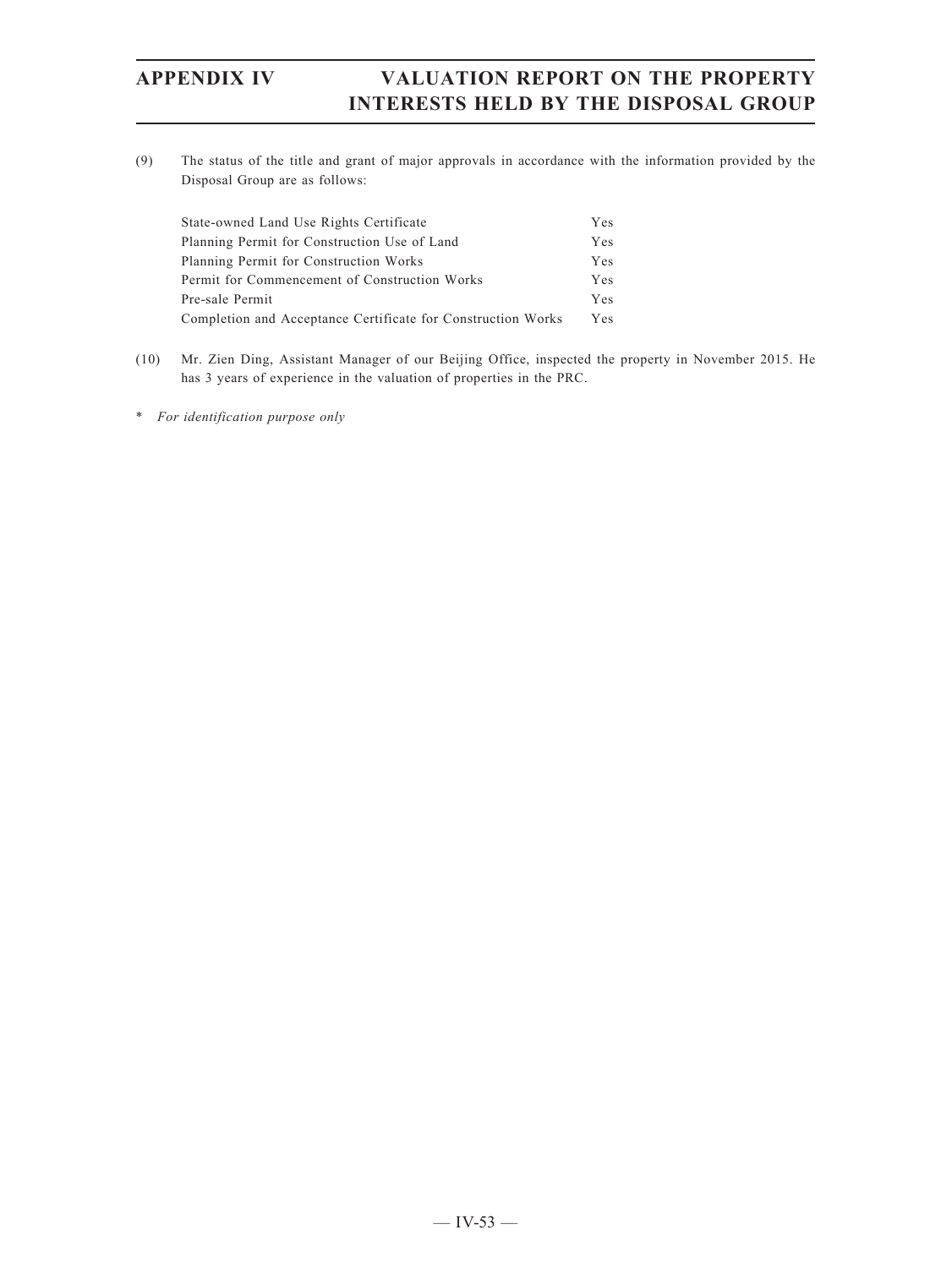(9) The status of the title and grant of major approvals in accordance with the information provided by the Disposal Group are as follows:

| | |
|---|---|
| State-owned Land Use Rights Certificate | Yes |
| Planning Permit for Construction Use of Land | Yes |
| Planning Permit for Construction Works | Yes |
| Permit for Commencement of Construction Works | Yes |
| Pre-sale Permit | Yes |
| Completion and Acceptance Certificate for Construction Works | Yes |

(10) Mr. Zien Ding, Assistant Manager of our Beijing Office, inspected the property in November 2015. He has 3 years of experience in the valuation of properties in the PRC.

\* *For identification purpose only*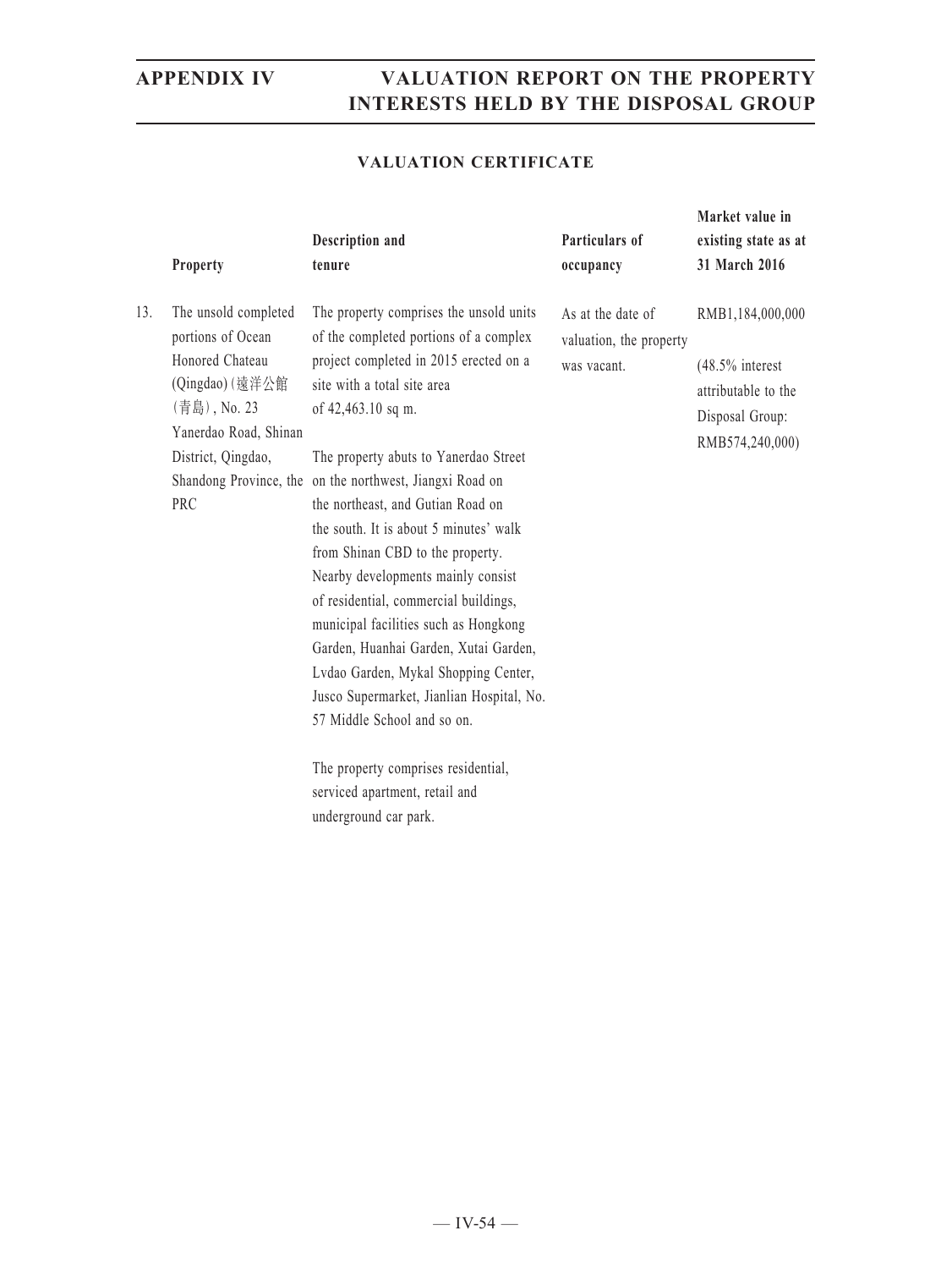## VALUATION CERTIFICATE

| | Property | Description and tenure | Particulars of occupancy | Market value in existing state as at 31 March 2016 |
|---|---|---|---|---|
| 13. | The unsold completed portions of Ocean Honored Chateau (Qingdao) (遠洋公館(青島)), No. 23 Yanerdao Road, Shinan District, Qingdao, Shandong Province, the PRC | The property comprises the unsold units of the completed portions of a complex project completed in 2015 erected on a site with a total site area of 42,463.10 sq m.<br><br>The property abuts to Yanerdao Street on the northwest, Jiangxi Road on the northeast, and Gutian Road on the south. It is about 5 minutes' walk from Shinan CBD to the property. Nearby developments mainly consist of residential, commercial buildings, municipal facilities such as Hongkong Garden, Huanhai Garden, Xutai Garden, Lvdao Garden, Mykal Shopping Center, Jusco Supermarket, Jianlian Hospital, No. 57 Middle School and so on.<br><br>The property comprises residential, serviced apartment, retail and underground car park. | As at the date of valuation, the property was vacant. | RMB1,184,000,000<br><br>(48.5% interest attributable to the Disposal Group: RMB574,240,000) |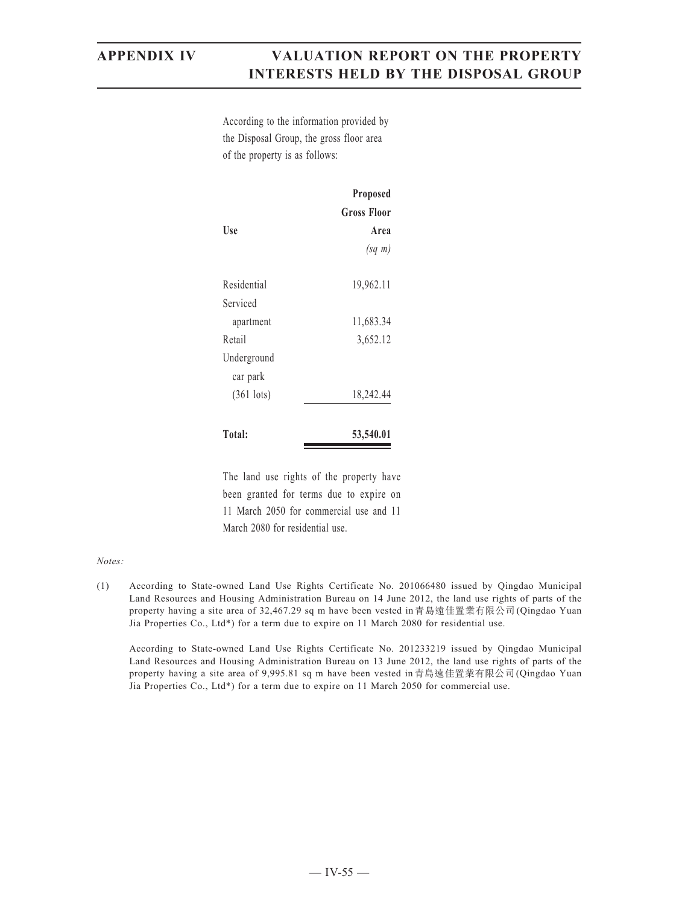According to the information provided by the Disposal Group, the gross floor area of the property is as follows:

| Use | Proposed Gross Floor Area *(sq m)* |
|---|---|
| Residential | 19,962.11 |
| Serviced apartment | 11,683.34 |
| Retail | 3,652.12 |
| Underground car park (361 lots) | 18,242.44 |
| **Total:** | **53,540.01** |

The land use rights of the property have been granted for terms due to expire on 11 March 2050 for commercial use and 11 March 2080 for residential use.

*Notes:*

(1) According to State-owned Land Use Rights Certificate No. 201066480 issued by Qingdao Municipal Land Resources and Housing Administration Bureau on 14 June 2012, the land use rights of parts of the property having a site area of 32,467.29 sq m have been vested in青島遠佳置業有限公司(Qingdao Yuan Jia Properties Co., Ltd*) for a term due to expire on 11 March 2080 for residential use.

According to State-owned Land Use Rights Certificate No. 201233219 issued by Qingdao Municipal Land Resources and Housing Administration Bureau on 13 June 2012, the land use rights of parts of the property having a site area of 9,995.81 sq m have been vested in青島遠佳置業有限公司(Qingdao Yuan Jia Properties Co., Ltd*) for a term due to expire on 11 March 2050 for commercial use.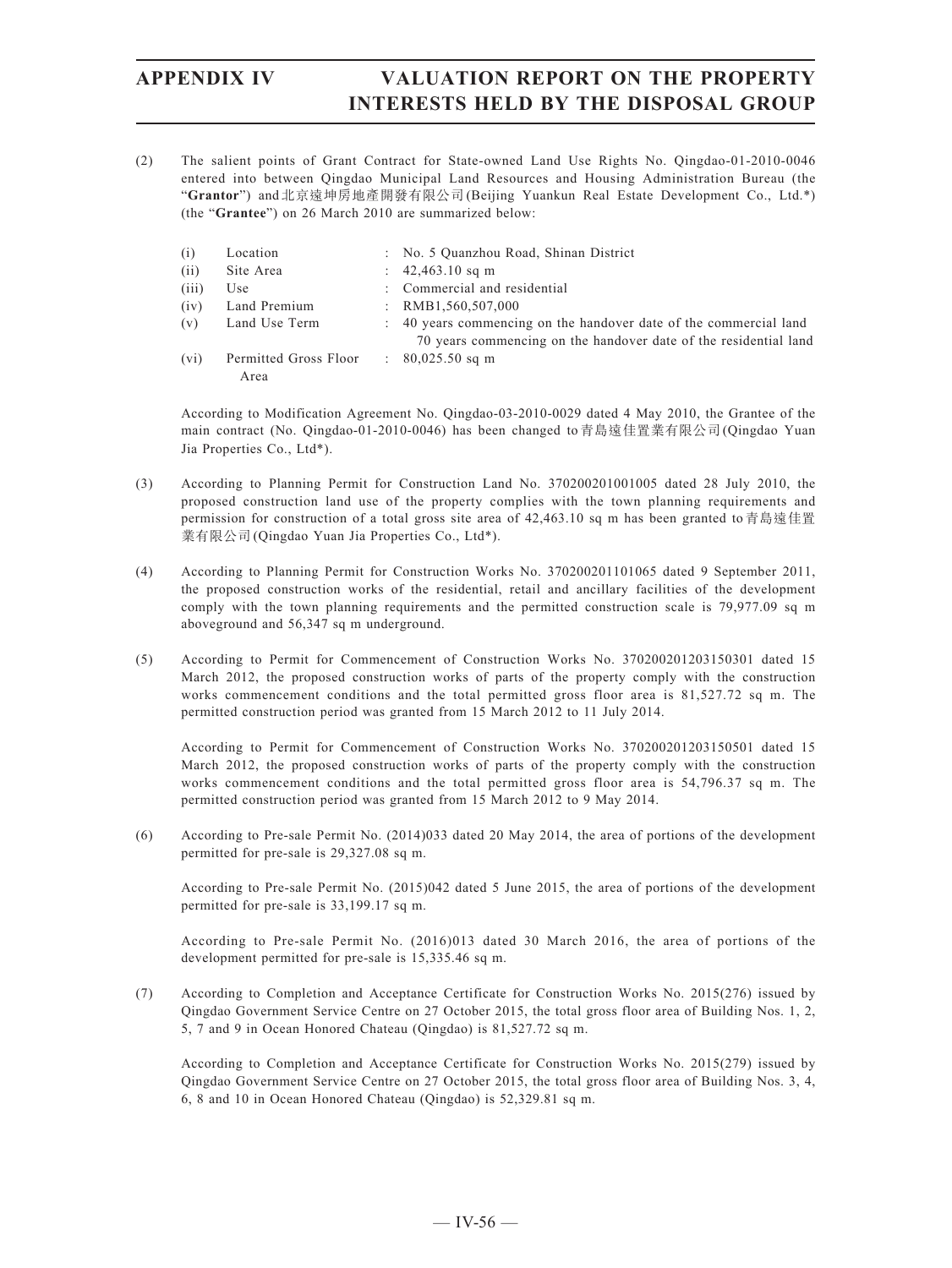(2) The salient points of Grant Contract for State-owned Land Use Rights No. Qingdao-01-2010-0046 entered into between Qingdao Municipal Land Resources and Housing Administration Bureau (the "**Grantor**") and 北京遠坤房地產開發有限公司(Beijing Yuankun Real Estate Development Co., Ltd.*) (the "**Grantee**") on 26 March 2010 are summarized below:

| | | | |
|---|---|---|---|
| (i) | Location | : | No. 5 Quanzhou Road, Shinan District |
| (ii) | Site Area | : | 42,463.10 sq m |
| (iii) | Use | : | Commercial and residential |
| (iv) | Land Premium | : | RMB1,560,507,000 |
| (v) | Land Use Term | : | 40 years commencing on the handover date of the commercial land<br>70 years commencing on the handover date of the residential land |
| (vi) | Permitted Gross Floor Area | : | 80,025.50 sq m |

According to Modification Agreement No. Qingdao-03-2010-0029 dated 4 May 2010, the Grantee of the main contract (No. Qingdao-01-2010-0046) has been changed to 青島遠佳置業有限公司(Qingdao Yuan Jia Properties Co., Ltd*).

(3) According to Planning Permit for Construction Land No. 370200201001005 dated 28 July 2010, the proposed construction land use of the property complies with the town planning requirements and permission for construction of a total gross site area of 42,463.10 sq m has been granted to 青島遠佳置業有限公司(Qingdao Yuan Jia Properties Co., Ltd*).

(4) According to Planning Permit for Construction Works No. 370200201101065 dated 9 September 2011, the proposed construction works of the residential, retail and ancillary facilities of the development comply with the town planning requirements and the permitted construction scale is 79,977.09 sq m aboveground and 56,347 sq m underground.

(5) According to Permit for Commencement of Construction Works No. 370200201203150301 dated 15 March 2012, the proposed construction works of parts of the property comply with the construction works commencement conditions and the total permitted gross floor area is 81,527.72 sq m. The permitted construction period was granted from 15 March 2012 to 11 July 2014.

According to Permit for Commencement of Construction Works No. 370200201203150501 dated 15 March 2012, the proposed construction works of parts of the property comply with the construction works commencement conditions and the total permitted gross floor area is 54,796.37 sq m. The permitted construction period was granted from 15 March 2012 to 9 May 2014.

(6) According to Pre-sale Permit No. (2014)033 dated 20 May 2014, the area of portions of the development permitted for pre-sale is 29,327.08 sq m.

According to Pre-sale Permit No. (2015)042 dated 5 June 2015, the area of portions of the development permitted for pre-sale is 33,199.17 sq m.

According to Pre-sale Permit No. (2016)013 dated 30 March 2016, the area of portions of the development permitted for pre-sale is 15,335.46 sq m.

(7) According to Completion and Acceptance Certificate for Construction Works No. 2015(276) issued by Qingdao Government Service Centre on 27 October 2015, the total gross floor area of Building Nos. 1, 2, 5, 7 and 9 in Ocean Honored Chateau (Qingdao) is 81,527.72 sq m.

According to Completion and Acceptance Certificate for Construction Works No. 2015(279) issued by Qingdao Government Service Centre on 27 October 2015, the total gross floor area of Building Nos. 3, 4, 6, 8 and 10 in Ocean Honored Chateau (Qingdao) is 52,329.81 sq m.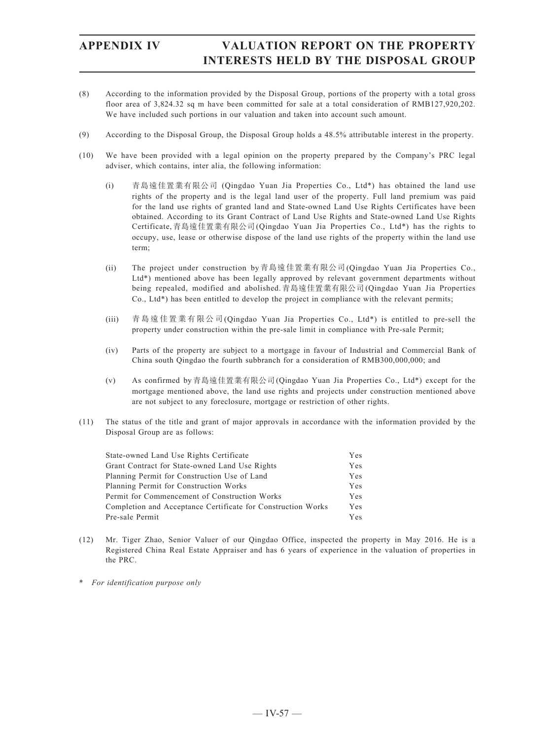(8) According to the information provided by the Disposal Group, portions of the property with a total gross floor area of 3,824.32 sq m have been committed for sale at a total consideration of RMB127,920,202. We have included such portions in our valuation and taken into account such amount.

(9) According to the Disposal Group, the Disposal Group holds a 48.5% attributable interest in the property.

(10) We have been provided with a legal opinion on the property prepared by the Company's PRC legal adviser, which contains, inter alia, the following information:

(i) 青島遠佳置業有限公司 (Qingdao Yuan Jia Properties Co., Ltd*) has obtained the land use rights of the property and is the legal land user of the property. Full land premium was paid for the land use rights of granted land and State-owned Land Use Rights Certificates have been obtained. According to its Grant Contract of Land Use Rights and State-owned Land Use Rights Certificate, 青島遠佳置業有限公司 (Qingdao Yuan Jia Properties Co., Ltd*) has the rights to occupy, use, lease or otherwise dispose of the land use rights of the property within the land use term;

(ii) The project under construction by 青島遠佳置業有限公司 (Qingdao Yuan Jia Properties Co., Ltd*) mentioned above has been legally approved by relevant government departments without being repealed, modified and abolished. 青島遠佳置業有限公司 (Qingdao Yuan Jia Properties Co., Ltd*) has been entitled to develop the project in compliance with the relevant permits;

(iii) 青島遠佳置業有限公司 (Qingdao Yuan Jia Properties Co., Ltd*) is entitled to pre-sell the property under construction within the pre-sale limit in compliance with Pre-sale Permit;

(iv) Parts of the property are subject to a mortgage in favour of Industrial and Commercial Bank of China south Qingdao the fourth subbranch for a consideration of RMB300,000,000; and

(v) As confirmed by 青島遠佳置業有限公司 (Qingdao Yuan Jia Properties Co., Ltd*) except for the mortgage mentioned above, the land use rights and projects under construction mentioned above are not subject to any foreclosure, mortgage or restriction of other rights.

(11) The status of the title and grant of major approvals in accordance with the information provided by the Disposal Group are as follows:

| | |
|---|---|
| State-owned Land Use Rights Certificate | Yes |
| Grant Contract for State-owned Land Use Rights | Yes |
| Planning Permit for Construction Use of Land | Yes |
| Planning Permit for Construction Works | Yes |
| Permit for Commencement of Construction Works | Yes |
| Completion and Acceptance Certificate for Construction Works | Yes |
| Pre-sale Permit | Yes |

(12) Mr. Tiger Zhao, Senior Valuer of our Qingdao Office, inspected the property in May 2016. He is a Registered China Real Estate Appraiser and has 6 years of experience in the valuation of properties in the PRC.

\* *For identification purpose only*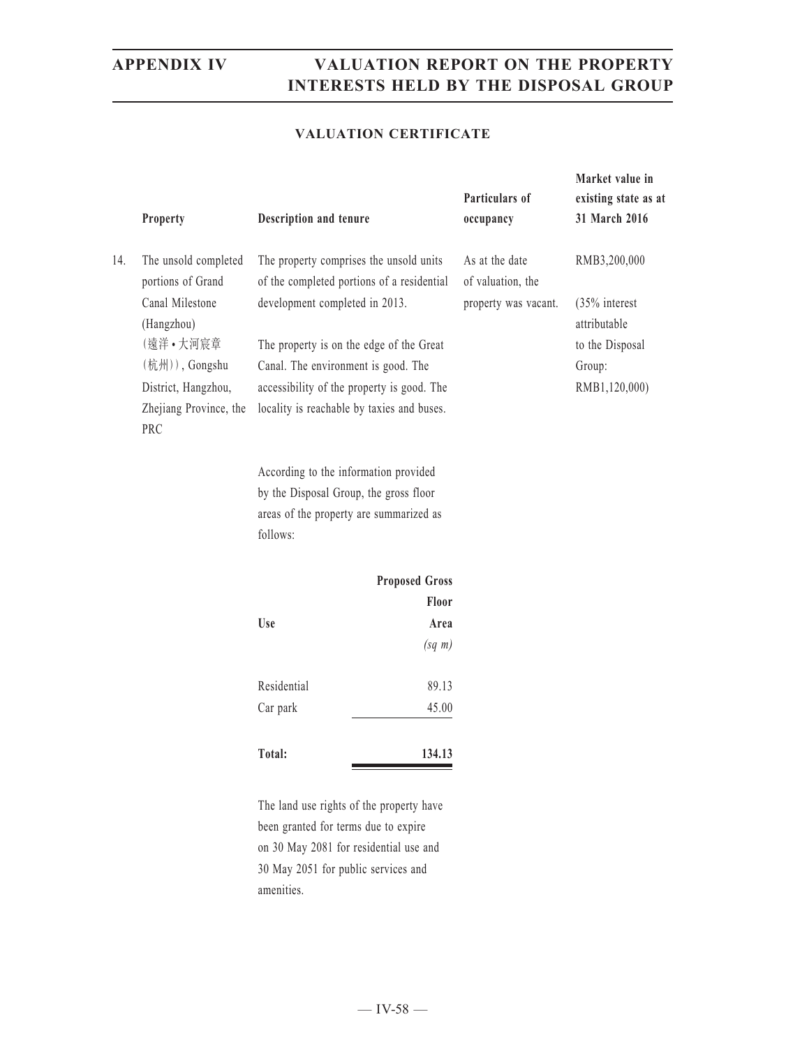### VALUATION CERTIFICATE

| | Property | Description and tenure | Particulars of occupancy | Market value in existing state as at 31 March 2016 |
|---|---|---|---|---|
| 14. | The unsold completed portions of Grand Canal Milestone (Hangzhou) (遠洋 • 大河宸章 (杭州)), Gongshu District, Hangzhou, Zhejiang Province, the PRC | The property comprises the unsold units of the completed portions of a residential development completed in 2013.<br><br>The property is on the edge of the Great Canal. The environment is good. The accessibility of the property is good. The locality is reachable by taxies and buses. | As at the date of valuation, the property was vacant. | RMB3,200,000<br><br>(35% interest attributable to the Disposal Group: RMB1,120,000) |

According to the information provided by the Disposal Group, the gross floor areas of the property are summarized as follows:

| Use | Proposed Gross Floor Area *(sq m)* |
|---|---|
| Residential | 89.13 |
| Car park | 45.00 |
| **Total:** | **134.13** |

The land use rights of the property have been granted for terms due to expire on 30 May 2081 for residential use and 30 May 2051 for public services and amenities.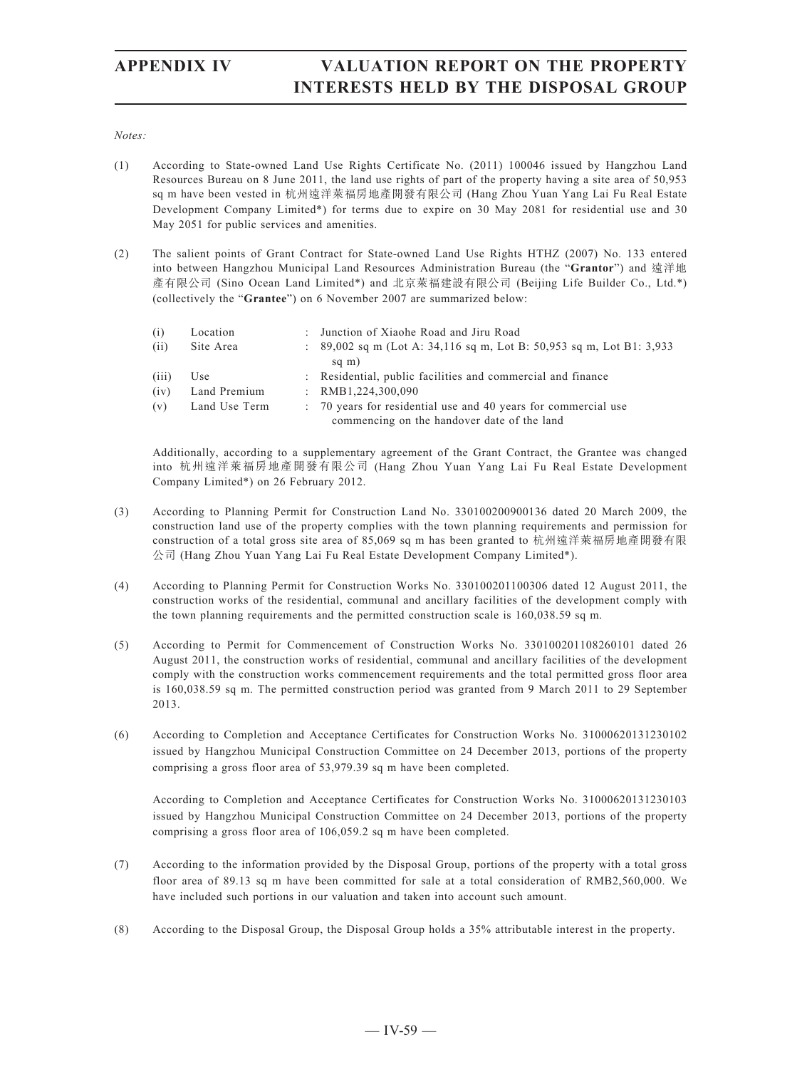*Notes:*

(1) According to State-owned Land Use Rights Certificate No. (2011) 100046 issued by Hangzhou Land Resources Bureau on 8 June 2011, the land use rights of part of the property having a site area of 50,953 sq m have been vested in 杭州遠洋萊福房地產開發有限公司 (Hang Zhou Yuan Yang Lai Fu Real Estate Development Company Limited*) for terms due to expire on 30 May 2081 for residential use and 30 May 2051 for public services and amenities.

(2) The salient points of Grant Contract for State-owned Land Use Rights HTHZ (2007) No. 133 entered into between Hangzhou Municipal Land Resources Administration Bureau (the "**Grantor**") and 遠洋地產有限公司 (Sino Ocean Land Limited*) and 北京萊福建設有限公司 (Beijing Life Builder Co., Ltd.*) (collectively the "**Grantee**") on 6 November 2007 are summarized below:

| | | | |
|---|---|---|---|
| (i) | Location | : | Junction of Xiaohe Road and Jiru Road |
| (ii) | Site Area | : | 89,002 sq m (Lot A: 34,116 sq m, Lot B: 50,953 sq m, Lot B1: 3,933 sq m) |
| (iii) | Use | : | Residential, public facilities and commercial and finance |
| (iv) | Land Premium | : | RMB1,224,300,090 |
| (v) | Land Use Term | : | 70 years for residential use and 40 years for commercial use commencing on the handover date of the land |

Additionally, according to a supplementary agreement of the Grant Contract, the Grantee was changed into 杭州遠洋萊福房地產開發有限公司 (Hang Zhou Yuan Yang Lai Fu Real Estate Development Company Limited*) on 26 February 2012.

(3) According to Planning Permit for Construction Land No. 330100200900136 dated 20 March 2009, the construction land use of the property complies with the town planning requirements and permission for construction of a total gross site area of 85,069 sq m has been granted to 杭州遠洋萊福房地產開發有限公司 (Hang Zhou Yuan Yang Lai Fu Real Estate Development Company Limited*).

(4) According to Planning Permit for Construction Works No. 330100201100306 dated 12 August 2011, the construction works of the residential, communal and ancillary facilities of the development comply with the town planning requirements and the permitted construction scale is 160,038.59 sq m.

(5) According to Permit for Commencement of Construction Works No. 330100201108260101 dated 26 August 2011, the construction works of residential, communal and ancillary facilities of the development comply with the construction works commencement requirements and the total permitted gross floor area is 160,038.59 sq m. The permitted construction period was granted from 9 March 2011 to 29 September 2013.

(6) According to Completion and Acceptance Certificates for Construction Works No. 31000620131230102 issued by Hangzhou Municipal Construction Committee on 24 December 2013, portions of the property comprising a gross floor area of 53,979.39 sq m have been completed.

According to Completion and Acceptance Certificates for Construction Works No. 31000620131230103 issued by Hangzhou Municipal Construction Committee on 24 December 2013, portions of the property comprising a gross floor area of 106,059.2 sq m have been completed.

(7) According to the information provided by the Disposal Group, portions of the property with a total gross floor area of 89.13 sq m have been committed for sale at a total consideration of RMB2,560,000. We have included such portions in our valuation and taken into account such amount.

(8) According to the Disposal Group, the Disposal Group holds a 35% attributable interest in the property.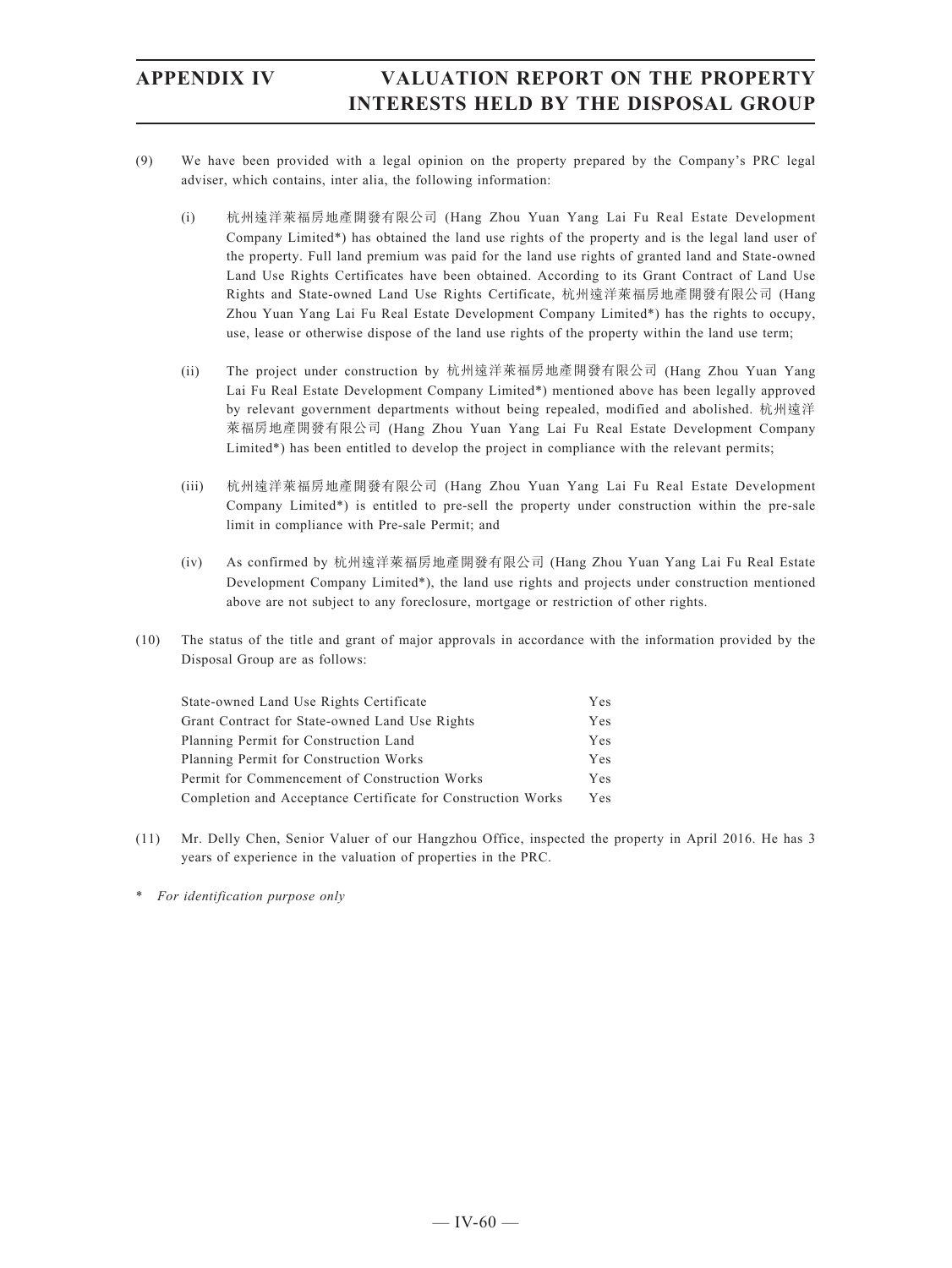(9) We have been provided with a legal opinion on the property prepared by the Company's PRC legal adviser, which contains, inter alia, the following information:

   (i) 杭州遠洋萊福房地產開發有限公司 (Hang Zhou Yuan Yang Lai Fu Real Estate Development Company Limited*) has obtained the land use rights of the property and is the legal land user of the property. Full land premium was paid for the land use rights of granted land and State-owned Land Use Rights Certificates have been obtained. According to its Grant Contract of Land Use Rights and State-owned Land Use Rights Certificate, 杭州遠洋萊福房地產開發有限公司 (Hang Zhou Yuan Yang Lai Fu Real Estate Development Company Limited*) has the rights to occupy, use, lease or otherwise dispose of the land use rights of the property within the land use term;

   (ii) The project under construction by 杭州遠洋萊福房地產開發有限公司 (Hang Zhou Yuan Yang Lai Fu Real Estate Development Company Limited*) mentioned above has been legally approved by relevant government departments without being repealed, modified and abolished. 杭州遠洋萊福房地產開發有限公司 (Hang Zhou Yuan Yang Lai Fu Real Estate Development Company Limited*) has been entitled to develop the project in compliance with the relevant permits;

   (iii) 杭州遠洋萊福房地產開發有限公司 (Hang Zhou Yuan Yang Lai Fu Real Estate Development Company Limited*) is entitled to pre-sell the property under construction within the pre-sale limit in compliance with Pre-sale Permit; and

   (iv) As confirmed by 杭州遠洋萊福房地產開發有限公司 (Hang Zhou Yuan Yang Lai Fu Real Estate Development Company Limited*), the land use rights and projects under construction mentioned above are not subject to any foreclosure, mortgage or restriction of other rights.

(10) The status of the title and grant of major approvals in accordance with the information provided by the Disposal Group are as follows:

| | |
|---|---|
| State-owned Land Use Rights Certificate | Yes |
| Grant Contract for State-owned Land Use Rights | Yes |
| Planning Permit for Construction Land | Yes |
| Planning Permit for Construction Works | Yes |
| Permit for Commencement of Construction Works | Yes |
| Completion and Acceptance Certificate for Construction Works | Yes |

(11) Mr. Delly Chen, Senior Valuer of our Hangzhou Office, inspected the property in April 2016. He has 3 years of experience in the valuation of properties in the PRC.

\* *For identification purpose only*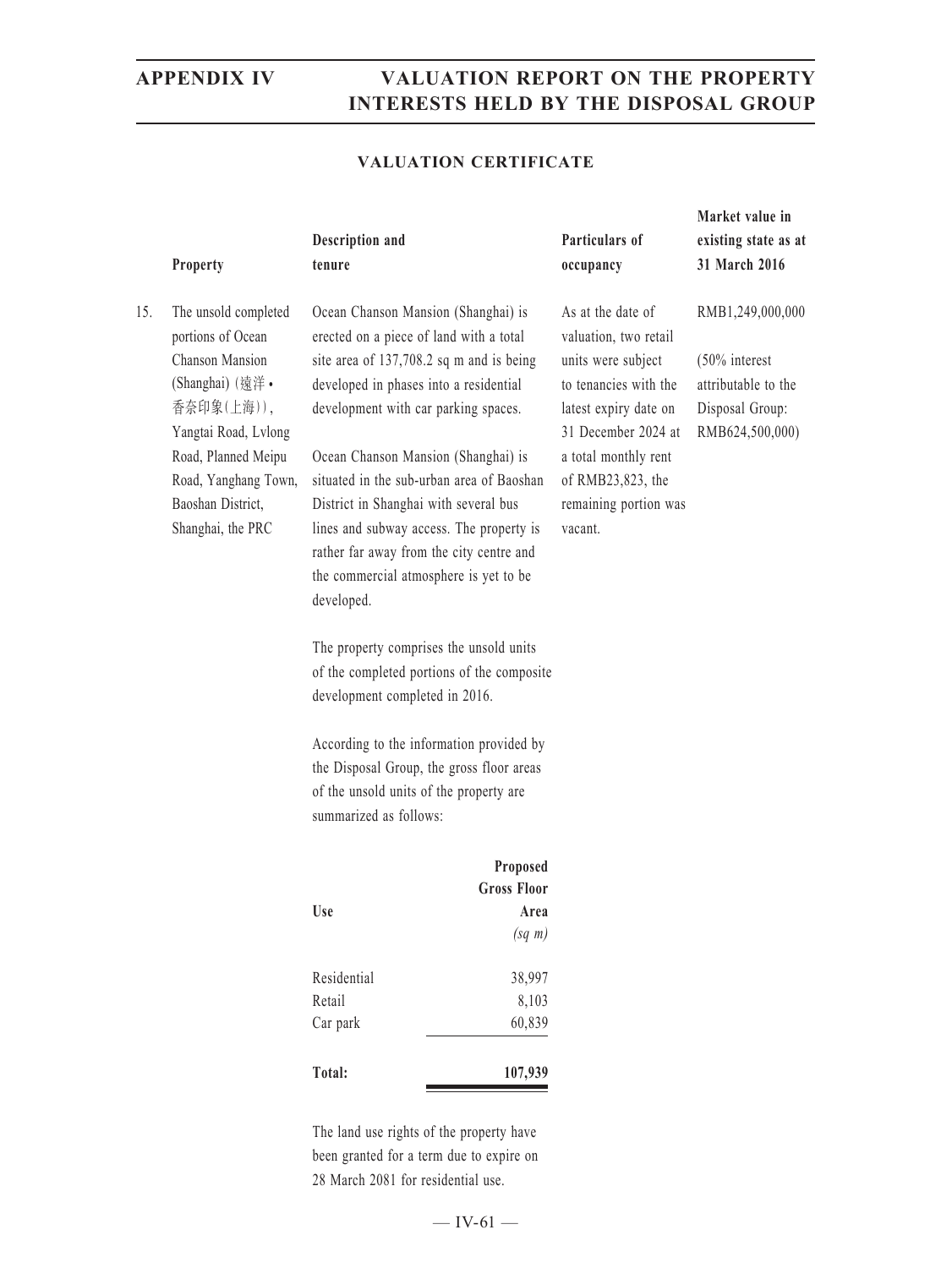## VALUATION CERTIFICATE

| | Property | Description and tenure | Particulars of occupancy | Market value in existing state as at 31 March 2016 |
|---|---|---|---|---|
| 15. | The unsold completed portions of Ocean Chanson Mansion (Shanghai) (遠洋•香奈印象(上海)), Yangtai Road, Lvlong Road, Planned Meipu Road, Yanghang Town, Baoshan District, Shanghai, the PRC | Ocean Chanson Mansion (Shanghai) is erected on a piece of land with a total site area of 137,708.2 sq m and is being developed in phases into a residential development with car parking spaces.<br><br>Ocean Chanson Mansion (Shanghai) is situated in the sub-urban area of Baoshan District in Shanghai with several bus lines and subway access. The property is rather far away from the city centre and the commercial atmosphere is yet to be developed.<br><br>The property comprises the unsold units of the completed portions of the composite development completed in 2016.<br><br>According to the information provided by the Disposal Group, the gross floor areas of the unsold units of the property are summarized as follows: | As at the date of valuation, two retail units were subject to tenancies with the latest expiry date on 31 December 2024 at a total monthly rent of RMB23,823, the remaining portion was vacant. | RMB1,249,000,000<br><br>(50% interest attributable to the Disposal Group: RMB624,500,000) |

| Use | Proposed Gross Floor Area *(sq m)* |
|---|---|
| Residential | 38,997 |
| Retail | 8,103 |
| Car park | 60,839 |
| **Total:** | **107,939** |

The land use rights of the property have been granted for a term due to expire on 28 March 2081 for residential use.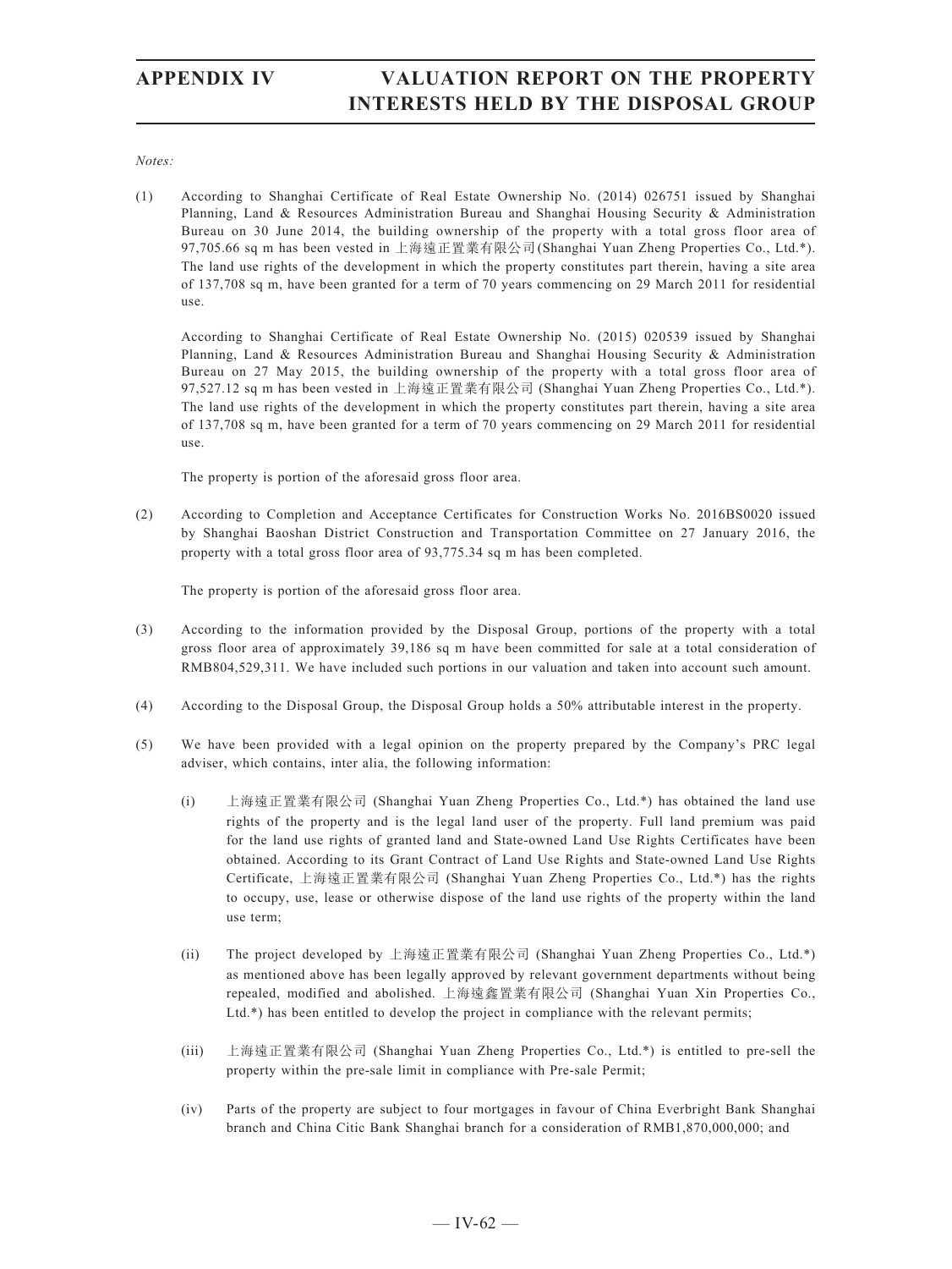*Notes:*

(1) According to Shanghai Certificate of Real Estate Ownership No. (2014) 026751 issued by Shanghai Planning, Land & Resources Administration Bureau and Shanghai Housing Security & Administration Bureau on 30 June 2014, the building ownership of the property with a total gross floor area of 97,705.66 sq m has been vested in 上海遠正置業有限公司(Shanghai Yuan Zheng Properties Co., Ltd.*). The land use rights of the development in which the property constitutes part therein, having a site area of 137,708 sq m, have been granted for a term of 70 years commencing on 29 March 2011 for residential use.

According to Shanghai Certificate of Real Estate Ownership No. (2015) 020539 issued by Shanghai Planning, Land & Resources Administration Bureau and Shanghai Housing Security & Administration Bureau on 27 May 2015, the building ownership of the property with a total gross floor area of 97,527.12 sq m has been vested in 上海遠正置業有限公司 (Shanghai Yuan Zheng Properties Co., Ltd.*). The land use rights of the development in which the property constitutes part therein, having a site area of 137,708 sq m, have been granted for a term of 70 years commencing on 29 March 2011 for residential use.

The property is portion of the aforesaid gross floor area.

(2) According to Completion and Acceptance Certificates for Construction Works No. 2016BS0020 issued by Shanghai Baoshan District Construction and Transportation Committee on 27 January 2016, the property with a total gross floor area of 93,775.34 sq m has been completed.

The property is portion of the aforesaid gross floor area.

(3) According to the information provided by the Disposal Group, portions of the property with a total gross floor area of approximately 39,186 sq m have been committed for sale at a total consideration of RMB804,529,311. We have included such portions in our valuation and taken into account such amount.

(4) According to the Disposal Group, the Disposal Group holds a 50% attributable interest in the property.

(5) We have been provided with a legal opinion on the property prepared by the Company's PRC legal adviser, which contains, inter alia, the following information:

(i) 上海遠正置業有限公司 (Shanghai Yuan Zheng Properties Co., Ltd.*) has obtained the land use rights of the property and is the legal land user of the property. Full land premium was paid for the land use rights of granted land and State-owned Land Use Rights Certificates have been obtained. According to its Grant Contract of Land Use Rights and State-owned Land Use Rights Certificate, 上海遠正置業有限公司 (Shanghai Yuan Zheng Properties Co., Ltd.*) has the rights to occupy, use, lease or otherwise dispose of the land use rights of the property within the land use term;

(ii) The project developed by 上海遠正置業有限公司 (Shanghai Yuan Zheng Properties Co., Ltd.*) as mentioned above has been legally approved by relevant government departments without being repealed, modified and abolished. 上海遠鑫置業有限公司 (Shanghai Yuan Xin Properties Co., Ltd.*) has been entitled to develop the project in compliance with the relevant permits;

(iii) 上海遠正置業有限公司 (Shanghai Yuan Zheng Properties Co., Ltd.*) is entitled to pre-sell the property within the pre-sale limit in compliance with Pre-sale Permit;

(iv) Parts of the property are subject to four mortgages in favour of China Everbright Bank Shanghai branch and China Citic Bank Shanghai branch for a consideration of RMB1,870,000,000; and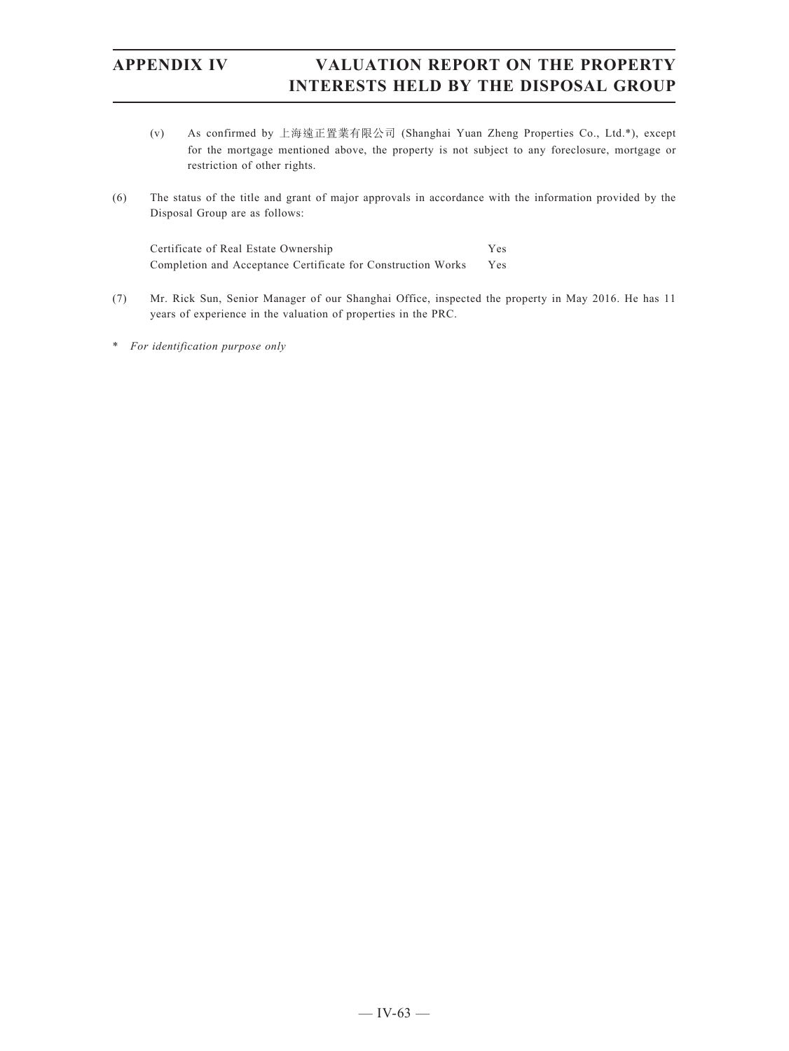(v) As confirmed by 上海遠正置業有限公司 (Shanghai Yuan Zheng Properties Co., Ltd.*), except for the mortgage mentioned above, the property is not subject to any foreclosure, mortgage or restriction of other rights.

(6) The status of the title and grant of major approvals in accordance with the information provided by the Disposal Group are as follows:

| | |
|---|---|
| Certificate of Real Estate Ownership | Yes |
| Completion and Acceptance Certificate for Construction Works | Yes |

(7) Mr. Rick Sun, Senior Manager of our Shanghai Office, inspected the property in May 2016. He has 11 years of experience in the valuation of properties in the PRC.

\* *For identification purpose only*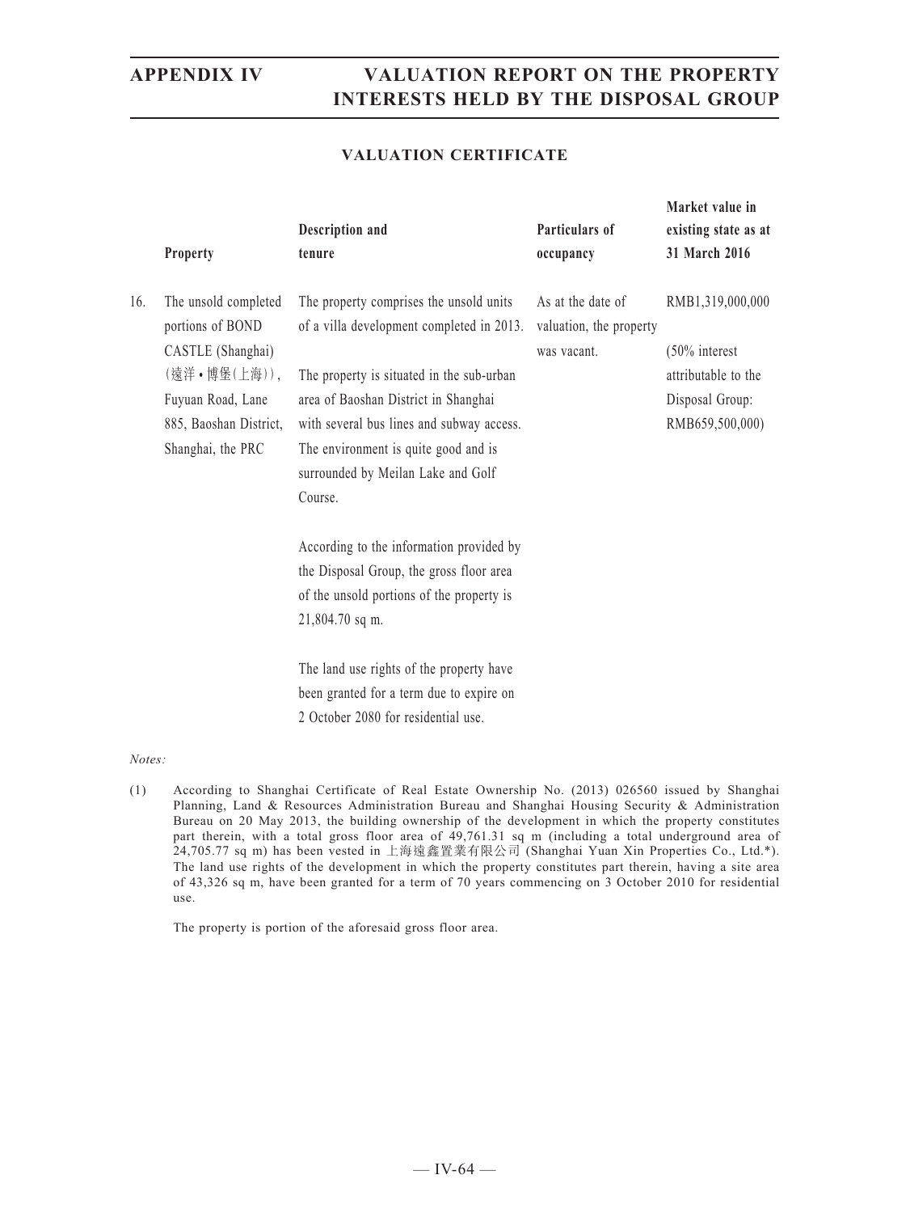## VALUATION CERTIFICATE

| | Property | Description and tenure | Particulars of occupancy | Market value in existing state as at 31 March 2016 |
|---|---|---|---|---|
| 16. | The unsold completed portions of BOND CASTLE (Shanghai) (遠洋•博堡(上海)), Fuyuan Road, Lane 885, Baoshan District, Shanghai, the PRC | The property comprises the unsold units of a villa development completed in 2013.<br><br>The property is situated in the sub-urban area of Baoshan District in Shanghai with several bus lines and subway access. The environment is quite good and is surrounded by Meilan Lake and Golf Course.<br><br>According to the information provided by the Disposal Group, the gross floor area of the unsold portions of the property is 21,804.70 sq m.<br><br>The land use rights of the property have been granted for a term due to expire on 2 October 2080 for residential use. | As at the date of valuation, the property was vacant. | RMB1,319,000,000<br><br>(50% interest attributable to the Disposal Group: RMB659,500,000) |

*Notes:*

(1) According to Shanghai Certificate of Real Estate Ownership No. (2013) 026560 issued by Shanghai Planning, Land & Resources Administration Bureau and Shanghai Housing Security & Administration Bureau on 20 May 2013, the building ownership of the development in which the property constitutes part therein, with a total gross floor area of 49,761.31 sq m (including a total underground area of 24,705.77 sq m) has been vested in 上海遠鑫置業有限公司 (Shanghai Yuan Xin Properties Co., Ltd.*). The land use rights of the development in which the property constitutes part therein, having a site area of 43,326 sq m, have been granted for a term of 70 years commencing on 3 October 2010 for residential use.

The property is portion of the aforesaid gross floor area.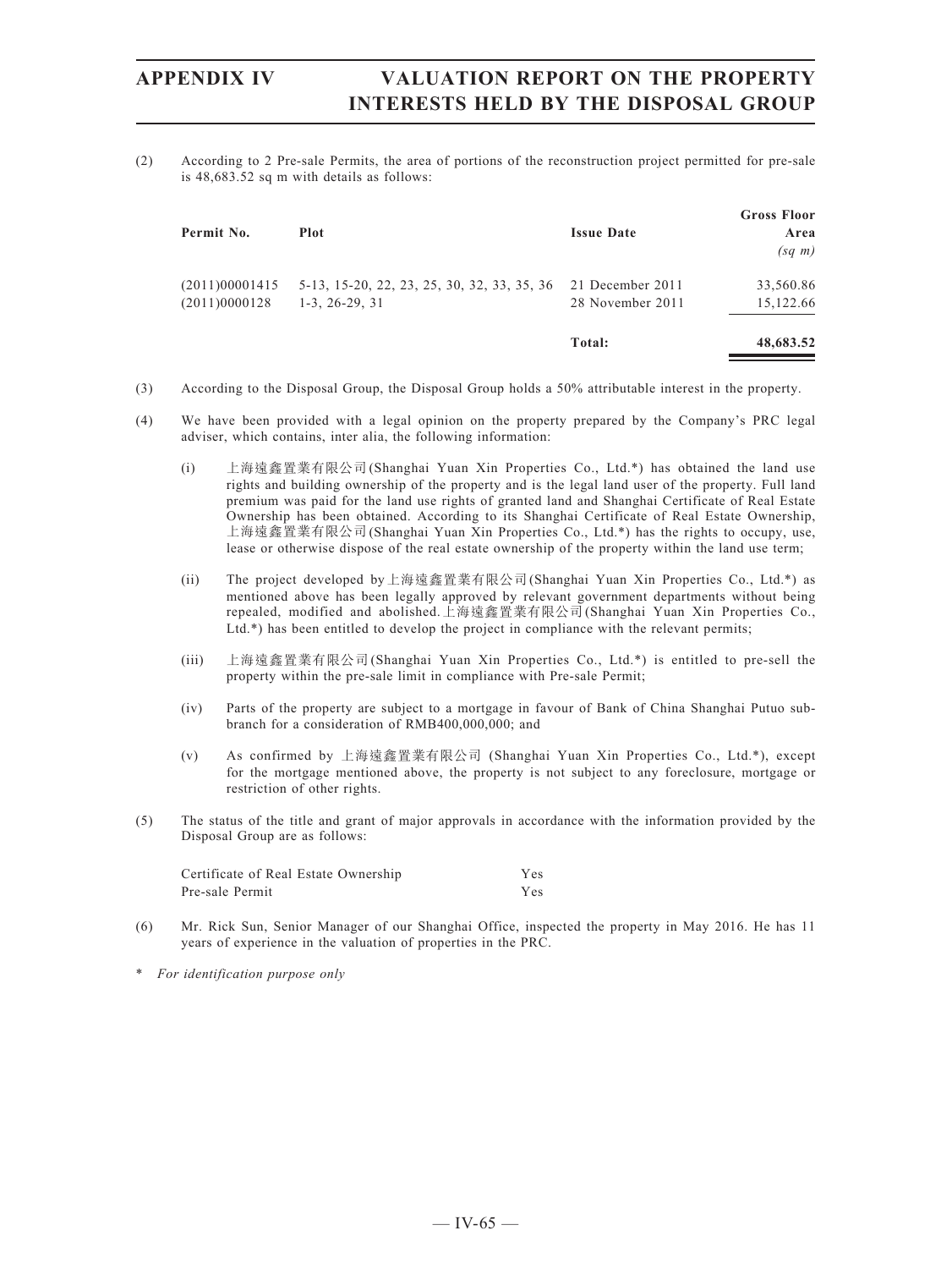(2) According to 2 Pre-sale Permits, the area of portions of the reconstruction project permitted for pre-sale is 48,683.52 sq m with details as follows:

| Permit No. | Plot | Issue Date | Gross Floor Area *(sq m)* |
|---|---|---|---|
| (2011)00001415 | 5-13, 15-20, 22, 23, 25, 30, 32, 33, 35, 36 | 21 December 2011 | 33,560.86 |
| (2011)0000128 | 1-3, 26-29, 31 | 28 November 2011 | 15,122.66 |
| | | **Total:** | **48,683.52** |

(3) According to the Disposal Group, the Disposal Group holds a 50% attributable interest in the property.

(4) We have been provided with a legal opinion on the property prepared by the Company's PRC legal adviser, which contains, inter alia, the following information:

(i) 上海遠鑫置業有限公司(Shanghai Yuan Xin Properties Co., Ltd.*) has obtained the land use rights and building ownership of the property and is the legal land user of the property. Full land premium was paid for the land use rights of granted land and Shanghai Certificate of Real Estate Ownership has been obtained. According to its Shanghai Certificate of Real Estate Ownership, 上海遠鑫置業有限公司(Shanghai Yuan Xin Properties Co., Ltd.*) has the rights to occupy, use, lease or otherwise dispose of the real estate ownership of the property within the land use term;

(ii) The project developed by 上海遠鑫置業有限公司(Shanghai Yuan Xin Properties Co., Ltd.*) as mentioned above has been legally approved by relevant government departments without being repealed, modified and abolished. 上海遠鑫置業有限公司(Shanghai Yuan Xin Properties Co., Ltd.*) has been entitled to develop the project in compliance with the relevant permits;

(iii) 上海遠鑫置業有限公司(Shanghai Yuan Xin Properties Co., Ltd.*) is entitled to pre-sell the property within the pre-sale limit in compliance with Pre-sale Permit;

(iv) Parts of the property are subject to a mortgage in favour of Bank of China Shanghai Putuo sub-branch for a consideration of RMB400,000,000; and

(v) As confirmed by 上海遠鑫置業有限公司 (Shanghai Yuan Xin Properties Co., Ltd.*), except for the mortgage mentioned above, the property is not subject to any foreclosure, mortgage or restriction of other rights.

(5) The status of the title and grant of major approvals in accordance with the information provided by the Disposal Group are as follows:

| | |
|---|---|
| Certificate of Real Estate Ownership | Yes |
| Pre-sale Permit | Yes |

(6) Mr. Rick Sun, Senior Manager of our Shanghai Office, inspected the property in May 2016. He has 11 years of experience in the valuation of properties in the PRC.

\* *For identification purpose only*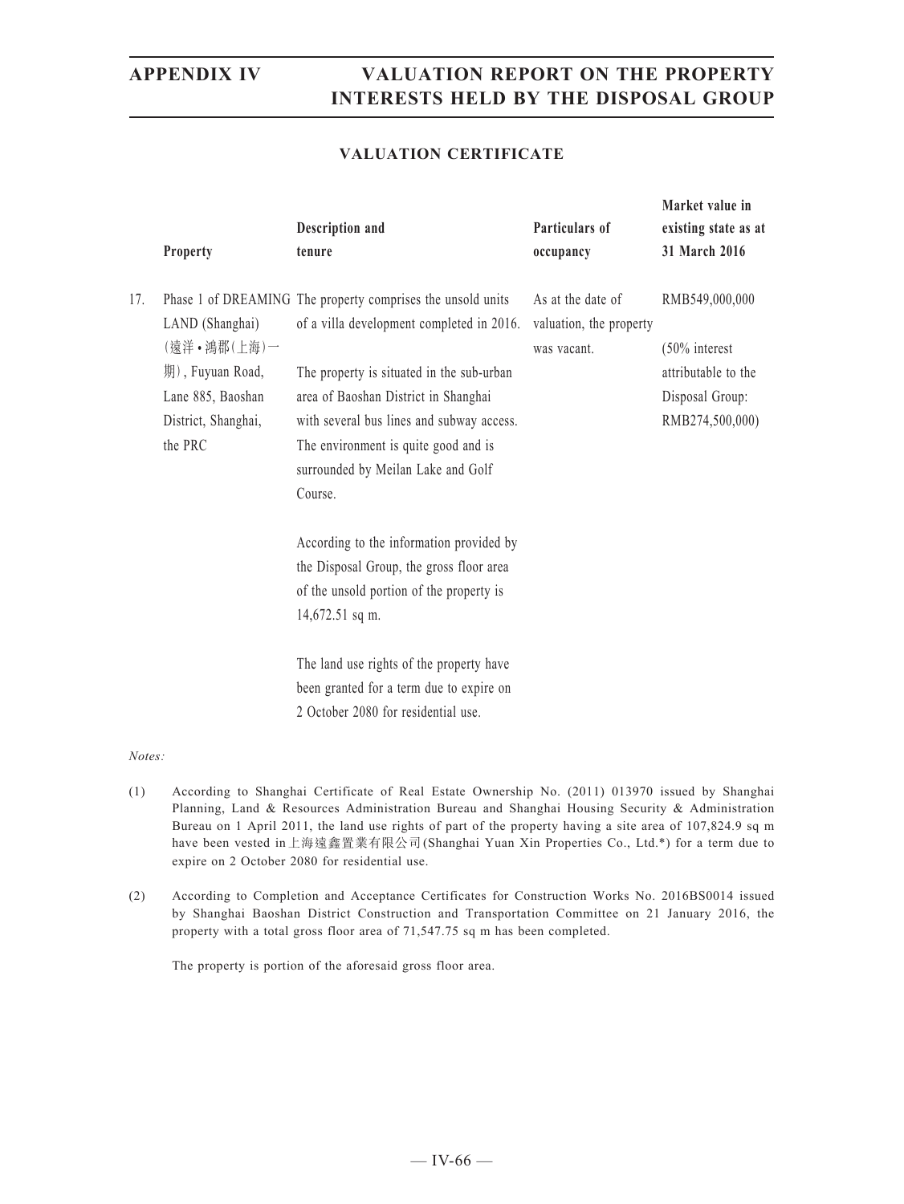## VALUATION CERTIFICATE

| | Property | Description and tenure | Particulars of occupancy | Market value in existing state as at 31 March 2016 |
|---|---|---|---|---|
| 17. | Phase 1 of DREAMING LAND (Shanghai) (遠洋•鴻郡(上海)一期), Fuyuan Road, Lane 885, Baoshan District, Shanghai, the PRC | The property comprises the unsold units of a villa development completed in 2016.<br><br>The property is situated in the sub-urban area of Baoshan District in Shanghai with several bus lines and subway access. The environment is quite good and is surrounded by Meilan Lake and Golf Course.<br><br>According to the information provided by the Disposal Group, the gross floor area of the unsold portion of the property is 14,672.51 sq m.<br><br>The land use rights of the property have been granted for a term due to expire on 2 October 2080 for residential use. | As at the date of valuation, the property was vacant. | RMB549,000,000<br><br>(50% interest attributable to the Disposal Group: RMB274,500,000) |

*Notes:*

(1) According to Shanghai Certificate of Real Estate Ownership No. (2011) 013970 issued by Shanghai Planning, Land & Resources Administration Bureau and Shanghai Housing Security & Administration Bureau on 1 April 2011, the land use rights of part of the property having a site area of 107,824.9 sq m have been vested in 上海遠鑫置業有限公司 (Shanghai Yuan Xin Properties Co., Ltd.*) for a term due to expire on 2 October 2080 for residential use.

(2) According to Completion and Acceptance Certificates for Construction Works No. 2016BS0014 issued by Shanghai Baoshan District Construction and Transportation Committee on 21 January 2016, the property with a total gross floor area of 71,547.75 sq m has been completed.

The property is portion of the aforesaid gross floor area.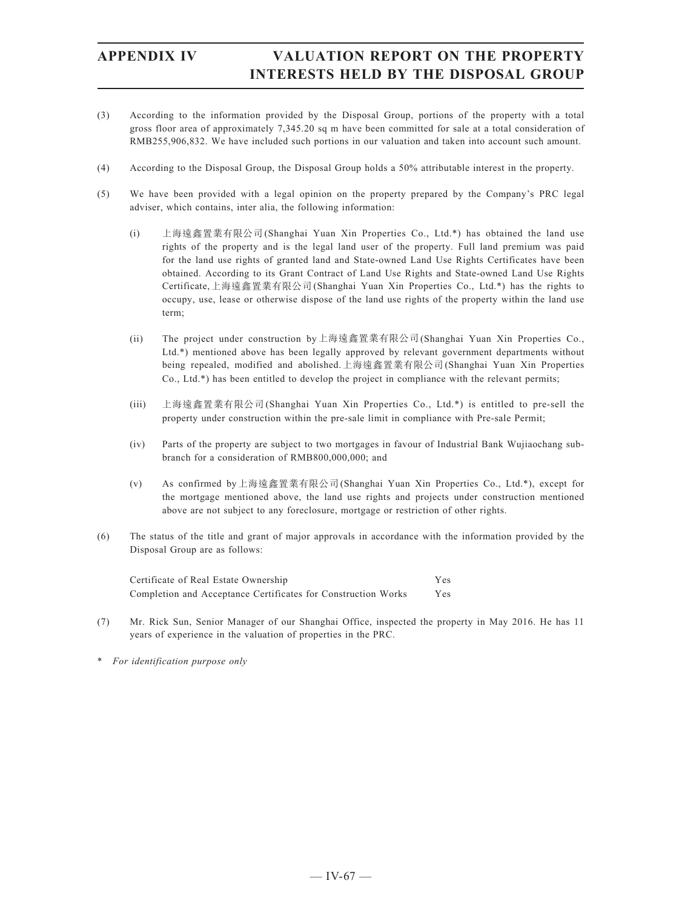(3) According to the information provided by the Disposal Group, portions of the property with a total gross floor area of approximately 7,345.20 sq m have been committed for sale at a total consideration of RMB255,906,832. We have included such portions in our valuation and taken into account such amount.

(4) According to the Disposal Group, the Disposal Group holds a 50% attributable interest in the property.

(5) We have been provided with a legal opinion on the property prepared by the Company's PRC legal adviser, which contains, inter alia, the following information:

(i) 上海遠鑫置業有限公司(Shanghai Yuan Xin Properties Co., Ltd.*) has obtained the land use rights of the property and is the legal land user of the property. Full land premium was paid for the land use rights of granted land and State-owned Land Use Rights Certificates have been obtained. According to its Grant Contract of Land Use Rights and State-owned Land Use Rights Certificate, 上海遠鑫置業有限公司(Shanghai Yuan Xin Properties Co., Ltd.*) has the rights to occupy, use, lease or otherwise dispose of the land use rights of the property within the land use term;

(ii) The project under construction by 上海遠鑫置業有限公司(Shanghai Yuan Xin Properties Co., Ltd.*) mentioned above has been legally approved by relevant government departments without being repealed, modified and abolished. 上海遠鑫置業有限公司(Shanghai Yuan Xin Properties Co., Ltd.*) has been entitled to develop the project in compliance with the relevant permits;

(iii) 上海遠鑫置業有限公司(Shanghai Yuan Xin Properties Co., Ltd.*) is entitled to pre-sell the property under construction within the pre-sale limit in compliance with Pre-sale Permit;

(iv) Parts of the property are subject to two mortgages in favour of Industrial Bank Wujiaochang sub-branch for a consideration of RMB800,000,000; and

(v) As confirmed by 上海遠鑫置業有限公司(Shanghai Yuan Xin Properties Co., Ltd.*), except for the mortgage mentioned above, the land use rights and projects under construction mentioned above are not subject to any foreclosure, mortgage or restriction of other rights.

(6) The status of the title and grant of major approvals in accordance with the information provided by the Disposal Group are as follows:

| | |
|---|---|
| Certificate of Real Estate Ownership | Yes |
| Completion and Acceptance Certificates for Construction Works | Yes |

(7) Mr. Rick Sun, Senior Manager of our Shanghai Office, inspected the property in May 2016. He has 11 years of experience in the valuation of properties in the PRC.

\* *For identification purpose only*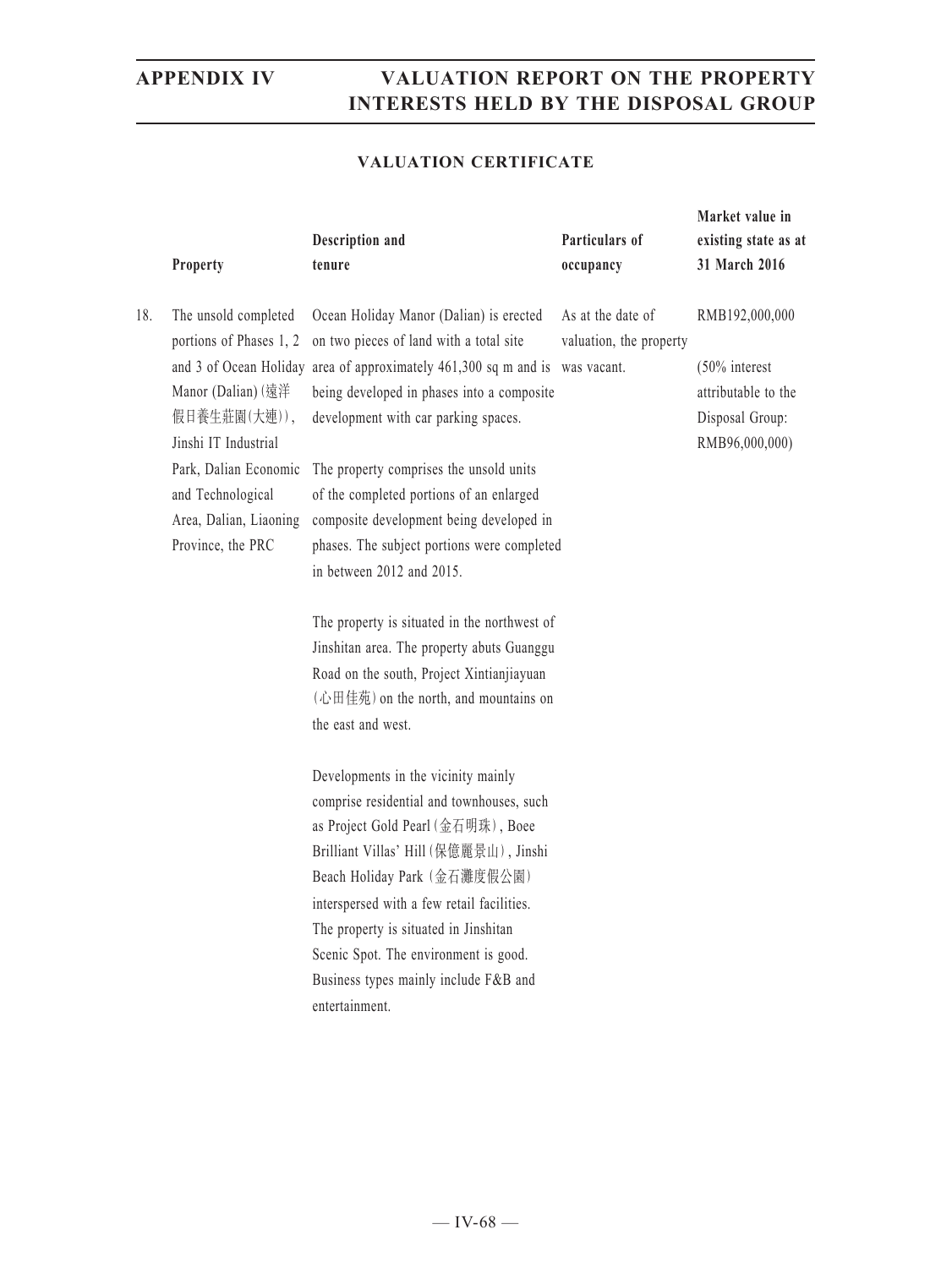## VALUATION CERTIFICATE

| | Property | Description and tenure | Particulars of occupancy | Market value in existing state as at 31 March 2016 |
|---|---|---|---|---|
| 18. | The unsold completed portions of Phases 1, 2 and 3 of Ocean Holiday Manor (Dalian) (遠洋假日養生莊園(大連)), Jinshi IT Industrial Park, Dalian Economic and Technological Area, Dalian, Liaoning Province, the PRC | Ocean Holiday Manor (Dalian) is erected on two pieces of land with a total site area of approximately 461,300 sq m and is being developed in phases into a composite development with car parking spaces.<br><br>The property comprises the unsold units of the completed portions of an enlarged composite development being developed in phases. The subject portions were completed in between 2012 and 2015.<br><br>The property is situated in the northwest of Jinshitan area. The property abuts Guanggu Road on the south, Project Xintianjiayuan (心田佳苑) on the north, and mountains on the east and west.<br><br>Developments in the vicinity mainly comprise residential and townhouses, such as Project Gold Pearl (金石明珠), Boee Brilliant Villas' Hill (保億麗景山), Jinshi Beach Holiday Park (金石灘度假公園) interspersed with a few retail facilities. The property is situated in Jinshitan Scenic Spot. The environment is good. Business types mainly include F&B and entertainment. | As at the date of valuation, the property was vacant. | RMB192,000,000<br><br>(50% interest attributable to the Disposal Group: RMB96,000,000) |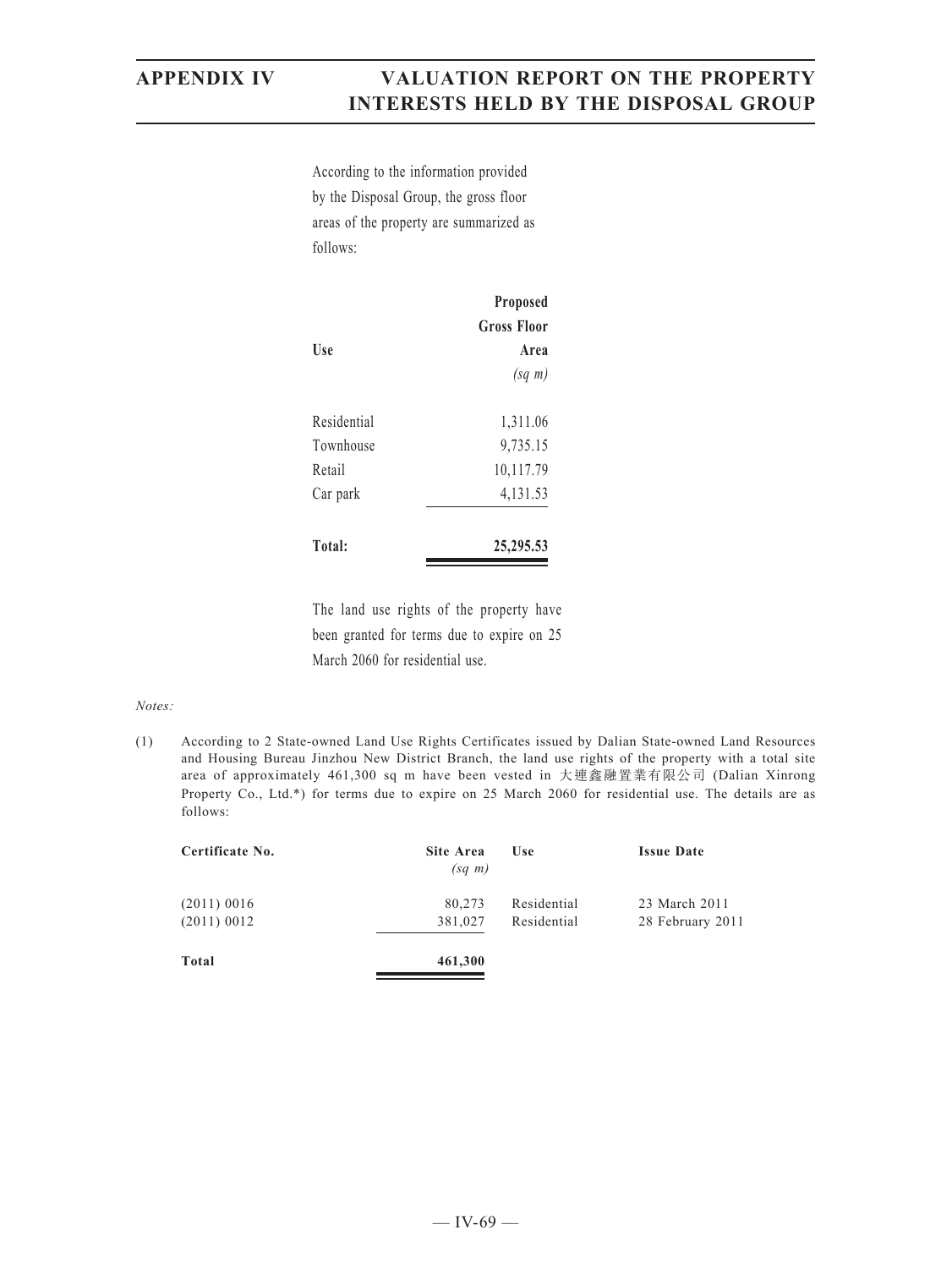According to the information provided by the Disposal Group, the gross floor areas of the property are summarized as follows:

| Use | Proposed Gross Floor Area *(sq m)* |
|---|---:|
| Residential | 1,311.06 |
| Townhouse | 9,735.15 |
| Retail | 10,117.79 |
| Car park | 4,131.53 |
| **Total:** | **25,295.53** |

The land use rights of the property have been granted for terms due to expire on 25 March 2060 for residential use.

*Notes:*

(1) According to 2 State-owned Land Use Rights Certificates issued by Dalian State-owned Land Resources and Housing Bureau Jinzhou New District Branch, the land use rights of the property with a total site area of approximately 461,300 sq m have been vested in 大連鑫融置業有限公司 (Dalian Xinrong Property Co., Ltd.*) for terms due to expire on 25 March 2060 for residential use. The details are as follows:

| Certificate No. | Site Area *(sq m)* | Use | Issue Date |
|---|---:|---|---|
| (2011) 0016 | 80,273 | Residential | 23 March 2011 |
| (2011) 0012 | 381,027 | Residential | 28 February 2011 |
| **Total** | **461,300** | | |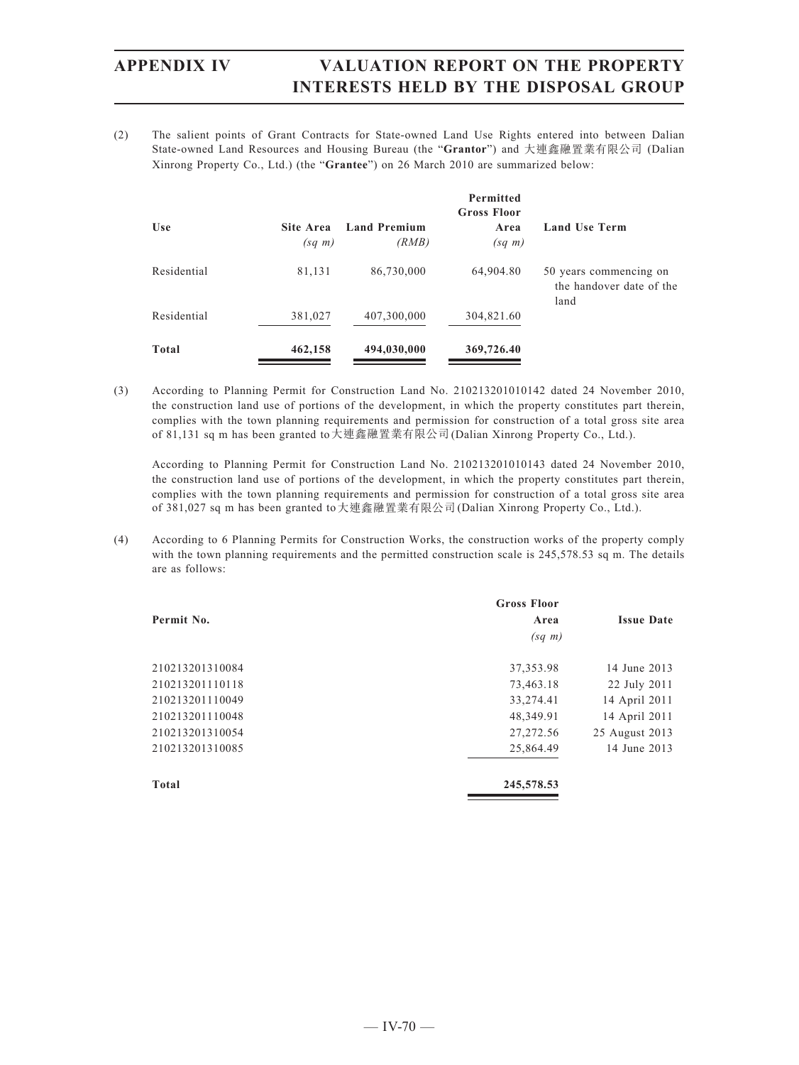(2) The salient points of Grant Contracts for State-owned Land Use Rights entered into between Dalian State-owned Land Resources and Housing Bureau (the "**Grantor**") and 大連鑫融置業有限公司 (Dalian Xinrong Property Co., Ltd.) (the "**Grantee**") on 26 March 2010 are summarized below:

| Use | Site Area *(sq m)* | Land Premium *(RMB)* | Permitted Gross Floor Area *(sq m)* | Land Use Term |
|---|---|---|---|---|
| Residential | 81,131 | 86,730,000 | 64,904.80 | 50 years commencing on the handover date of the land |
| Residential | 381,027 | 407,300,000 | 304,821.60 | |
| **Total** | **462,158** | **494,030,000** | **369,726.40** | |

(3) According to Planning Permit for Construction Land No. 210213201010142 dated 24 November 2010, the construction land use of portions of the development, in which the property constitutes part therein, complies with the town planning requirements and permission for construction of a total gross site area of 81,131 sq m has been granted to大連鑫融置業有限公司(Dalian Xinrong Property Co., Ltd.).

According to Planning Permit for Construction Land No. 210213201010143 dated 24 November 2010, the construction land use of portions of the development, in which the property constitutes part therein, complies with the town planning requirements and permission for construction of a total gross site area of 381,027 sq m has been granted to大連鑫融置業有限公司(Dalian Xinrong Property Co., Ltd.).

(4) According to 6 Planning Permits for Construction Works, the construction works of the property comply with the town planning requirements and the permitted construction scale is 245,578.53 sq m. The details are as follows:

| Permit No. | Gross Floor Area *(sq m)* | Issue Date |
|---|---|---|
| 210213201310084 | 37,353.98 | 14 June 2013 |
| 210213201110118 | 73,463.18 | 22 July 2011 |
| 210213201110049 | 33,274.41 | 14 April 2011 |
| 210213201110048 | 48,349.91 | 14 April 2011 |
| 210213201310054 | 27,272.56 | 25 August 2013 |
| 210213201310085 | 25,864.49 | 14 June 2013 |
| **Total** | **245,578.53** | |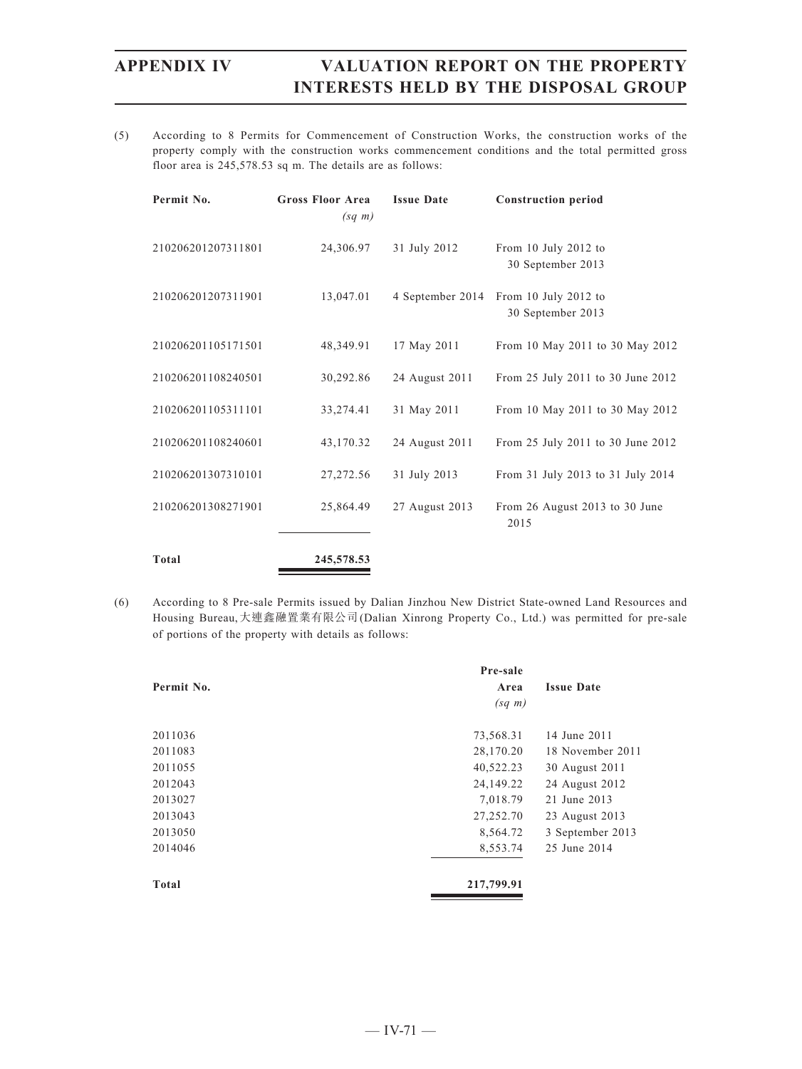(5) According to 8 Permits for Commencement of Construction Works, the construction works of the property comply with the construction works commencement conditions and the total permitted gross floor area is 245,578.53 sq m. The details are as follows:

| Permit No. | Gross Floor Area *(sq m)* | Issue Date | Construction period |
|---|---|---|---|
| 210206201207311801 | 24,306.97 | 31 July 2012 | From 10 July 2012 to 30 September 2013 |
| 210206201207311901 | 13,047.01 | 4 September 2014 | From 10 July 2012 to 30 September 2013 |
| 210206201105171501 | 48,349.91 | 17 May 2011 | From 10 May 2011 to 30 May 2012 |
| 210206201108240501 | 30,292.86 | 24 August 2011 | From 25 July 2011 to 30 June 2012 |
| 210206201105311101 | 33,274.41 | 31 May 2011 | From 10 May 2011 to 30 May 2012 |
| 210206201108240601 | 43,170.32 | 24 August 2011 | From 25 July 2011 to 30 June 2012 |
| 210206201307310101 | 27,272.56 | 31 July 2013 | From 31 July 2013 to 31 July 2014 |
| 210206201308271901 | 25,864.49 | 27 August 2013 | From 26 August 2013 to 30 June 2015 |
| **Total** | **245,578.53** | | |

(6) According to 8 Pre-sale Permits issued by Dalian Jinzhou New District State-owned Land Resources and Housing Bureau, 大連鑫融置業有限公司 (Dalian Xinrong Property Co., Ltd.) was permitted for pre-sale of portions of the property with details as follows:

| Permit No. | Pre-sale Area *(sq m)* | Issue Date |
|---|---|---|
| 2011036 | 73,568.31 | 14 June 2011 |
| 2011083 | 28,170.20 | 18 November 2011 |
| 2011055 | 40,522.23 | 30 August 2011 |
| 2012043 | 24,149.22 | 24 August 2012 |
| 2013027 | 7,018.79 | 21 June 2013 |
| 2013043 | 27,252.70 | 23 August 2013 |
| 2013050 | 8,564.72 | 3 September 2013 |
| 2014046 | 8,553.74 | 25 June 2014 |
| **Total** | **217,799.91** | |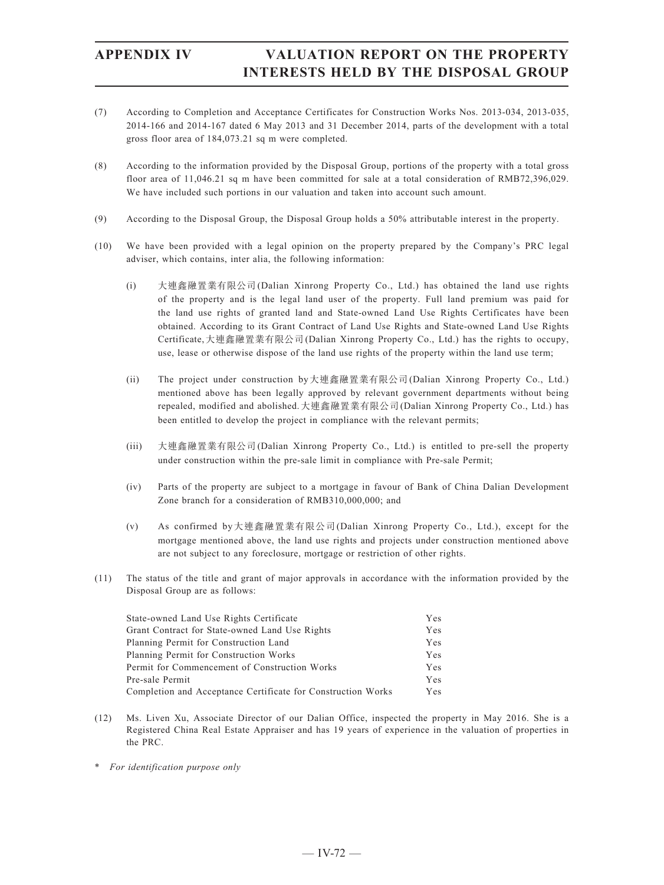(7) According to Completion and Acceptance Certificates for Construction Works Nos. 2013-034, 2013-035, 2014-166 and 2014-167 dated 6 May 2013 and 31 December 2014, parts of the development with a total gross floor area of 184,073.21 sq m were completed.

(8) According to the information provided by the Disposal Group, portions of the property with a total gross floor area of 11,046.21 sq m have been committed for sale at a total consideration of RMB72,396,029. We have included such portions in our valuation and taken into account such amount.

(9) According to the Disposal Group, the Disposal Group holds a 50% attributable interest in the property.

(10) We have been provided with a legal opinion on the property prepared by the Company's PRC legal adviser, which contains, inter alia, the following information:

  (i) 大連鑫融置業有限公司(Dalian Xinrong Property Co., Ltd.) has obtained the land use rights of the property and is the legal land user of the property. Full land premium was paid for the land use rights of granted land and State-owned Land Use Rights Certificates have been obtained. According to its Grant Contract of Land Use Rights and State-owned Land Use Rights Certificate, 大連鑫融置業有限公司(Dalian Xinrong Property Co., Ltd.) has the rights to occupy, use, lease or otherwise dispose of the land use rights of the property within the land use term;

  (ii) The project under construction by 大連鑫融置業有限公司(Dalian Xinrong Property Co., Ltd.) mentioned above has been legally approved by relevant government departments without being repealed, modified and abolished. 大連鑫融置業有限公司(Dalian Xinrong Property Co., Ltd.) has been entitled to develop the project in compliance with the relevant permits;

  (iii) 大連鑫融置業有限公司(Dalian Xinrong Property Co., Ltd.) is entitled to pre-sell the property under construction within the pre-sale limit in compliance with Pre-sale Permit;

  (iv) Parts of the property are subject to a mortgage in favour of Bank of China Dalian Development Zone branch for a consideration of RMB310,000,000; and

  (v) As confirmed by 大連鑫融置業有限公司(Dalian Xinrong Property Co., Ltd.), except for the mortgage mentioned above, the land use rights and projects under construction mentioned above are not subject to any foreclosure, mortgage or restriction of other rights.

(11) The status of the title and grant of major approvals in accordance with the information provided by the Disposal Group are as follows:

| | |
|---|---|
| State-owned Land Use Rights Certificate | Yes |
| Grant Contract for State-owned Land Use Rights | Yes |
| Planning Permit for Construction Land | Yes |
| Planning Permit for Construction Works | Yes |
| Permit for Commencement of Construction Works | Yes |
| Pre-sale Permit | Yes |
| Completion and Acceptance Certificate for Construction Works | Yes |

(12) Ms. Liven Xu, Associate Director of our Dalian Office, inspected the property in May 2016. She is a Registered China Real Estate Appraiser and has 19 years of experience in the valuation of properties in the PRC.

\* *For identification purpose only*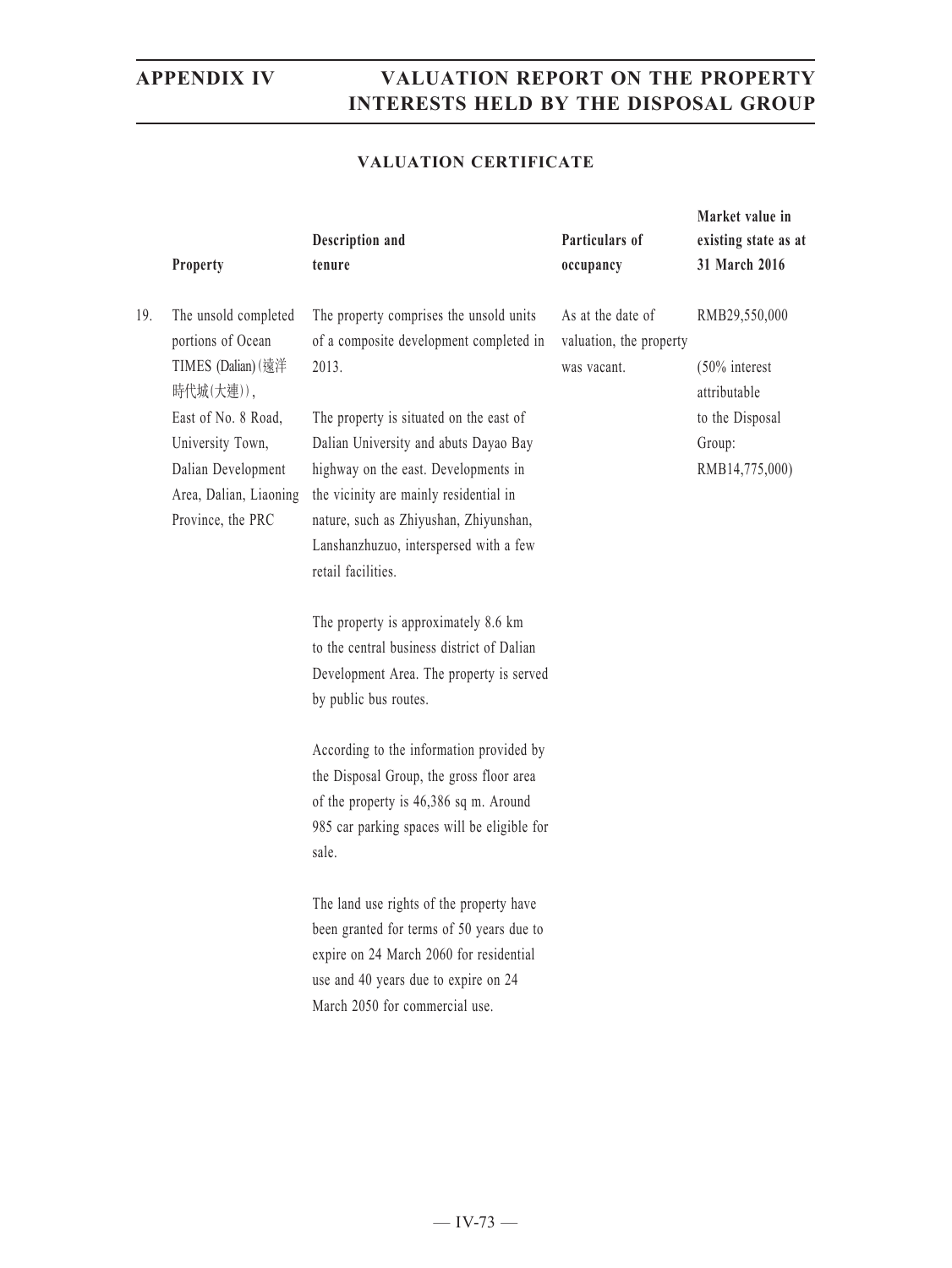## VALUATION CERTIFICATE

| | Property | Description and tenure | Particulars of occupancy | Market value in existing state as at 31 March 2016 |
|---|---|---|---|---|
| 19. | The unsold completed portions of Ocean TIMES (Dalian) (遠洋時代城(大連)), East of No. 8 Road, University Town, Dalian Development Area, Dalian, Liaoning Province, the PRC | The property comprises the unsold units of a composite development completed in 2013.<br><br>The property is situated on the east of Dalian University and abuts Dayao Bay highway on the east. Developments in the vicinity are mainly residential in nature, such as Zhiyushan, Zhiyunshan, Lanshanzhuzuo, interspersed with a few retail facilities.<br><br>The property is approximately 8.6 km to the central business district of Dalian Development Area. The property is served by public bus routes.<br><br>According to the information provided by the Disposal Group, the gross floor area of the property is 46,386 sq m. Around 985 car parking spaces will be eligible for sale.<br><br>The land use rights of the property have been granted for terms of 50 years due to expire on 24 March 2060 for residential use and 40 years due to expire on 24 March 2050 for commercial use. | As at the date of valuation, the property was vacant. | RMB29,550,000<br><br>(50% interest attributable to the Disposal Group: RMB14,775,000) |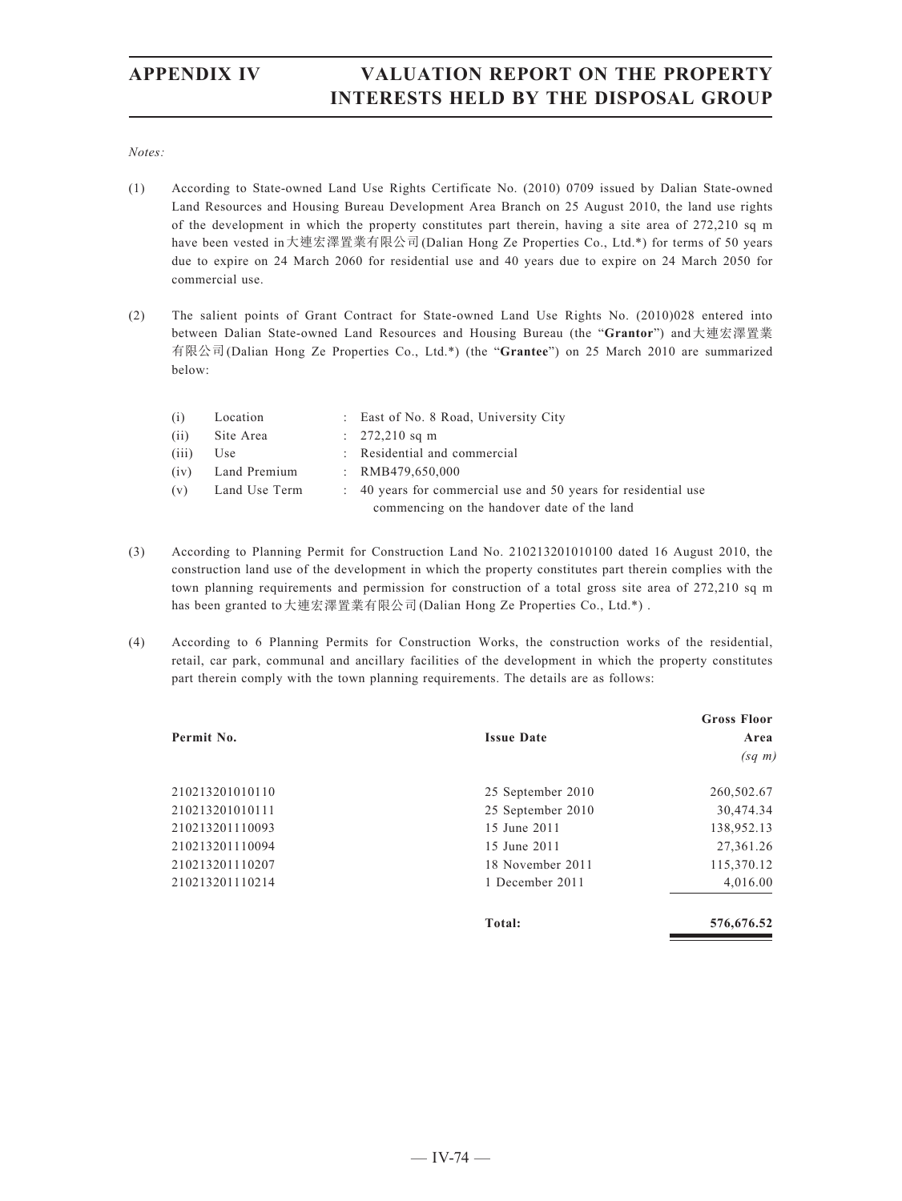*Notes:*

(1) According to State-owned Land Use Rights Certificate No. (2010) 0709 issued by Dalian State-owned Land Resources and Housing Bureau Development Area Branch on 25 August 2010, the land use rights of the development in which the property constitutes part therein, having a site area of 272,210 sq m have been vested in 大連宏澤置業有限公司 (Dalian Hong Ze Properties Co., Ltd.*) for terms of 50 years due to expire on 24 March 2060 for residential use and 40 years due to expire on 24 March 2050 for commercial use.

(2) The salient points of Grant Contract for State-owned Land Use Rights No. (2010)028 entered into between Dalian State-owned Land Resources and Housing Bureau (the "**Grantor**") and 大連宏澤置業有限公司 (Dalian Hong Ze Properties Co., Ltd.*) (the "**Grantee**") on 25 March 2010 are summarized below:

| | | |
|---|---|---|
| (i) | Location | : East of No. 8 Road, University City |
| (ii) | Site Area | : 272,210 sq m |
| (iii) | Use | : Residential and commercial |
| (iv) | Land Premium | : RMB479,650,000 |
| (v) | Land Use Term | : 40 years for commercial use and 50 years for residential use commencing on the handover date of the land |

(3) According to Planning Permit for Construction Land No. 210213201010100 dated 16 August 2010, the construction land use of the development in which the property constitutes part therein complies with the town planning requirements and permission for construction of a total gross site area of 272,210 sq m has been granted to 大連宏澤置業有限公司 (Dalian Hong Ze Properties Co., Ltd.*) .

(4) According to 6 Planning Permits for Construction Works, the construction works of the residential, retail, car park, communal and ancillary facilities of the development in which the property constitutes part therein comply with the town planning requirements. The details are as follows:

| Permit No. | Issue Date | Gross Floor Area *(sq m)* |
|---|---|---|
| 210213201010110 | 25 September 2010 | 260,502.67 |
| 210213201010111 | 25 September 2010 | 30,474.34 |
| 210213201110093 | 15 June 2011 | 138,952.13 |
| 210213201110094 | 15 June 2011 | 27,361.26 |
| 210213201110207 | 18 November 2011 | 115,370.12 |
| 210213201110214 | 1 December 2011 | 4,016.00 |
| | **Total:** | **576,676.52** |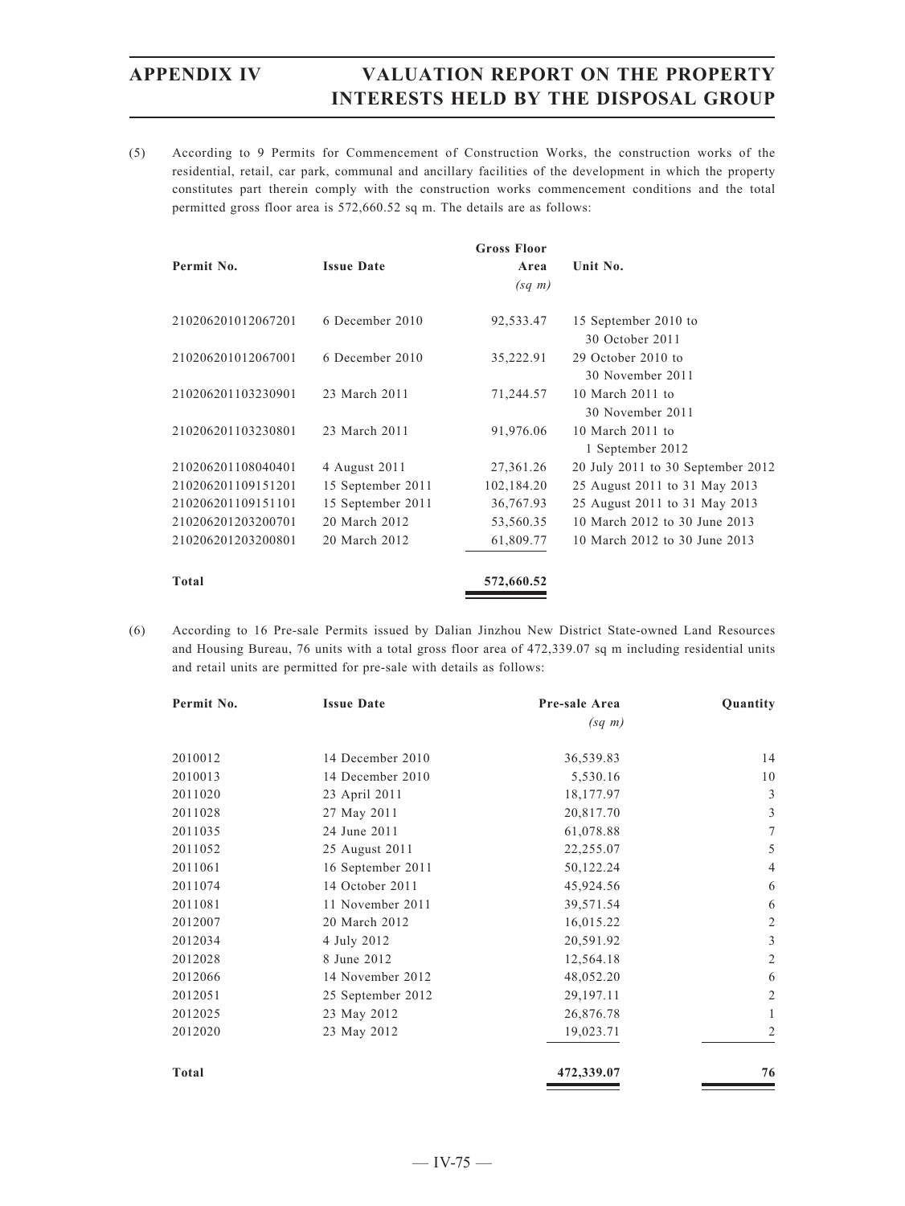(5) According to 9 Permits for Commencement of Construction Works, the construction works of the residential, retail, car park, communal and ancillary facilities of the development in which the property constitutes part therein comply with the construction works commencement conditions and the total permitted gross floor area is 572,660.52 sq m. The details are as follows:

| Permit No. | Issue Date | Gross Floor Area *(sq m)* | Unit No. |
|---|---|---|---|
| 210206201012067201 | 6 December 2010 | 92,533.47 | 15 September 2010 to 30 October 2011 |
| 210206201012067001 | 6 December 2010 | 35,222.91 | 29 October 2010 to 30 November 2011 |
| 210206201103230901 | 23 March 2011 | 71,244.57 | 10 March 2011 to 30 November 2011 |
| 210206201103230801 | 23 March 2011 | 91,976.06 | 10 March 2011 to 1 September 2012 |
| 210206201108040401 | 4 August 2011 | 27,361.26 | 20 July 2011 to 30 September 2012 |
| 210206201109151201 | 15 September 2011 | 102,184.20 | 25 August 2011 to 31 May 2013 |
| 210206201109151101 | 15 September 2011 | 36,767.93 | 25 August 2011 to 31 May 2013 |
| 210206201203200701 | 20 March 2012 | 53,560.35 | 10 March 2012 to 30 June 2013 |
| 210206201203200801 | 20 March 2012 | 61,809.77 | 10 March 2012 to 30 June 2013 |
| **Total** | | **572,660.52** | |

(6) According to 16 Pre-sale Permits issued by Dalian Jinzhou New District State-owned Land Resources and Housing Bureau, 76 units with a total gross floor area of 472,339.07 sq m including residential units and retail units are permitted for pre-sale with details as follows:

| Permit No. | Issue Date | Pre-sale Area *(sq m)* | Quantity |
|---|---|---|---|
| 2010012 | 14 December 2010 | 36,539.83 | 14 |
| 2010013 | 14 December 2010 | 5,530.16 | 10 |
| 2011020 | 23 April 2011 | 18,177.97 | 3 |
| 2011028 | 27 May 2011 | 20,817.70 | 3 |
| 2011035 | 24 June 2011 | 61,078.88 | 7 |
| 2011052 | 25 August 2011 | 22,255.07 | 5 |
| 2011061 | 16 September 2011 | 50,122.24 | 4 |
| 2011074 | 14 October 2011 | 45,924.56 | 6 |
| 2011081 | 11 November 2011 | 39,571.54 | 6 |
| 2012007 | 20 March 2012 | 16,015.22 | 2 |
| 2012034 | 4 July 2012 | 20,591.92 | 3 |
| 2012028 | 8 June 2012 | 12,564.18 | 2 |
| 2012066 | 14 November 2012 | 48,052.20 | 6 |
| 2012051 | 25 September 2012 | 29,197.11 | 2 |
| 2012025 | 23 May 2012 | 26,876.78 | 1 |
| 2012020 | 23 May 2012 | 19,023.71 | 2 |
| **Total** | | **472,339.07** | **76** |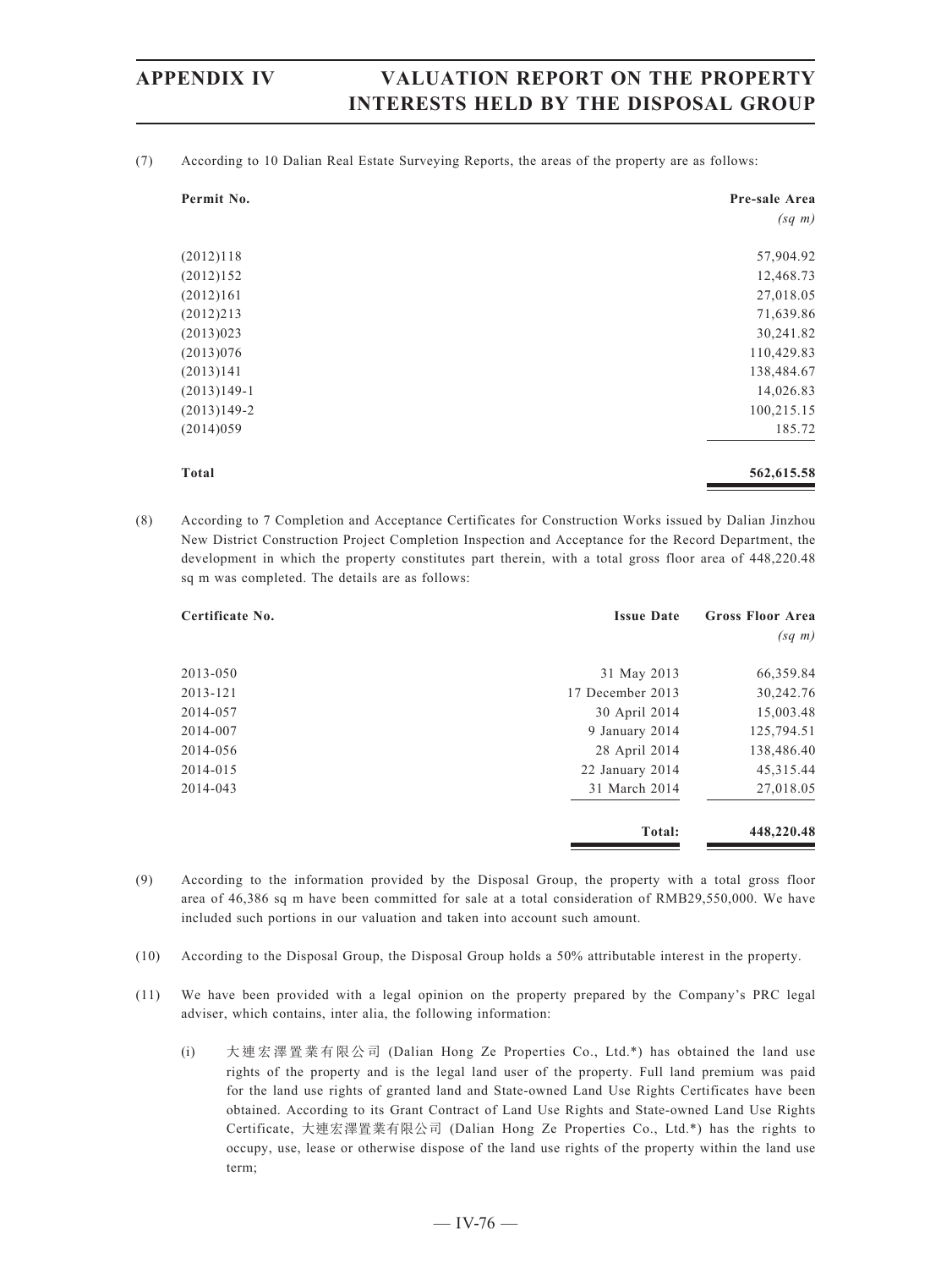(7) According to 10 Dalian Real Estate Surveying Reports, the areas of the property are as follows:

| Permit No. | Pre-sale Area *(sq m)* |
|---|---:|
| (2012)118 | 57,904.92 |
| (2012)152 | 12,468.73 |
| (2012)161 | 27,018.05 |
| (2012)213 | 71,639.86 |
| (2013)023 | 30,241.82 |
| (2013)076 | 110,429.83 |
| (2013)141 | 138,484.67 |
| (2013)149-1 | 14,026.83 |
| (2013)149-2 | 100,215.15 |
| (2014)059 | 185.72 |
| **Total** | **562,615.58** |

(8) According to 7 Completion and Acceptance Certificates for Construction Works issued by Dalian Jinzhou New District Construction Project Completion Inspection and Acceptance for the Record Department, the development in which the property constitutes part therein, with a total gross floor area of 448,220.48 sq m was completed. The details are as follows:

| Certificate No. | Issue Date | Gross Floor Area *(sq m)* |
|---|---:|---:|
| 2013-050 | 31 May 2013 | 66,359.84 |
| 2013-121 | 17 December 2013 | 30,242.76 |
| 2014-057 | 30 April 2014 | 15,003.48 |
| 2014-007 | 9 January 2014 | 125,794.51 |
| 2014-056 | 28 April 2014 | 138,486.40 |
| 2014-015 | 22 January 2014 | 45,315.44 |
| 2014-043 | 31 March 2014 | 27,018.05 |
| | **Total:** | **448,220.48** |

(9) According to the information provided by the Disposal Group, the property with a total gross floor area of 46,386 sq m have been committed for sale at a total consideration of RMB29,550,000. We have included such portions in our valuation and taken into account such amount.

(10) According to the Disposal Group, the Disposal Group holds a 50% attributable interest in the property.

(11) We have been provided with a legal opinion on the property prepared by the Company's PRC legal adviser, which contains, inter alia, the following information:

(i) 大連宏澤置業有限公司 (Dalian Hong Ze Properties Co., Ltd.*) has obtained the land use rights of the property and is the legal land user of the property. Full land premium was paid for the land use rights of granted land and State-owned Land Use Rights Certificates have been obtained. According to its Grant Contract of Land Use Rights and State-owned Land Use Rights Certificate, 大連宏澤置業有限公司 (Dalian Hong Ze Properties Co., Ltd.*) has the rights to occupy, use, lease or otherwise dispose of the land use rights of the property within the land use term;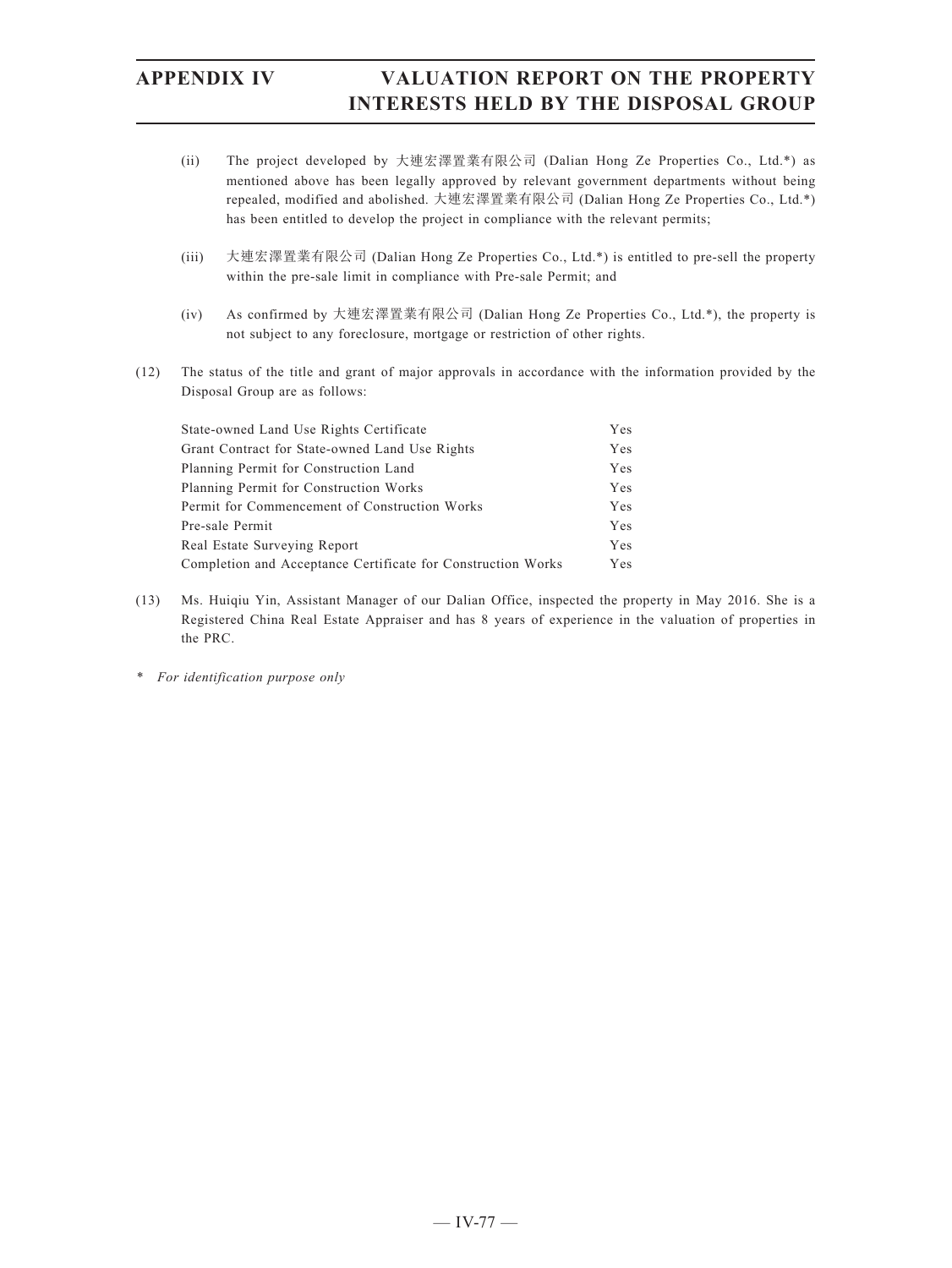(ii) The project developed by 大連宏澤置業有限公司 (Dalian Hong Ze Properties Co., Ltd.*) as mentioned above has been legally approved by relevant government departments without being repealed, modified and abolished. 大連宏澤置業有限公司 (Dalian Hong Ze Properties Co., Ltd.*) has been entitled to develop the project in compliance with the relevant permits;

(iii) 大連宏澤置業有限公司 (Dalian Hong Ze Properties Co., Ltd.*) is entitled to pre-sell the property within the pre-sale limit in compliance with Pre-sale Permit; and

(iv) As confirmed by 大連宏澤置業有限公司 (Dalian Hong Ze Properties Co., Ltd.*), the property is not subject to any foreclosure, mortgage or restriction of other rights.

(12) The status of the title and grant of major approvals in accordance with the information provided by the Disposal Group are as follows:

| | |
|---|---|
| State-owned Land Use Rights Certificate | Yes |
| Grant Contract for State-owned Land Use Rights | Yes |
| Planning Permit for Construction Land | Yes |
| Planning Permit for Construction Works | Yes |
| Permit for Commencement of Construction Works | Yes |
| Pre-sale Permit | Yes |
| Real Estate Surveying Report | Yes |
| Completion and Acceptance Certificate for Construction Works | Yes |

(13) Ms. Huiqiu Yin, Assistant Manager of our Dalian Office, inspected the property in May 2016. She is a Registered China Real Estate Appraiser and has 8 years of experience in the valuation of properties in the PRC.

\* *For identification purpose only*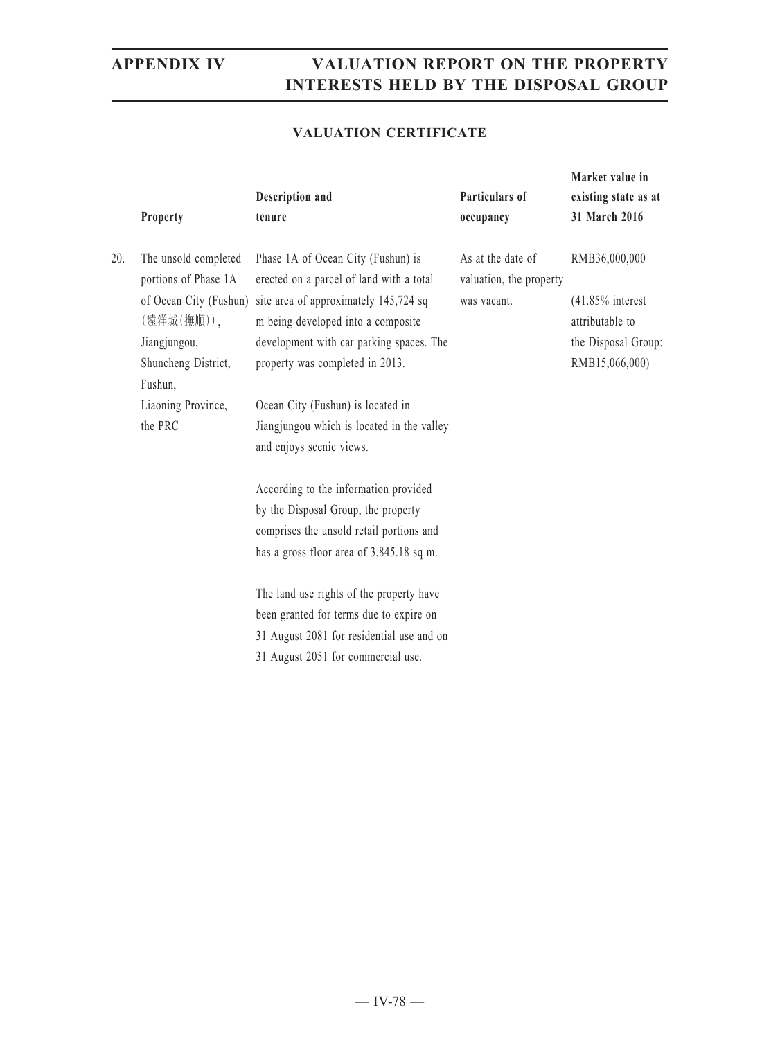## VALUATION CERTIFICATE

| | Property | Description and tenure | Particulars of occupancy | Market value in existing state as at 31 March 2016 |
|---|---|---|---|---|
| 20. | The unsold completed portions of Phase 1A of Ocean City (Fushun) (遠洋城(撫順)), Jiangjungou, Shuncheng District, Fushun, Liaoning Province, the PRC | Phase 1A of Ocean City (Fushun) is erected on a parcel of land with a total site area of approximately 145,724 sq m being developed into a composite development with car parking spaces. The property was completed in 2013.<br><br>Ocean City (Fushun) is located in Jiangjungou which is located in the valley and enjoys scenic views.<br><br>According to the information provided by the Disposal Group, the property comprises the unsold retail portions and has a gross floor area of 3,845.18 sq m.<br><br>The land use rights of the property have been granted for terms due to expire on 31 August 2081 for residential use and on 31 August 2051 for commercial use. | As at the date of valuation, the property was vacant. | RMB36,000,000<br><br>(41.85% interest attributable to the Disposal Group: RMB15,066,000) |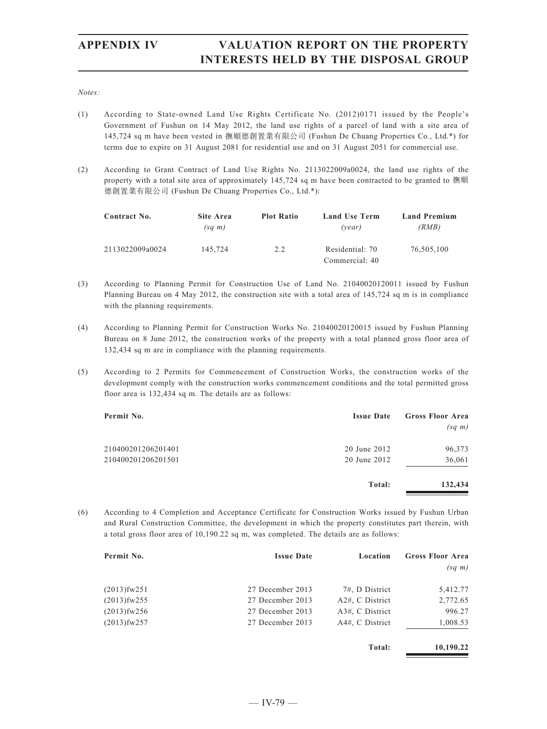*Notes:*

(1) According to State-owned Land Use Rights Certificate No. (2012)0171 issued by the People's Government of Fushun on 14 May 2012, the land use rights of a parcel of land with a site area of 145,724 sq m have been vested in 撫順德創置業有限公司 (Fushun De Chuang Properties Co., Ltd.*) for terms due to expire on 31 August 2081 for residential use and on 31 August 2051 for commercial use.

(2) According to Grant Contract of Land Use Rights No. 2113022009a0024, the land use rights of the property with a total site area of approximately 145,724 sq m have been contracted to be granted to 撫順德創置業有限公司 (Fushun De Chuang Properties Co., Ltd.*):

| Contract No. | Site Area *(sq m)* | Plot Ratio | Land Use Term *(year)* | Land Premium *(RMB)* |
|---|---|---|---|---|
| 2113022009a0024 | 145,724 | 2.2 | Residential: 70<br>Commercial: 40 | 76,505,100 |

(3) According to Planning Permit for Construction Use of Land No. 21040020120011 issued by Fushun Planning Bureau on 4 May 2012, the construction site with a total area of 145,724 sq m is in compliance with the planning requirements.

(4) According to Planning Permit for Construction Works No. 21040020120015 issued by Fushun Planning Bureau on 8 June 2012, the construction works of the property with a total planned gross floor area of 132,434 sq m are in compliance with the planning requirements.

(5) According to 2 Permits for Commencement of Construction Works, the construction works of the development comply with the construction works commencement conditions and the total permitted gross floor area is 132,434 sq m. The details are as follows:

| Permit No. | Issue Date | Gross Floor Area *(sq m)* |
|---|---|---|
| 210400201206201401 | 20 June 2012 | 96,373 |
| 210400201206201501 | 20 June 2012 | 36,061 |
| | **Total:** | **132,434** |

(6) According to 4 Completion and Acceptance Certificate for Construction Works issued by Fushun Urban and Rural Construction Committee, the development in which the property constitutes part therein, with a total gross floor area of 10,190.22 sq m, was completed. The details are as follows:

| Permit No. | Issue Date | Location | Gross Floor Area *(sq m)* |
|---|---|---|---|
| (2013)fw251 | 27 December 2013 | 7#, D District | 5,412.77 |
| (2013)fw255 | 27 December 2013 | A2#, C District | 2,772.65 |
| (2013)fw256 | 27 December 2013 | A3#, C District | 996.27 |
| (2013)fw257 | 27 December 2013 | A4#, C District | 1,008.53 |
| | | **Total:** | **10,190.22** |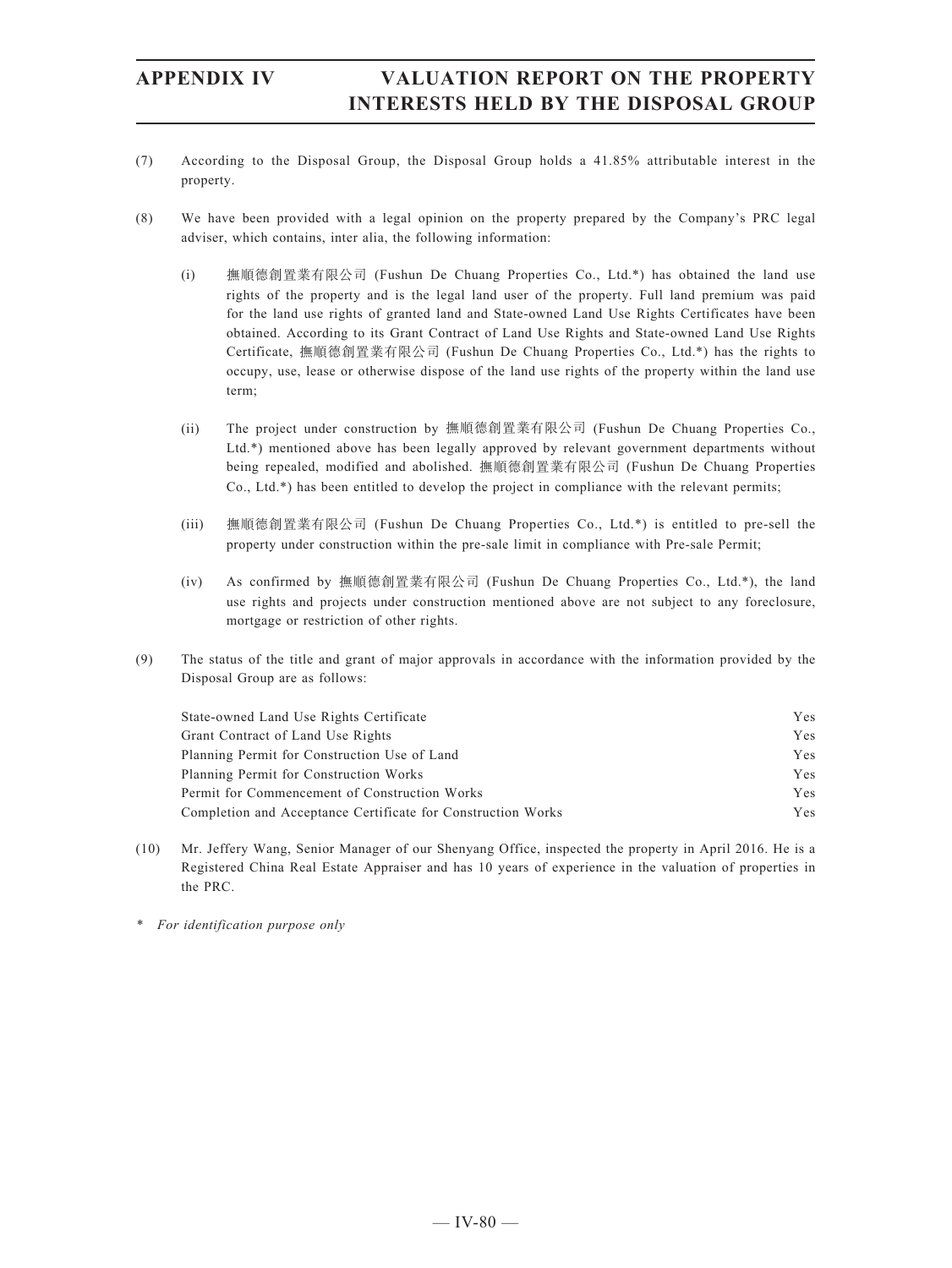(7) According to the Disposal Group, the Disposal Group holds a 41.85% attributable interest in the property.

(8) We have been provided with a legal opinion on the property prepared by the Company's PRC legal adviser, which contains, inter alia, the following information:

(i) 撫順德創置業有限公司 (Fushun De Chuang Properties Co., Ltd.*) has obtained the land use rights of the property and is the legal land user of the property. Full land premium was paid for the land use rights of granted land and State-owned Land Use Rights Certificates have been obtained. According to its Grant Contract of Land Use Rights and State-owned Land Use Rights Certificate, 撫順德創置業有限公司 (Fushun De Chuang Properties Co., Ltd.*) has the rights to occupy, use, lease or otherwise dispose of the land use rights of the property within the land use term;

(ii) The project under construction by 撫順德創置業有限公司 (Fushun De Chuang Properties Co., Ltd.*) mentioned above has been legally approved by relevant government departments without being repealed, modified and abolished. 撫順德創置業有限公司 (Fushun De Chuang Properties Co., Ltd.*) has been entitled to develop the project in compliance with the relevant permits;

(iii) 撫順德創置業有限公司 (Fushun De Chuang Properties Co., Ltd.*) is entitled to pre-sell the property under construction within the pre-sale limit in compliance with Pre-sale Permit;

(iv) As confirmed by 撫順德創置業有限公司 (Fushun De Chuang Properties Co., Ltd.*), the land use rights and projects under construction mentioned above are not subject to any foreclosure, mortgage or restriction of other rights.

(9) The status of the title and grant of major approvals in accordance with the information provided by the Disposal Group are as follows:

| | |
|---|---|
| State-owned Land Use Rights Certificate | Yes |
| Grant Contract of Land Use Rights | Yes |
| Planning Permit for Construction Use of Land | Yes |
| Planning Permit for Construction Works | Yes |
| Permit for Commencement of Construction Works | Yes |
| Completion and Acceptance Certificate for Construction Works | Yes |

(10) Mr. Jeffery Wang, Senior Manager of our Shenyang Office, inspected the property in April 2016. He is a Registered China Real Estate Appraiser and has 10 years of experience in the valuation of properties in the PRC.

* *For identification purpose only*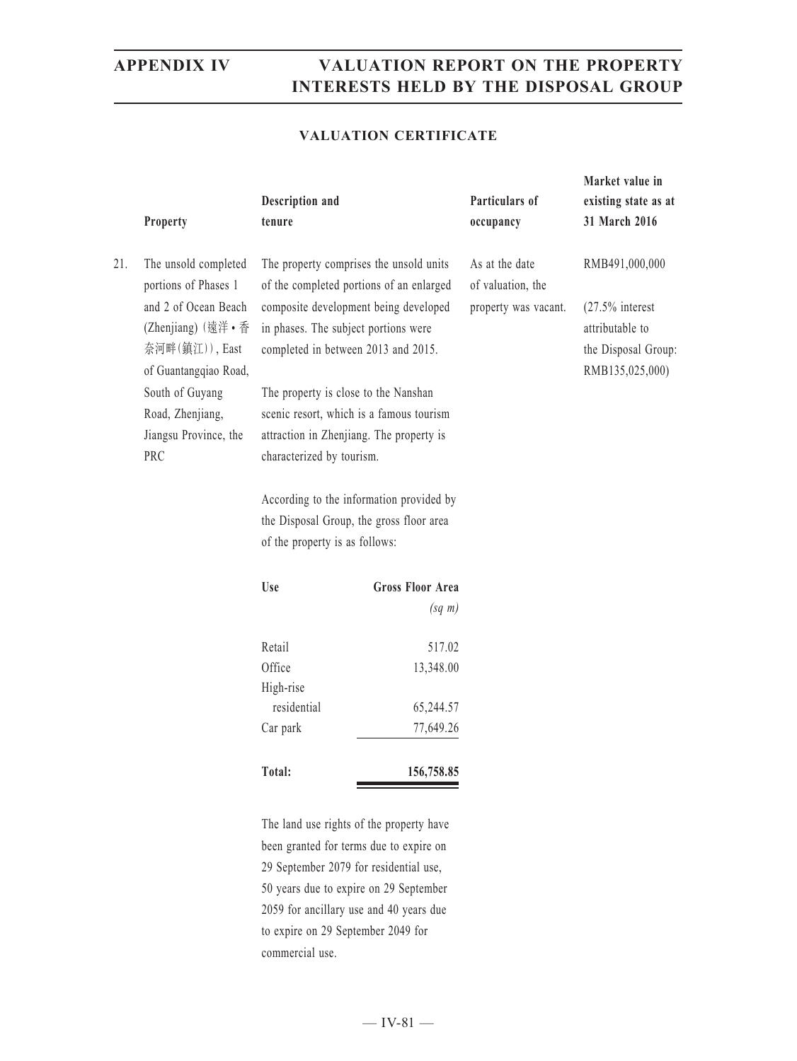## VALUATION CERTIFICATE

| | Property | Description and tenure | Particulars of occupancy | Market value in existing state as at 31 March 2016 |
|---|---|---|---|---|
| 21. | The unsold completed portions of Phases 1 and 2 of Ocean Beach (Zhenjiang) (遠洋•香奈河畔(鎮江)), East of Guantangqiao Road, South of Guyang Road, Zhenjiang, Jiangsu Province, the PRC | The property comprises the unsold units of the completed portions of an enlarged composite development being developed in phases. The subject portions were completed in between 2013 and 2015.<br><br>The property is close to the Nanshan scenic resort, which is a famous tourism attraction in Zhenjiang. The property is characterized by tourism.<br><br>According to the information provided by the Disposal Group, the gross floor area of the property is as follows: | As at the date of valuation, the property was vacant. | RMB491,000,000<br><br>(27.5% interest attributable to the Disposal Group: RMB135,025,000) |

| Use | Gross Floor Area *(sq m)* |
|---|---|
| Retail | 517.02 |
| Office | 13,348.00 |
| High-rise residential | 65,244.57 |
| Car park | 77,649.26 |
| **Total:** | **156,758.85** |

The land use rights of the property have been granted for terms due to expire on 29 September 2079 for residential use, 50 years due to expire on 29 September 2059 for ancillary use and 40 years due to expire on 29 September 2049 for commercial use.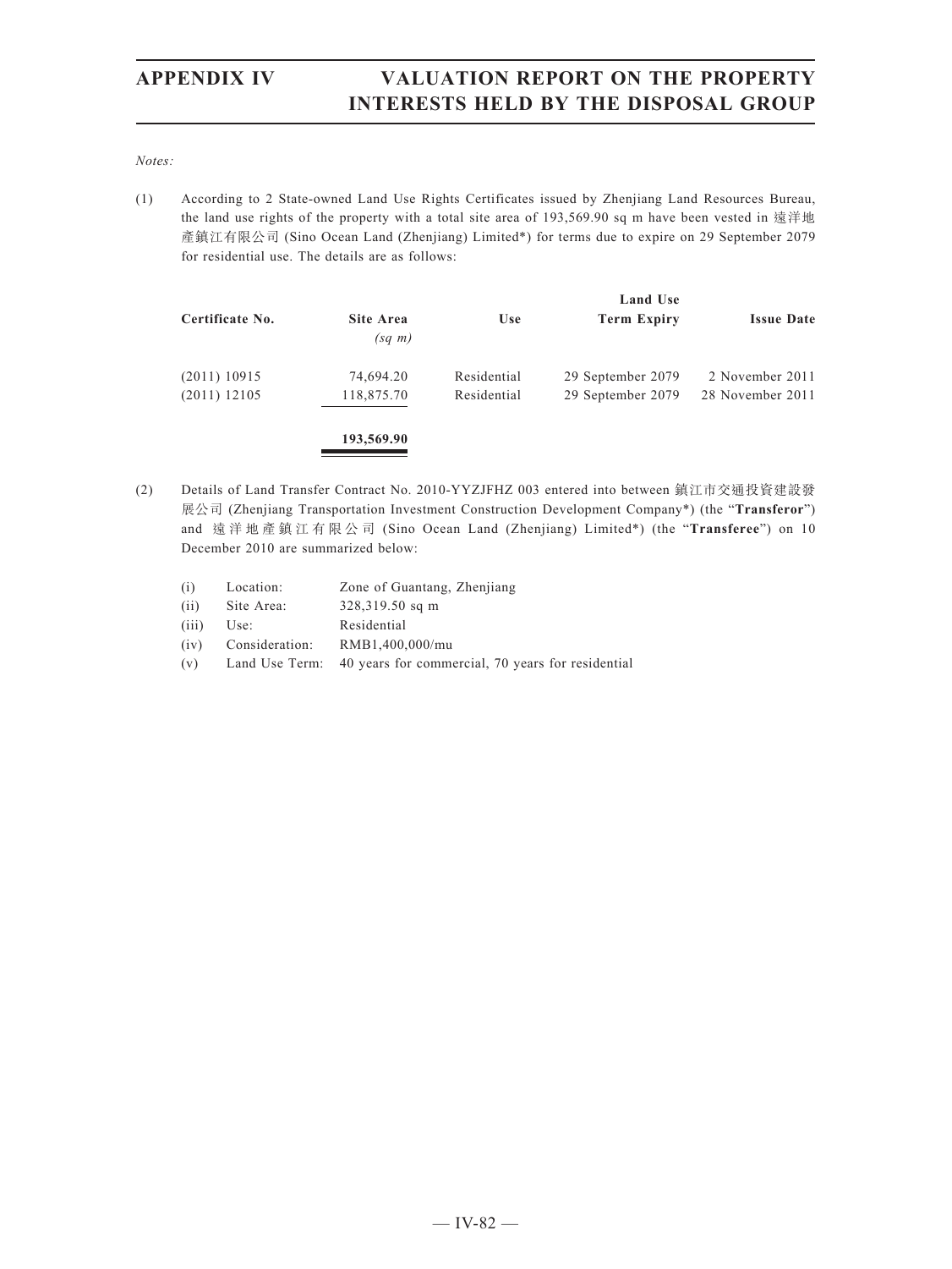*Notes:*

(1) According to 2 State-owned Land Use Rights Certificates issued by Zhenjiang Land Resources Bureau, the land use rights of the property with a total site area of 193,569.90 sq m have been vested in 遠洋地產鎮江有限公司 (Sino Ocean Land (Zhenjiang) Limited*) for terms due to expire on 29 September 2079 for residential use. The details are as follows:

| Certificate No. | Site Area (sq m) | Use | Land Use Term Expiry | Issue Date |
|---|---|---|---|---|
| (2011) 10915 | 74,694.20 | Residential | 29 September 2079 | 2 November 2011 |
| (2011) 12105 | 118,875.70 | Residential | 29 September 2079 | 28 November 2011 |
| | **193,569.90** | | | |

(2) Details of Land Transfer Contract No. 2010-YYZJFHZ 003 entered into between 鎮江市交通投資建設發展公司 (Zhenjiang Transportation Investment Construction Development Company*) (the "**Transferor**") and 遠洋地產鎮江有限公司 (Sino Ocean Land (Zhenjiang) Limited*) (the "**Transferee**") on 10 December 2010 are summarized below:

| | | |
|---|---|---|
| (i) | Location: | Zone of Guantang, Zhenjiang |
| (ii) | Site Area: | 328,319.50 sq m |
| (iii) | Use: | Residential |
| (iv) | Consideration: | RMB1,400,000/mu |
| (v) | Land Use Term: | 40 years for commercial, 70 years for residential |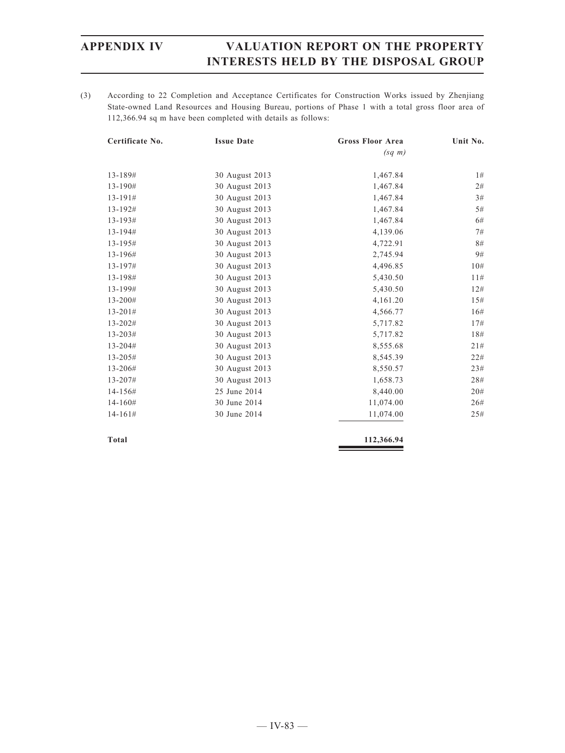(3) According to 22 Completion and Acceptance Certificates for Construction Works issued by Zhenjiang State-owned Land Resources and Housing Bureau, portions of Phase 1 with a total gross floor area of 112,366.94 sq m have been completed with details as follows:

| Certificate No. | Issue Date | Gross Floor Area (sq m) | Unit No. |
|---|---|---|---|
| 13-189# | 30 August 2013 | 1,467.84 | 1# |
| 13-190# | 30 August 2013 | 1,467.84 | 2# |
| 13-191# | 30 August 2013 | 1,467.84 | 3# |
| 13-192# | 30 August 2013 | 1,467.84 | 5# |
| 13-193# | 30 August 2013 | 1,467.84 | 6# |
| 13-194# | 30 August 2013 | 4,139.06 | 7# |
| 13-195# | 30 August 2013 | 4,722.91 | 8# |
| 13-196# | 30 August 2013 | 2,745.94 | 9# |
| 13-197# | 30 August 2013 | 4,496.85 | 10# |
| 13-198# | 30 August 2013 | 5,430.50 | 11# |
| 13-199# | 30 August 2013 | 5,430.50 | 12# |
| 13-200# | 30 August 2013 | 4,161.20 | 15# |
| 13-201# | 30 August 2013 | 4,566.77 | 16# |
| 13-202# | 30 August 2013 | 5,717.82 | 17# |
| 13-203# | 30 August 2013 | 5,717.82 | 18# |
| 13-204# | 30 August 2013 | 8,555.68 | 21# |
| 13-205# | 30 August 2013 | 8,545.39 | 22# |
| 13-206# | 30 August 2013 | 8,550.57 | 23# |
| 13-207# | 30 August 2013 | 1,658.73 | 28# |
| 14-156# | 25 June 2014 | 8,440.00 | 20# |
| 14-160# | 30 June 2014 | 11,074.00 | 26# |
| 14-161# | 30 June 2014 | 11,074.00 | 25# |
| **Total** | | **112,366.94** | |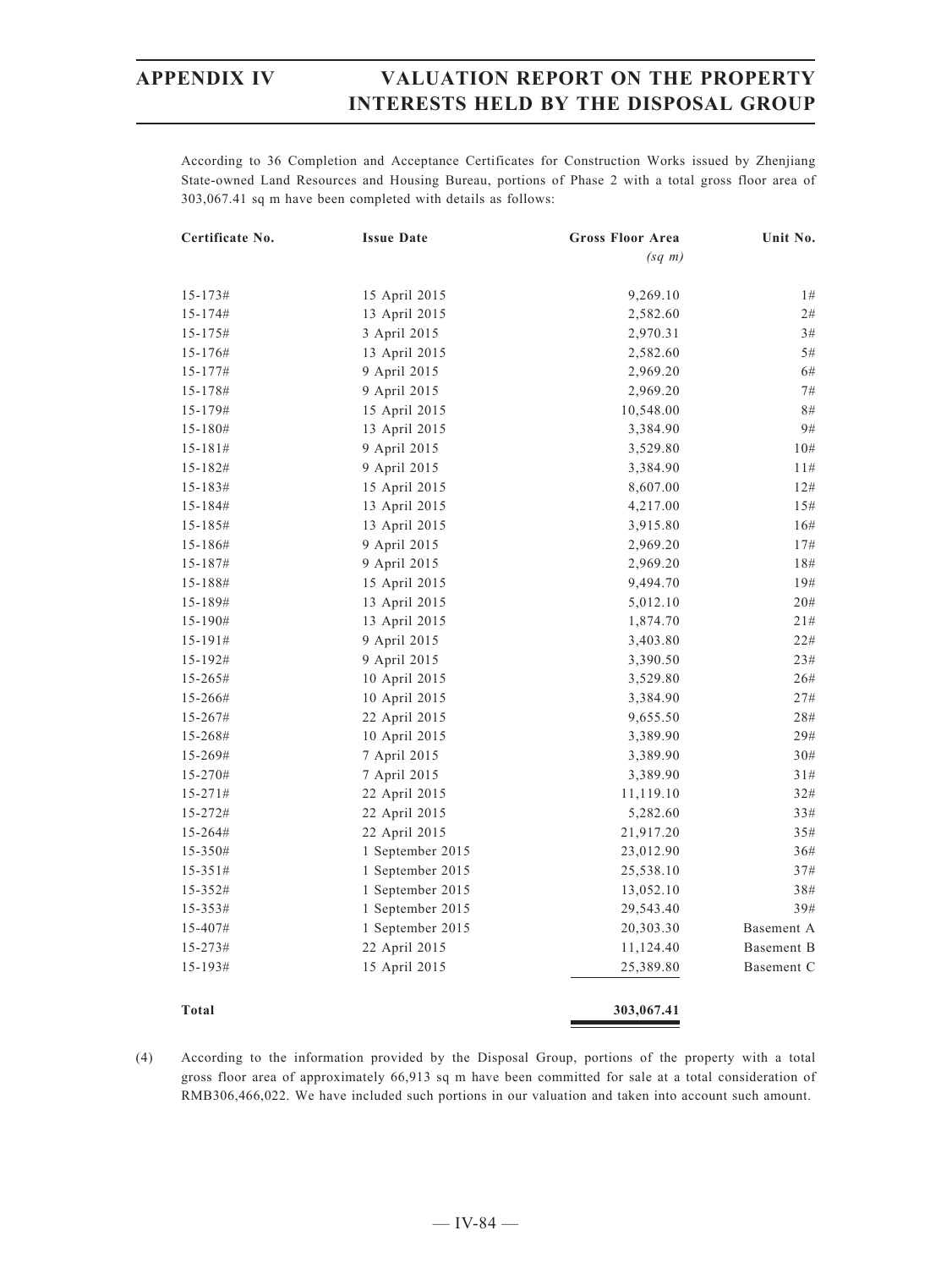According to 36 Completion and Acceptance Certificates for Construction Works issued by Zhenjiang State-owned Land Resources and Housing Bureau, portions of Phase 2 with a total gross floor area of 303,067.41 sq m have been completed with details as follows:

| Certificate No. | Issue Date | Gross Floor Area *(sq m)* | Unit No. |
|---|---|---:|---:|
| 15-173# | 15 April 2015 | 9,269.10 | 1# |
| 15-174# | 13 April 2015 | 2,582.60 | 2# |
| 15-175# | 3 April 2015 | 2,970.31 | 3# |
| 15-176# | 13 April 2015 | 2,582.60 | 5# |
| 15-177# | 9 April 2015 | 2,969.20 | 6# |
| 15-178# | 9 April 2015 | 2,969.20 | 7# |
| 15-179# | 15 April 2015 | 10,548.00 | 8# |
| 15-180# | 13 April 2015 | 3,384.90 | 9# |
| 15-181# | 9 April 2015 | 3,529.80 | 10# |
| 15-182# | 9 April 2015 | 3,384.90 | 11# |
| 15-183# | 15 April 2015 | 8,607.00 | 12# |
| 15-184# | 13 April 2015 | 4,217.00 | 15# |
| 15-185# | 13 April 2015 | 3,915.80 | 16# |
| 15-186# | 9 April 2015 | 2,969.20 | 17# |
| 15-187# | 9 April 2015 | 2,969.20 | 18# |
| 15-188# | 15 April 2015 | 9,494.70 | 19# |
| 15-189# | 13 April 2015 | 5,012.10 | 20# |
| 15-190# | 13 April 2015 | 1,874.70 | 21# |
| 15-191# | 9 April 2015 | 3,403.80 | 22# |
| 15-192# | 9 April 2015 | 3,390.50 | 23# |
| 15-265# | 10 April 2015 | 3,529.80 | 26# |
| 15-266# | 10 April 2015 | 3,384.90 | 27# |
| 15-267# | 22 April 2015 | 9,655.50 | 28# |
| 15-268# | 10 April 2015 | 3,389.90 | 29# |
| 15-269# | 7 April 2015 | 3,389.90 | 30# |
| 15-270# | 7 April 2015 | 3,389.90 | 31# |
| 15-271# | 22 April 2015 | 11,119.10 | 32# |
| 15-272# | 22 April 2015 | 5,282.60 | 33# |
| 15-264# | 22 April 2015 | 21,917.20 | 35# |
| 15-350# | 1 September 2015 | 23,012.90 | 36# |
| 15-351# | 1 September 2015 | 25,538.10 | 37# |
| 15-352# | 1 September 2015 | 13,052.10 | 38# |
| 15-353# | 1 September 2015 | 29,543.40 | 39# |
| 15-407# | 1 September 2015 | 20,303.30 | Basement A |
| 15-273# | 22 April 2015 | 11,124.40 | Basement B |
| 15-193# | 15 April 2015 | 25,389.80 | Basement C |
| **Total** | | **303,067.41** | |

(4) According to the information provided by the Disposal Group, portions of the property with a total gross floor area of approximately 66,913 sq m have been committed for sale at a total consideration of RMB306,466,022. We have included such portions in our valuation and taken into account such amount.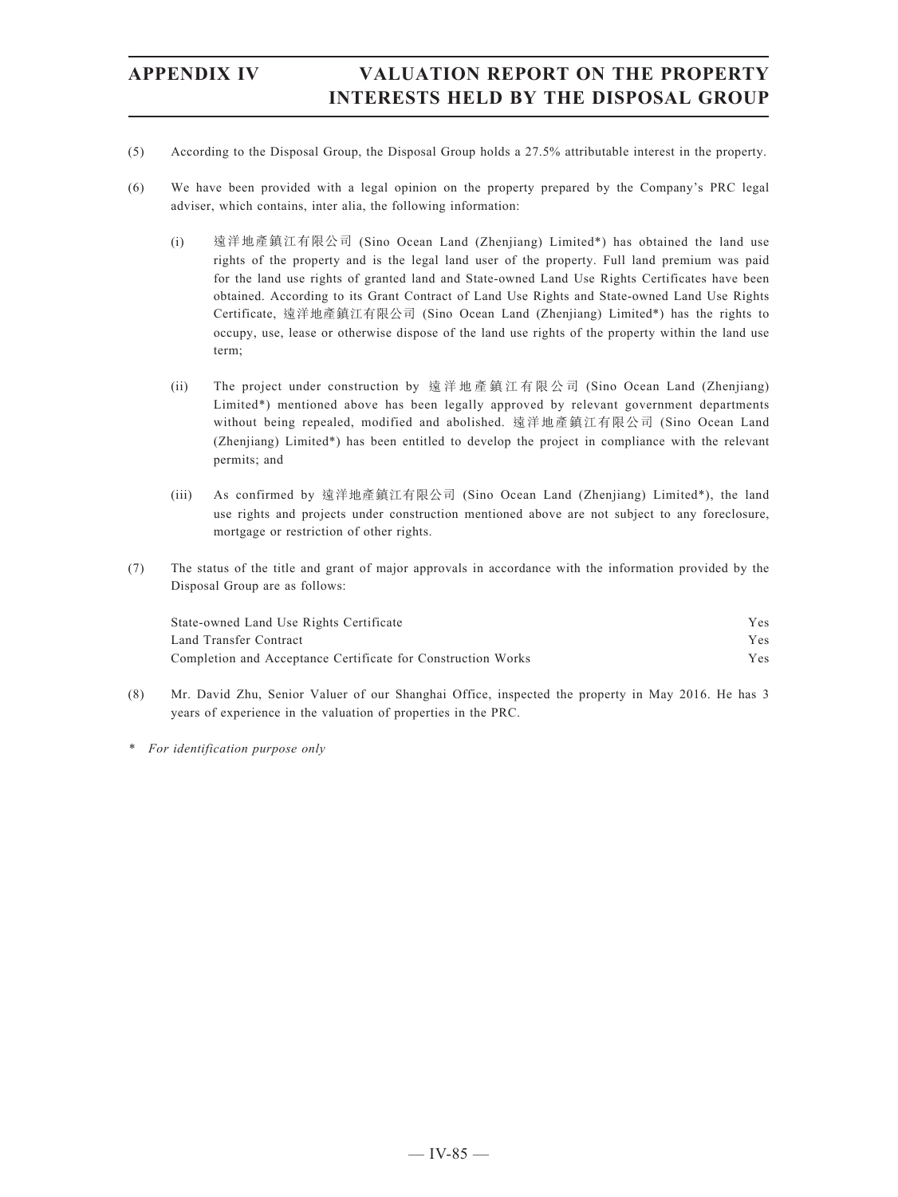(5) According to the Disposal Group, the Disposal Group holds a 27.5% attributable interest in the property.

(6) We have been provided with a legal opinion on the property prepared by the Company's PRC legal adviser, which contains, inter alia, the following information:

  (i) 遠洋地產鎮江有限公司 (Sino Ocean Land (Zhenjiang) Limited*) has obtained the land use rights of the property and is the legal land user of the property. Full land premium was paid for the land use rights of granted land and State-owned Land Use Rights Certificates have been obtained. According to its Grant Contract of Land Use Rights and State-owned Land Use Rights Certificate, 遠洋地產鎮江有限公司 (Sino Ocean Land (Zhenjiang) Limited*) has the rights to occupy, use, lease or otherwise dispose of the land use rights of the property within the land use term;

  (ii) The project under construction by 遠洋地產鎮江有限公司 (Sino Ocean Land (Zhenjiang) Limited*) mentioned above has been legally approved by relevant government departments without being repealed, modified and abolished. 遠洋地產鎮江有限公司 (Sino Ocean Land (Zhenjiang) Limited*) has been entitled to develop the project in compliance with the relevant permits; and

  (iii) As confirmed by 遠洋地產鎮江有限公司 (Sino Ocean Land (Zhenjiang) Limited*), the land use rights and projects under construction mentioned above are not subject to any foreclosure, mortgage or restriction of other rights.

(7) The status of the title and grant of major approvals in accordance with the information provided by the Disposal Group are as follows:

| | |
|---|---|
| State-owned Land Use Rights Certificate | Yes |
| Land Transfer Contract | Yes |
| Completion and Acceptance Certificate for Construction Works | Yes |

(8) Mr. David Zhu, Senior Valuer of our Shanghai Office, inspected the property in May 2016. He has 3 years of experience in the valuation of properties in the PRC.

\* *For identification purpose only*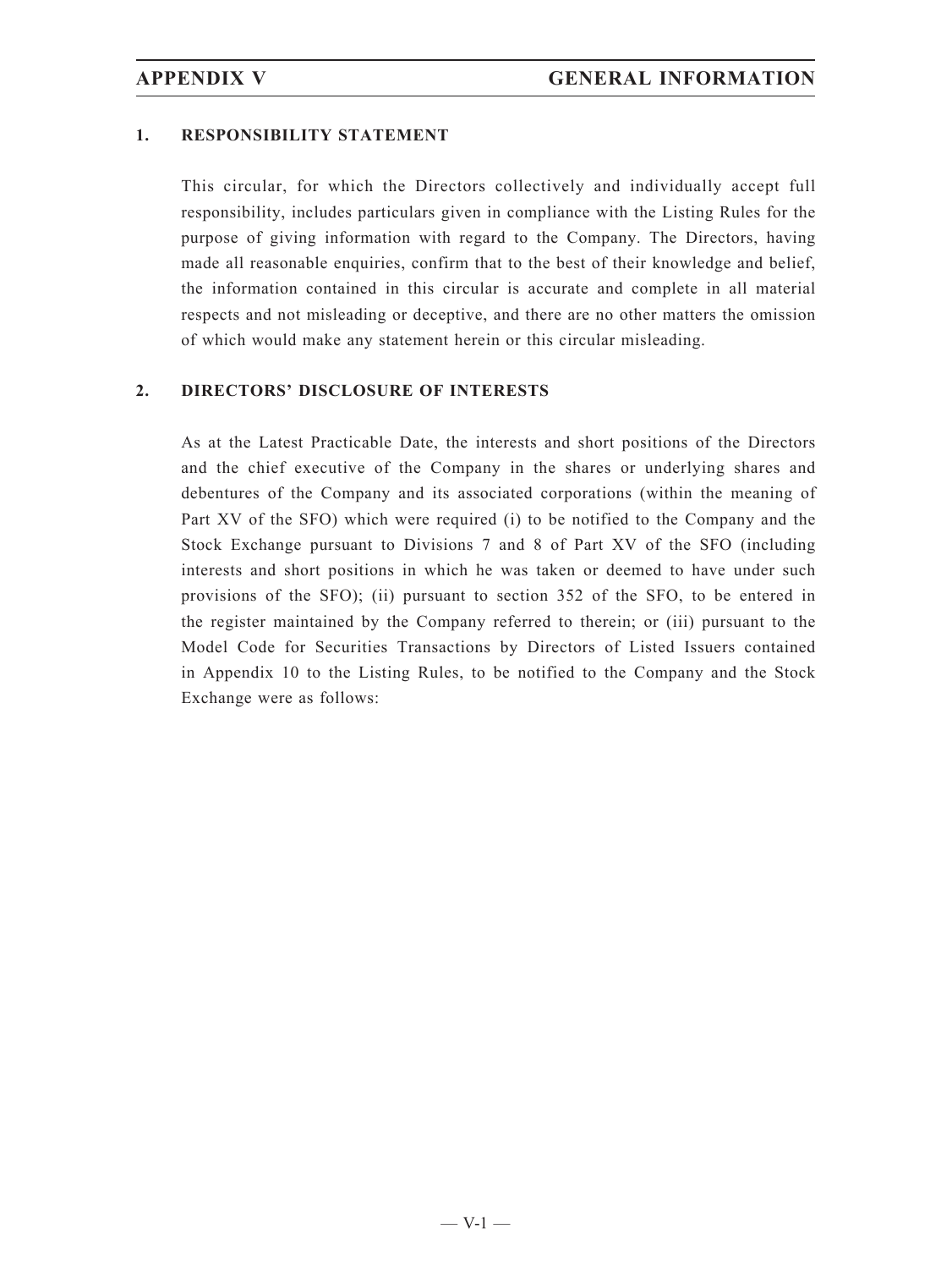## 1. RESPONSIBILITY STATEMENT

This circular, for which the Directors collectively and individually accept full responsibility, includes particulars given in compliance with the Listing Rules for the purpose of giving information with regard to the Company. The Directors, having made all reasonable enquiries, confirm that to the best of their knowledge and belief, the information contained in this circular is accurate and complete in all material respects and not misleading or deceptive, and there are no other matters the omission of which would make any statement herein or this circular misleading.

## 2. DIRECTORS' DISCLOSURE OF INTERESTS

As at the Latest Practicable Date, the interests and short positions of the Directors and the chief executive of the Company in the shares or underlying shares and debentures of the Company and its associated corporations (within the meaning of Part XV of the SFO) which were required (i) to be notified to the Company and the Stock Exchange pursuant to Divisions 7 and 8 of Part XV of the SFO (including interests and short positions in which he was taken or deemed to have under such provisions of the SFO); (ii) pursuant to section 352 of the SFO, to be entered in the register maintained by the Company referred to therein; or (iii) pursuant to the Model Code for Securities Transactions by Directors of Listed Issuers contained in Appendix 10 to the Listing Rules, to be notified to the Company and the Stock Exchange were as follows: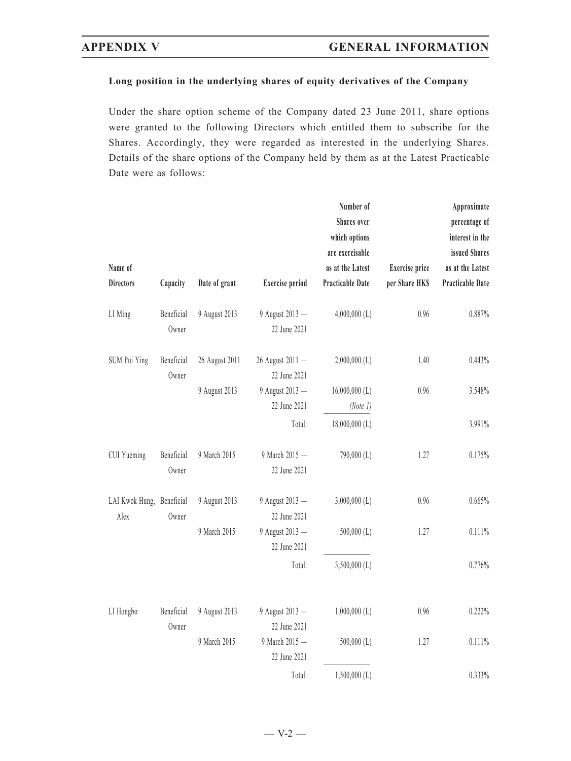**Long position in the underlying shares of equity derivatives of the Company**

Under the share option scheme of the Company dated 23 June 2011, share options were granted to the following Directors which entitled them to subscribe for the Shares. Accordingly, they were regarded as interested in the underlying Shares. Details of the share options of the Company held by them as at the Latest Practicable Date were as follows:

| Name of Directors | Capacity | Date of grant | Exercise period | Number of Shares over which options are exercisable as at the Latest Practicable Date | Exercise price per Share HK$ | Approximate percentage of interest in the issued Shares as at the Latest Practicable Date |
|---|---|---|---|---|---|---|
| LI Ming | Beneficial Owner | 9 August 2013 | 9 August 2013 — 22 June 2021 | 4,000,000 (L) | 0.96 | 0.887% |
| SUM Pui Ying | Beneficial Owner | 26 August 2011 | 26 August 2011 — 22 June 2021 | 2,000,000 (L) | 1.40 | 0.443% |
| | | 9 August 2013 | 9 August 2013 — 22 June 2021 | 16,000,000 (L) *(Note 1)* | 0.96 | 3.548% |
| | | | Total: | 18,000,000 (L) | | 3.991% |
| CUI Yueming | Beneficial Owner | 9 March 2015 | 9 March 2015 — 22 June 2021 | 790,000 (L) | 1.27 | 0.175% |
| LAI Kwok Hung, Alex | Beneficial Owner | 9 August 2013 | 9 August 2013 — 22 June 2021 | 3,000,000 (L) | 0.96 | 0.665% |
| | | 9 March 2015 | 9 August 2013 — 22 June 2021 | 500,000 (L) | 1.27 | 0.111% |
| | | | Total: | 3,500,000 (L) | | 0.776% |
| LI Hongbo | Beneficial Owner | 9 August 2013 | 9 August 2013 — 22 June 2021 | 1,000,000 (L) | 0.96 | 0.222% |
| | | 9 March 2015 | 9 March 2015 — 22 June 2021 | 500,000 (L) | 1.27 | 0.111% |
| | | | Total: | 1,500,000 (L) | | 0.333% |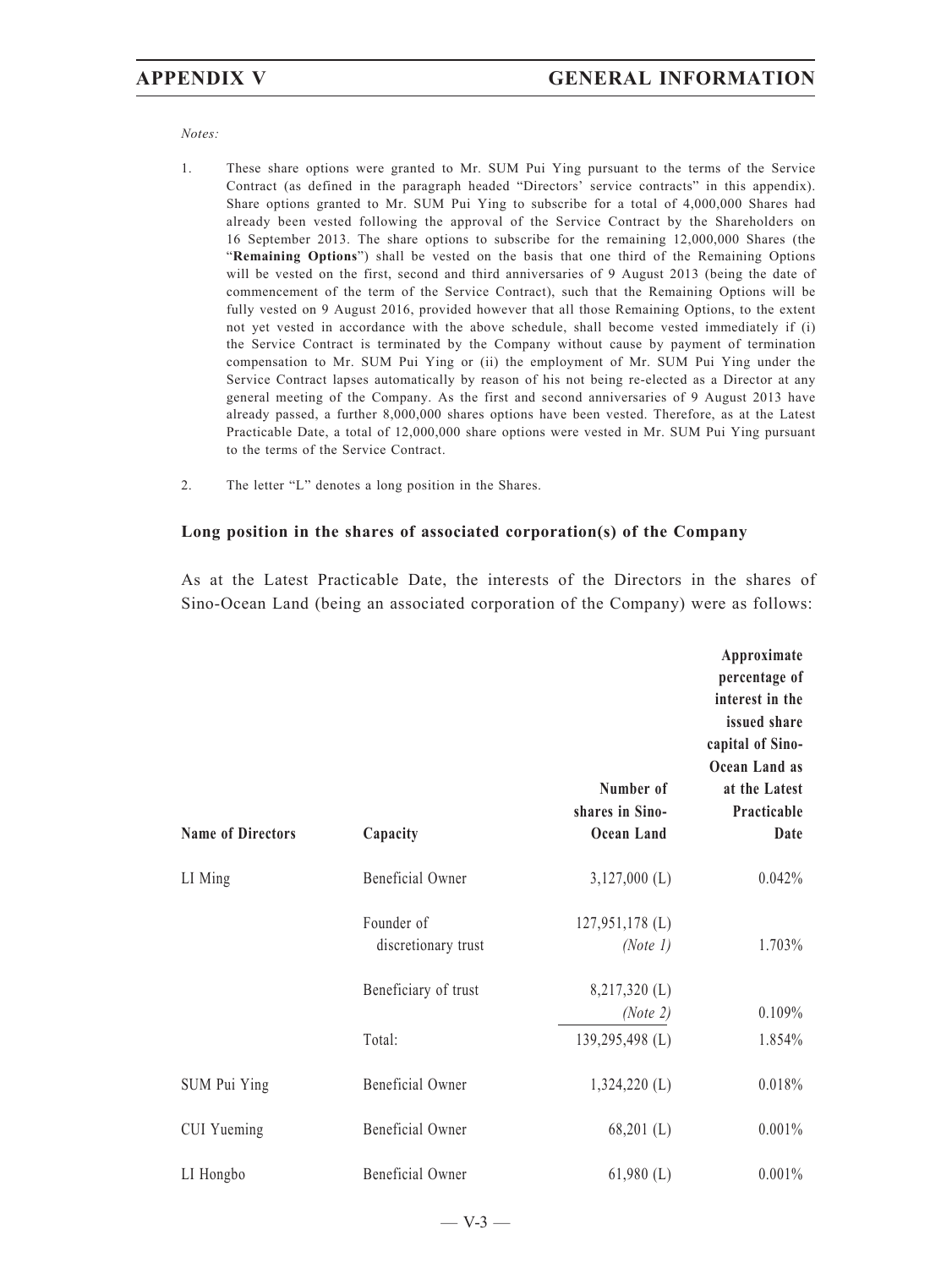*Notes:*

1. These share options were granted to Mr. SUM Pui Ying pursuant to the terms of the Service Contract (as defined in the paragraph headed "Directors' service contracts" in this appendix). Share options granted to Mr. SUM Pui Ying to subscribe for a total of 4,000,000 Shares had already been vested following the approval of the Service Contract by the Shareholders on 16 September 2013. The share options to subscribe for the remaining 12,000,000 Shares (the "**Remaining Options**") shall be vested on the basis that one third of the Remaining Options will be vested on the first, second and third anniversaries of 9 August 2013 (being the date of commencement of the term of the Service Contract), such that the Remaining Options will be fully vested on 9 August 2016, provided however that all those Remaining Options, to the extent not yet vested in accordance with the above schedule, shall become vested immediately if (i) the Service Contract is terminated by the Company without cause by payment of termination compensation to Mr. SUM Pui Ying or (ii) the employment of Mr. SUM Pui Ying under the Service Contract lapses automatically by reason of his not being re-elected as a Director at any general meeting of the Company. As the first and second anniversaries of 9 August 2013 have already passed, a further 8,000,000 shares options have been vested. Therefore, as at the Latest Practicable Date, a total of 12,000,000 share options were vested in Mr. SUM Pui Ying pursuant to the terms of the Service Contract.

2. The letter "L" denotes a long position in the Shares.

**Long position in the shares of associated corporation(s) of the Company**

As at the Latest Practicable Date, the interests of the Directors in the shares of Sino-Ocean Land (being an associated corporation of the Company) were as follows:

| Name of Directors | Capacity | Number of shares in Sino-Ocean Land | Approximate percentage of interest in the issued share capital of Sino-Ocean Land as at the Latest Practicable Date |
|---|---|---|---|
| LI Ming | Beneficial Owner | 3,127,000 (L) | 0.042% |
| | Founder of discretionary trust | 127,951,178 (L) *(Note 1)* | 1.703% |
| | Beneficiary of trust | 8,217,320 (L) *(Note 2)* | 0.109% |
| | Total: | 139,295,498 (L) | 1.854% |
| SUM Pui Ying | Beneficial Owner | 1,324,220 (L) | 0.018% |
| CUI Yueming | Beneficial Owner | 68,201 (L) | 0.001% |
| LI Hongbo | Beneficial Owner | 61,980 (L) | 0.001% |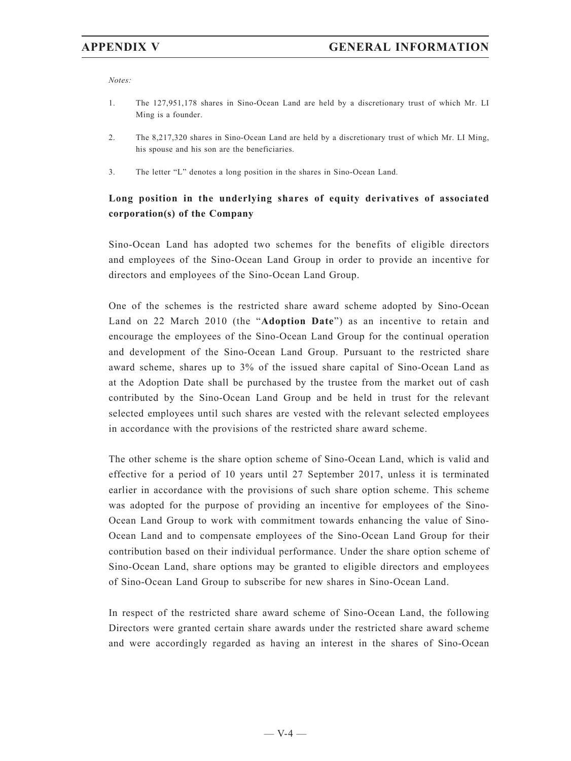*Notes:*

1. The 127,951,178 shares in Sino-Ocean Land are held by a discretionary trust of which Mr. LI Ming is a founder.

2. The 8,217,320 shares in Sino-Ocean Land are held by a discretionary trust of which Mr. LI Ming, his spouse and his son are the beneficiaries.

3. The letter "L" denotes a long position in the shares in Sino-Ocean Land.

**Long position in the underlying shares of equity derivatives of associated corporation(s) of the Company**

Sino-Ocean Land has adopted two schemes for the benefits of eligible directors and employees of the Sino-Ocean Land Group in order to provide an incentive for directors and employees of the Sino-Ocean Land Group.

One of the schemes is the restricted share award scheme adopted by Sino-Ocean Land on 22 March 2010 (the "**Adoption Date**") as an incentive to retain and encourage the employees of the Sino-Ocean Land Group for the continual operation and development of the Sino-Ocean Land Group. Pursuant to the restricted share award scheme, shares up to 3% of the issued share capital of Sino-Ocean Land as at the Adoption Date shall be purchased by the trustee from the market out of cash contributed by the Sino-Ocean Land Group and be held in trust for the relevant selected employees until such shares are vested with the relevant selected employees in accordance with the provisions of the restricted share award scheme.

The other scheme is the share option scheme of Sino-Ocean Land, which is valid and effective for a period of 10 years until 27 September 2017, unless it is terminated earlier in accordance with the provisions of such share option scheme. This scheme was adopted for the purpose of providing an incentive for employees of the Sino-Ocean Land Group to work with commitment towards enhancing the value of Sino-Ocean Land and to compensate employees of the Sino-Ocean Land Group for their contribution based on their individual performance. Under the share option scheme of Sino-Ocean Land, share options may be granted to eligible directors and employees of Sino-Ocean Land Group to subscribe for new shares in Sino-Ocean Land.

In respect of the restricted share award scheme of Sino-Ocean Land, the following Directors were granted certain share awards under the restricted share award scheme and were accordingly regarded as having an interest in the shares of Sino-Ocean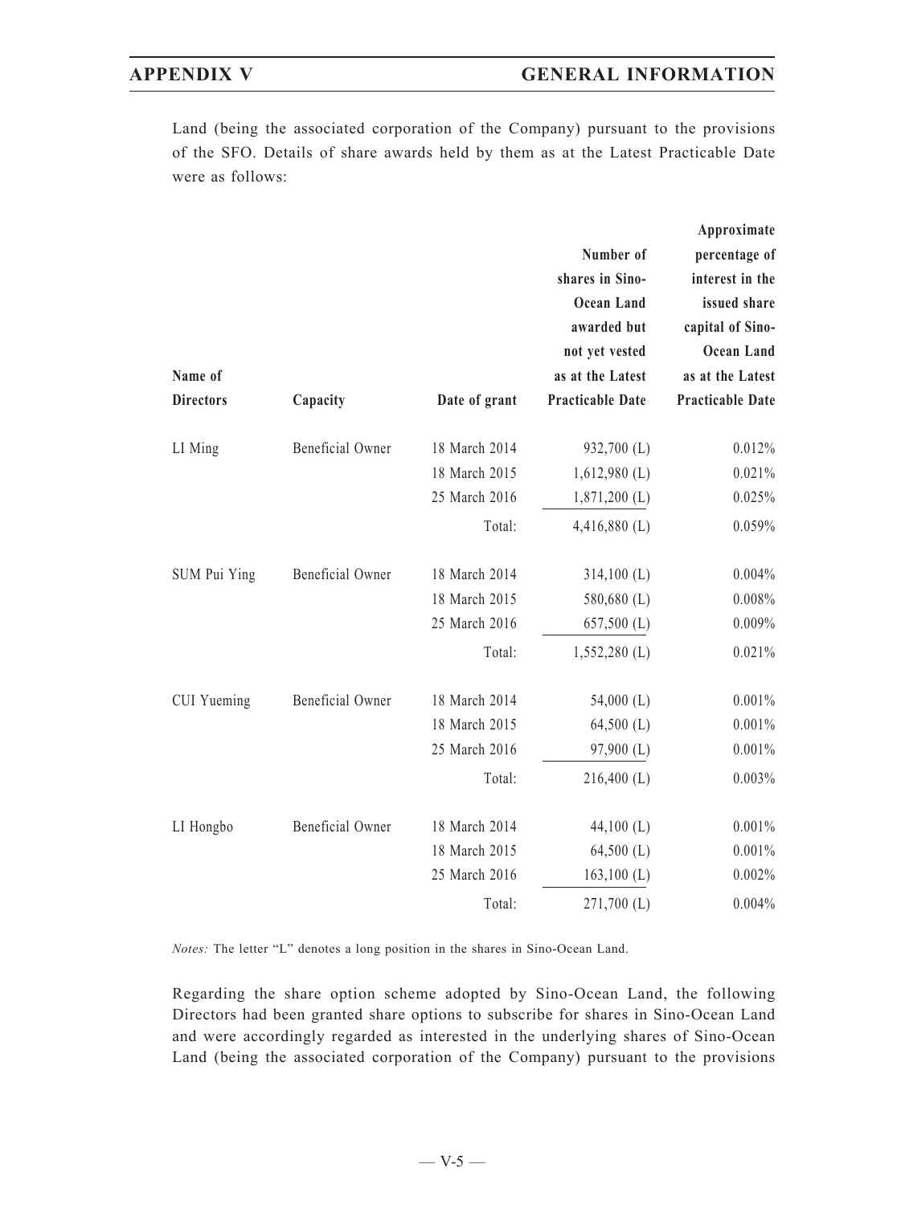Land (being the associated corporation of the Company) pursuant to the provisions of the SFO. Details of share awards held by them as at the Latest Practicable Date were as follows:

| Name of Directors | Capacity | Date of grant | Number of shares in Sino-Ocean Land awarded but not yet vested as at the Latest Practicable Date | Approximate percentage of interest in the issued share capital of Sino-Ocean Land as at the Latest Practicable Date |
|---|---|---|---|---|
| LI Ming | Beneficial Owner | 18 March 2014 | 932,700 (L) | 0.012% |
| | | 18 March 2015 | 1,612,980 (L) | 0.021% |
| | | 25 March 2016 | 1,871,200 (L) | 0.025% |
| | | Total: | 4,416,880 (L) | 0.059% |
| SUM Pui Ying | Beneficial Owner | 18 March 2014 | 314,100 (L) | 0.004% |
| | | 18 March 2015 | 580,680 (L) | 0.008% |
| | | 25 March 2016 | 657,500 (L) | 0.009% |
| | | Total: | 1,552,280 (L) | 0.021% |
| CUI Yueming | Beneficial Owner | 18 March 2014 | 54,000 (L) | 0.001% |
| | | 18 March 2015 | 64,500 (L) | 0.001% |
| | | 25 March 2016 | 97,900 (L) | 0.001% |
| | | Total: | 216,400 (L) | 0.003% |
| LI Hongbo | Beneficial Owner | 18 March 2014 | 44,100 (L) | 0.001% |
| | | 18 March 2015 | 64,500 (L) | 0.001% |
| | | 25 March 2016 | 163,100 (L) | 0.002% |
| | | Total: | 271,700 (L) | 0.004% |

*Notes:* The letter "L" denotes a long position in the shares in Sino-Ocean Land.

Regarding the share option scheme adopted by Sino-Ocean Land, the following Directors had been granted share options to subscribe for shares in Sino-Ocean Land and were accordingly regarded as interested in the underlying shares of Sino-Ocean Land (being the associated corporation of the Company) pursuant to the provisions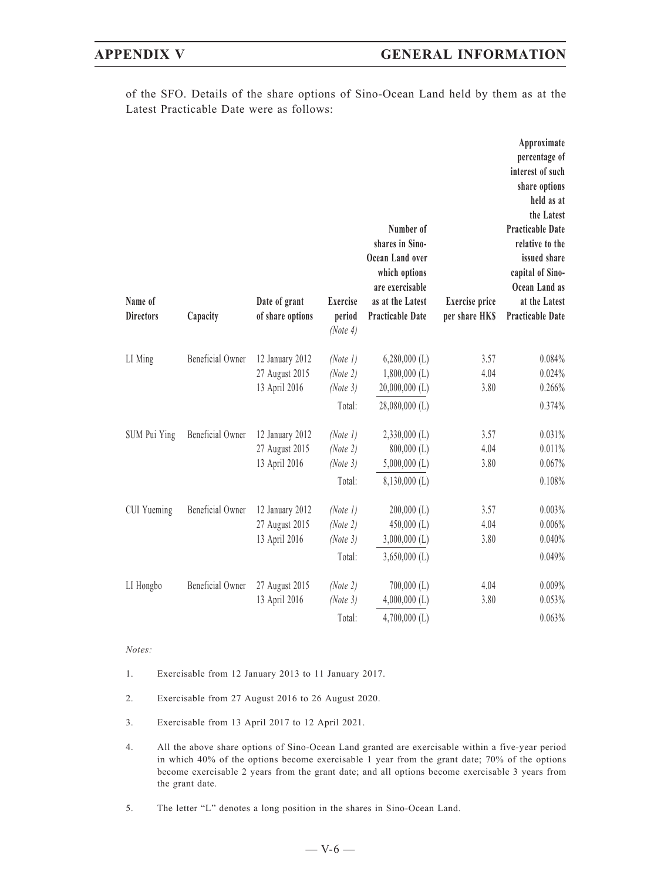of the SFO. Details of the share options of Sino-Ocean Land held by them as at the Latest Practicable Date were as follows:

| Name of Directors | Capacity | Date of grant of share options | Exercise period *(Note 4)* | Number of shares in Sino-Ocean Land over which options are exercisable as at the Latest Practicable Date | Exercise price per share HK$ | Approximate percentage of interest of such share options held as at the Latest Practicable Date relative to the issued share capital of Sino-Ocean Land as at the Latest Practicable Date |
|---|---|---|---|---|---|---|
| LI Ming | Beneficial Owner | 12 January 2012 | *(Note 1)* | 6,280,000 (L) | 3.57 | 0.084% |
| | | 27 August 2015 | *(Note 2)* | 1,800,000 (L) | 4.04 | 0.024% |
| | | 13 April 2016 | *(Note 3)* | 20,000,000 (L) | 3.80 | 0.266% |
| | | | Total: | 28,080,000 (L) | | 0.374% |
| SUM Pui Ying | Beneficial Owner | 12 January 2012 | *(Note 1)* | 2,330,000 (L) | 3.57 | 0.031% |
| | | 27 August 2015 | *(Note 2)* | 800,000 (L) | 4.04 | 0.011% |
| | | 13 April 2016 | *(Note 3)* | 5,000,000 (L) | 3.80 | 0.067% |
| | | | Total: | 8,130,000 (L) | | 0.108% |
| CUI Yueming | Beneficial Owner | 12 January 2012 | *(Note 1)* | 200,000 (L) | 3.57 | 0.003% |
| | | 27 August 2015 | *(Note 2)* | 450,000 (L) | 4.04 | 0.006% |
| | | 13 April 2016 | *(Note 3)* | 3,000,000 (L) | 3.80 | 0.040% |
| | | | Total: | 3,650,000 (L) | | 0.049% |
| LI Hongbo | Beneficial Owner | 27 August 2015 | *(Note 2)* | 700,000 (L) | 4.04 | 0.009% |
| | | 13 April 2016 | *(Note 3)* | 4,000,000 (L) | 3.80 | 0.053% |
| | | | Total: | 4,700,000 (L) | | 0.063% |

*Notes:*

1. Exercisable from 12 January 2013 to 11 January 2017.
2. Exercisable from 27 August 2016 to 26 August 2020.
3. Exercisable from 13 April 2017 to 12 April 2021.
4. All the above share options of Sino-Ocean Land granted are exercisable within a five-year period in which 40% of the options become exercisable 1 year from the grant date; 70% of the options become exercisable 2 years from the grant date; and all options become exercisable 3 years from the grant date.
5. The letter "L" denotes a long position in the shares in Sino-Ocean Land.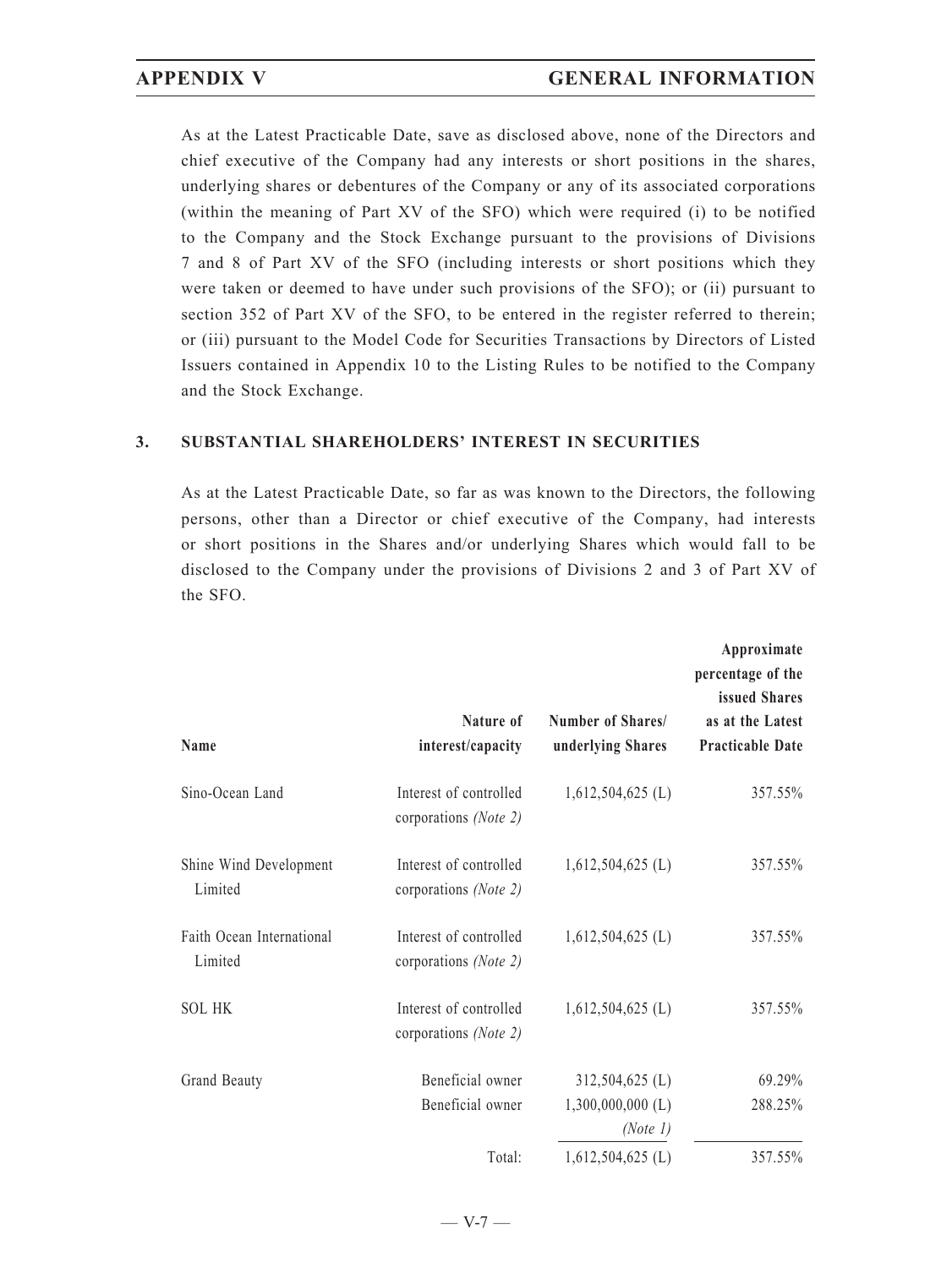As at the Latest Practicable Date, save as disclosed above, none of the Directors and chief executive of the Company had any interests or short positions in the shares, underlying shares or debentures of the Company or any of its associated corporations (within the meaning of Part XV of the SFO) which were required (i) to be notified to the Company and the Stock Exchange pursuant to the provisions of Divisions 7 and 8 of Part XV of the SFO (including interests or short positions which they were taken or deemed to have under such provisions of the SFO); or (ii) pursuant to section 352 of Part XV of the SFO, to be entered in the register referred to therein; or (iii) pursuant to the Model Code for Securities Transactions by Directors of Listed Issuers contained in Appendix 10 to the Listing Rules to be notified to the Company and the Stock Exchange.

## 3. SUBSTANTIAL SHAREHOLDERS' INTEREST IN SECURITIES

As at the Latest Practicable Date, so far as was known to the Directors, the following persons, other than a Director or chief executive of the Company, had interests or short positions in the Shares and/or underlying Shares which would fall to be disclosed to the Company under the provisions of Divisions 2 and 3 of Part XV of the SFO.

| Name | Nature of interest/capacity | Number of Shares/ underlying Shares | Approximate percentage of the issued Shares as at the Latest Practicable Date |
|---|---|---|---|
| Sino-Ocean Land | Interest of controlled corporations *(Note 2)* | 1,612,504,625 (L) | 357.55% |
| Shine Wind Development Limited | Interest of controlled corporations *(Note 2)* | 1,612,504,625 (L) | 357.55% |
| Faith Ocean International Limited | Interest of controlled corporations *(Note 2)* | 1,612,504,625 (L) | 357.55% |
| SOL HK | Interest of controlled corporations *(Note 2)* | 1,612,504,625 (L) | 357.55% |
| Grand Beauty | Beneficial owner | 312,504,625 (L) | 69.29% |
| | Beneficial owner | 1,300,000,000 (L) *(Note 1)* | 288.25% |
| | Total: | 1,612,504,625 (L) | 357.55% |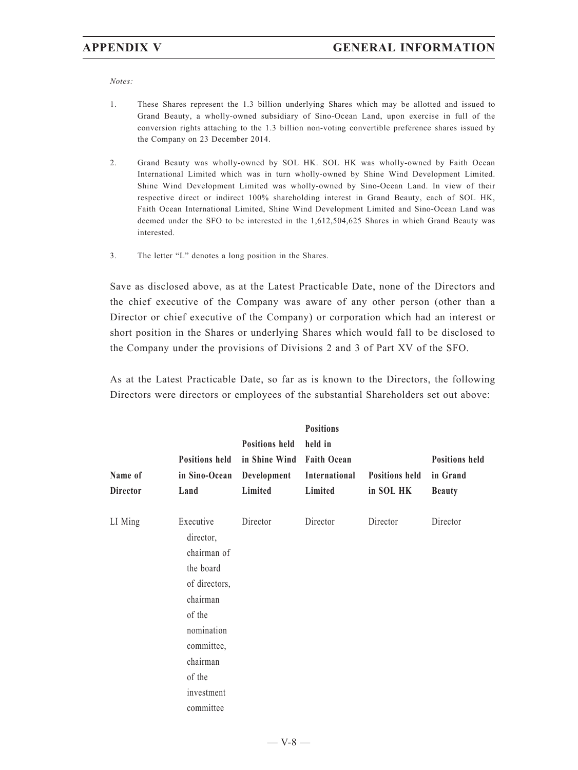*Notes:*

1. These Shares represent the 1.3 billion underlying Shares which may be allotted and issued to Grand Beauty, a wholly-owned subsidiary of Sino-Ocean Land, upon exercise in full of the conversion rights attaching to the 1.3 billion non-voting convertible preference shares issued by the Company on 23 December 2014.

2. Grand Beauty was wholly-owned by SOL HK. SOL HK was wholly-owned by Faith Ocean International Limited which was in turn wholly-owned by Shine Wind Development Limited. Shine Wind Development Limited was wholly-owned by Sino-Ocean Land. In view of their respective direct or indirect 100% shareholding interest in Grand Beauty, each of SOL HK, Faith Ocean International Limited, Shine Wind Development Limited and Sino-Ocean Land was deemed under the SFO to be interested in the 1,612,504,625 Shares in which Grand Beauty was interested.

3. The letter "L" denotes a long position in the Shares.

Save as disclosed above, as at the Latest Practicable Date, none of the Directors and the chief executive of the Company was aware of any other person (other than a Director or chief executive of the Company) or corporation which had an interest or short position in the Shares or underlying Shares which would fall to be disclosed to the Company under the provisions of Divisions 2 and 3 of Part XV of the SFO.

As at the Latest Practicable Date, so far as is known to the Directors, the following Directors were directors or employees of the substantial Shareholders set out above:

| Name of Director | Positions held in Sino-Ocean Land | Positions held in Shine Wind Development Limited | Positions held in Faith Ocean International Limited | Positions held in SOL HK | Positions held in Grand Beauty |
|---|---|---|---|---|---|
| LI Ming | Executive director, chairman of the board of directors, chairman of the nomination committee, chairman of the investment committee | Director | Director | Director | Director |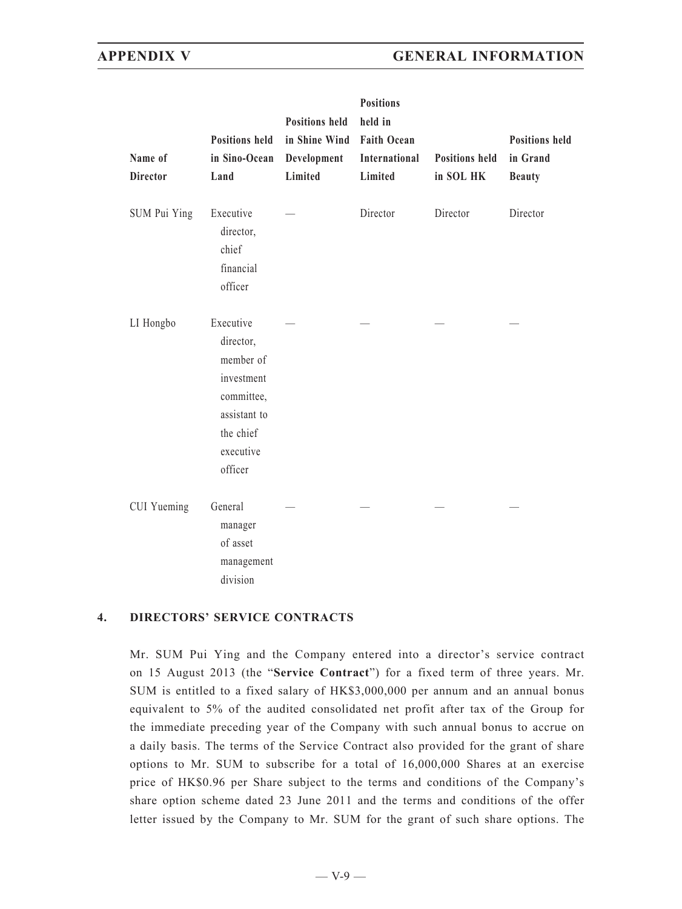| Name of Director | Positions held in Sino-Ocean Land | Positions held in Shine Wind Development Limited | Positions held in Faith Ocean International Limited | Positions held in SOL HK | Positions held in Grand Beauty |
|---|---|---|---|---|---|
| SUM Pui Ying | Executive director, chief financial officer | — | Director | Director | Director |
| LI Hongbo | Executive director, member of investment committee, assistant to the chief executive officer | — | — | — | — |
| CUI Yueming | General manager of asset management division | — | — | — | — |

## 4. DIRECTORS' SERVICE CONTRACTS

Mr. SUM Pui Ying and the Company entered into a director's service contract on 15 August 2013 (the "**Service Contract**") for a fixed term of three years. Mr. SUM is entitled to a fixed salary of HK$3,000,000 per annum and an annual bonus equivalent to 5% of the audited consolidated net profit after tax of the Group for the immediate preceding year of the Company with such annual bonus to accrue on a daily basis. The terms of the Service Contract also provided for the grant of share options to Mr. SUM to subscribe for a total of 16,000,000 Shares at an exercise price of HK$0.96 per Share subject to the terms and conditions of the Company's share option scheme dated 23 June 2011 and the terms and conditions of the offer letter issued by the Company to Mr. SUM for the grant of such share options. The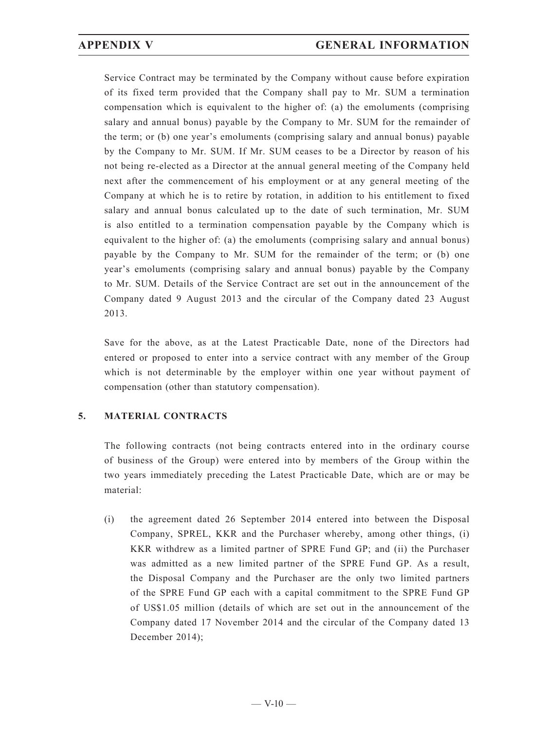Service Contract may be terminated by the Company without cause before expiration of its fixed term provided that the Company shall pay to Mr. SUM a termination compensation which is equivalent to the higher of: (a) the emoluments (comprising salary and annual bonus) payable by the Company to Mr. SUM for the remainder of the term; or (b) one year's emoluments (comprising salary and annual bonus) payable by the Company to Mr. SUM. If Mr. SUM ceases to be a Director by reason of his not being re-elected as a Director at the annual general meeting of the Company held next after the commencement of his employment or at any general meeting of the Company at which he is to retire by rotation, in addition to his entitlement to fixed salary and annual bonus calculated up to the date of such termination, Mr. SUM is also entitled to a termination compensation payable by the Company which is equivalent to the higher of: (a) the emoluments (comprising salary and annual bonus) payable by the Company to Mr. SUM for the remainder of the term; or (b) one year's emoluments (comprising salary and annual bonus) payable by the Company to Mr. SUM. Details of the Service Contract are set out in the announcement of the Company dated 9 August 2013 and the circular of the Company dated 23 August 2013.

Save for the above, as at the Latest Practicable Date, none of the Directors had entered or proposed to enter into a service contract with any member of the Group which is not determinable by the employer within one year without payment of compensation (other than statutory compensation).

## 5. MATERIAL CONTRACTS

The following contracts (not being contracts entered into in the ordinary course of business of the Group) were entered into by members of the Group within the two years immediately preceding the Latest Practicable Date, which are or may be material:

(i) the agreement dated 26 September 2014 entered into between the Disposal Company, SPREL, KKR and the Purchaser whereby, among other things, (i) KKR withdrew as a limited partner of SPRE Fund GP; and (ii) the Purchaser was admitted as a new limited partner of the SPRE Fund GP. As a result, the Disposal Company and the Purchaser are the only two limited partners of the SPRE Fund GP each with a capital commitment to the SPRE Fund GP of US$1.05 million (details of which are set out in the announcement of the Company dated 17 November 2014 and the circular of the Company dated 13 December 2014);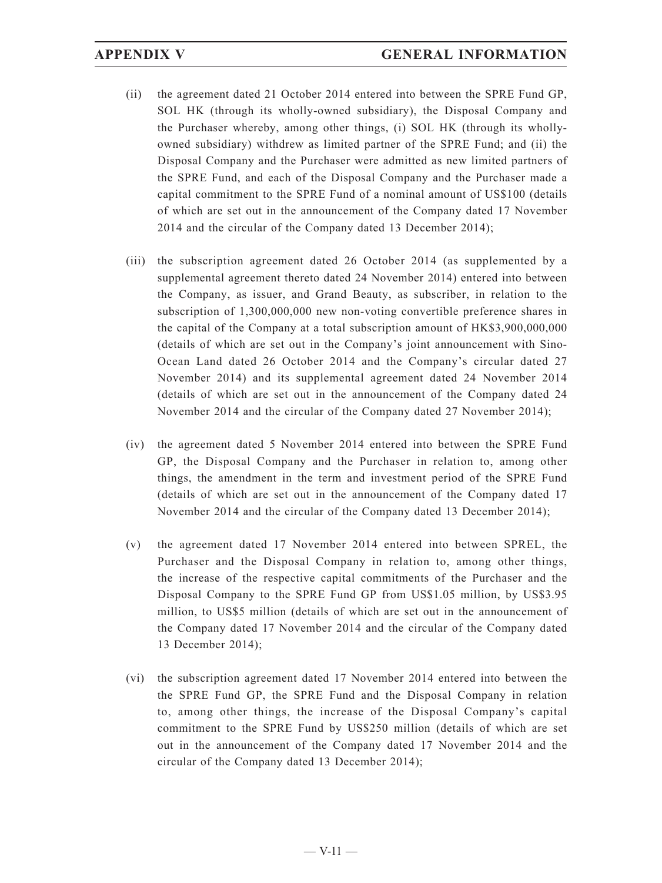(ii) the agreement dated 21 October 2014 entered into between the SPRE Fund GP, SOL HK (through its wholly-owned subsidiary), the Disposal Company and the Purchaser whereby, among other things, (i) SOL HK (through its wholly-owned subsidiary) withdrew as limited partner of the SPRE Fund; and (ii) the Disposal Company and the Purchaser were admitted as new limited partners of the SPRE Fund, and each of the Disposal Company and the Purchaser made a capital commitment to the SPRE Fund of a nominal amount of US$100 (details of which are set out in the announcement of the Company dated 17 November 2014 and the circular of the Company dated 13 December 2014);

(iii) the subscription agreement dated 26 October 2014 (as supplemented by a supplemental agreement thereto dated 24 November 2014) entered into between the Company, as issuer, and Grand Beauty, as subscriber, in relation to the subscription of 1,300,000,000 new non-voting convertible preference shares in the capital of the Company at a total subscription amount of HK$3,900,000,000 (details of which are set out in the Company's joint announcement with Sino-Ocean Land dated 26 October 2014 and the Company's circular dated 27 November 2014) and its supplemental agreement dated 24 November 2014 (details of which are set out in the announcement of the Company dated 24 November 2014 and the circular of the Company dated 27 November 2014);

(iv) the agreement dated 5 November 2014 entered into between the SPRE Fund GP, the Disposal Company and the Purchaser in relation to, among other things, the amendment in the term and investment period of the SPRE Fund (details of which are set out in the announcement of the Company dated 17 November 2014 and the circular of the Company dated 13 December 2014);

(v) the agreement dated 17 November 2014 entered into between SPREL, the Purchaser and the Disposal Company in relation to, among other things, the increase of the respective capital commitments of the Purchaser and the Disposal Company to the SPRE Fund GP from US$1.05 million, by US$3.95 million, to US$5 million (details of which are set out in the announcement of the Company dated 17 November 2014 and the circular of the Company dated 13 December 2014);

(vi) the subscription agreement dated 17 November 2014 entered into between the the SPRE Fund GP, the SPRE Fund and the Disposal Company in relation to, among other things, the increase of the Disposal Company's capital commitment to the SPRE Fund by US$250 million (details of which are set out in the announcement of the Company dated 17 November 2014 and the circular of the Company dated 13 December 2014);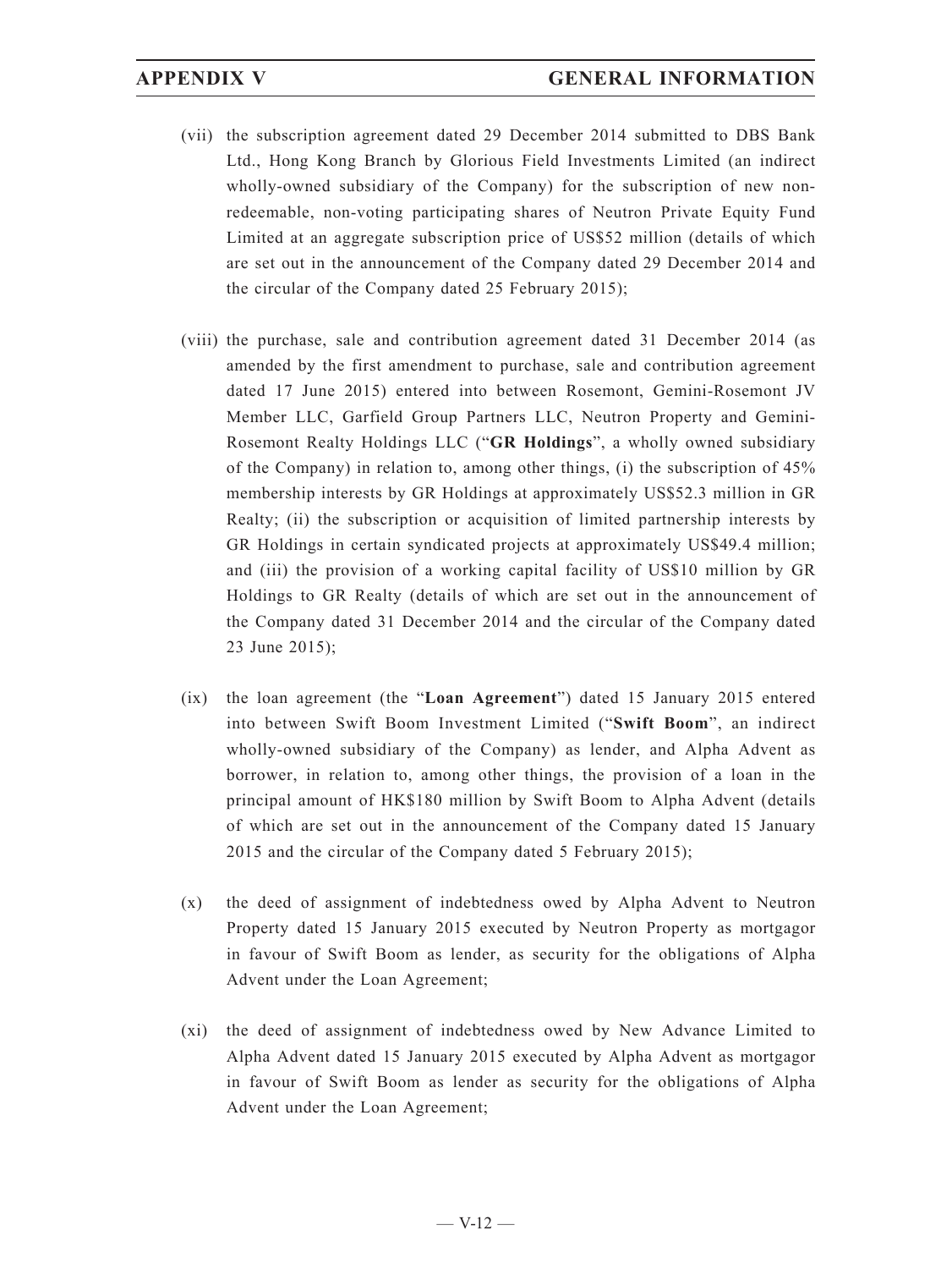(vii) the subscription agreement dated 29 December 2014 submitted to DBS Bank Ltd., Hong Kong Branch by Glorious Field Investments Limited (an indirect wholly-owned subsidiary of the Company) for the subscription of new non-redeemable, non-voting participating shares of Neutron Private Equity Fund Limited at an aggregate subscription price of US$52 million (details of which are set out in the announcement of the Company dated 29 December 2014 and the circular of the Company dated 25 February 2015);

(viii) the purchase, sale and contribution agreement dated 31 December 2014 (as amended by the first amendment to purchase, sale and contribution agreement dated 17 June 2015) entered into between Rosemont, Gemini-Rosemont JV Member LLC, Garfield Group Partners LLC, Neutron Property and Gemini-Rosemont Realty Holdings LLC ("**GR Holdings**", a wholly owned subsidiary of the Company) in relation to, among other things, (i) the subscription of 45% membership interests by GR Holdings at approximately US$52.3 million in GR Realty; (ii) the subscription or acquisition of limited partnership interests by GR Holdings in certain syndicated projects at approximately US$49.4 million; and (iii) the provision of a working capital facility of US$10 million by GR Holdings to GR Realty (details of which are set out in the announcement of the Company dated 31 December 2014 and the circular of the Company dated 23 June 2015);

(ix) the loan agreement (the "**Loan Agreement**") dated 15 January 2015 entered into between Swift Boom Investment Limited ("**Swift Boom**", an indirect wholly-owned subsidiary of the Company) as lender, and Alpha Advent as borrower, in relation to, among other things, the provision of a loan in the principal amount of HK$180 million by Swift Boom to Alpha Advent (details of which are set out in the announcement of the Company dated 15 January 2015 and the circular of the Company dated 5 February 2015);

(x) the deed of assignment of indebtedness owed by Alpha Advent to Neutron Property dated 15 January 2015 executed by Neutron Property as mortgagor in favour of Swift Boom as lender, as security for the obligations of Alpha Advent under the Loan Agreement;

(xi) the deed of assignment of indebtedness owed by New Advance Limited to Alpha Advent dated 15 January 2015 executed by Alpha Advent as mortgagor in favour of Swift Boom as lender as security for the obligations of Alpha Advent under the Loan Agreement;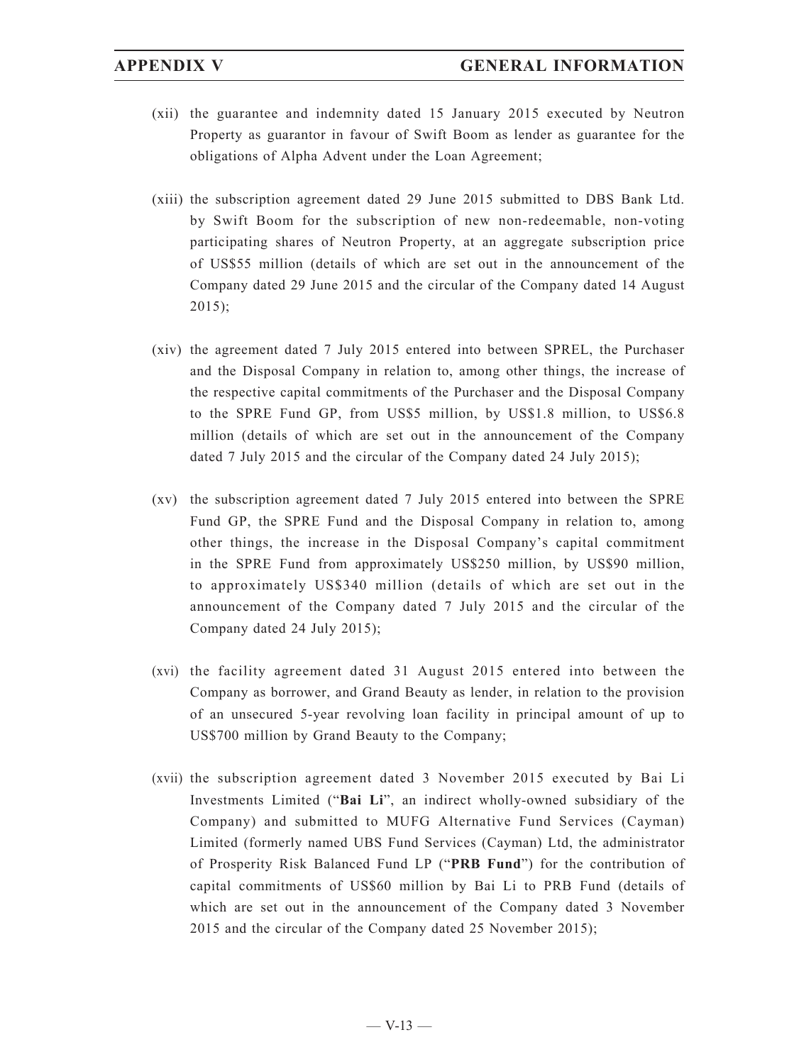(xii) the guarantee and indemnity dated 15 January 2015 executed by Neutron Property as guarantor in favour of Swift Boom as lender as guarantee for the obligations of Alpha Advent under the Loan Agreement;

(xiii) the subscription agreement dated 29 June 2015 submitted to DBS Bank Ltd. by Swift Boom for the subscription of new non-redeemable, non-voting participating shares of Neutron Property, at an aggregate subscription price of US$55 million (details of which are set out in the announcement of the Company dated 29 June 2015 and the circular of the Company dated 14 August 2015);

(xiv) the agreement dated 7 July 2015 entered into between SPREL, the Purchaser and the Disposal Company in relation to, among other things, the increase of the respective capital commitments of the Purchaser and the Disposal Company to the SPRE Fund GP, from US$5 million, by US$1.8 million, to US$6.8 million (details of which are set out in the announcement of the Company dated 7 July 2015 and the circular of the Company dated 24 July 2015);

(xv) the subscription agreement dated 7 July 2015 entered into between the SPRE Fund GP, the SPRE Fund and the Disposal Company in relation to, among other things, the increase in the Disposal Company's capital commitment in the SPRE Fund from approximately US$250 million, by US$90 million, to approximately US$340 million (details of which are set out in the announcement of the Company dated 7 July 2015 and the circular of the Company dated 24 July 2015);

(xvi) the facility agreement dated 31 August 2015 entered into between the Company as borrower, and Grand Beauty as lender, in relation to the provision of an unsecured 5-year revolving loan facility in principal amount of up to US$700 million by Grand Beauty to the Company;

(xvii) the subscription agreement dated 3 November 2015 executed by Bai Li Investments Limited ("**Bai Li**", an indirect wholly-owned subsidiary of the Company) and submitted to MUFG Alternative Fund Services (Cayman) Limited (formerly named UBS Fund Services (Cayman) Ltd, the administrator of Prosperity Risk Balanced Fund LP ("**PRB Fund**") for the contribution of capital commitments of US$60 million by Bai Li to PRB Fund (details of which are set out in the announcement of the Company dated 3 November 2015 and the circular of the Company dated 25 November 2015);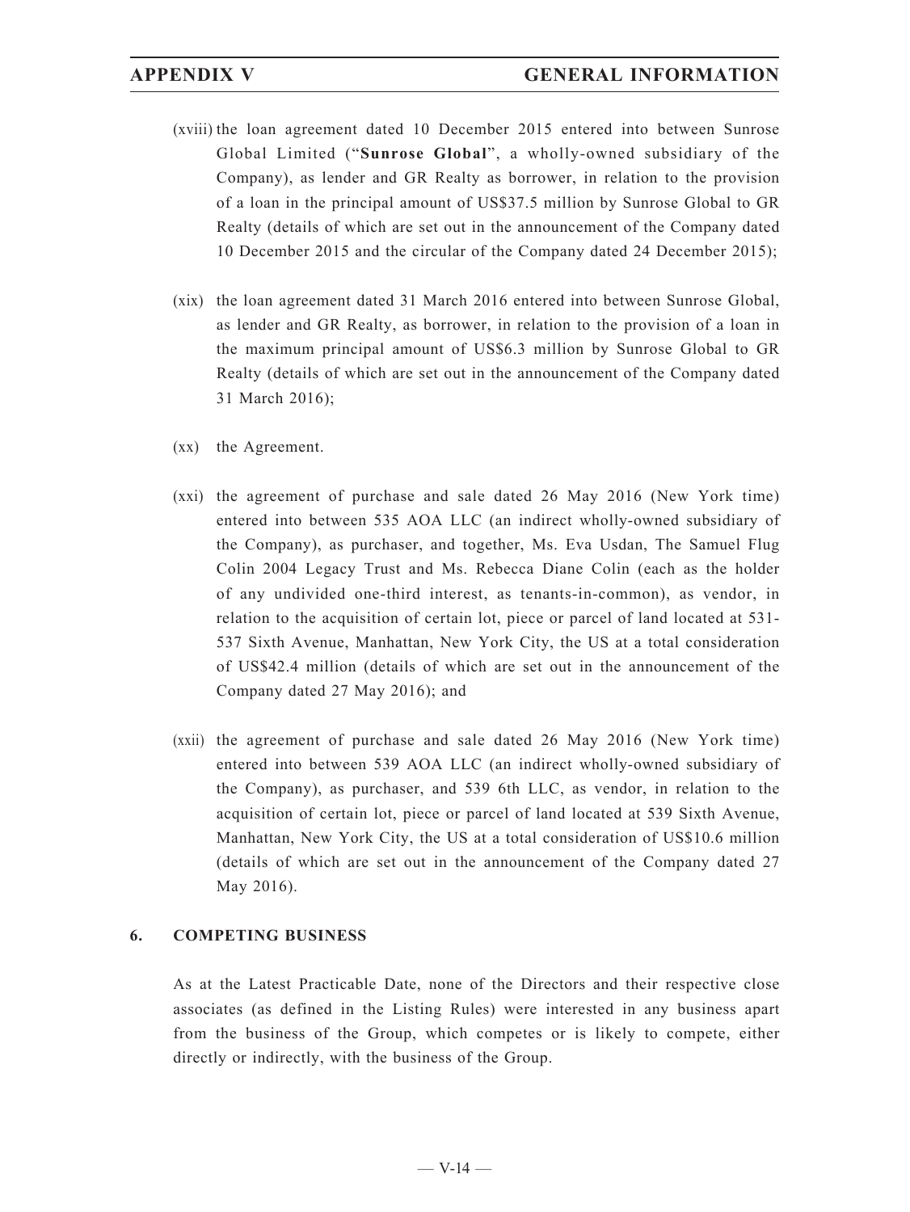(xviii) the loan agreement dated 10 December 2015 entered into between Sunrose Global Limited ("**Sunrose Global**", a wholly-owned subsidiary of the Company), as lender and GR Realty as borrower, in relation to the provision of a loan in the principal amount of US$37.5 million by Sunrose Global to GR Realty (details of which are set out in the announcement of the Company dated 10 December 2015 and the circular of the Company dated 24 December 2015);

(xix) the loan agreement dated 31 March 2016 entered into between Sunrose Global, as lender and GR Realty, as borrower, in relation to the provision of a loan in the maximum principal amount of US$6.3 million by Sunrose Global to GR Realty (details of which are set out in the announcement of the Company dated 31 March 2016);

(xx) the Agreement.

(xxi) the agreement of purchase and sale dated 26 May 2016 (New York time) entered into between 535 AOA LLC (an indirect wholly-owned subsidiary of the Company), as purchaser, and together, Ms. Eva Usdan, The Samuel Flug Colin 2004 Legacy Trust and Ms. Rebecca Diane Colin (each as the holder of any undivided one-third interest, as tenants-in-common), as vendor, in relation to the acquisition of certain lot, piece or parcel of land located at 531-537 Sixth Avenue, Manhattan, New York City, the US at a total consideration of US$42.4 million (details of which are set out in the announcement of the Company dated 27 May 2016); and

(xxii) the agreement of purchase and sale dated 26 May 2016 (New York time) entered into between 539 AOA LLC (an indirect wholly-owned subsidiary of the Company), as purchaser, and 539 6th LLC, as vendor, in relation to the acquisition of certain lot, piece or parcel of land located at 539 Sixth Avenue, Manhattan, New York City, the US at a total consideration of US$10.6 million (details of which are set out in the announcement of the Company dated 27 May 2016).

## 6. COMPETING BUSINESS

As at the Latest Practicable Date, none of the Directors and their respective close associates (as defined in the Listing Rules) were interested in any business apart from the business of the Group, which competes or is likely to compete, either directly or indirectly, with the business of the Group.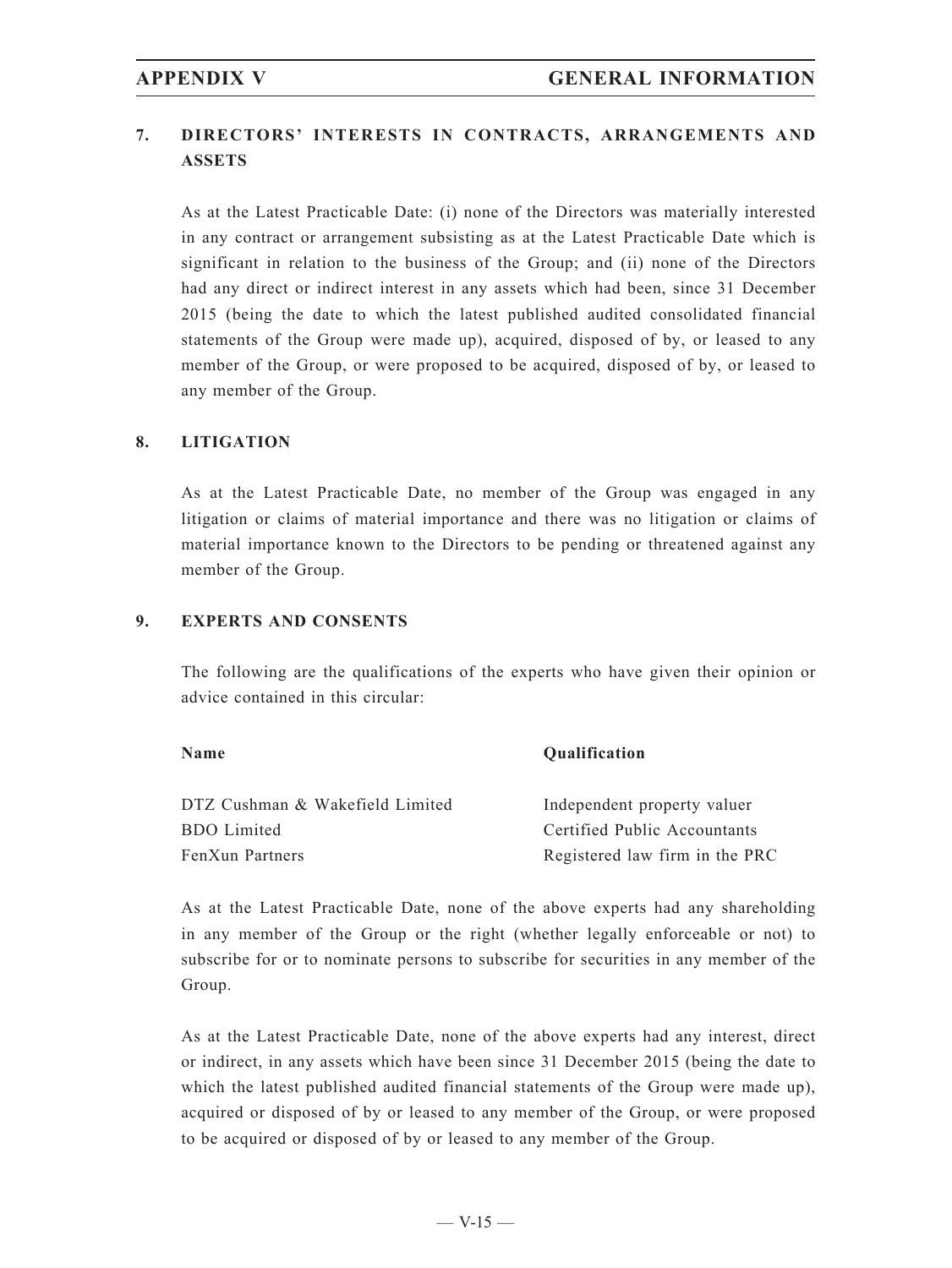## 7. DIRECTORS' INTERESTS IN CONTRACTS, ARRANGEMENTS AND ASSETS

As at the Latest Practicable Date: (i) none of the Directors was materially interested in any contract or arrangement subsisting as at the Latest Practicable Date which is significant in relation to the business of the Group; and (ii) none of the Directors had any direct or indirect interest in any assets which had been, since 31 December 2015 (being the date to which the latest published audited consolidated financial statements of the Group were made up), acquired, disposed of by, or leased to any member of the Group, or were proposed to be acquired, disposed of by, or leased to any member of the Group.

## 8. LITIGATION

As at the Latest Practicable Date, no member of the Group was engaged in any litigation or claims of material importance and there was no litigation or claims of material importance known to the Directors to be pending or threatened against any member of the Group.

## 9. EXPERTS AND CONSENTS

The following are the qualifications of the experts who have given their opinion or advice contained in this circular:

| Name | Qualification |
|---|---|
| DTZ Cushman & Wakefield Limited | Independent property valuer |
| BDO Limited | Certified Public Accountants |
| FenXun Partners | Registered law firm in the PRC |

As at the Latest Practicable Date, none of the above experts had any shareholding in any member of the Group or the right (whether legally enforceable or not) to subscribe for or to nominate persons to subscribe for securities in any member of the Group.

As at the Latest Practicable Date, none of the above experts had any interest, direct or indirect, in any assets which have been since 31 December 2015 (being the date to which the latest published audited financial statements of the Group were made up), acquired or disposed of by or leased to any member of the Group, or were proposed to be acquired or disposed of by or leased to any member of the Group.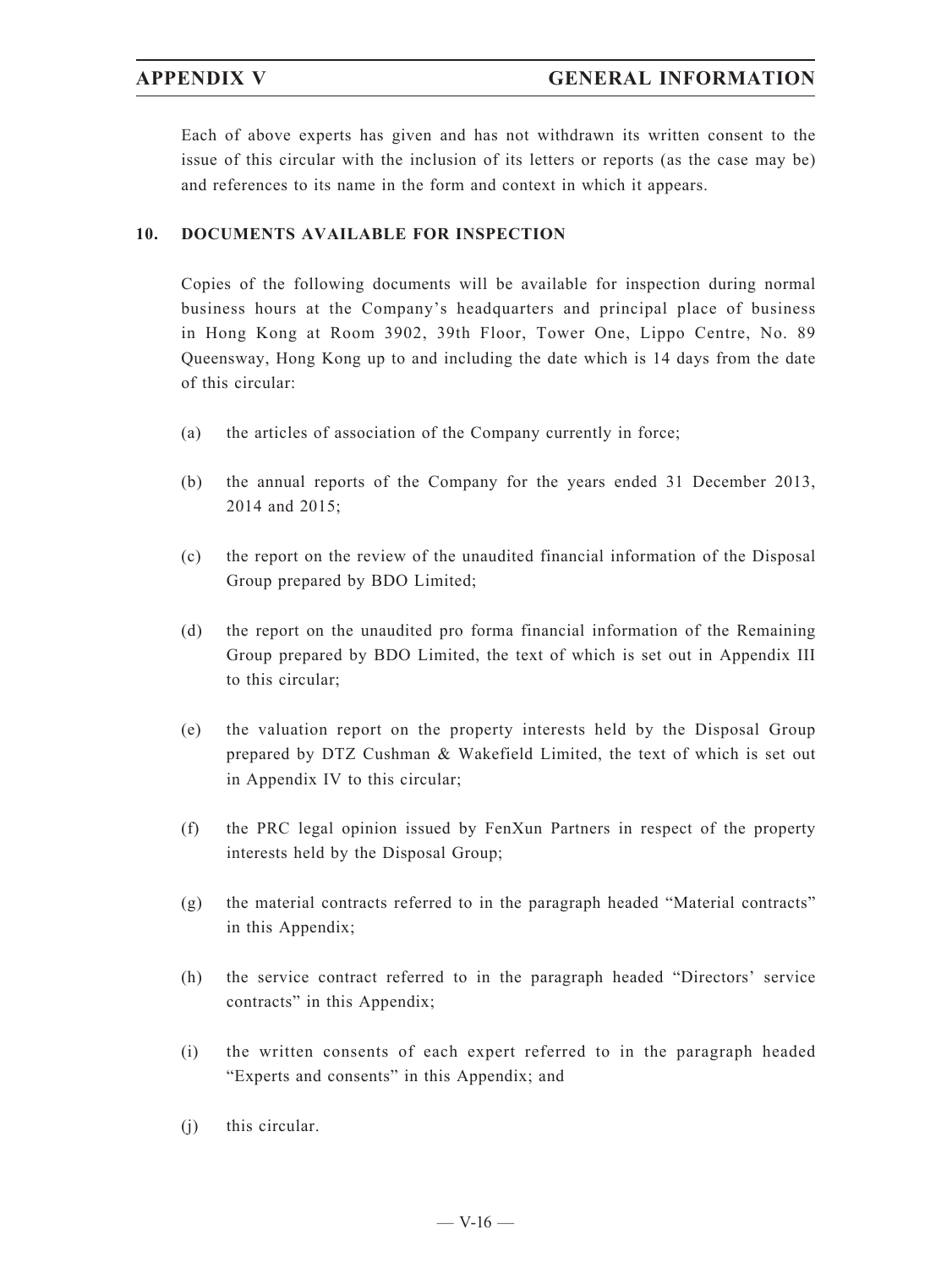Each of above experts has given and has not withdrawn its written consent to the issue of this circular with the inclusion of its letters or reports (as the case may be) and references to its name in the form and context in which it appears.

## 10. DOCUMENTS AVAILABLE FOR INSPECTION

Copies of the following documents will be available for inspection during normal business hours at the Company's headquarters and principal place of business in Hong Kong at Room 3902, 39th Floor, Tower One, Lippo Centre, No. 89 Queensway, Hong Kong up to and including the date which is 14 days from the date of this circular:

(a) the articles of association of the Company currently in force;

(b) the annual reports of the Company for the years ended 31 December 2013, 2014 and 2015;

(c) the report on the review of the unaudited financial information of the Disposal Group prepared by BDO Limited;

(d) the report on the unaudited pro forma financial information of the Remaining Group prepared by BDO Limited, the text of which is set out in Appendix III to this circular;

(e) the valuation report on the property interests held by the Disposal Group prepared by DTZ Cushman & Wakefield Limited, the text of which is set out in Appendix IV to this circular;

(f) the PRC legal opinion issued by FenXun Partners in respect of the property interests held by the Disposal Group;

(g) the material contracts referred to in the paragraph headed "Material contracts" in this Appendix;

(h) the service contract referred to in the paragraph headed "Directors' service contracts" in this Appendix;

(i) the written consents of each expert referred to in the paragraph headed "Experts and consents" in this Appendix; and

(j) this circular.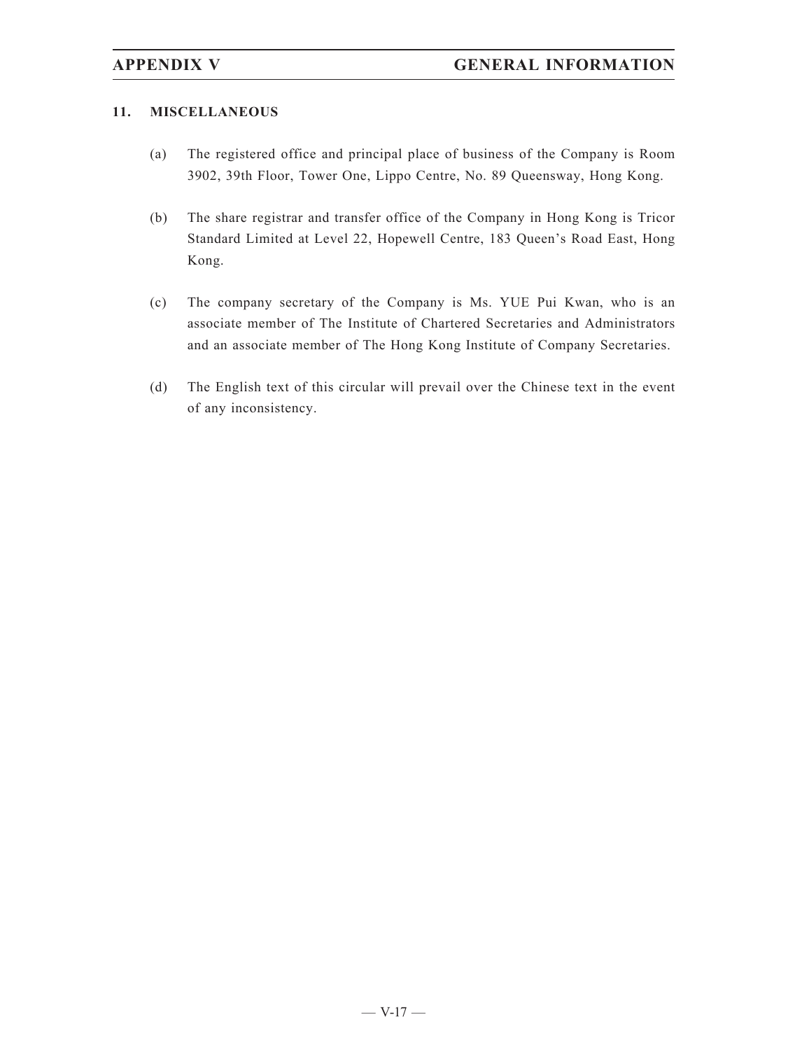## 11. MISCELLANEOUS

(a) The registered office and principal place of business of the Company is Room 3902, 39th Floor, Tower One, Lippo Centre, No. 89 Queensway, Hong Kong.

(b) The share registrar and transfer office of the Company in Hong Kong is Tricor Standard Limited at Level 22, Hopewell Centre, 183 Queen's Road East, Hong Kong.

(c) The company secretary of the Company is Ms. YUE Pui Kwan, who is an associate member of The Institute of Chartered Secretaries and Administrators and an associate member of The Hong Kong Institute of Company Secretaries.

(d) The English text of this circular will prevail over the Chinese text in the event of any inconsistency.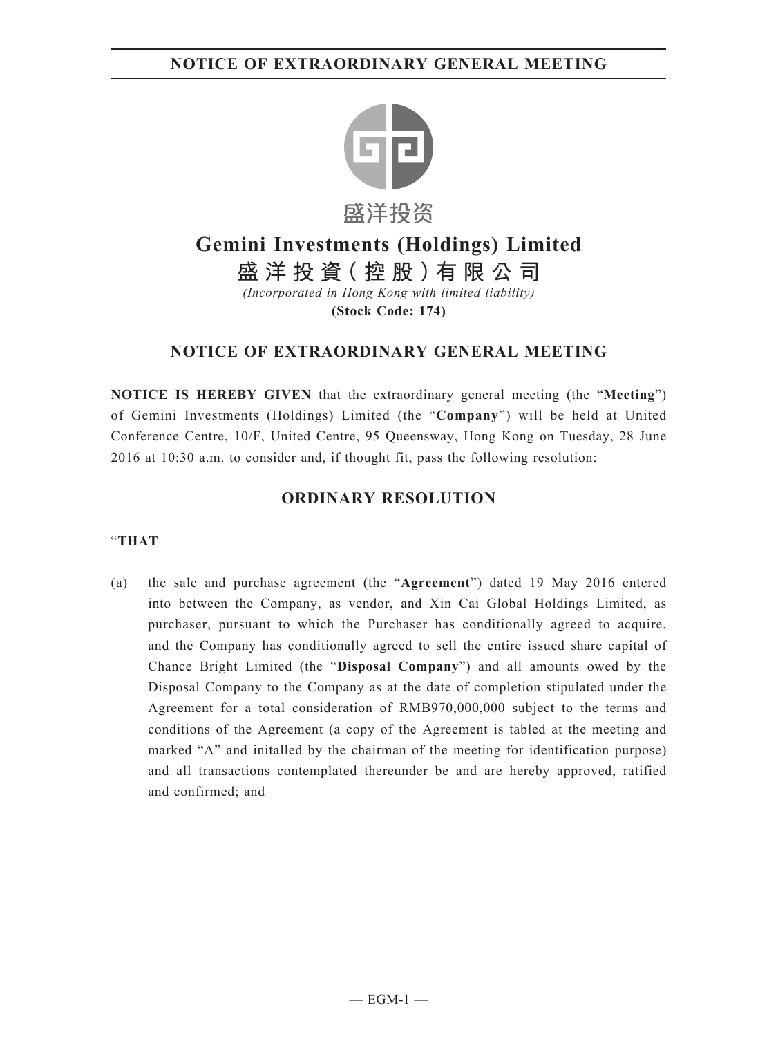# Gemini Investments (Holdings) Limited

# 盛洋投資(控股)有限公司

*(Incorporated in Hong Kong with limited liability)*

**(Stock Code: 174)**

## NOTICE OF EXTRAORDINARY GENERAL MEETING

**NOTICE IS HEREBY GIVEN** that the extraordinary general meeting (the "**Meeting**") of Gemini Investments (Holdings) Limited (the "**Company**") will be held at United Conference Centre, 10/F, United Centre, 95 Queensway, Hong Kong on Tuesday, 28 June 2016 at 10:30 a.m. to consider and, if thought fit, pass the following resolution:

## ORDINARY RESOLUTION

"**THAT**

(a) the sale and purchase agreement (the "**Agreement**") dated 19 May 2016 entered into between the Company, as vendor, and Xin Cai Global Holdings Limited, as purchaser, pursuant to which the Purchaser has conditionally agreed to acquire, and the Company has conditionally agreed to sell the entire issued share capital of Chance Bright Limited (the "**Disposal Company**") and all amounts owed by the Disposal Company to the Company as at the date of completion stipulated under the Agreement for a total consideration of RMB970,000,000 subject to the terms and conditions of the Agreement (a copy of the Agreement is tabled at the meeting and marked "A" and initalled by the chairman of the meeting for identification purpose) and all transactions contemplated thereunder be and are hereby approved, ratified and confirmed; and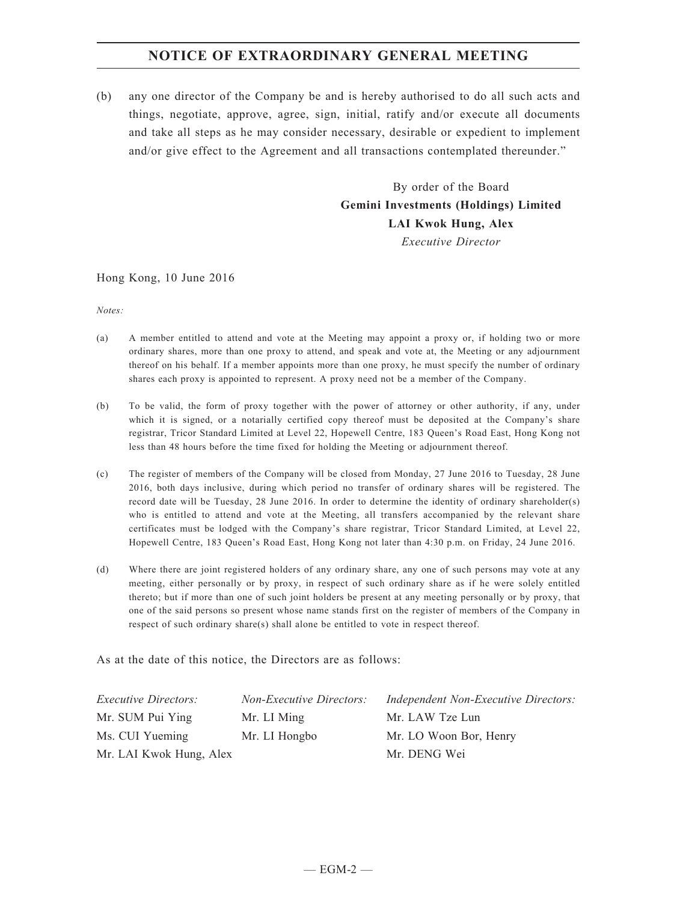(b) any one director of the Company be and is hereby authorised to do all such acts and things, negotiate, approve, agree, sign, initial, ratify and/or execute all documents and take all steps as he may consider necessary, desirable or expedient to implement and/or give effect to the Agreement and all transactions contemplated thereunder."

By order of the Board
**Gemini Investments (Holdings) Limited**
**LAI Kwok Hung, Alex**
*Executive Director*

Hong Kong, 10 June 2016

*Notes:*

(a) A member entitled to attend and vote at the Meeting may appoint a proxy or, if holding two or more ordinary shares, more than one proxy to attend, and speak and vote at, the Meeting or any adjournment thereof on his behalf. If a member appoints more than one proxy, he must specify the number of ordinary shares each proxy is appointed to represent. A proxy need not be a member of the Company.

(b) To be valid, the form of proxy together with the power of attorney or other authority, if any, under which it is signed, or a notarially certified copy thereof must be deposited at the Company's share registrar, Tricor Standard Limited at Level 22, Hopewell Centre, 183 Queen's Road East, Hong Kong not less than 48 hours before the time fixed for holding the Meeting or adjournment thereof.

(c) The register of members of the Company will be closed from Monday, 27 June 2016 to Tuesday, 28 June 2016, both days inclusive, during which period no transfer of ordinary shares will be registered. The record date will be Tuesday, 28 June 2016. In order to determine the identity of ordinary shareholder(s) who is entitled to attend and vote at the Meeting, all transfers accompanied by the relevant share certificates must be lodged with the Company's share registrar, Tricor Standard Limited, at Level 22, Hopewell Centre, 183 Queen's Road East, Hong Kong not later than 4:30 p.m. on Friday, 24 June 2016.

(d) Where there are joint registered holders of any ordinary share, any one of such persons may vote at any meeting, either personally or by proxy, in respect of such ordinary share as if he were solely entitled thereto; but if more than one of such joint holders be present at any meeting personally or by proxy, that one of the said persons so present whose name stands first on the register of members of the Company in respect of such ordinary share(s) shall alone be entitled to vote in respect thereof.

As at the date of this notice, the Directors are as follows:

| *Executive Directors:* | *Non-Executive Directors:* | *Independent Non-Executive Directors:* |
|---|---|---|
| Mr. SUM Pui Ying | Mr. LI Ming | Mr. LAW Tze Lun |
| Ms. CUI Yueming | Mr. LI Hongbo | Mr. LO Woon Bor, Henry |
| Mr. LAI Kwok Hung, Alex | | Mr. DENG Wei |